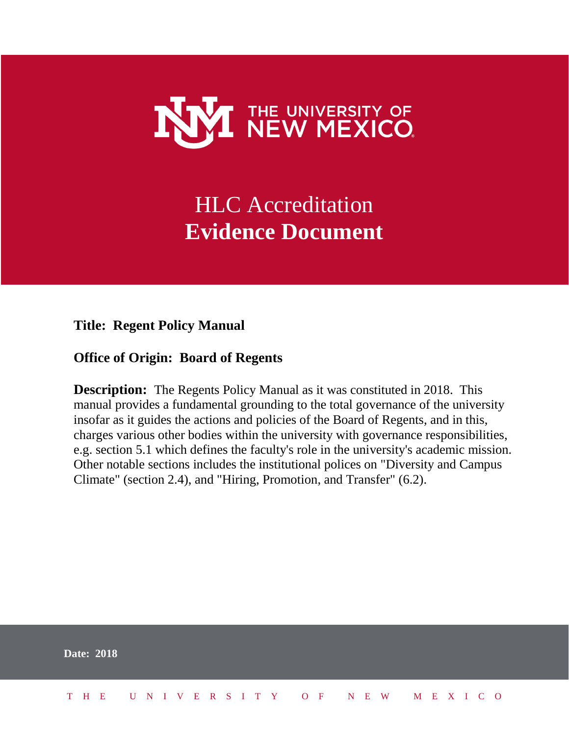THE UNIVERSITY OF NEW MEXICO

# HLC Accreditation
# **Evidence Document**

**Title: Regent Policy Manual**

**Office of Origin: Board of Regents**

**Description:** The Regents Policy Manual as it was constituted in 2018. This manual provides a fundamental grounding to the total governance of the university insofar as it guides the actions and policies of the Board of Regents, and in this, charges various other bodies within the university with governance responsibilities, e.g. section 5.1 which defines the faculty's role in the university's academic mission. Other notable sections includes the institutional polices on "Diversity and Campus Climate" (section 2.4), and "Hiring, Promotion, and Transfer" (6.2).

**Date: 2018**

THE UNIVERSITY OF NEW MEXICO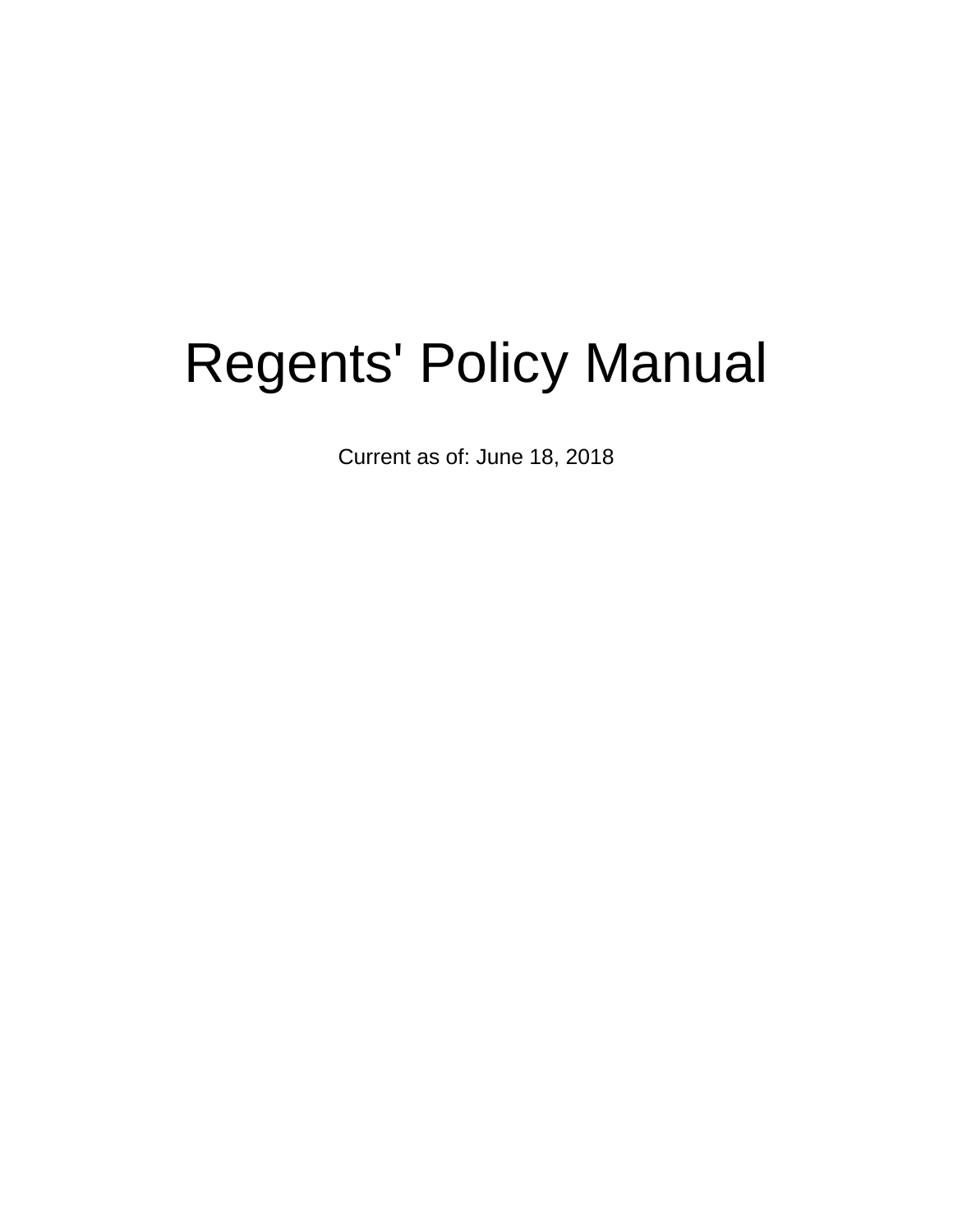# Regents' Policy Manual

Current as of: June 18, 2018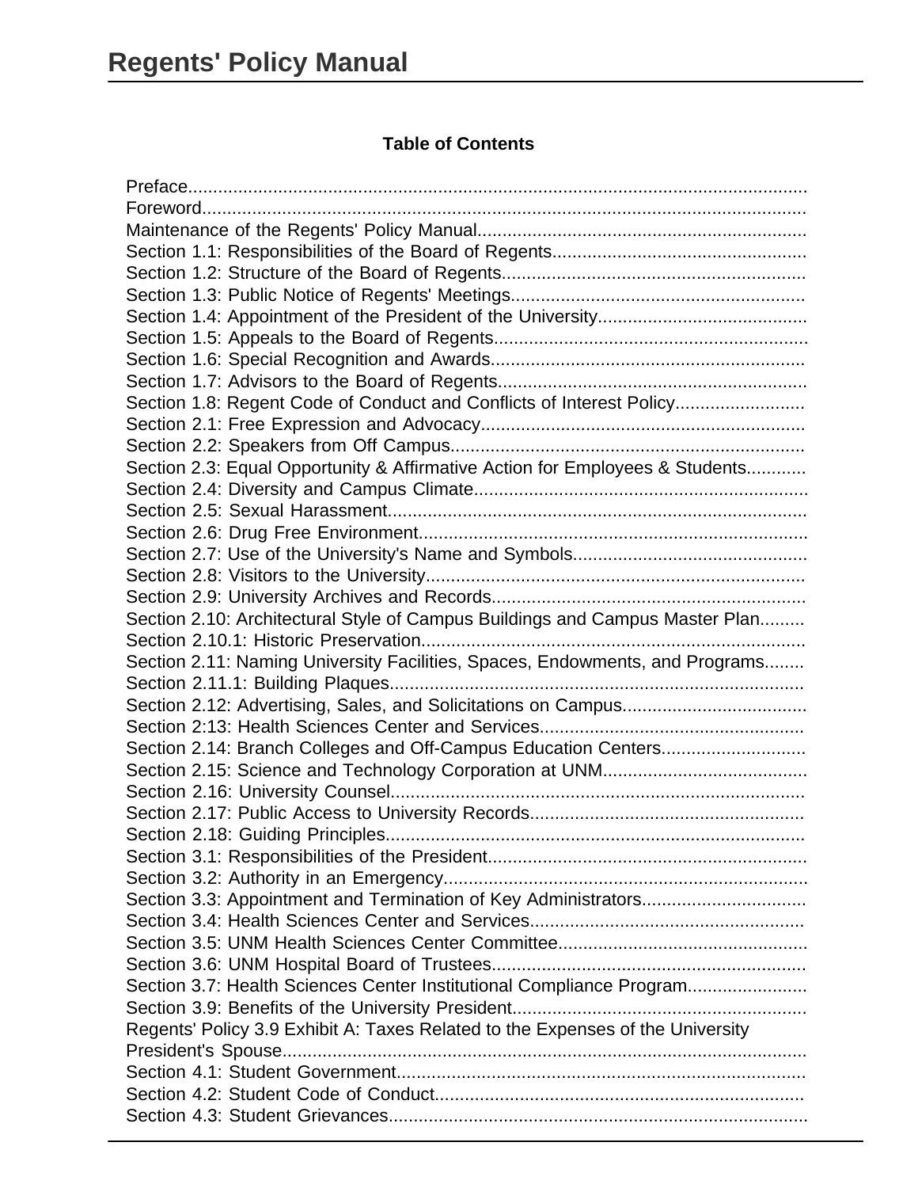## Table of Contents

Preface..........................................................................................................................
Foreword........................................................................................................................
Maintenance of the Regents' Policy Manual.................................................................
Section 1.1: Responsibilities of the Board of Regents..................................................
Section 1.2: Structure of the Board of Regents............................................................
Section 1.3: Public Notice of Regents' Meetings...........................................................
Section 1.4: Appointment of the President of the University.........................................
Section 1.5: Appeals to the Board of Regents..............................................................
Section 1.6: Special Recognition and Awards..............................................................
Section 1.7: Advisors to the Board of Regents.............................................................
Section 1.8: Regent Code of Conduct and Conflicts of Interest Policy..........................
Section 2.1: Free Expression and Advocacy................................................................
Section 2.2: Speakers from Off Campus......................................................................
Section 2.3: Equal Opportunity & Affirmative Action for Employees & Students............
Section 2.4: Diversity and Campus Climate..................................................................
Section 2.5: Sexual Harassment..................................................................................
Section 2.6: Drug Free Environment............................................................................
Section 2.7: Use of the University's Name and Symbols..............................................
Section 2.8: Visitors to the University...........................................................................
Section 2.9: University Archives and Records..............................................................
Section 2.10: Architectural Style of Campus Buildings and Campus Master Plan.........
Section 2.10.1: Historic Preservation............................................................................
Section 2.11: Naming University Facilities, Spaces, Endowments, and Programs........
Section 2.11.1: Building Plaques..................................................................................
Section 2.12: Advertising, Sales, and Solicitations on Campus....................................
Section 2:13: Health Sciences Center and Services....................................................
Section 2.14: Branch Colleges and Off-Campus Education Centers............................
Section 2.15: Science and Technology Corporation at UNM........................................
Section 2.16: University Counsel..................................................................................
Section 2.17: Public Access to University Records......................................................
Section 2.18: Guiding Principles...................................................................................
Section 3.1: Responsibilities of the President...............................................................
Section 3.2: Authority in an Emergency........................................................................
Section 3.3: Appointment and Termination of Key Administrators................................
Section 3.4: Health Sciences Center and Services......................................................
Section 3.5: UNM Health Sciences Center Committee.................................................
Section 3.6: UNM Hospital Board of Trustees..............................................................
Section 3.7: Health Sciences Center Institutional Compliance Program.......................
Section 3.9: Benefits of the University President..........................................................
Regents' Policy 3.9 Exhibit A: Taxes Related to the Expenses of the University President's Spouse........................................................................................................
Section 4.1: Student Government.................................................................................
Section 4.2: Student Code of Conduct.........................................................................
Section 4.3: Student Grievances...................................................................................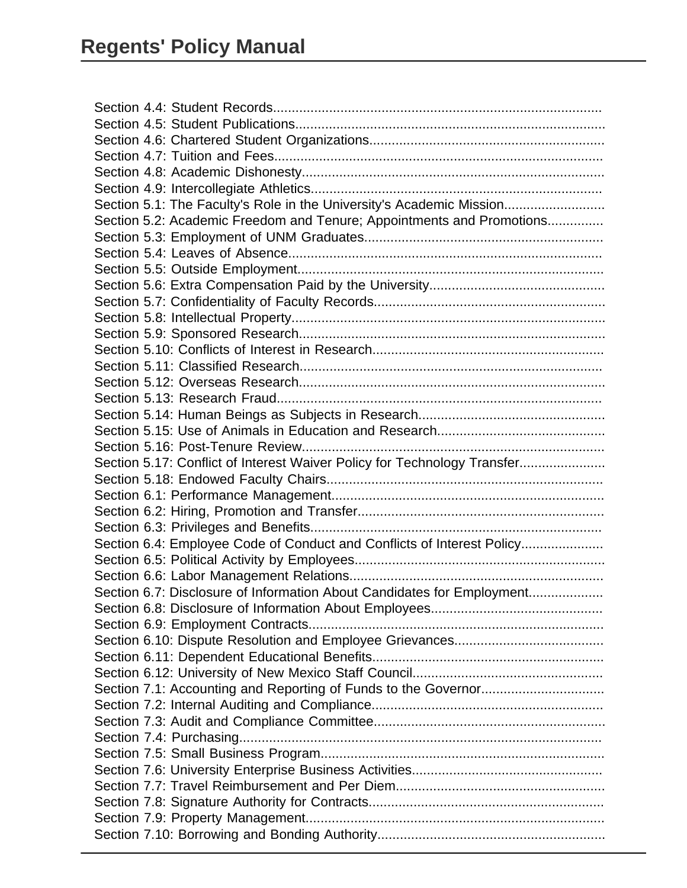Section 4.4: Student Records........................................................................................
Section 4.5: Student Publications..................................................................................
Section 4.6: Chartered Student Organizations..............................................................
Section 4.7: Tuition and Fees........................................................................................
Section 4.8: Academic Dishonesty.................................................................................
Section 4.9: Intercollegiate Athletics.............................................................................
Section 5.1: The Faculty's Role in the University's Academic Mission...........................
Section 5.2: Academic Freedom and Tenure; Appointments and Promotions...............
Section 5.3: Employment of UNM Graduates................................................................
Section 5.4: Leaves of Absence....................................................................................
Section 5.5: Outside Employment..................................................................................
Section 5.6: Extra Compensation Paid by the University...............................................
Section 5.7: Confidentiality of Faculty Records..............................................................
Section 5.8: Intellectual Property....................................................................................
Section 5.9: Sponsored Research..................................................................................
Section 5.10: Conflicts of Interest in Research..............................................................
Section 5.11: Classified Research.................................................................................
Section 5.12: Overseas Research..................................................................................
Section 5.13: Research Fraud.......................................................................................
Section 5.14: Human Beings as Subjects in Research..................................................
Section 5.15: Use of Animals in Education and Research.............................................
Section 5.16: Post-Tenure Review.................................................................................
Section 5.17: Conflict of Interest Waiver Policy for Technology Transfer.......................
Section 5.18: Endowed Faculty Chairs..........................................................................
Section 6.1: Performance Management.........................................................................
Section 6.2: Hiring, Promotion and Transfer..................................................................
Section 6.3: Privileges and Benefits..............................................................................
Section 6.4: Employee Code of Conduct and Conflicts of Interest Policy......................
Section 6.5: Political Activity by Employees...................................................................
Section 6.6: Labor Management Relations....................................................................
Section 6.7: Disclosure of Information About Candidates for Employment....................
Section 6.8: Disclosure of Information About Employees..............................................
Section 6.9: Employment Contracts...............................................................................
Section 6.10: Dispute Resolution and Employee Grievances........................................
Section 6.11: Dependent Educational Benefits..............................................................
Section 6.12: University of New Mexico Staff Council...................................................
Section 7.1: Accounting and Reporting of Funds to the Governor.................................
Section 7.2: Internal Auditing and Compliance..............................................................
Section 7.3: Audit and Compliance Committee.............................................................
Section 7.4: Purchasing.................................................................................................
Section 7.5: Small Business Program...........................................................................
Section 7.6: University Enterprise Business Activities...................................................
Section 7.7: Travel Reimbursement and Per Diem.......................................................
Section 7.8: Signature Authority for Contracts...............................................................
Section 7.9: Property Management................................................................................
Section 7.10: Borrowing and Bonding Authority.............................................................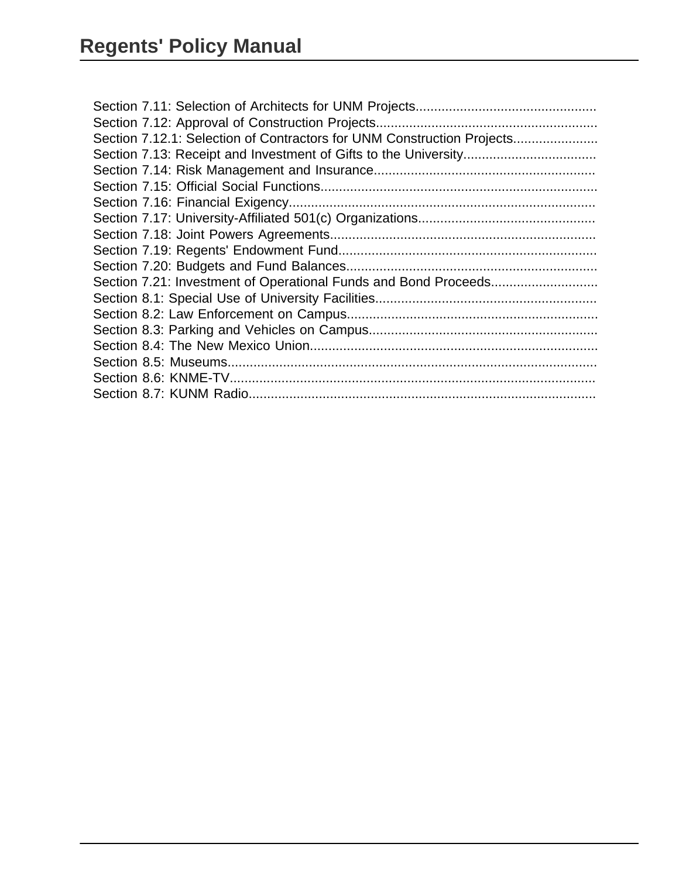Section 7.11: Selection of Architects for UNM Projects................................................
Section 7.12: Approval of Construction Projects..........................................................
Section 7.12.1: Selection of Contractors for UNM Construction Projects......................
Section 7.13: Receipt and Investment of Gifts to the University...................................
Section 7.14: Risk Management and Insurance..........................................................
Section 7.15: Official Social Functions.........................................................................
Section 7.16: Financial Exigency.................................................................................
Section 7.17: University-Affiliated 501(c) Organizations...............................................
Section 7.18: Joint Powers Agreements.......................................................................
Section 7.19: Regents' Endowment Fund.....................................................................
Section 7.20: Budgets and Fund Balances...................................................................
Section 7.21: Investment of Operational Funds and Bond Proceeds............................
Section 8.1: Special Use of University Facilities...........................................................
Section 8.2: Law Enforcement on Campus...................................................................
Section 8.3: Parking and Vehicles on Campus.............................................................
Section 8.4: The New Mexico Union.............................................................................
Section 8.5: Museums..................................................................................................
Section 8.6: KNME-TV.................................................................................................
Section 8.7: KUNM Radio............................................................................................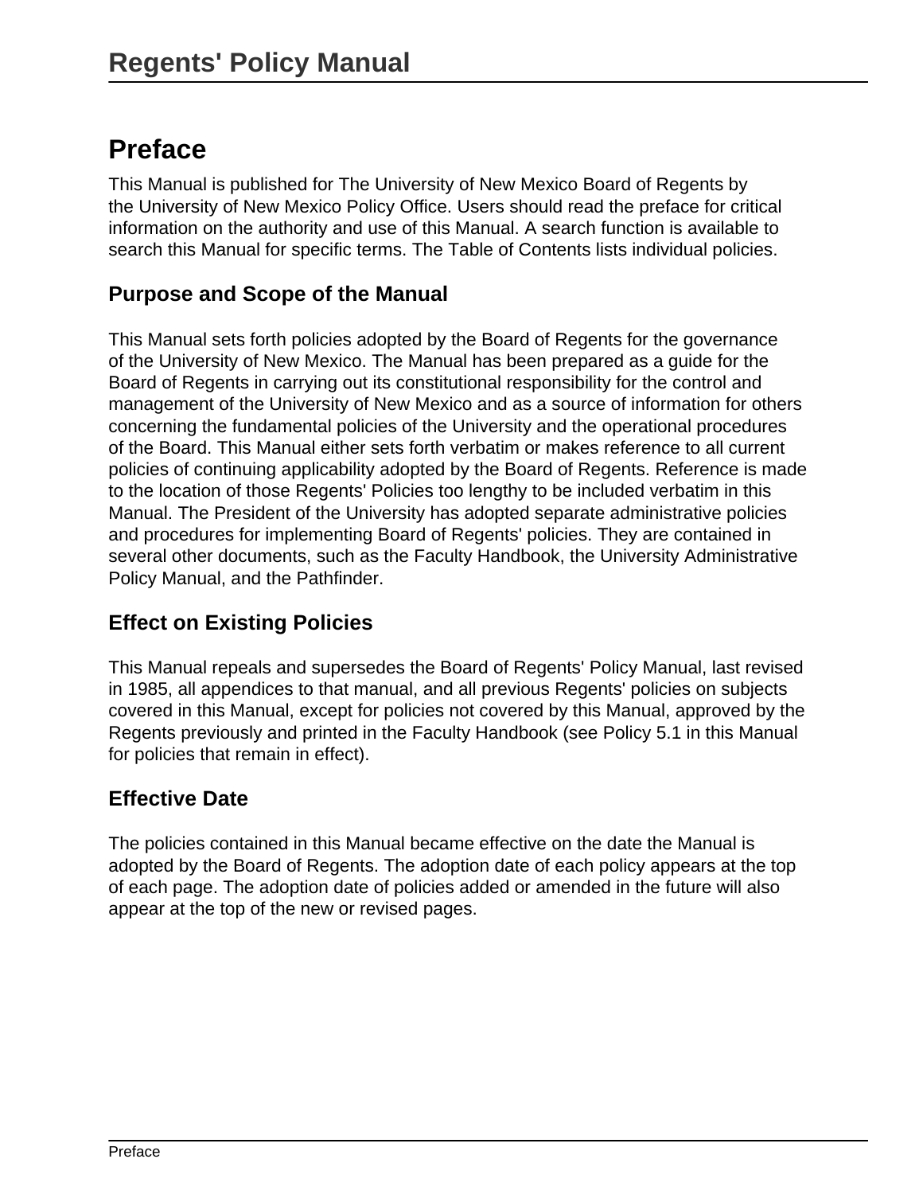# Preface

This Manual is published for The University of New Mexico Board of Regents by the University of New Mexico Policy Office. Users should read the preface for critical information on the authority and use of this Manual. A search function is available to search this Manual for specific terms. The Table of Contents lists individual policies.

## Purpose and Scope of the Manual

This Manual sets forth policies adopted by the Board of Regents for the governance of the University of New Mexico. The Manual has been prepared as a guide for the Board of Regents in carrying out its constitutional responsibility for the control and management of the University of New Mexico and as a source of information for others concerning the fundamental policies of the University and the operational procedures of the Board. This Manual either sets forth verbatim or makes reference to all current policies of continuing applicability adopted by the Board of Regents. Reference is made to the location of those Regents' Policies too lengthy to be included verbatim in this Manual. The President of the University has adopted separate administrative policies and procedures for implementing Board of Regents' policies. They are contained in several other documents, such as the Faculty Handbook, the University Administrative Policy Manual, and the Pathfinder.

## Effect on Existing Policies

This Manual repeals and supersedes the Board of Regents' Policy Manual, last revised in 1985, all appendices to that manual, and all previous Regents' policies on subjects covered in this Manual, except for policies not covered by this Manual, approved by the Regents previously and printed in the Faculty Handbook (see Policy 5.1 in this Manual for policies that remain in effect).

## Effective Date

The policies contained in this Manual became effective on the date the Manual is adopted by the Board of Regents. The adoption date of each policy appears at the top of each page. The adoption date of policies added or amended in the future will also appear at the top of the new or revised pages.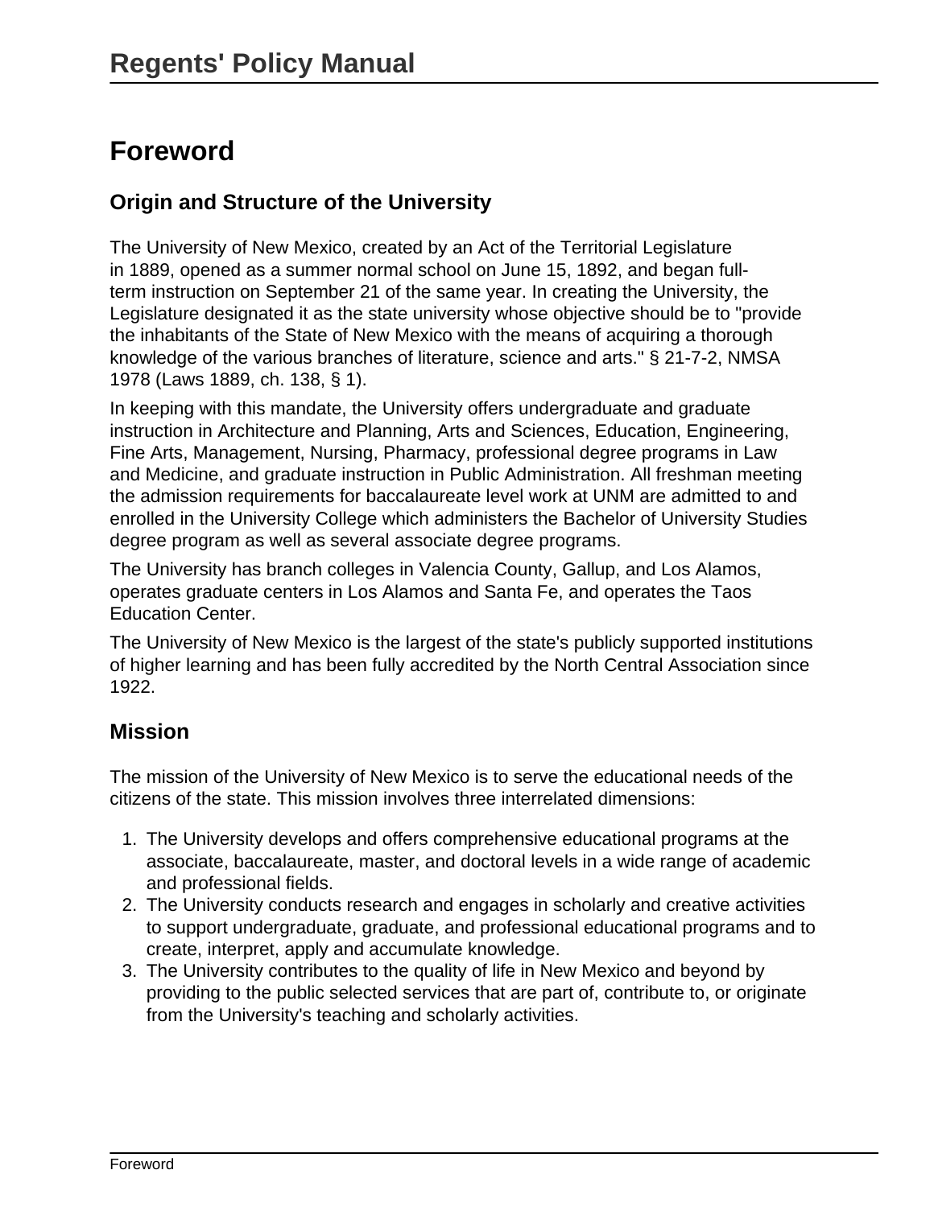# Foreword

## Origin and Structure of the University

The University of New Mexico, created by an Act of the Territorial Legislature in 1889, opened as a summer normal school on June 15, 1892, and began full-term instruction on September 21 of the same year. In creating the University, the Legislature designated it as the state university whose objective should be to "provide the inhabitants of the State of New Mexico with the means of acquiring a thorough knowledge of the various branches of literature, science and arts." § 21-7-2, NMSA 1978 (Laws 1889, ch. 138, § 1).

In keeping with this mandate, the University offers undergraduate and graduate instruction in Architecture and Planning, Arts and Sciences, Education, Engineering, Fine Arts, Management, Nursing, Pharmacy, professional degree programs in Law and Medicine, and graduate instruction in Public Administration. All freshman meeting the admission requirements for baccalaureate level work at UNM are admitted to and enrolled in the University College which administers the Bachelor of University Studies degree program as well as several associate degree programs.

The University has branch colleges in Valencia County, Gallup, and Los Alamos, operates graduate centers in Los Alamos and Santa Fe, and operates the Taos Education Center.

The University of New Mexico is the largest of the state's publicly supported institutions of higher learning and has been fully accredited by the North Central Association since 1922.

## Mission

The mission of the University of New Mexico is to serve the educational needs of the citizens of the state. This mission involves three interrelated dimensions:

1. The University develops and offers comprehensive educational programs at the associate, baccalaureate, master, and doctoral levels in a wide range of academic and professional fields.
2. The University conducts research and engages in scholarly and creative activities to support undergraduate, graduate, and professional educational programs and to create, interpret, apply and accumulate knowledge.
3. The University contributes to the quality of life in New Mexico and beyond by providing to the public selected services that are part of, contribute to, or originate from the University's teaching and scholarly activities.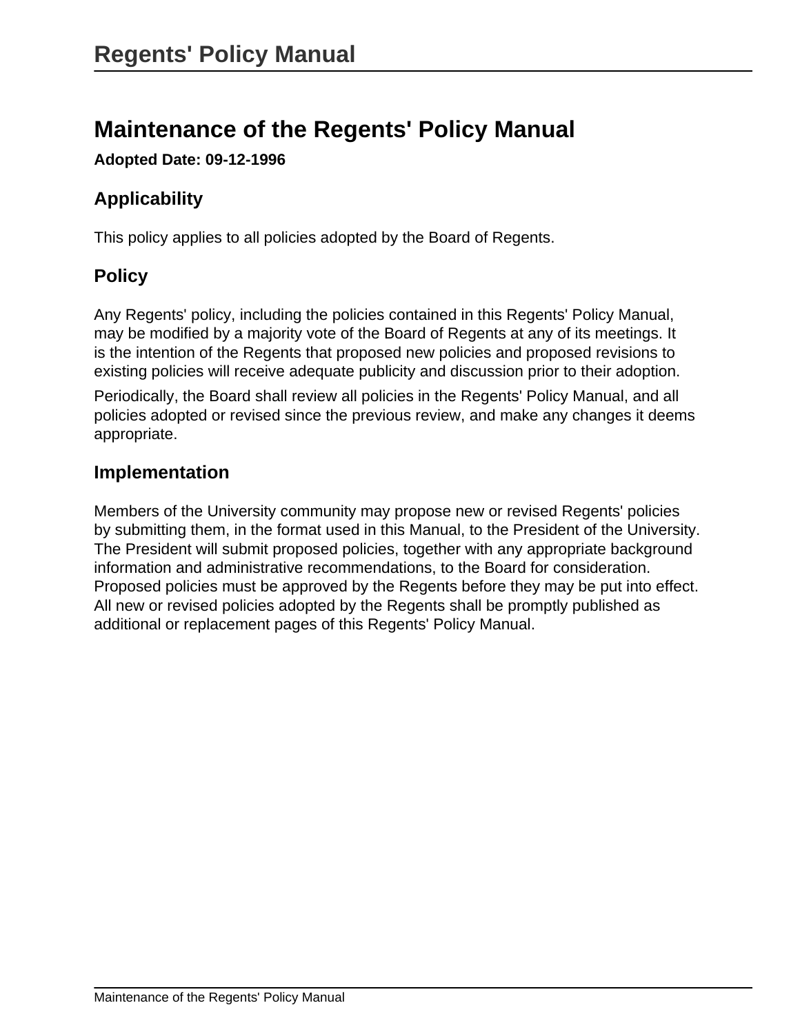# Maintenance of the Regents' Policy Manual

**Adopted Date: 09-12-1996**

## Applicability

This policy applies to all policies adopted by the Board of Regents.

## Policy

Any Regents' policy, including the policies contained in this Regents' Policy Manual, may be modified by a majority vote of the Board of Regents at any of its meetings. It is the intention of the Regents that proposed new policies and proposed revisions to existing policies will receive adequate publicity and discussion prior to their adoption.

Periodically, the Board shall review all policies in the Regents' Policy Manual, and all policies adopted or revised since the previous review, and make any changes it deems appropriate.

## Implementation

Members of the University community may propose new or revised Regents' policies by submitting them, in the format used in this Manual, to the President of the University. The President will submit proposed policies, together with any appropriate background information and administrative recommendations, to the Board for consideration. Proposed policies must be approved by the Regents before they may be put into effect. All new or revised policies adopted by the Regents shall be promptly published as additional or replacement pages of this Regents' Policy Manual.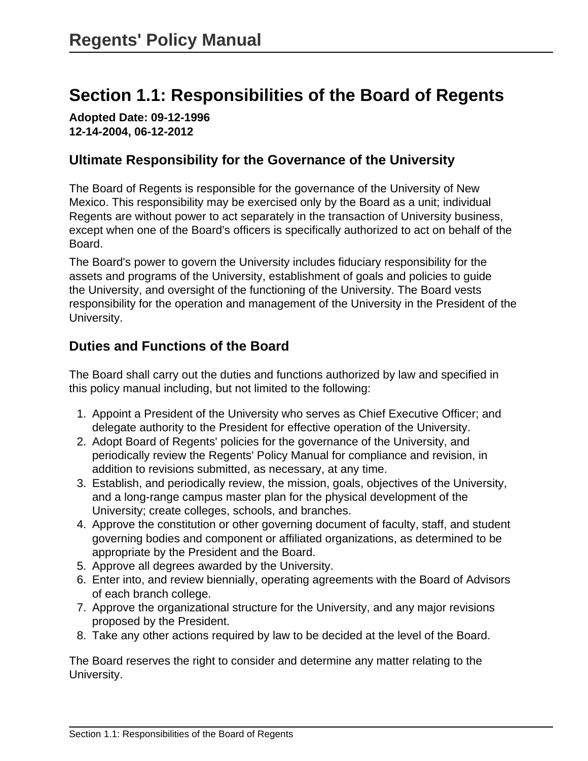# Section 1.1: Responsibilities of the Board of Regents

**Adopted Date: 09-12-1996**
**12-14-2004, 06-12-2012**

## Ultimate Responsibility for the Governance of the University

The Board of Regents is responsible for the governance of the University of New Mexico. This responsibility may be exercised only by the Board as a unit; individual Regents are without power to act separately in the transaction of University business, except when one of the Board's officers is specifically authorized to act on behalf of the Board.

The Board's power to govern the University includes fiduciary responsibility for the assets and programs of the University, establishment of goals and policies to guide the University, and oversight of the functioning of the University. The Board vests responsibility for the operation and management of the University in the President of the University.

## Duties and Functions of the Board

The Board shall carry out the duties and functions authorized by law and specified in this policy manual including, but not limited to the following:

1. Appoint a President of the University who serves as Chief Executive Officer; and delegate authority to the President for effective operation of the University.
2. Adopt Board of Regents' policies for the governance of the University, and periodically review the Regents' Policy Manual for compliance and revision, in addition to revisions submitted, as necessary, at any time.
3. Establish, and periodically review, the mission, goals, objectives of the University, and a long-range campus master plan for the physical development of the University; create colleges, schools, and branches.
4. Approve the constitution or other governing document of faculty, staff, and student governing bodies and component or affiliated organizations, as determined to be appropriate by the President and the Board.
5. Approve all degrees awarded by the University.
6. Enter into, and review biennially, operating agreements with the Board of Advisors of each branch college.
7. Approve the organizational structure for the University, and any major revisions proposed by the President.
8. Take any other actions required by law to be decided at the level of the Board.

The Board reserves the right to consider and determine any matter relating to the University.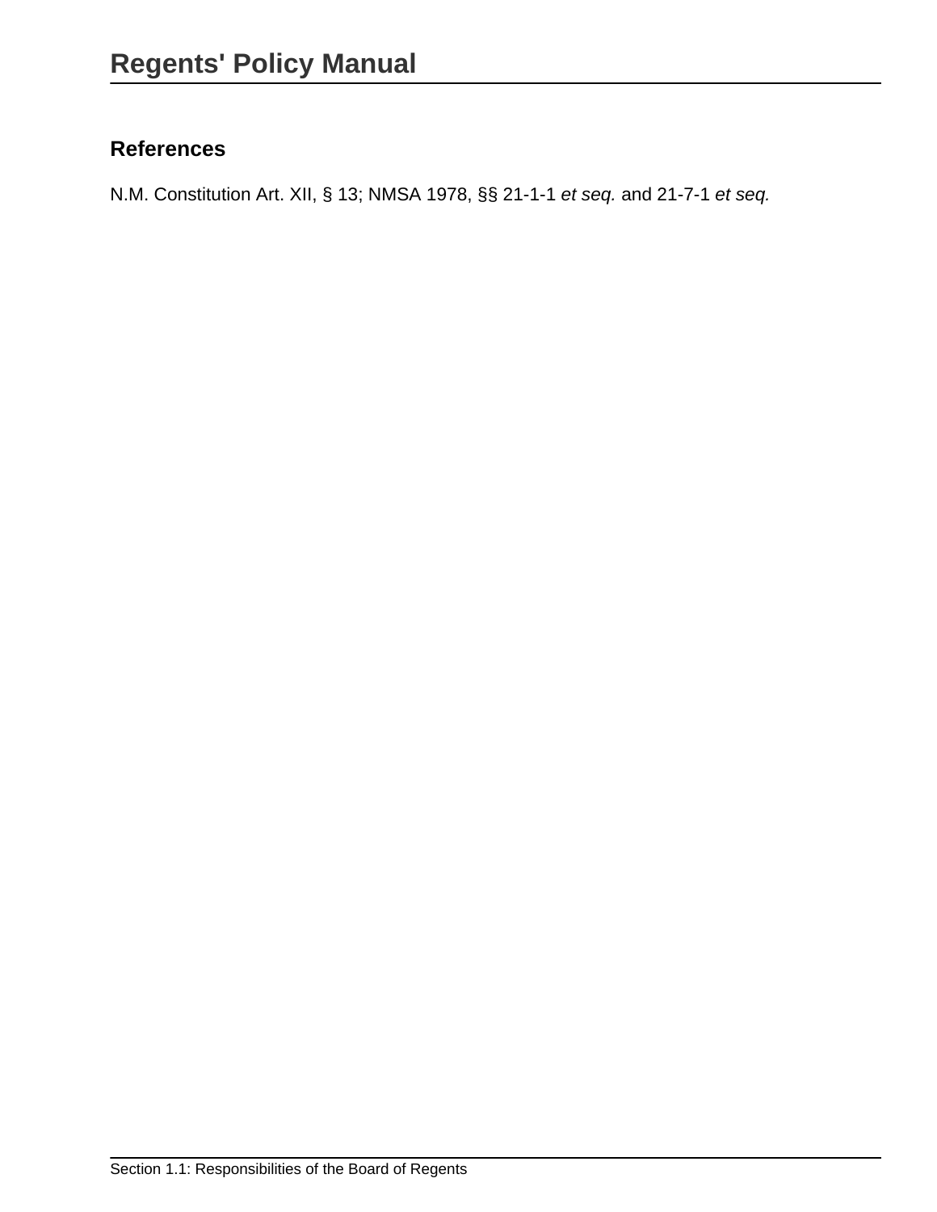## References

N.M. Constitution Art. XII, § 13; NMSA 1978, §§ 21-1-1 *et seq.* and 21-7-1 *et seq.*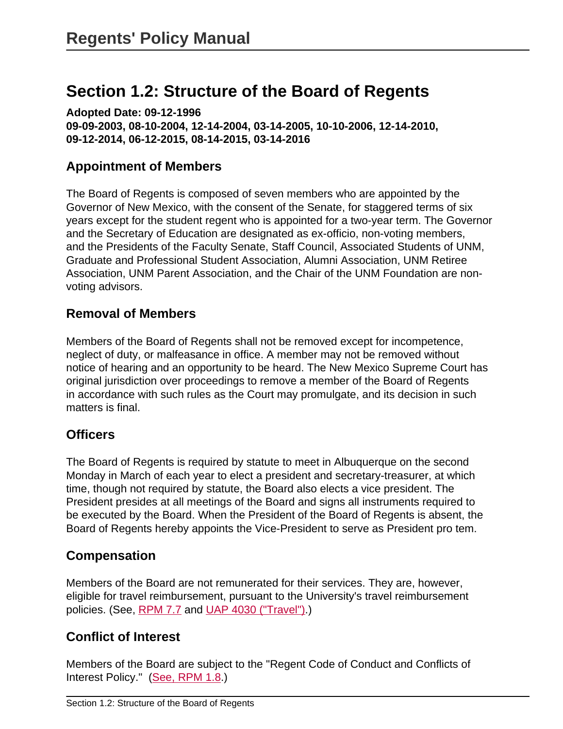# Regents' Policy Manual

## Section 1.2: Structure of the Board of Regents

**Adopted Date: 09-12-1996**
**09-09-2003, 08-10-2004, 12-14-2004, 03-14-2005, 10-10-2006, 12-14-2010, 09-12-2014, 06-12-2015, 08-14-2015, 03-14-2016**

### Appointment of Members

The Board of Regents is composed of seven members who are appointed by the Governor of New Mexico, with the consent of the Senate, for staggered terms of six years except for the student regent who is appointed for a two-year term. The Governor and the Secretary of Education are designated as ex-officio, non-voting members, and the Presidents of the Faculty Senate, Staff Council, Associated Students of UNM, Graduate and Professional Student Association, Alumni Association, UNM Retiree Association, UNM Parent Association, and the Chair of the UNM Foundation are non-voting advisors.

### Removal of Members

Members of the Board of Regents shall not be removed except for incompetence, neglect of duty, or malfeasance in office. A member may not be removed without notice of hearing and an opportunity to be heard. The New Mexico Supreme Court has original jurisdiction over proceedings to remove a member of the Board of Regents in accordance with such rules as the Court may promulgate, and its decision in such matters is final.

### Officers

The Board of Regents is required by statute to meet in Albuquerque on the second Monday in March of each year to elect a president and secretary-treasurer, at which time, though not required by statute, the Board also elects a vice president. The President presides at all meetings of the Board and signs all instruments required to be executed by the Board. When the President of the Board of Regents is absent, the Board of Regents hereby appoints the Vice-President to serve as President pro tem.

### Compensation

Members of the Board are not remunerated for their services. They are, however, eligible for travel reimbursement, pursuant to the University's travel reimbursement policies. (See, RPM 7.7 and UAP 4030 ("Travel").)

### Conflict of Interest

Members of the Board are subject to the "Regent Code of Conduct and Conflicts of Interest Policy." (See, RPM 1.8.)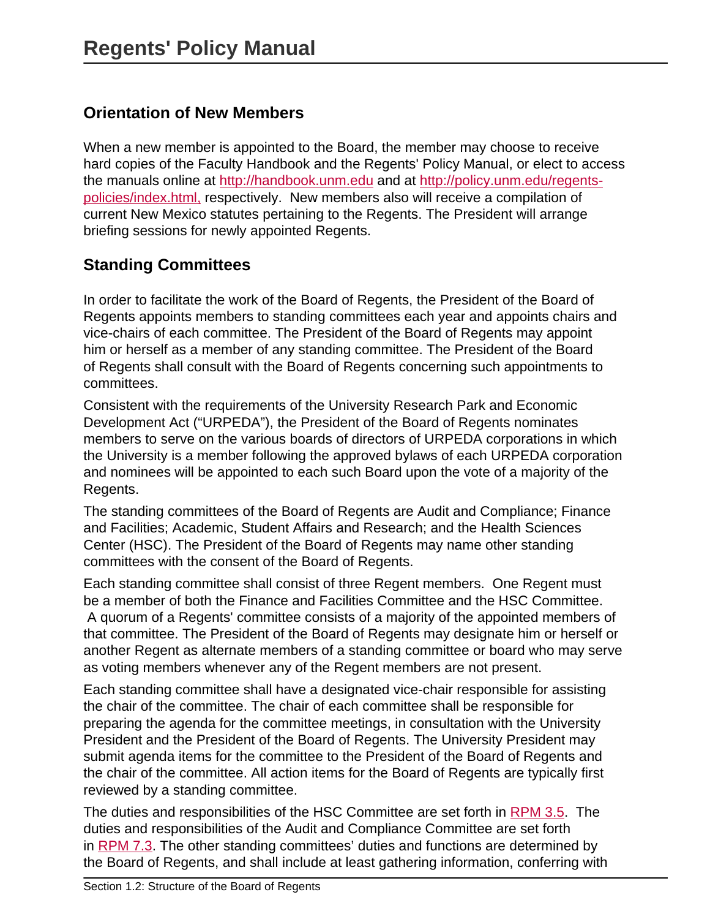## Orientation of New Members

When a new member is appointed to the Board, the member may choose to receive hard copies of the Faculty Handbook and the Regents' Policy Manual, or elect to access the manuals online at http://handbook.unm.edu and at http://policy.unm.edu/regents-policies/index.html, respectively. New members also will receive a compilation of current New Mexico statutes pertaining to the Regents. The President will arrange briefing sessions for newly appointed Regents.

## Standing Committees

In order to facilitate the work of the Board of Regents, the President of the Board of Regents appoints members to standing committees each year and appoints chairs and vice-chairs of each committee. The President of the Board of Regents may appoint him or herself as a member of any standing committee. The President of the Board of Regents shall consult with the Board of Regents concerning such appointments to committees.

Consistent with the requirements of the University Research Park and Economic Development Act ("URPEDA"), the President of the Board of Regents nominates members to serve on the various boards of directors of URPEDA corporations in which the University is a member following the approved bylaws of each URPEDA corporation and nominees will be appointed to each such Board upon the vote of a majority of the Regents.

The standing committees of the Board of Regents are Audit and Compliance; Finance and Facilities; Academic, Student Affairs and Research; and the Health Sciences Center (HSC). The President of the Board of Regents may name other standing committees with the consent of the Board of Regents.

Each standing committee shall consist of three Regent members. One Regent must be a member of both the Finance and Facilities Committee and the HSC Committee. A quorum of a Regents' committee consists of a majority of the appointed members of that committee. The President of the Board of Regents may designate him or herself or another Regent as alternate members of a standing committee or board who may serve as voting members whenever any of the Regent members are not present.

Each standing committee shall have a designated vice-chair responsible for assisting the chair of the committee. The chair of each committee shall be responsible for preparing the agenda for the committee meetings, in consultation with the University President and the President of the Board of Regents. The University President may submit agenda items for the committee to the President of the Board of Regents and the chair of the committee. All action items for the Board of Regents are typically first reviewed by a standing committee.

The duties and responsibilities of the HSC Committee are set forth in RPM 3.5. The duties and responsibilities of the Audit and Compliance Committee are set forth in RPM 7.3. The other standing committees' duties and functions are determined by the Board of Regents, and shall include at least gathering information, conferring with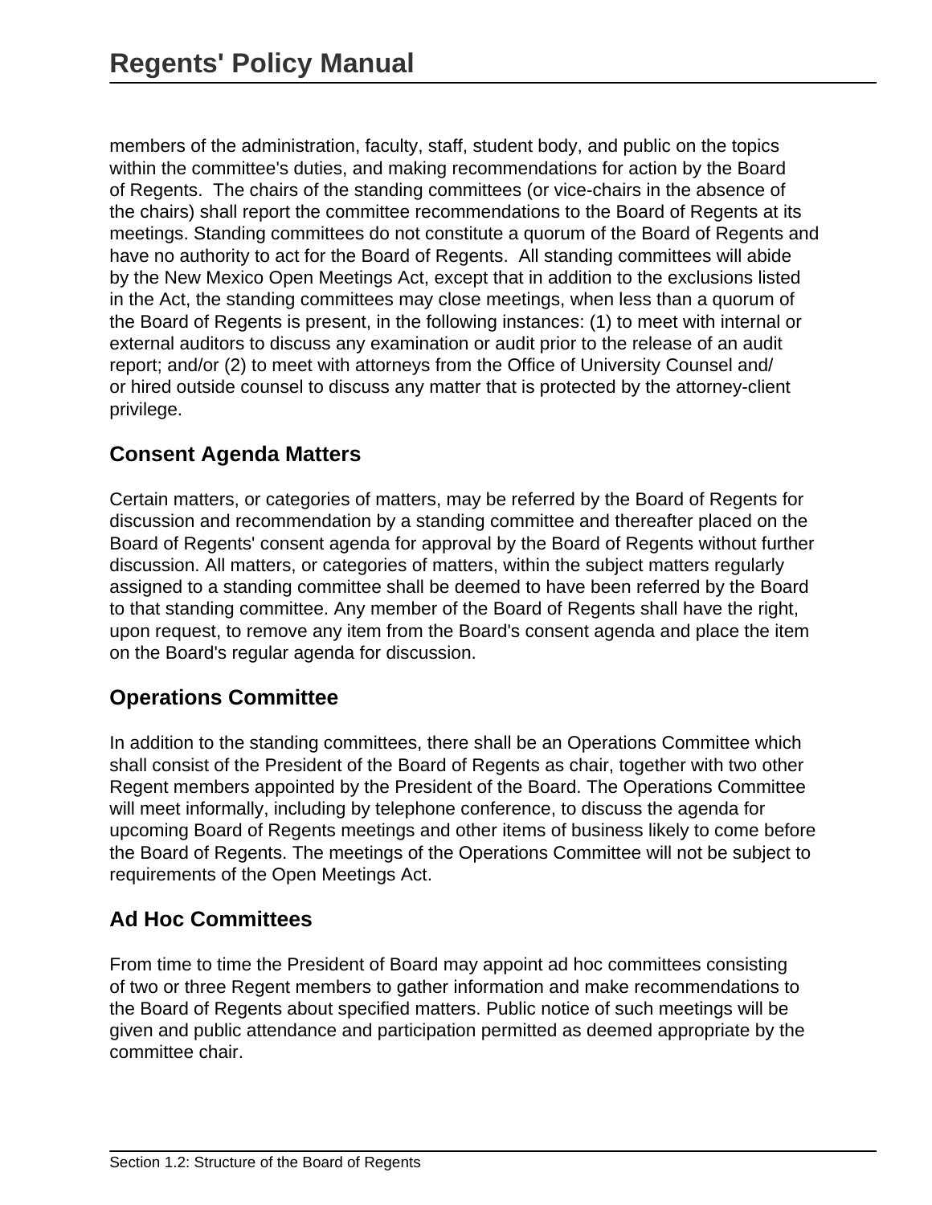members of the administration, faculty, staff, student body, and public on the topics within the committee's duties, and making recommendations for action by the Board of Regents.  The chairs of the standing committees (or vice-chairs in the absence of the chairs) shall report the committee recommendations to the Board of Regents at its meetings. Standing committees do not constitute a quorum of the Board of Regents and have no authority to act for the Board of Regents.  All standing committees will abide by the New Mexico Open Meetings Act, except that in addition to the exclusions listed in the Act, the standing committees may close meetings, when less than a quorum of the Board of Regents is present, in the following instances: (1) to meet with internal or external auditors to discuss any examination or audit prior to the release of an audit report; and/or (2) to meet with attorneys from the Office of University Counsel and/or hired outside counsel to discuss any matter that is protected by the attorney-client privilege.

## Consent Agenda Matters

Certain matters, or categories of matters, may be referred by the Board of Regents for discussion and recommendation by a standing committee and thereafter placed on the Board of Regents' consent agenda for approval by the Board of Regents without further discussion. All matters, or categories of matters, within the subject matters regularly assigned to a standing committee shall be deemed to have been referred by the Board to that standing committee. Any member of the Board of Regents shall have the right, upon request, to remove any item from the Board's consent agenda and place the item on the Board's regular agenda for discussion.

## Operations Committee

In addition to the standing committees, there shall be an Operations Committee which shall consist of the President of the Board of Regents as chair, together with two other Regent members appointed by the President of the Board. The Operations Committee will meet informally, including by telephone conference, to discuss the agenda for upcoming Board of Regents meetings and other items of business likely to come before the Board of Regents. The meetings of the Operations Committee will not be subject to requirements of the Open Meetings Act.

## Ad Hoc Committees

From time to time the President of Board may appoint ad hoc committees consisting of two or three Regent members to gather information and make recommendations to the Board of Regents about specified matters. Public notice of such meetings will be given and public attendance and participation permitted as deemed appropriate by the committee chair.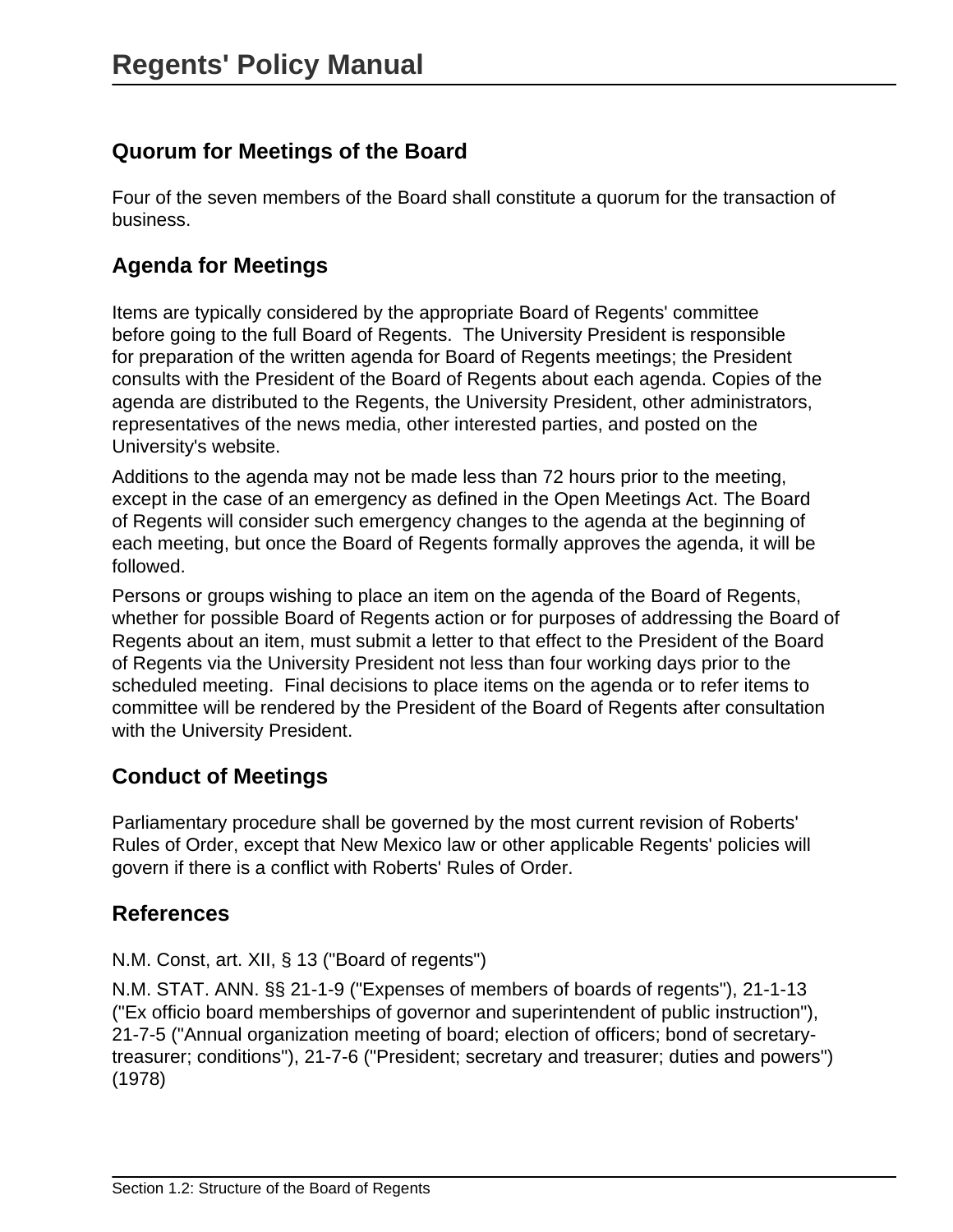## Quorum for Meetings of the Board

Four of the seven members of the Board shall constitute a quorum for the transaction of business.

## Agenda for Meetings

Items are typically considered by the appropriate Board of Regents' committee before going to the full Board of Regents. The University President is responsible for preparation of the written agenda for Board of Regents meetings; the President consults with the President of the Board of Regents about each agenda. Copies of the agenda are distributed to the Regents, the University President, other administrators, representatives of the news media, other interested parties, and posted on the University's website.

Additions to the agenda may not be made less than 72 hours prior to the meeting, except in the case of an emergency as defined in the Open Meetings Act. The Board of Regents will consider such emergency changes to the agenda at the beginning of each meeting, but once the Board of Regents formally approves the agenda, it will be followed.

Persons or groups wishing to place an item on the agenda of the Board of Regents, whether for possible Board of Regents action or for purposes of addressing the Board of Regents about an item, must submit a letter to that effect to the President of the Board of Regents via the University President not less than four working days prior to the scheduled meeting. Final decisions to place items on the agenda or to refer items to committee will be rendered by the President of the Board of Regents after consultation with the University President.

## Conduct of Meetings

Parliamentary procedure shall be governed by the most current revision of Roberts' Rules of Order, except that New Mexico law or other applicable Regents' policies will govern if there is a conflict with Roberts' Rules of Order.

## References

N.M. Const, art. XII, § 13 ("Board of regents")

N.M. STAT. ANN. §§ 21-1-9 ("Expenses of members of boards of regents"), 21-1-13 ("Ex officio board memberships of governor and superintendent of public instruction"), 21-7-5 ("Annual organization meeting of board; election of officers; bond of secretary-treasurer; conditions"), 21-7-6 ("President; secretary and treasurer; duties and powers") (1978)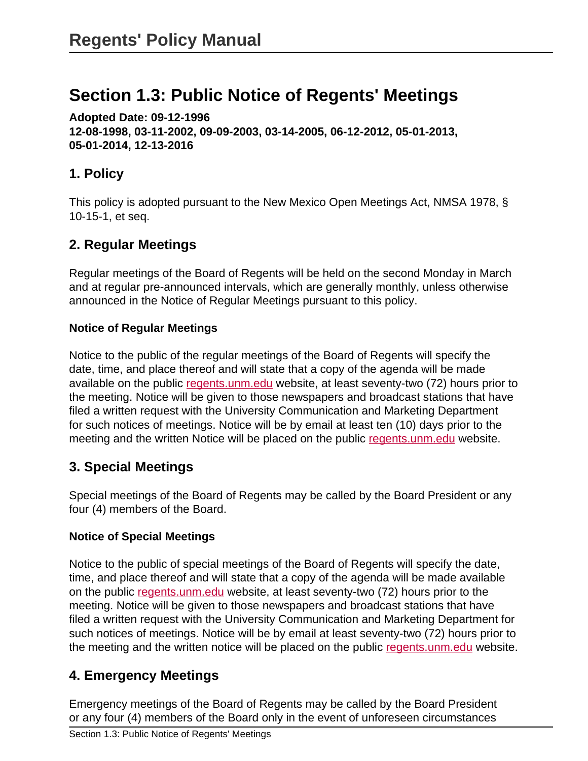# Section 1.3: Public Notice of Regents' Meetings

**Adopted Date: 09-12-1996**
**12-08-1998, 03-11-2002, 09-09-2003, 03-14-2005, 06-12-2012, 05-01-2013, 05-01-2014, 12-13-2016**

## 1. Policy

This policy is adopted pursuant to the New Mexico Open Meetings Act, NMSA 1978, § 10-15-1, et seq.

## 2. Regular Meetings

Regular meetings of the Board of Regents will be held on the second Monday in March and at regular pre-announced intervals, which are generally monthly, unless otherwise announced in the Notice of Regular Meetings pursuant to this policy.

### Notice of Regular Meetings

Notice to the public of the regular meetings of the Board of Regents will specify the date, time, and place thereof and will state that a copy of the agenda will be made available on the public regents.unm.edu website, at least seventy-two (72) hours prior to the meeting. Notice will be given to those newspapers and broadcast stations that have filed a written request with the University Communication and Marketing Department for such notices of meetings. Notice will be by email at least ten (10) days prior to the meeting and the written Notice will be placed on the public regents.unm.edu website.

## 3. Special Meetings

Special meetings of the Board of Regents may be called by the Board President or any four (4) members of the Board.

### Notice of Special Meetings

Notice to the public of special meetings of the Board of Regents will specify the date, time, and place thereof and will state that a copy of the agenda will be made available on the public regents.unm.edu website, at least seventy-two (72) hours prior to the meeting. Notice will be given to those newspapers and broadcast stations that have filed a written request with the University Communication and Marketing Department for such notices of meetings. Notice will be by email at least seventy-two (72) hours prior to the meeting and the written notice will be placed on the public regents.unm.edu website.

## 4. Emergency Meetings

Emergency meetings of the Board of Regents may be called by the Board President or any four (4) members of the Board only in the event of unforeseen circumstances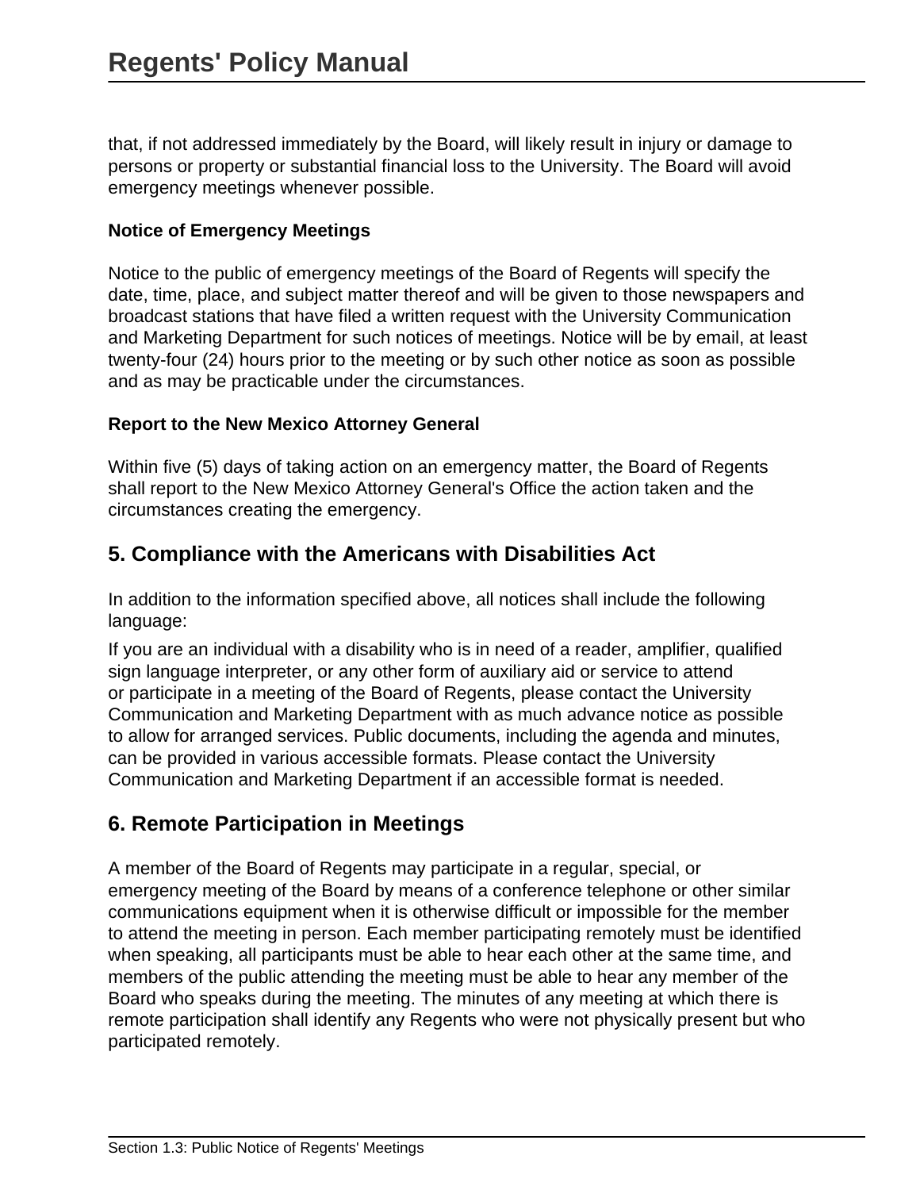that, if not addressed immediately by the Board, will likely result in injury or damage to persons or property or substantial financial loss to the University. The Board will avoid emergency meetings whenever possible.

**Notice of Emergency Meetings**

Notice to the public of emergency meetings of the Board of Regents will specify the date, time, place, and subject matter thereof and will be given to those newspapers and broadcast stations that have filed a written request with the University Communication and Marketing Department for such notices of meetings. Notice will be by email, at least twenty-four (24) hours prior to the meeting or by such other notice as soon as possible and as may be practicable under the circumstances.

**Report to the New Mexico Attorney General**

Within five (5) days of taking action on an emergency matter, the Board of Regents shall report to the New Mexico Attorney General's Office the action taken and the circumstances creating the emergency.

## 5. Compliance with the Americans with Disabilities Act

In addition to the information specified above, all notices shall include the following language:

If you are an individual with a disability who is in need of a reader, amplifier, qualified sign language interpreter, or any other form of auxiliary aid or service to attend or participate in a meeting of the Board of Regents, please contact the University Communication and Marketing Department with as much advance notice as possible to allow for arranged services. Public documents, including the agenda and minutes, can be provided in various accessible formats. Please contact the University Communication and Marketing Department if an accessible format is needed.

## 6. Remote Participation in Meetings

A member of the Board of Regents may participate in a regular, special, or emergency meeting of the Board by means of a conference telephone or other similar communications equipment when it is otherwise difficult or impossible for the member to attend the meeting in person. Each member participating remotely must be identified when speaking, all participants must be able to hear each other at the same time, and members of the public attending the meeting must be able to hear any member of the Board who speaks during the meeting. The minutes of any meeting at which there is remote participation shall identify any Regents who were not physically present but who participated remotely.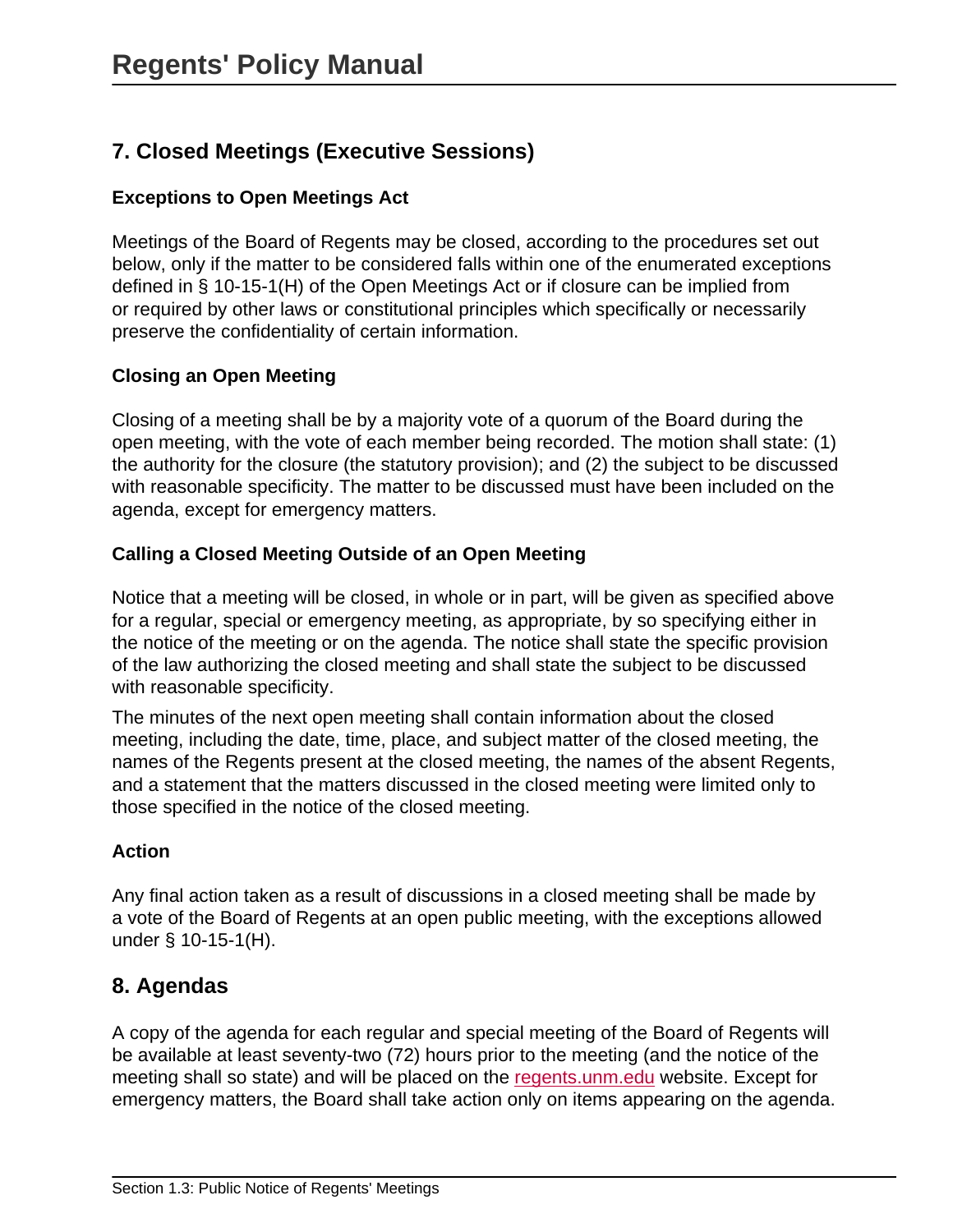## 7. Closed Meetings (Executive Sessions)

### Exceptions to Open Meetings Act

Meetings of the Board of Regents may be closed, according to the procedures set out below, only if the matter to be considered falls within one of the enumerated exceptions defined in § 10-15-1(H) of the Open Meetings Act or if closure can be implied from or required by other laws or constitutional principles which specifically or necessarily preserve the confidentiality of certain information.

### Closing an Open Meeting

Closing of a meeting shall be by a majority vote of a quorum of the Board during the open meeting, with the vote of each member being recorded. The motion shall state: (1) the authority for the closure (the statutory provision); and (2) the subject to be discussed with reasonable specificity. The matter to be discussed must have been included on the agenda, except for emergency matters.

### Calling a Closed Meeting Outside of an Open Meeting

Notice that a meeting will be closed, in whole or in part, will be given as specified above for a regular, special or emergency meeting, as appropriate, by so specifying either in the notice of the meeting or on the agenda. The notice shall state the specific provision of the law authorizing the closed meeting and shall state the subject to be discussed with reasonable specificity.

The minutes of the next open meeting shall contain information about the closed meeting, including the date, time, place, and subject matter of the closed meeting, the names of the Regents present at the closed meeting, the names of the absent Regents, and a statement that the matters discussed in the closed meeting were limited only to those specified in the notice of the closed meeting.

### Action

Any final action taken as a result of discussions in a closed meeting shall be made by a vote of the Board of Regents at an open public meeting, with the exceptions allowed under § 10-15-1(H).

## 8. Agendas

A copy of the agenda for each regular and special meeting of the Board of Regents will be available at least seventy-two (72) hours prior to the meeting (and the notice of the meeting shall so state) and will be placed on the [regents.unm.edu](regents.unm.edu) website. Except for emergency matters, the Board shall take action only on items appearing on the agenda.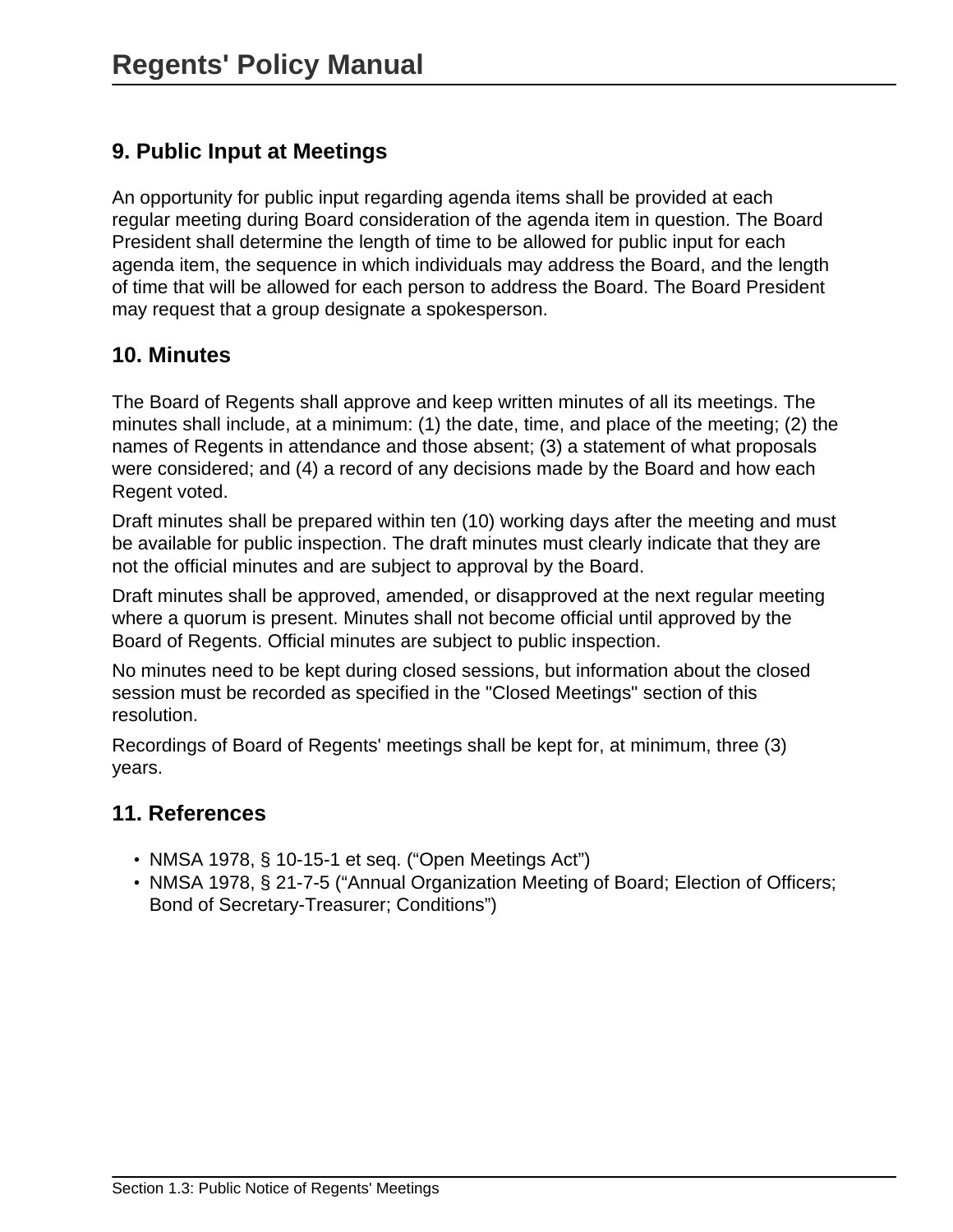## 9. Public Input at Meetings

An opportunity for public input regarding agenda items shall be provided at each regular meeting during Board consideration of the agenda item in question. The Board President shall determine the length of time to be allowed for public input for each agenda item, the sequence in which individuals may address the Board, and the length of time that will be allowed for each person to address the Board. The Board President may request that a group designate a spokesperson.

## 10. Minutes

The Board of Regents shall approve and keep written minutes of all its meetings. The minutes shall include, at a minimum: (1) the date, time, and place of the meeting; (2) the names of Regents in attendance and those absent; (3) a statement of what proposals were considered; and (4) a record of any decisions made by the Board and how each Regent voted.

Draft minutes shall be prepared within ten (10) working days after the meeting and must be available for public inspection. The draft minutes must clearly indicate that they are not the official minutes and are subject to approval by the Board.

Draft minutes shall be approved, amended, or disapproved at the next regular meeting where a quorum is present. Minutes shall not become official until approved by the Board of Regents. Official minutes are subject to public inspection.

No minutes need to be kept during closed sessions, but information about the closed session must be recorded as specified in the "Closed Meetings" section of this resolution.

Recordings of Board of Regents' meetings shall be kept for, at minimum, three (3) years.

## 11. References

- NMSA 1978, § 10-15-1 et seq. (“Open Meetings Act”)
- NMSA 1978, § 21-7-5 (“Annual Organization Meeting of Board; Election of Officers; Bond of Secretary-Treasurer; Conditions”)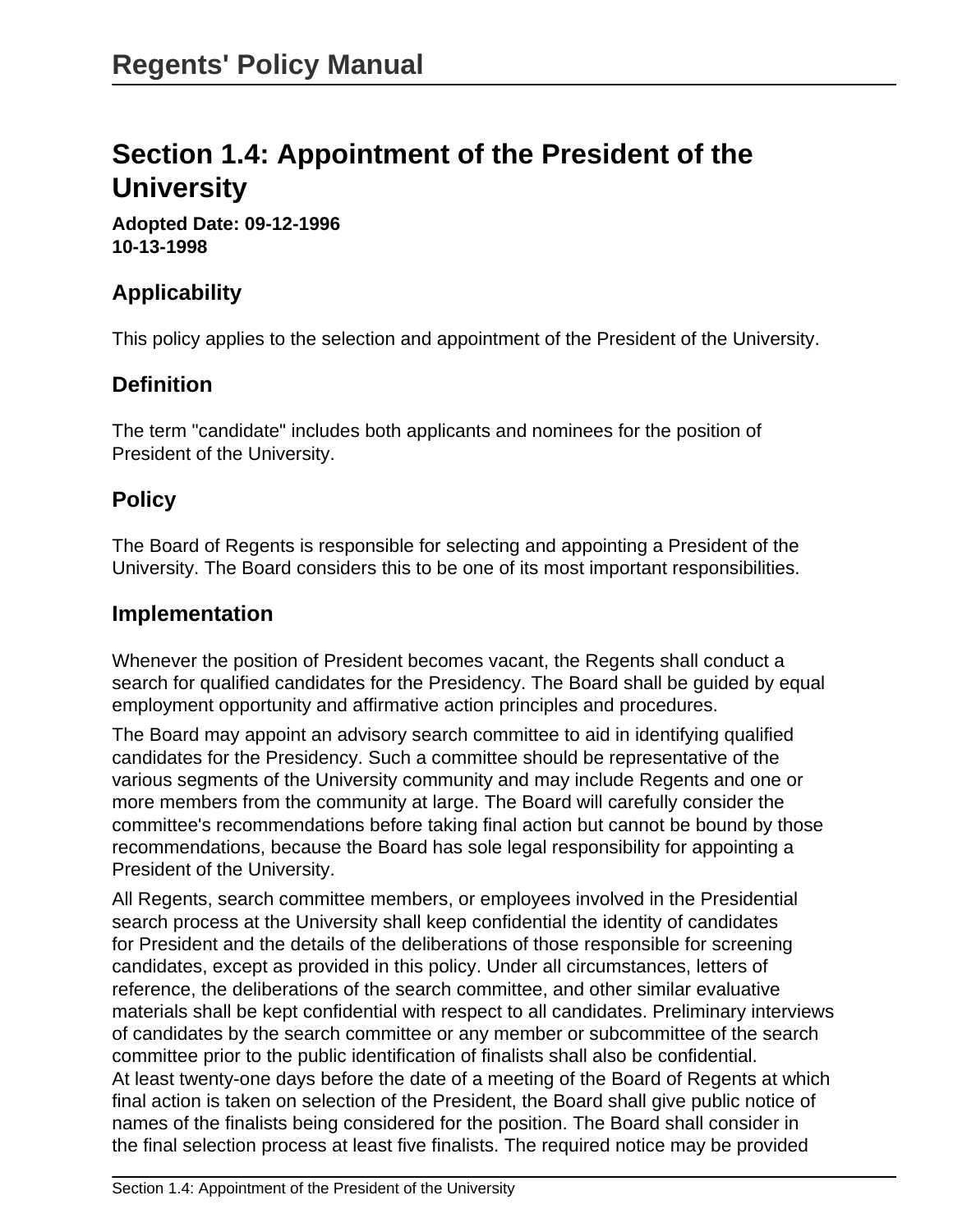# Section 1.4: Appointment of the President of the University

**Adopted Date: 09-12-1996**
**10-13-1998**

## Applicability

This policy applies to the selection and appointment of the President of the University.

## Definition

The term "candidate" includes both applicants and nominees for the position of President of the University.

## Policy

The Board of Regents is responsible for selecting and appointing a President of the University. The Board considers this to be one of its most important responsibilities.

## Implementation

Whenever the position of President becomes vacant, the Regents shall conduct a search for qualified candidates for the Presidency. The Board shall be guided by equal employment opportunity and affirmative action principles and procedures.

The Board may appoint an advisory search committee to aid in identifying qualified candidates for the Presidency. Such a committee should be representative of the various segments of the University community and may include Regents and one or more members from the community at large. The Board will carefully consider the committee's recommendations before taking final action but cannot be bound by those recommendations, because the Board has sole legal responsibility for appointing a President of the University.

All Regents, search committee members, or employees involved in the Presidential search process at the University shall keep confidential the identity of candidates for President and the details of the deliberations of those responsible for screening candidates, except as provided in this policy. Under all circumstances, letters of reference, the deliberations of the search committee, and other similar evaluative materials shall be kept confidential with respect to all candidates. Preliminary interviews of candidates by the search committee or any member or subcommittee of the search committee prior to the public identification of finalists shall also be confidential.
At least twenty-one days before the date of a meeting of the Board of Regents at which final action is taken on selection of the President, the Board shall give public notice of names of the finalists being considered for the position. The Board shall consider in the final selection process at least five finalists. The required notice may be provided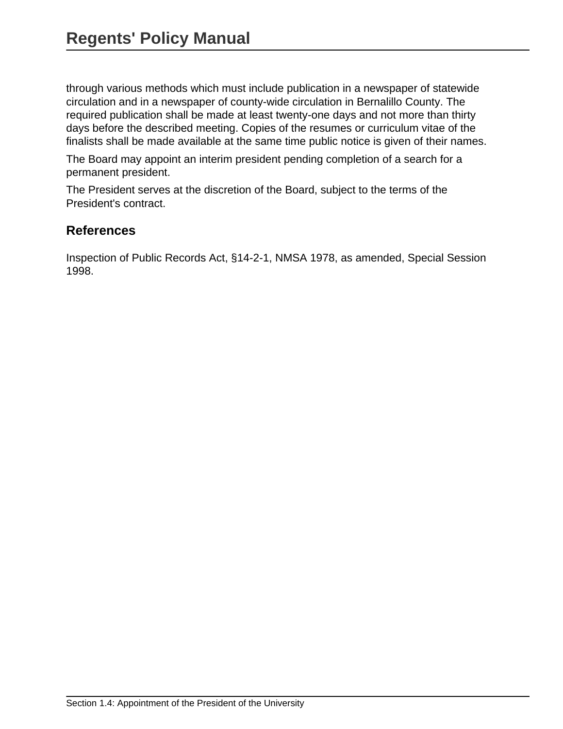through various methods which must include publication in a newspaper of statewide circulation and in a newspaper of county-wide circulation in Bernalillo County. The required publication shall be made at least twenty-one days and not more than thirty days before the described meeting. Copies of the resumes or curriculum vitae of the finalists shall be made available at the same time public notice is given of their names.

The Board may appoint an interim president pending completion of a search for a permanent president.

The President serves at the discretion of the Board, subject to the terms of the President's contract.

## References

Inspection of Public Records Act, §14-2-1, NMSA 1978, as amended, Special Session 1998.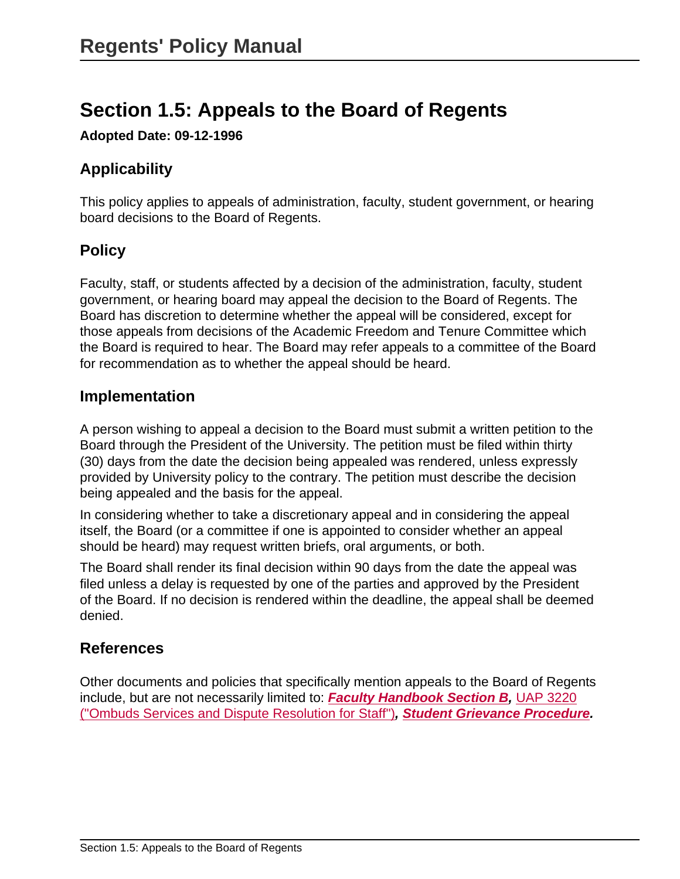# Section 1.5: Appeals to the Board of Regents

**Adopted Date: 09-12-1996**

## Applicability

This policy applies to appeals of administration, faculty, student government, or hearing board decisions to the Board of Regents.

## Policy

Faculty, staff, or students affected by a decision of the administration, faculty, student government, or hearing board may appeal the decision to the Board of Regents. The Board has discretion to determine whether the appeal will be considered, except for those appeals from decisions of the Academic Freedom and Tenure Committee which the Board is required to hear. The Board may refer appeals to a committee of the Board for recommendation as to whether the appeal should be heard.

## Implementation

A person wishing to appeal a decision to the Board must submit a written petition to the Board through the President of the University. The petition must be filed within thirty (30) days from the date the decision being appealed was rendered, unless expressly provided by University policy to the contrary. The petition must describe the decision being appealed and the basis for the appeal.

In considering whether to take a discretionary appeal and in considering the appeal itself, the Board (or a committee if one is appointed to consider whether an appeal should be heard) may request written briefs, oral arguments, or both.

The Board shall render its final decision within 90 days from the date the appeal was filed unless a delay is requested by one of the parties and approved by the President of the Board. If no decision is rendered within the deadline, the appeal shall be deemed denied.

## References

Other documents and policies that specifically mention appeals to the Board of Regents include, but are not necessarily limited to: ***Faculty Handbook Section B***, UAP 3220 ("Ombuds Services and Dispute Resolution for Staff"), ***Student Grievance Procedure***.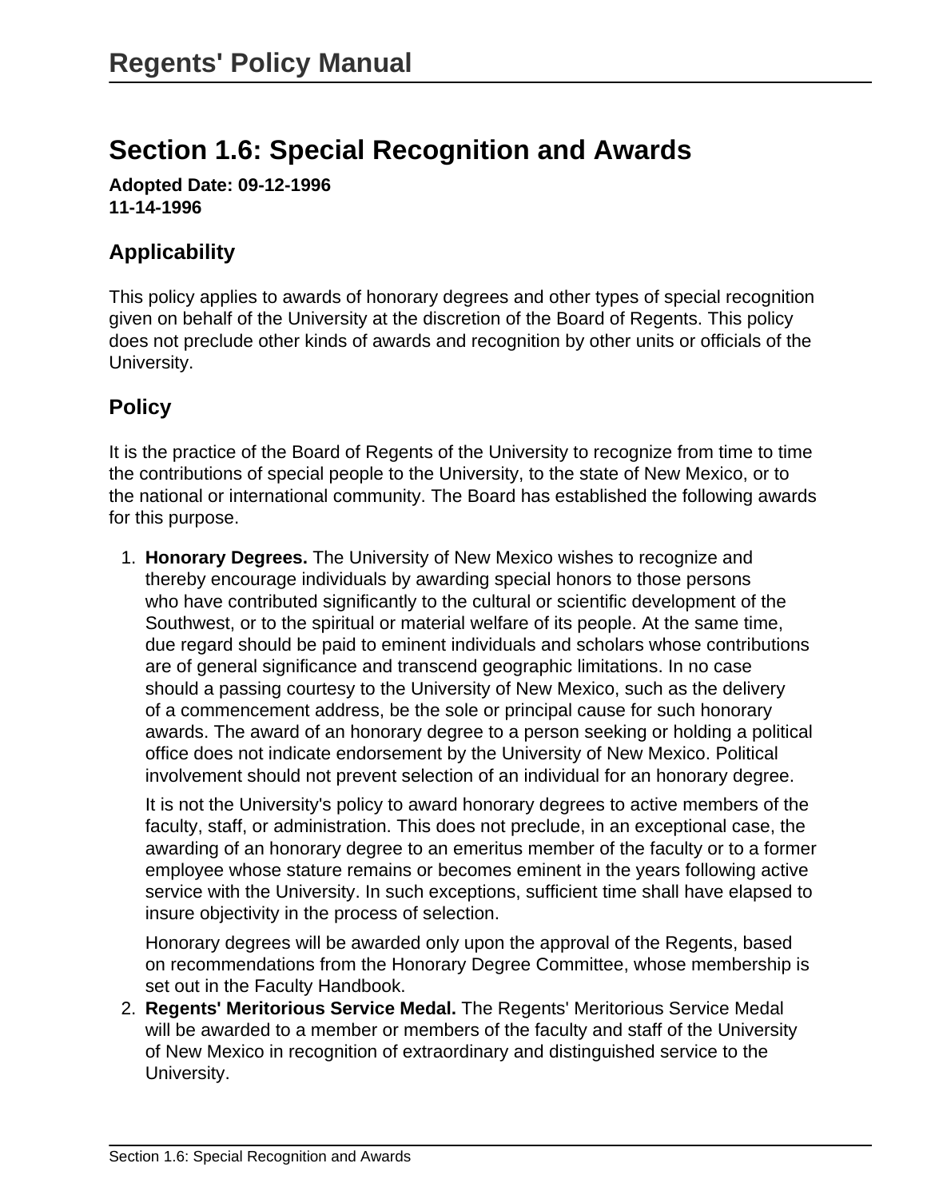## Section 1.6: Special Recognition and Awards

**Adopted Date: 09-12-1996**
**11-14-1996**

### Applicability

This policy applies to awards of honorary degrees and other types of special recognition given on behalf of the University at the discretion of the Board of Regents. This policy does not preclude other kinds of awards and recognition by other units or officials of the University.

### Policy

It is the practice of the Board of Regents of the University to recognize from time to time the contributions of special people to the University, to the state of New Mexico, or to the national or international community. The Board has established the following awards for this purpose.

1. **Honorary Degrees.** The University of New Mexico wishes to recognize and thereby encourage individuals by awarding special honors to those persons who have contributed significantly to the cultural or scientific development of the Southwest, or to the spiritual or material welfare of its people. At the same time, due regard should be paid to eminent individuals and scholars whose contributions are of general significance and transcend geographic limitations. In no case should a passing courtesy to the University of New Mexico, such as the delivery of a commencement address, be the sole or principal cause for such honorary awards. The award of an honorary degree to a person seeking or holding a political office does not indicate endorsement by the University of New Mexico. Political involvement should not prevent selection of an individual for an honorary degree.

   It is not the University's policy to award honorary degrees to active members of the faculty, staff, or administration. This does not preclude, in an exceptional case, the awarding of an honorary degree to an emeritus member of the faculty or to a former employee whose stature remains or becomes eminent in the years following active service with the University. In such exceptions, sufficient time shall have elapsed to insure objectivity in the process of selection.

   Honorary degrees will be awarded only upon the approval of the Regents, based on recommendations from the Honorary Degree Committee, whose membership is set out in the Faculty Handbook.
2. **Regents' Meritorious Service Medal.** The Regents' Meritorious Service Medal will be awarded to a member or members of the faculty and staff of the University of New Mexico in recognition of extraordinary and distinguished service to the University.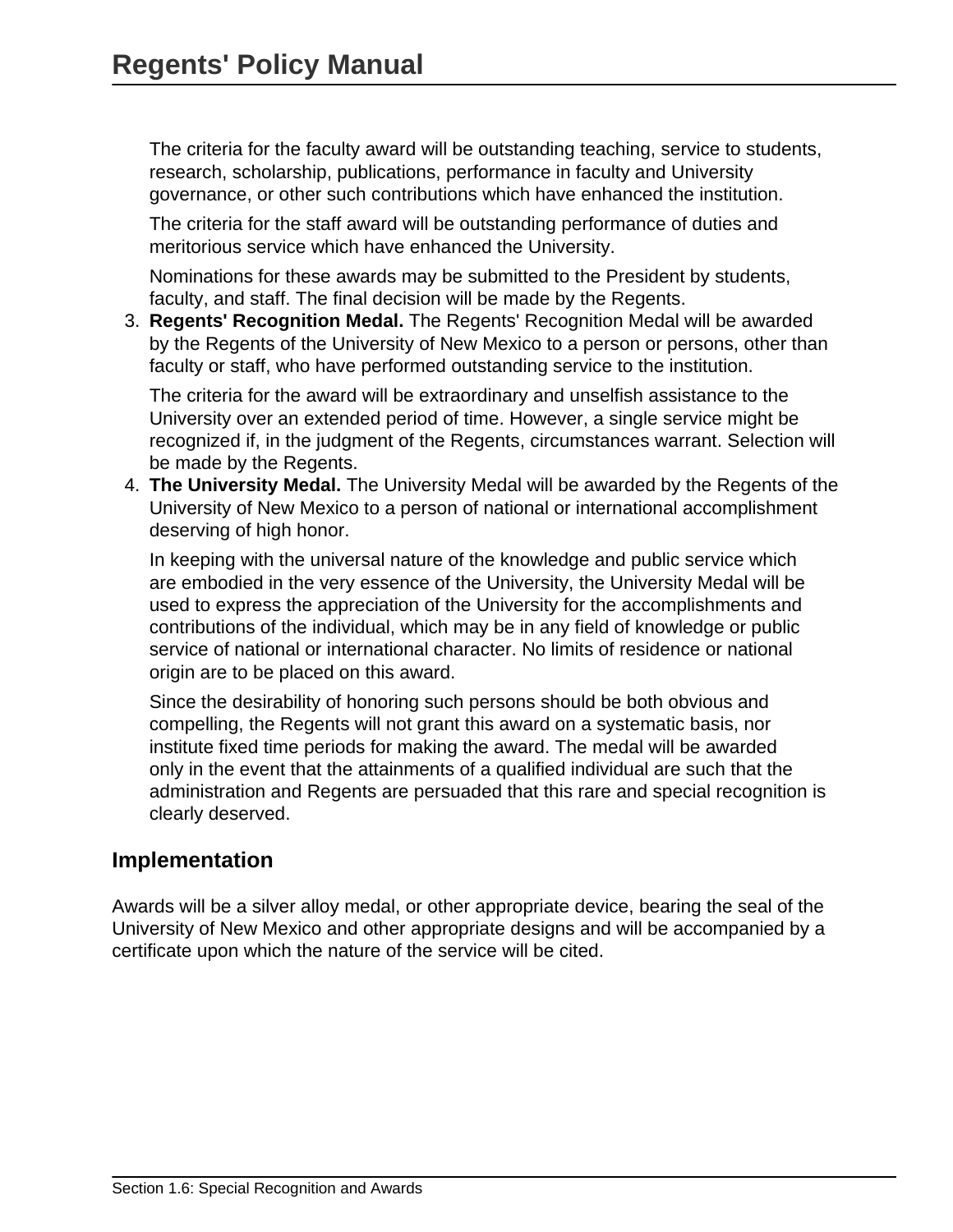The criteria for the faculty award will be outstanding teaching, service to students, research, scholarship, publications, performance in faculty and University governance, or other such contributions which have enhanced the institution.

The criteria for the staff award will be outstanding performance of duties and meritorious service which have enhanced the University.

Nominations for these awards may be submitted to the President by students, faculty, and staff. The final decision will be made by the Regents.

3. **Regents' Recognition Medal.** The Regents' Recognition Medal will be awarded by the Regents of the University of New Mexico to a person or persons, other than faculty or staff, who have performed outstanding service to the institution.

   The criteria for the award will be extraordinary and unselfish assistance to the University over an extended period of time. However, a single service might be recognized if, in the judgment of the Regents, circumstances warrant. Selection will be made by the Regents.

4. **The University Medal.** The University Medal will be awarded by the Regents of the University of New Mexico to a person of national or international accomplishment deserving of high honor.

   In keeping with the universal nature of the knowledge and public service which are embodied in the very essence of the University, the University Medal will be used to express the appreciation of the University for the accomplishments and contributions of the individual, which may be in any field of knowledge or public service of national or international character. No limits of residence or national origin are to be placed on this award.

   Since the desirability of honoring such persons should be both obvious and compelling, the Regents will not grant this award on a systematic basis, nor institute fixed time periods for making the award. The medal will be awarded only in the event that the attainments of a qualified individual are such that the administration and Regents are persuaded that this rare and special recognition is clearly deserved.

## Implementation

Awards will be a silver alloy medal, or other appropriate device, bearing the seal of the University of New Mexico and other appropriate designs and will be accompanied by a certificate upon which the nature of the service will be cited.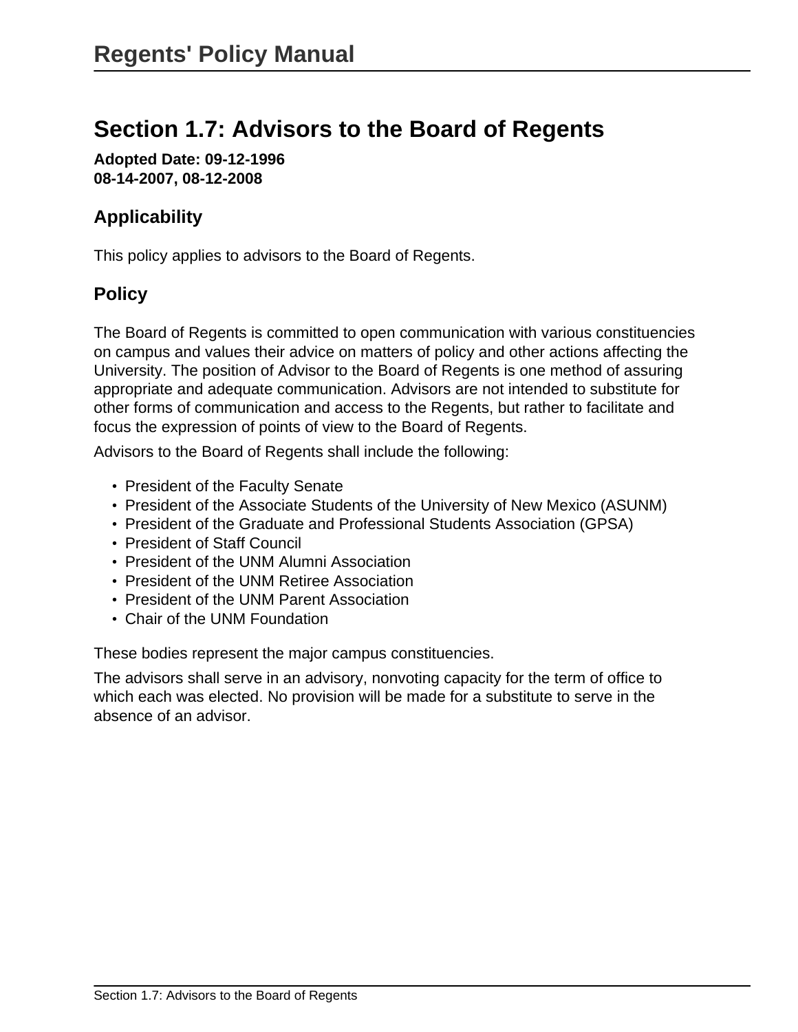# Section 1.7: Advisors to the Board of Regents

**Adopted Date: 09-12-1996**
**08-14-2007, 08-12-2008**

## Applicability

This policy applies to advisors to the Board of Regents.

## Policy

The Board of Regents is committed to open communication with various constituencies on campus and values their advice on matters of policy and other actions affecting the University. The position of Advisor to the Board of Regents is one method of assuring appropriate and adequate communication. Advisors are not intended to substitute for other forms of communication and access to the Regents, but rather to facilitate and focus the expression of points of view to the Board of Regents.

Advisors to the Board of Regents shall include the following:

- President of the Faculty Senate
- President of the Associate Students of the University of New Mexico (ASUNM)
- President of the Graduate and Professional Students Association (GPSA)
- President of Staff Council
- President of the UNM Alumni Association
- President of the UNM Retiree Association
- President of the UNM Parent Association
- Chair of the UNM Foundation

These bodies represent the major campus constituencies.

The advisors shall serve in an advisory, nonvoting capacity for the term of office to which each was elected. No provision will be made for a substitute to serve in the absence of an advisor.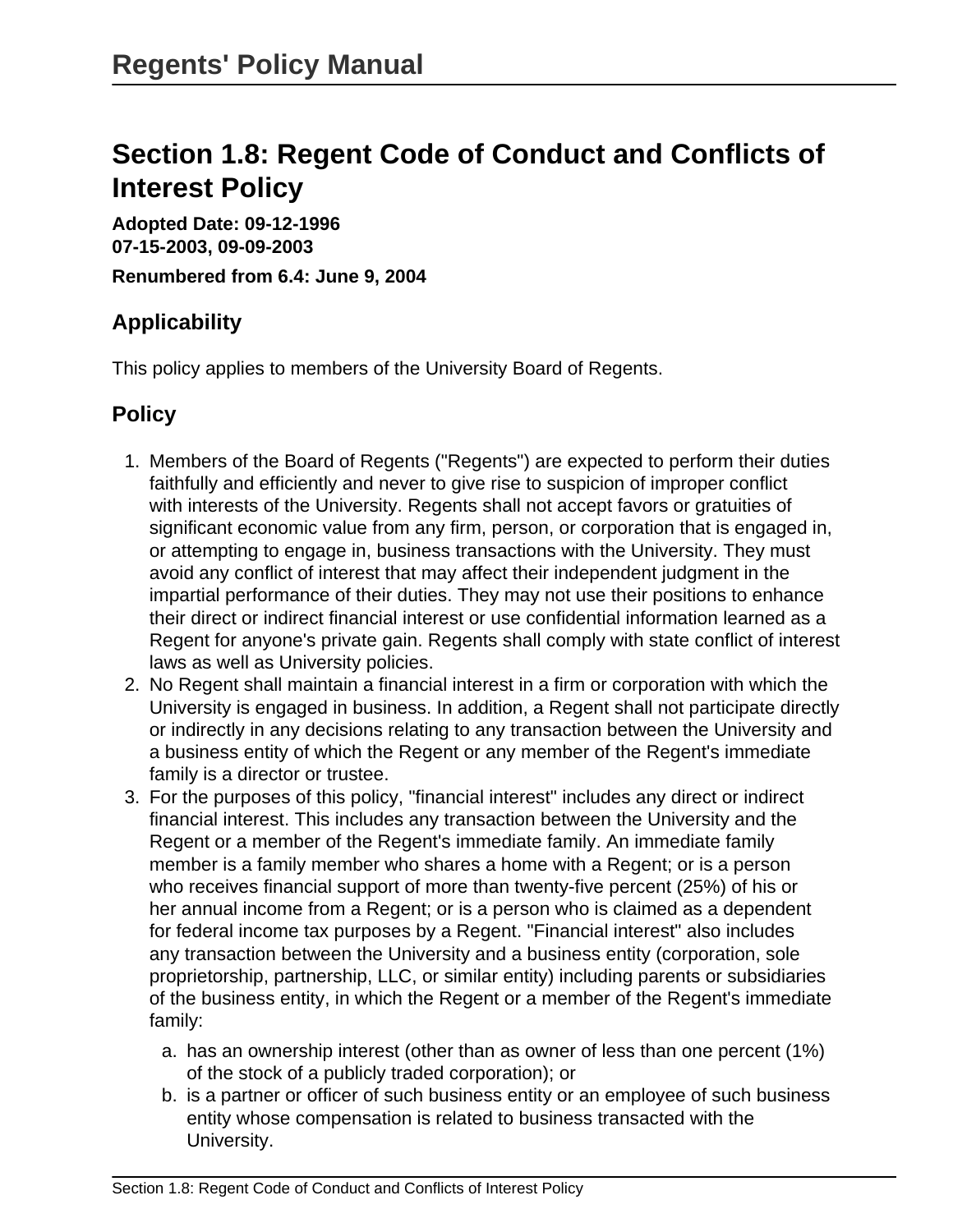# Section 1.8: Regent Code of Conduct and Conflicts of Interest Policy

**Adopted Date: 09-12-1996**
**07-15-2003, 09-09-2003**

**Renumbered from 6.4: June 9, 2004**

## Applicability

This policy applies to members of the University Board of Regents.

## Policy

1. Members of the Board of Regents ("Regents") are expected to perform their duties faithfully and efficiently and never to give rise to suspicion of improper conflict with interests of the University. Regents shall not accept favors or gratuities of significant economic value from any firm, person, or corporation that is engaged in, or attempting to engage in, business transactions with the University. They must avoid any conflict of interest that may affect their independent judgment in the impartial performance of their duties. They may not use their positions to enhance their direct or indirect financial interest or use confidential information learned as a Regent for anyone's private gain. Regents shall comply with state conflict of interest laws as well as University policies.
2. No Regent shall maintain a financial interest in a firm or corporation with which the University is engaged in business. In addition, a Regent shall not participate directly or indirectly in any decisions relating to any transaction between the University and a business entity of which the Regent or any member of the Regent's immediate family is a director or trustee.
3. For the purposes of this policy, "financial interest" includes any direct or indirect financial interest. This includes any transaction between the University and the Regent or a member of the Regent's immediate family. An immediate family member is a family member who shares a home with a Regent; or is a person who receives financial support of more than twenty-five percent (25%) of his or her annual income from a Regent; or is a person who is claimed as a dependent for federal income tax purposes by a Regent. "Financial interest" also includes any transaction between the University and a business entity (corporation, sole proprietorship, partnership, LLC, or similar entity) including parents or subsidiaries of the business entity, in which the Regent or a member of the Regent's immediate family:
   a. has an ownership interest (other than as owner of less than one percent (1%) of the stock of a publicly traded corporation); or
   b. is a partner or officer of such business entity or an employee of such business entity whose compensation is related to business transacted with the University.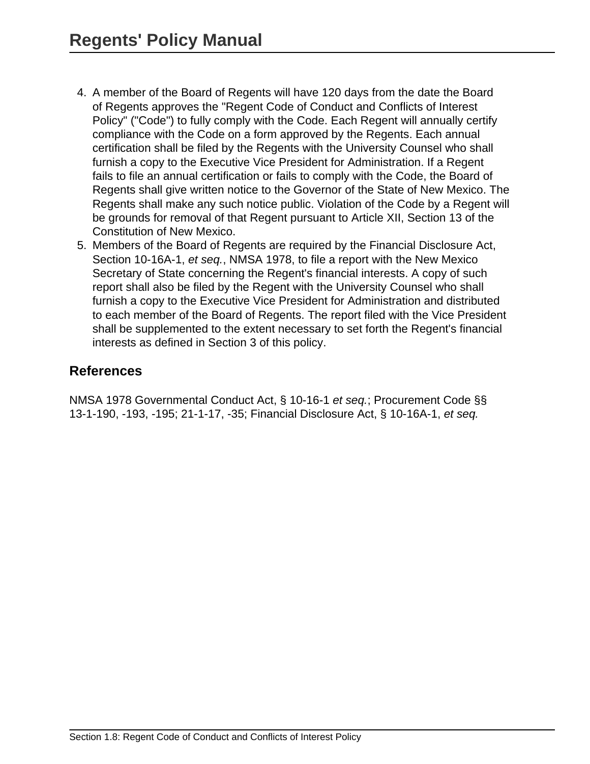4. A member of the Board of Regents will have 120 days from the date the Board of Regents approves the "Regent Code of Conduct and Conflicts of Interest Policy" ("Code") to fully comply with the Code. Each Regent will annually certify compliance with the Code on a form approved by the Regents. Each annual certification shall be filed by the Regents with the University Counsel who shall furnish a copy to the Executive Vice President for Administration. If a Regent fails to file an annual certification or fails to comply with the Code, the Board of Regents shall give written notice to the Governor of the State of New Mexico. The Regents shall make any such notice public. Violation of the Code by a Regent will be grounds for removal of that Regent pursuant to Article XII, Section 13 of the Constitution of New Mexico.
5. Members of the Board of Regents are required by the Financial Disclosure Act, Section 10-16A-1, *et seq.*, NMSA 1978, to file a report with the New Mexico Secretary of State concerning the Regent's financial interests. A copy of such report shall also be filed by the Regent with the University Counsel who shall furnish a copy to the Executive Vice President for Administration and distributed to each member of the Board of Regents. The report filed with the Vice President shall be supplemented to the extent necessary to set forth the Regent's financial interests as defined in Section 3 of this policy.

## References

NMSA 1978 Governmental Conduct Act, § 10-16-1 *et seq.*; Procurement Code §§ 13-1-190, -193, -195; 21-1-17, -35; Financial Disclosure Act, § 10-16A-1, *et seq.*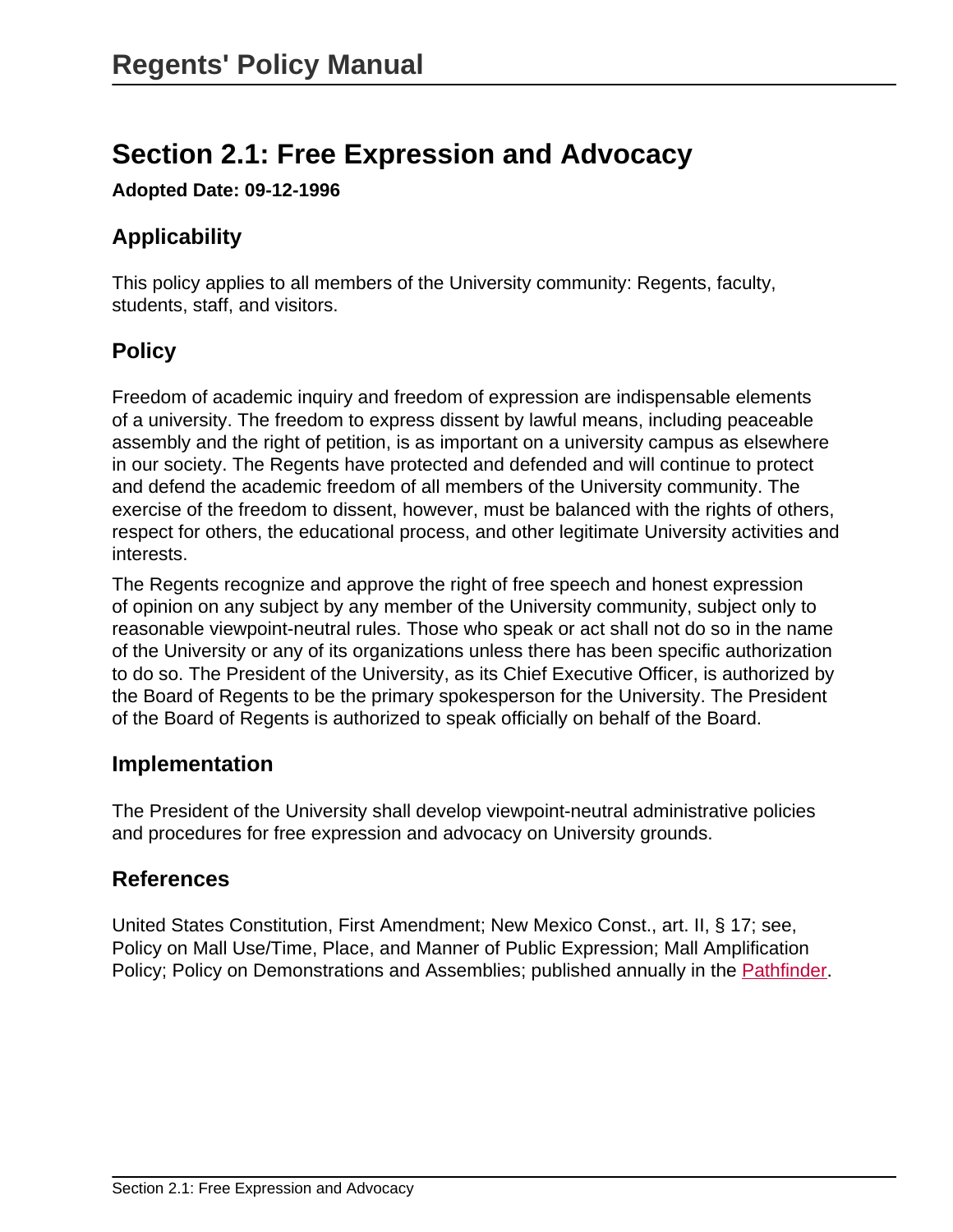# Section 2.1: Free Expression and Advocacy

**Adopted Date: 09-12-1996**

## Applicability

This policy applies to all members of the University community: Regents, faculty, students, staff, and visitors.

## Policy

Freedom of academic inquiry and freedom of expression are indispensable elements of a university. The freedom to express dissent by lawful means, including peaceable assembly and the right of petition, is as important on a university campus as elsewhere in our society. The Regents have protected and defended and will continue to protect and defend the academic freedom of all members of the University community. The exercise of the freedom to dissent, however, must be balanced with the rights of others, respect for others, the educational process, and other legitimate University activities and interests.

The Regents recognize and approve the right of free speech and honest expression of opinion on any subject by any member of the University community, subject only to reasonable viewpoint-neutral rules. Those who speak or act shall not do so in the name of the University or any of its organizations unless there has been specific authorization to do so. The President of the University, as its Chief Executive Officer, is authorized by the Board of Regents to be the primary spokesperson for the University. The President of the Board of Regents is authorized to speak officially on behalf of the Board.

## Implementation

The President of the University shall develop viewpoint-neutral administrative policies and procedures for free expression and advocacy on University grounds.

## References

United States Constitution, First Amendment; New Mexico Const., art. II, § 17; see, Policy on Mall Use/Time, Place, and Manner of Public Expression; Mall Amplification Policy; Policy on Demonstrations and Assemblies; published annually in the Pathfinder.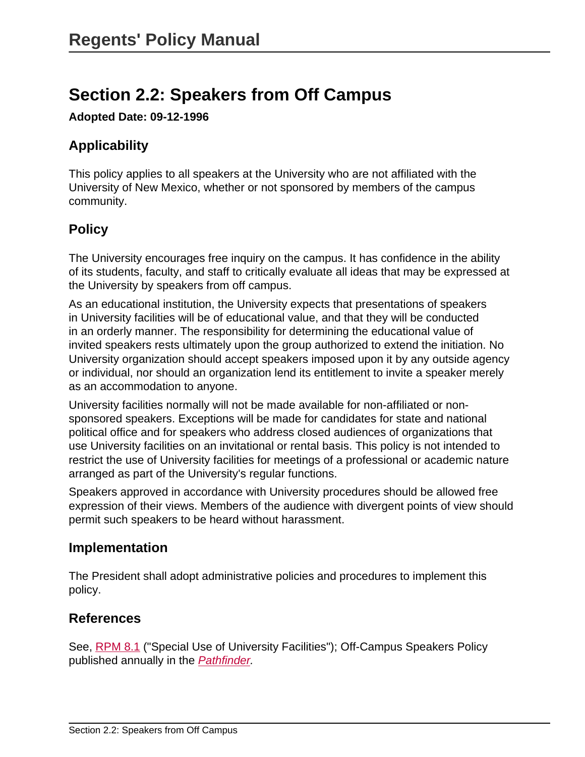# Section 2.2: Speakers from Off Campus

**Adopted Date: 09-12-1996**

## Applicability

This policy applies to all speakers at the University who are not affiliated with the University of New Mexico, whether or not sponsored by members of the campus community.

## Policy

The University encourages free inquiry on the campus. It has confidence in the ability of its students, faculty, and staff to critically evaluate all ideas that may be expressed at the University by speakers from off campus.

As an educational institution, the University expects that presentations of speakers in University facilities will be of educational value, and that they will be conducted in an orderly manner. The responsibility for determining the educational value of invited speakers rests ultimately upon the group authorized to extend the initiation. No University organization should accept speakers imposed upon it by any outside agency or individual, nor should an organization lend its entitlement to invite a speaker merely as an accommodation to anyone.

University facilities normally will not be made available for non-affiliated or non-sponsored speakers. Exceptions will be made for candidates for state and national political office and for speakers who address closed audiences of organizations that use University facilities on an invitational or rental basis. This policy is not intended to restrict the use of University facilities for meetings of a professional or academic nature arranged as part of the University's regular functions.

Speakers approved in accordance with University procedures should be allowed free expression of their views. Members of the audience with divergent points of view should permit such speakers to be heard without harassment.

## Implementation

The President shall adopt administrative policies and procedures to implement this policy.

## References

See, RPM 8.1 ("Special Use of University Facilities"); Off-Campus Speakers Policy published annually in the *Pathfinder.*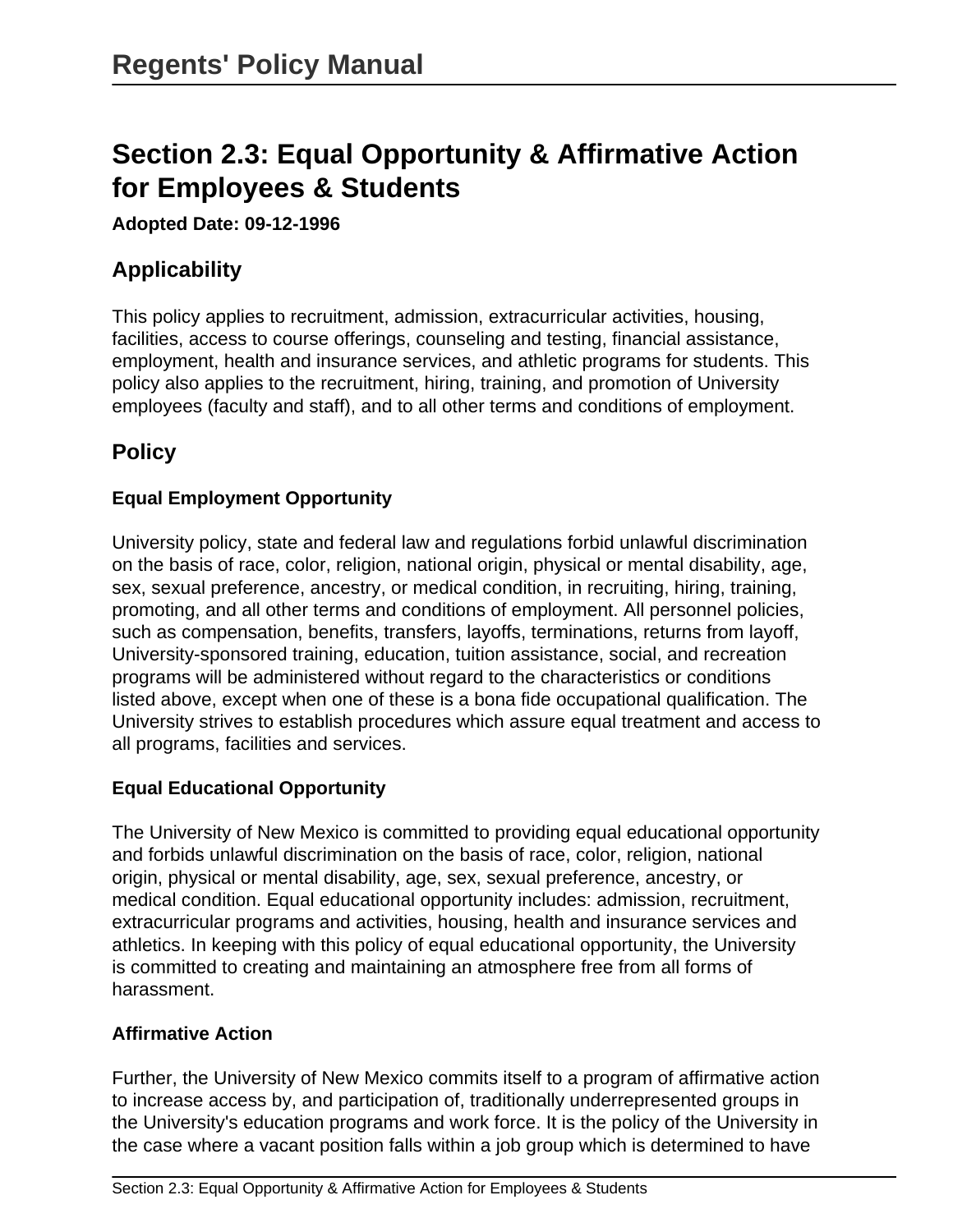## Section 2.3: Equal Opportunity & Affirmative Action for Employees & Students

**Adopted Date: 09-12-1996**

### Applicability

This policy applies to recruitment, admission, extracurricular activities, housing, facilities, access to course offerings, counseling and testing, financial assistance, employment, health and insurance services, and athletic programs for students. This policy also applies to the recruitment, hiring, training, and promotion of University employees (faculty and staff), and to all other terms and conditions of employment.

### Policy

#### Equal Employment Opportunity

University policy, state and federal law and regulations forbid unlawful discrimination on the basis of race, color, religion, national origin, physical or mental disability, age, sex, sexual preference, ancestry, or medical condition, in recruiting, hiring, training, promoting, and all other terms and conditions of employment. All personnel policies, such as compensation, benefits, transfers, layoffs, terminations, returns from layoff, University-sponsored training, education, tuition assistance, social, and recreation programs will be administered without regard to the characteristics or conditions listed above, except when one of these is a bona fide occupational qualification. The University strives to establish procedures which assure equal treatment and access to all programs, facilities and services.

#### Equal Educational Opportunity

The University of New Mexico is committed to providing equal educational opportunity and forbids unlawful discrimination on the basis of race, color, religion, national origin, physical or mental disability, age, sex, sexual preference, ancestry, or medical condition. Equal educational opportunity includes: admission, recruitment, extracurricular programs and activities, housing, health and insurance services and athletics. In keeping with this policy of equal educational opportunity, the University is committed to creating and maintaining an atmosphere free from all forms of harassment.

#### Affirmative Action

Further, the University of New Mexico commits itself to a program of affirmative action to increase access by, and participation of, traditionally underrepresented groups in the University's education programs and work force. It is the policy of the University in the case where a vacant position falls within a job group which is determined to have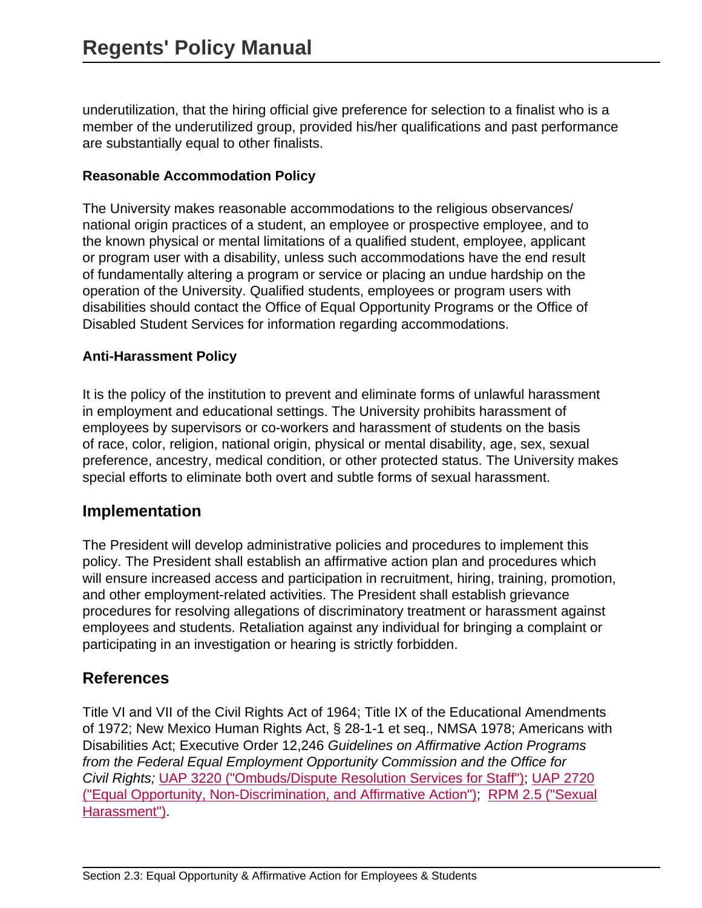underutilization, that the hiring official give preference for selection to a finalist who is a member of the underutilized group, provided his/her qualifications and past performance are substantially equal to other finalists.

**Reasonable Accommodation Policy**

The University makes reasonable accommodations to the religious observances/ national origin practices of a student, an employee or prospective employee, and to the known physical or mental limitations of a qualified student, employee, applicant or program user with a disability, unless such accommodations have the end result of fundamentally altering a program or service or placing an undue hardship on the operation of the University. Qualified students, employees or program users with disabilities should contact the Office of Equal Opportunity Programs or the Office of Disabled Student Services for information regarding accommodations.

**Anti-Harassment Policy**

It is the policy of the institution to prevent and eliminate forms of unlawful harassment in employment and educational settings. The University prohibits harassment of employees by supervisors or co-workers and harassment of students on the basis of race, color, religion, national origin, physical or mental disability, age, sex, sexual preference, ancestry, medical condition, or other protected status. The University makes special efforts to eliminate both overt and subtle forms of sexual harassment.

## Implementation

The President will develop administrative policies and procedures to implement this policy. The President shall establish an affirmative action plan and procedures which will ensure increased access and participation in recruitment, hiring, training, promotion, and other employment-related activities. The President shall establish grievance procedures for resolving allegations of discriminatory treatment or harassment against employees and students. Retaliation against any individual for bringing a complaint or participating in an investigation or hearing is strictly forbidden.

## References

Title VI and VII of the Civil Rights Act of 1964; Title IX of the Educational Amendments of 1972; New Mexico Human Rights Act, § 28-1-1 et seq., NMSA 1978; Americans with Disabilities Act; Executive Order 12,246 *Guidelines on Affirmative Action Programs from the Federal Equal Employment Opportunity Commission and the Office for Civil Rights;* UAP 3220 ("Ombuds/Dispute Resolution Services for Staff"); UAP 2720 ("Equal Opportunity, Non-Discrimination, and Affirmative Action"); RPM 2.5 ("Sexual Harassment").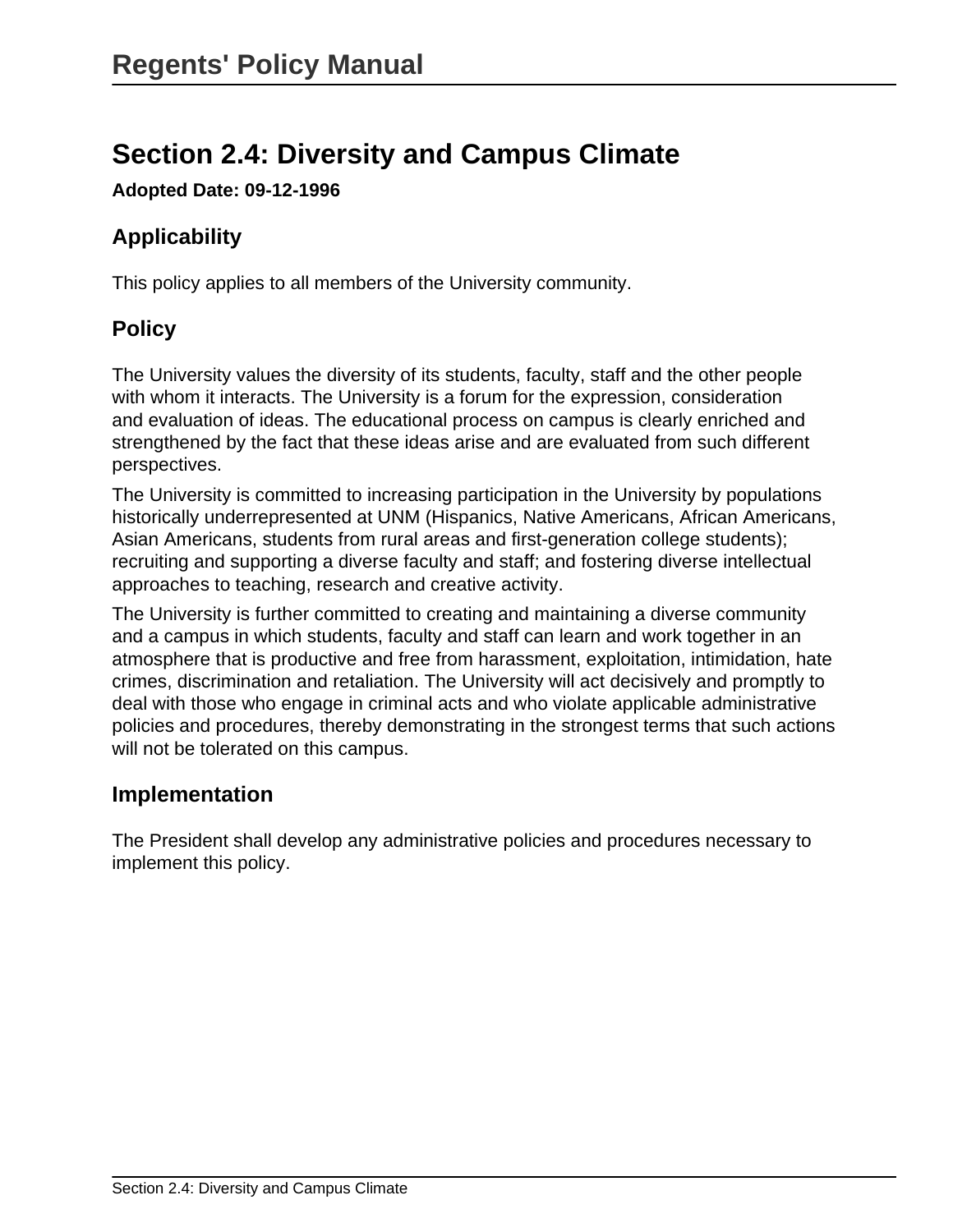## Section 2.4: Diversity and Campus Climate

**Adopted Date: 09-12-1996**

### Applicability

This policy applies to all members of the University community.

### Policy

The University values the diversity of its students, faculty, staff and the other people with whom it interacts. The University is a forum for the expression, consideration and evaluation of ideas. The educational process on campus is clearly enriched and strengthened by the fact that these ideas arise and are evaluated from such different perspectives.

The University is committed to increasing participation in the University by populations historically underrepresented at UNM (Hispanics, Native Americans, African Americans, Asian Americans, students from rural areas and first-generation college students); recruiting and supporting a diverse faculty and staff; and fostering diverse intellectual approaches to teaching, research and creative activity.

The University is further committed to creating and maintaining a diverse community and a campus in which students, faculty and staff can learn and work together in an atmosphere that is productive and free from harassment, exploitation, intimidation, hate crimes, discrimination and retaliation. The University will act decisively and promptly to deal with those who engage in criminal acts and who violate applicable administrative policies and procedures, thereby demonstrating in the strongest terms that such actions will not be tolerated on this campus.

### Implementation

The President shall develop any administrative policies and procedures necessary to implement this policy.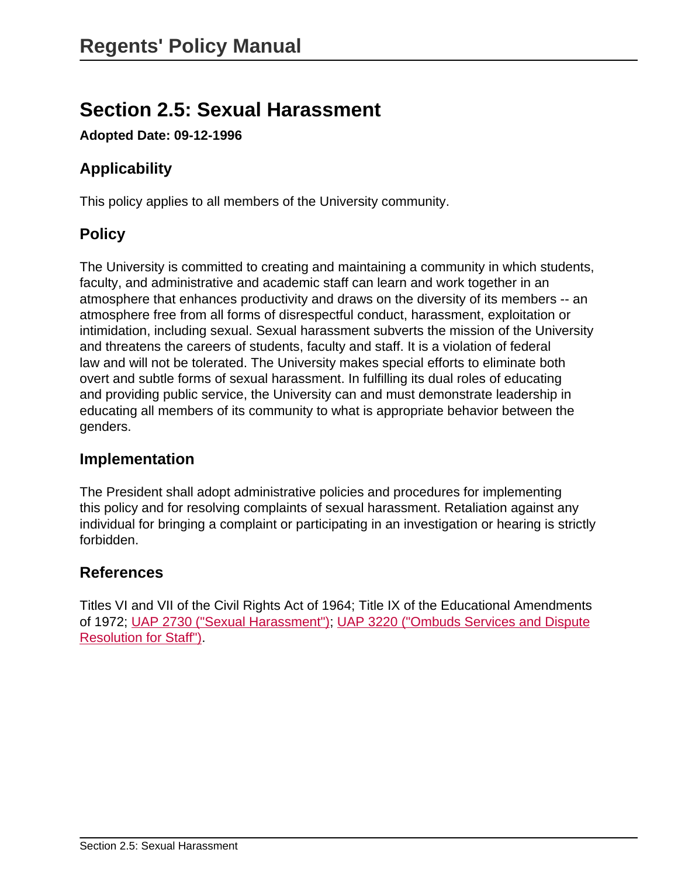# Section 2.5: Sexual Harassment

**Adopted Date: 09-12-1996**

## Applicability

This policy applies to all members of the University community.

## Policy

The University is committed to creating and maintaining a community in which students, faculty, and administrative and academic staff can learn and work together in an atmosphere that enhances productivity and draws on the diversity of its members -- an atmosphere free from all forms of disrespectful conduct, harassment, exploitation or intimidation, including sexual. Sexual harassment subverts the mission of the University and threatens the careers of students, faculty and staff. It is a violation of federal law and will not be tolerated. The University makes special efforts to eliminate both overt and subtle forms of sexual harassment. In fulfilling its dual roles of educating and providing public service, the University can and must demonstrate leadership in educating all members of its community to what is appropriate behavior between the genders.

## Implementation

The President shall adopt administrative policies and procedures for implementing this policy and for resolving complaints of sexual harassment. Retaliation against any individual for bringing a complaint or participating in an investigation or hearing is strictly forbidden.

## References

Titles VI and VII of the Civil Rights Act of 1964; Title IX of the Educational Amendments of 1972; UAP 2730 ("Sexual Harassment"); UAP 3220 ("Ombuds Services and Dispute Resolution for Staff").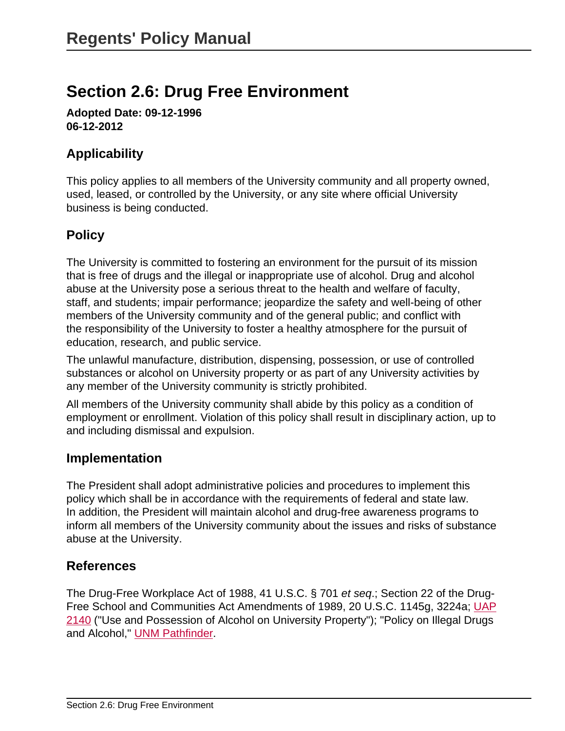# Section 2.6: Drug Free Environment

**Adopted Date: 09-12-1996**
**06-12-2012**

## Applicability

This policy applies to all members of the University community and all property owned, used, leased, or controlled by the University, or any site where official University business is being conducted.

## Policy

The University is committed to fostering an environment for the pursuit of its mission that is free of drugs and the illegal or inappropriate use of alcohol. Drug and alcohol abuse at the University pose a serious threat to the health and welfare of faculty, staff, and students; impair performance; jeopardize the safety and well-being of other members of the University community and of the general public; and conflict with the responsibility of the University to foster a healthy atmosphere for the pursuit of education, research, and public service.

The unlawful manufacture, distribution, dispensing, possession, or use of controlled substances or alcohol on University property or as part of any University activities by any member of the University community is strictly prohibited.

All members of the University community shall abide by this policy as a condition of employment or enrollment. Violation of this policy shall result in disciplinary action, up to and including dismissal and expulsion.

## Implementation

The President shall adopt administrative policies and procedures to implement this policy which shall be in accordance with the requirements of federal and state law. In addition, the President will maintain alcohol and drug-free awareness programs to inform all members of the University community about the issues and risks of substance abuse at the University.

## References

The Drug-Free Workplace Act of 1988, 41 U.S.C. § 701 *et seq*.; Section 22 of the Drug-Free School and Communities Act Amendments of 1989, 20 U.S.C. 1145g, 3224a; UAP 2140 ("Use and Possession of Alcohol on University Property"); "Policy on Illegal Drugs and Alcohol," UNM Pathfinder.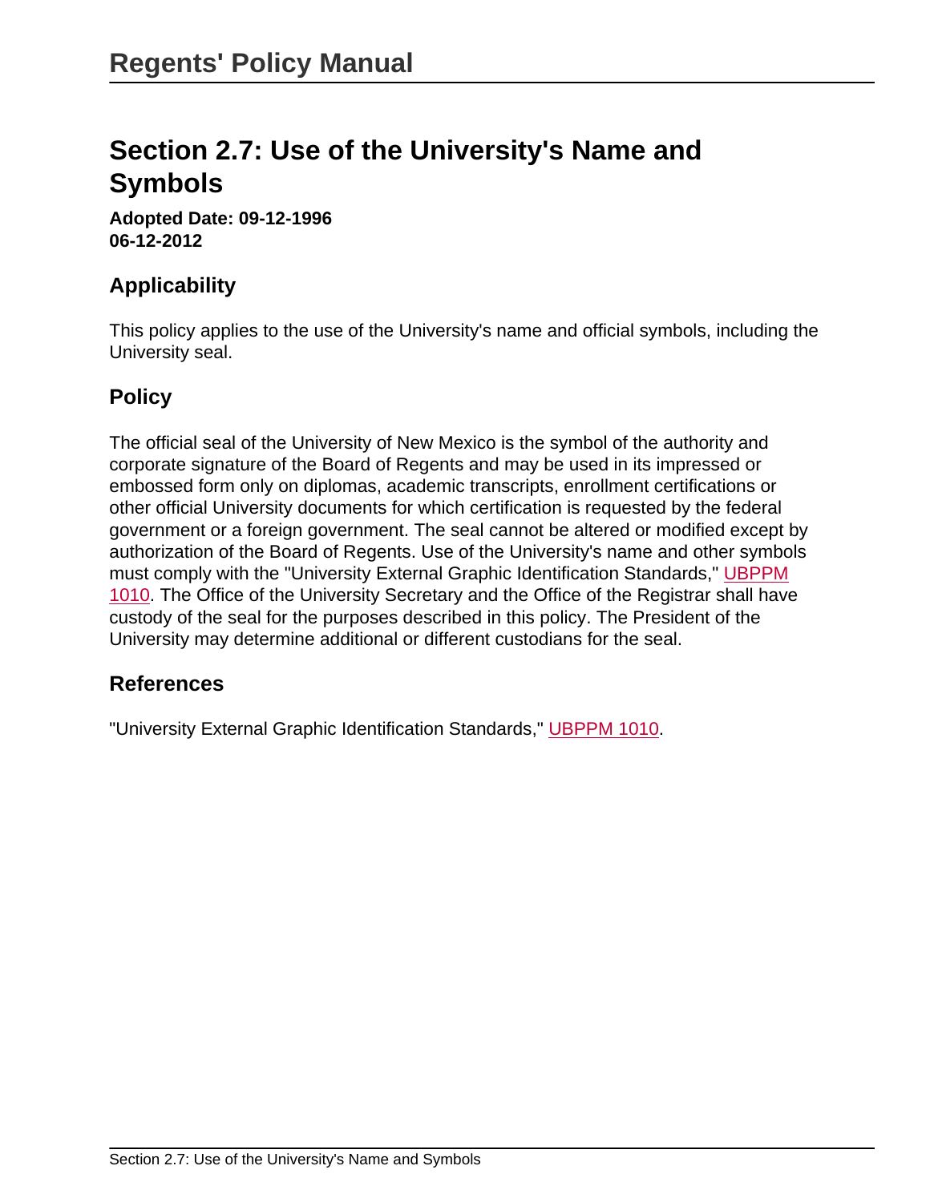# Section 2.7: Use of the University's Name and Symbols

**Adopted Date: 09-12-1996**
**06-12-2012**

## Applicability

This policy applies to the use of the University's name and official symbols, including the University seal.

## Policy

The official seal of the University of New Mexico is the symbol of the authority and corporate signature of the Board of Regents and may be used in its impressed or embossed form only on diplomas, academic transcripts, enrollment certifications or other official University documents for which certification is requested by the federal government or a foreign government. The seal cannot be altered or modified except by authorization of the Board of Regents. Use of the University's name and other symbols must comply with the "University External Graphic Identification Standards," UBPPM 1010. The Office of the University Secretary and the Office of the Registrar shall have custody of the seal for the purposes described in this policy. The President of the University may determine additional or different custodians for the seal.

## References

"University External Graphic Identification Standards," UBPPM 1010.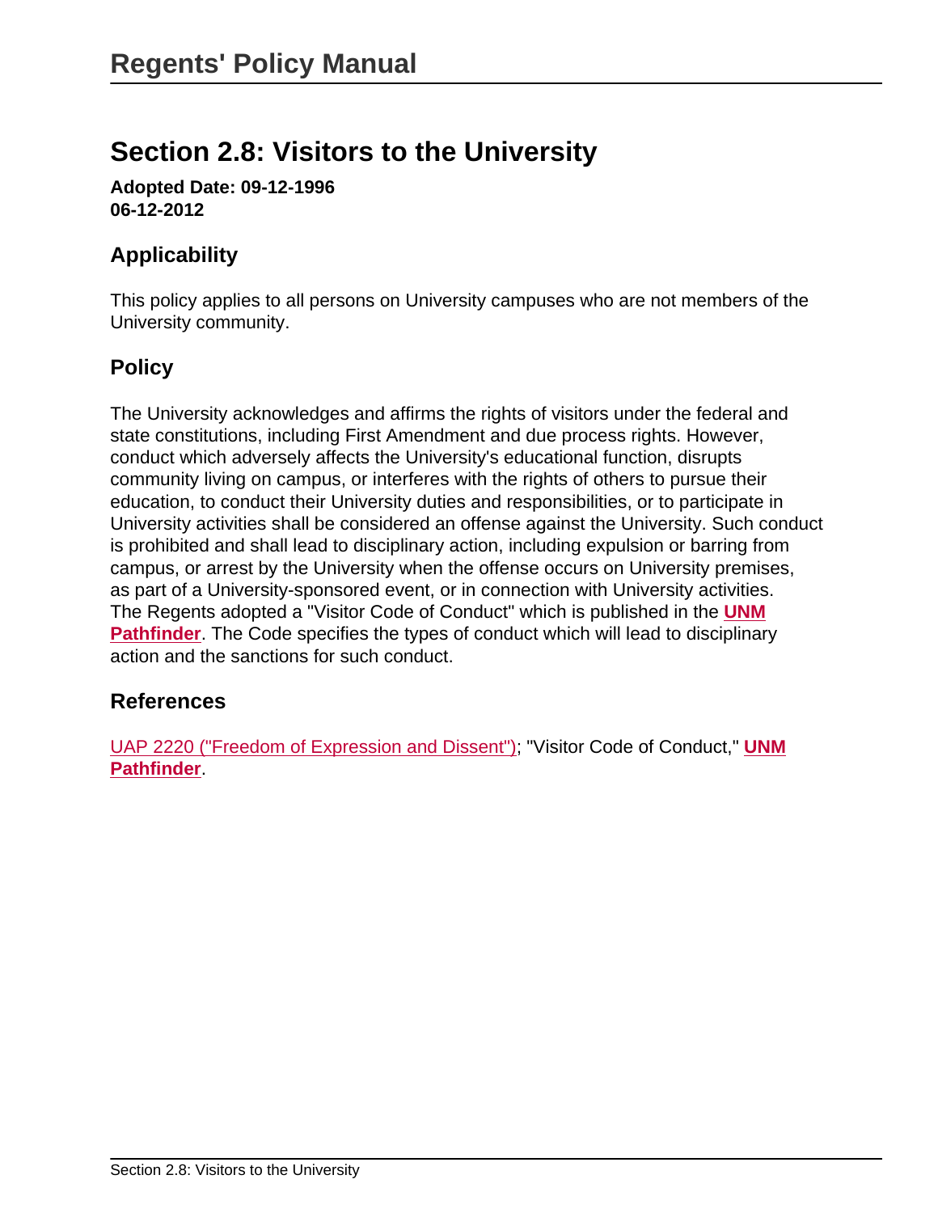# Regents' Policy Manual

## Section 2.8: Visitors to the University

**Adopted Date: 09-12-1996**
**06-12-2012**

### Applicability

This policy applies to all persons on University campuses who are not members of the University community.

### Policy

The University acknowledges and affirms the rights of visitors under the federal and state constitutions, including First Amendment and due process rights. However, conduct which adversely affects the University's educational function, disrupts community living on campus, or interferes with the rights of others to pursue their education, to conduct their University duties and responsibilities, or to participate in University activities shall be considered an offense against the University. Such conduct is prohibited and shall lead to disciplinary action, including expulsion or barring from campus, or arrest by the University when the offense occurs on University premises, as part of a University-sponsored event, or in connection with University activities. The Regents adopted a "Visitor Code of Conduct" which is published in the **UNM Pathfinder**. The Code specifies the types of conduct which will lead to disciplinary action and the sanctions for such conduct.

### References

UAP 2220 ("Freedom of Expression and Dissent"); "Visitor Code of Conduct," **UNM Pathfinder**.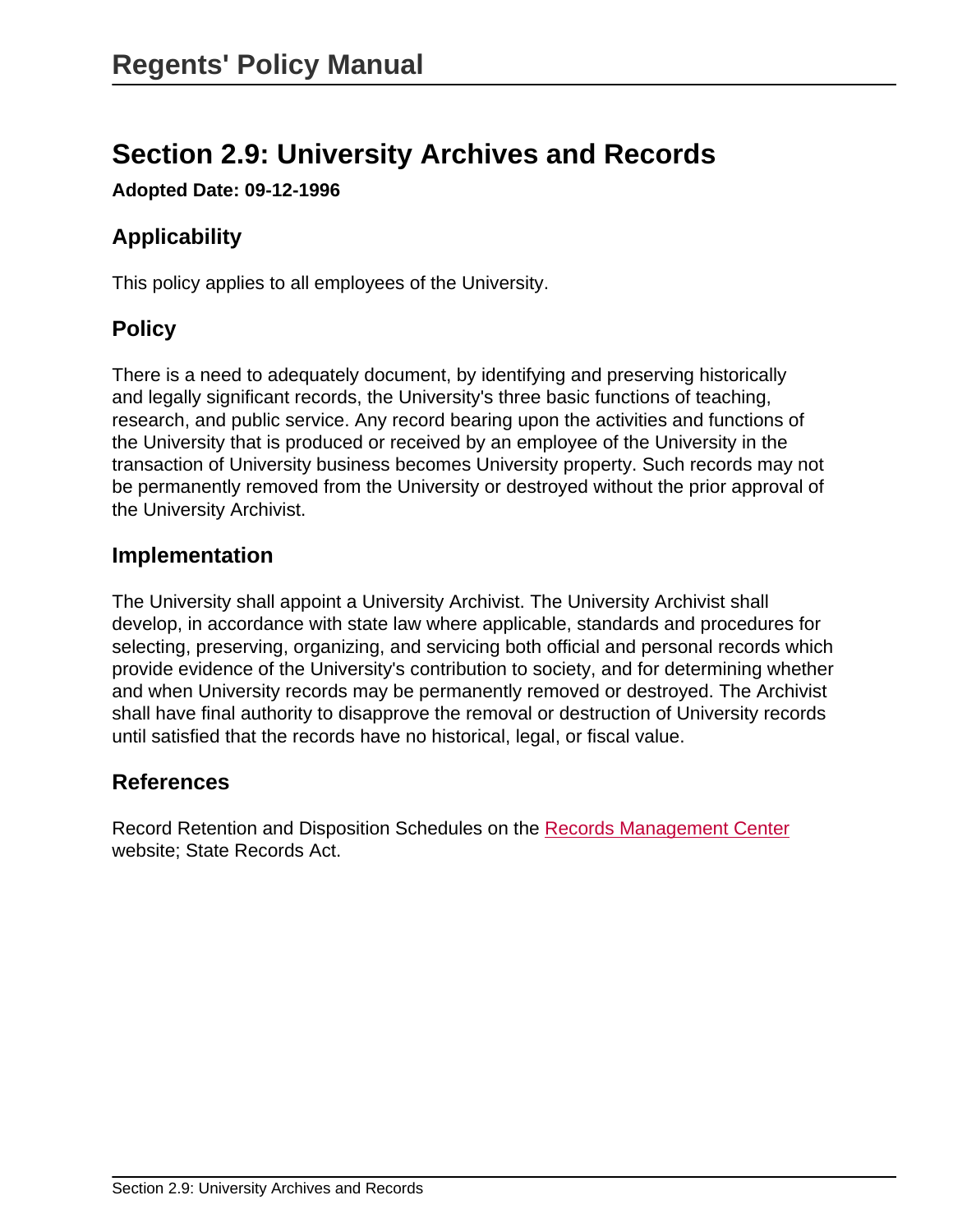# Section 2.9: University Archives and Records

**Adopted Date: 09-12-1996**

## Applicability

This policy applies to all employees of the University.

## Policy

There is a need to adequately document, by identifying and preserving historically and legally significant records, the University's three basic functions of teaching, research, and public service. Any record bearing upon the activities and functions of the University that is produced or received by an employee of the University in the transaction of University business becomes University property. Such records may not be permanently removed from the University or destroyed without the prior approval of the University Archivist.

## Implementation

The University shall appoint a University Archivist. The University Archivist shall develop, in accordance with state law where applicable, standards and procedures for selecting, preserving, organizing, and servicing both official and personal records which provide evidence of the University's contribution to society, and for determining whether and when University records may be permanently removed or destroyed. The Archivist shall have final authority to disapprove the removal or destruction of University records until satisfied that the records have no historical, legal, or fiscal value.

## References

Record Retention and Disposition Schedules on the Records Management Center website; State Records Act.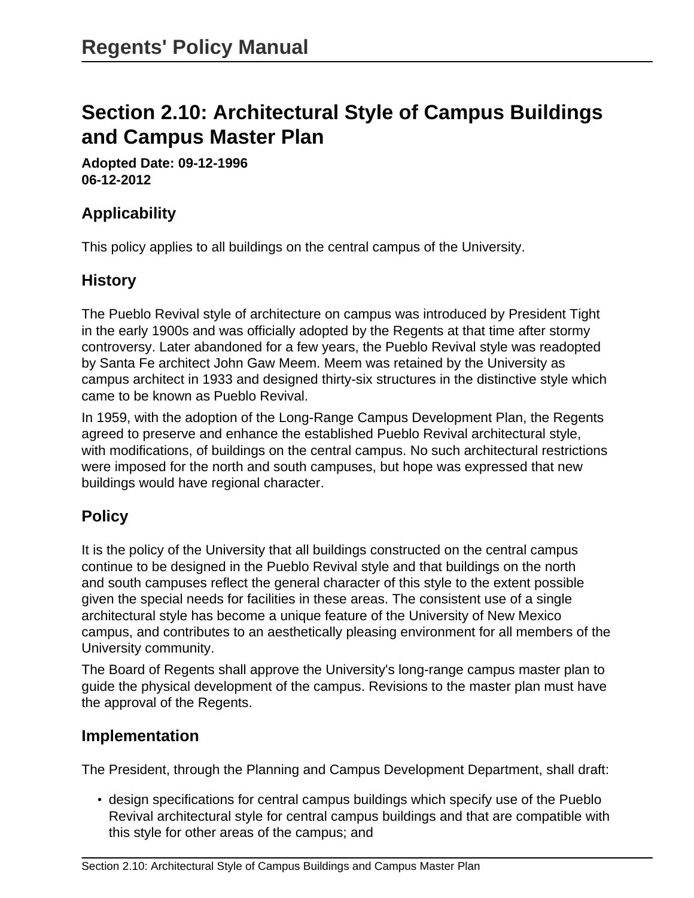# Section 2.10: Architectural Style of Campus Buildings and Campus Master Plan

**Adopted Date: 09-12-1996**
**06-12-2012**

## Applicability

This policy applies to all buildings on the central campus of the University.

## History

The Pueblo Revival style of architecture on campus was introduced by President Tight in the early 1900s and was officially adopted by the Regents at that time after stormy controversy. Later abandoned for a few years, the Pueblo Revival style was readopted by Santa Fe architect John Gaw Meem. Meem was retained by the University as campus architect in 1933 and designed thirty-six structures in the distinctive style which came to be known as Pueblo Revival.

In 1959, with the adoption of the Long-Range Campus Development Plan, the Regents agreed to preserve and enhance the established Pueblo Revival architectural style, with modifications, of buildings on the central campus. No such architectural restrictions were imposed for the north and south campuses, but hope was expressed that new buildings would have regional character.

## Policy

It is the policy of the University that all buildings constructed on the central campus continue to be designed in the Pueblo Revival style and that buildings on the north and south campuses reflect the general character of this style to the extent possible given the special needs for facilities in these areas. The consistent use of a single architectural style has become a unique feature of the University of New Mexico campus, and contributes to an aesthetically pleasing environment for all members of the University community.

The Board of Regents shall approve the University's long-range campus master plan to guide the physical development of the campus. Revisions to the master plan must have the approval of the Regents.

## Implementation

The President, through the Planning and Campus Development Department, shall draft:

- design specifications for central campus buildings which specify use of the Pueblo Revival architectural style for central campus buildings and that are compatible with this style for other areas of the campus; and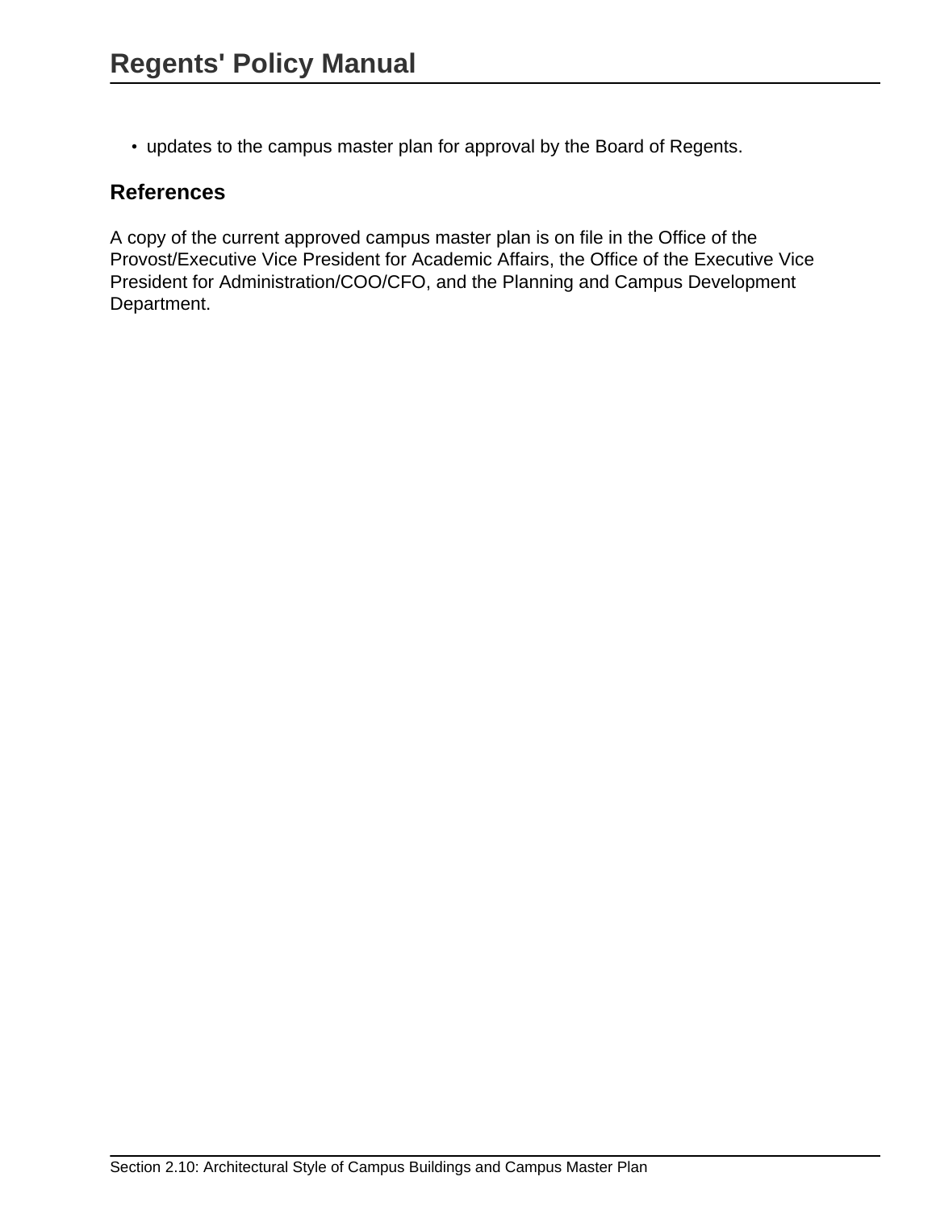- updates to the campus master plan for approval by the Board of Regents.

## References

A copy of the current approved campus master plan is on file in the Office of the Provost/Executive Vice President for Academic Affairs, the Office of the Executive Vice President for Administration/COO/CFO, and the Planning and Campus Development Department.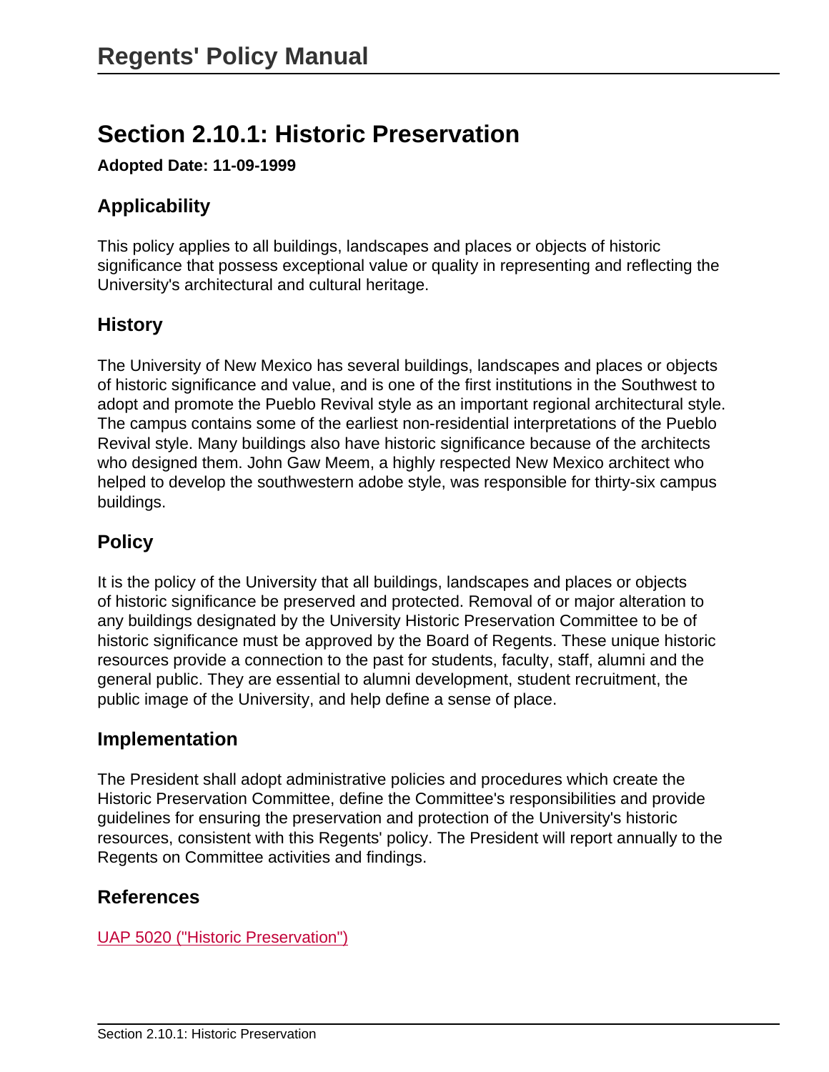## Section 2.10.1: Historic Preservation

**Adopted Date: 11-09-1999**

### Applicability

This policy applies to all buildings, landscapes and places or objects of historic significance that possess exceptional value or quality in representing and reflecting the University's architectural and cultural heritage.

### History

The University of New Mexico has several buildings, landscapes and places or objects of historic significance and value, and is one of the first institutions in the Southwest to adopt and promote the Pueblo Revival style as an important regional architectural style. The campus contains some of the earliest non-residential interpretations of the Pueblo Revival style. Many buildings also have historic significance because of the architects who designed them. John Gaw Meem, a highly respected New Mexico architect who helped to develop the southwestern adobe style, was responsible for thirty-six campus buildings.

### Policy

It is the policy of the University that all buildings, landscapes and places or objects of historic significance be preserved and protected. Removal of or major alteration to any buildings designated by the University Historic Preservation Committee to be of historic significance must be approved by the Board of Regents. These unique historic resources provide a connection to the past for students, faculty, staff, alumni and the general public. They are essential to alumni development, student recruitment, the public image of the University, and help define a sense of place.

### Implementation

The President shall adopt administrative policies and procedures which create the Historic Preservation Committee, define the Committee's responsibilities and provide guidelines for ensuring the preservation and protection of the University's historic resources, consistent with this Regents' policy. The President will report annually to the Regents on Committee activities and findings.

### References

UAP 5020 ("Historic Preservation")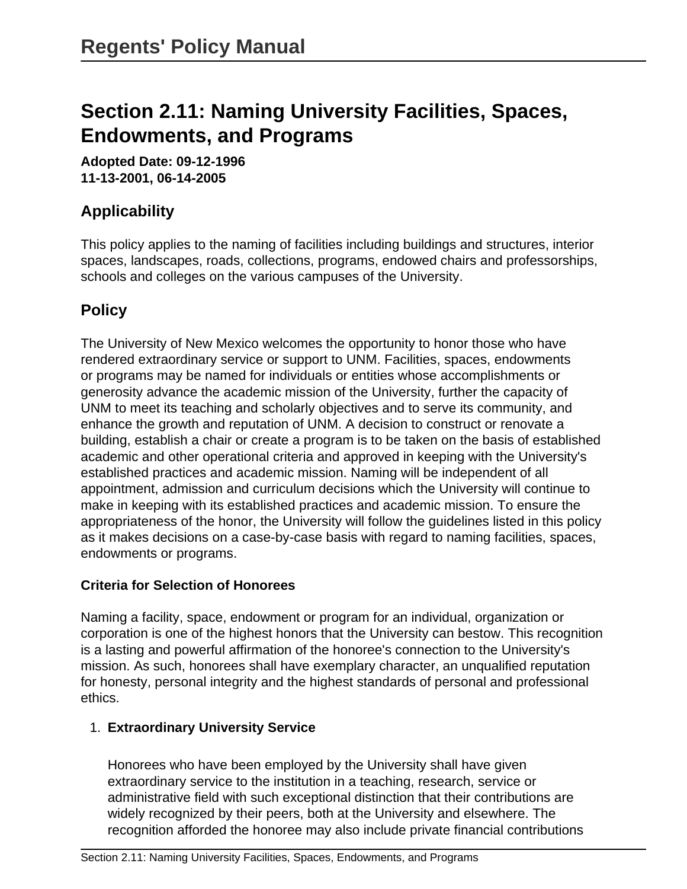# Section 2.11: Naming University Facilities, Spaces, Endowments, and Programs

**Adopted Date: 09-12-1996**
**11-13-2001, 06-14-2005**

## Applicability

This policy applies to the naming of facilities including buildings and structures, interior spaces, landscapes, roads, collections, programs, endowed chairs and professorships, schools and colleges on the various campuses of the University.

## Policy

The University of New Mexico welcomes the opportunity to honor those who have rendered extraordinary service or support to UNM. Facilities, spaces, endowments or programs may be named for individuals or entities whose accomplishments or generosity advance the academic mission of the University, further the capacity of UNM to meet its teaching and scholarly objectives and to serve its community, and enhance the growth and reputation of UNM. A decision to construct or renovate a building, establish a chair or create a program is to be taken on the basis of established academic and other operational criteria and approved in keeping with the University's established practices and academic mission. Naming will be independent of all appointment, admission and curriculum decisions which the University will continue to make in keeping with its established practices and academic mission. To ensure the appropriateness of the honor, the University will follow the guidelines listed in this policy as it makes decisions on a case-by-case basis with regard to naming facilities, spaces, endowments or programs.

### Criteria for Selection of Honorees

Naming a facility, space, endowment or program for an individual, organization or corporation is one of the highest honors that the University can bestow. This recognition is a lasting and powerful affirmation of the honoree's connection to the University's mission. As such, honorees shall have exemplary character, an unqualified reputation for honesty, personal integrity and the highest standards of personal and professional ethics.

1. **Extraordinary University Service**

   Honorees who have been employed by the University shall have given extraordinary service to the institution in a teaching, research, service or administrative field with such exceptional distinction that their contributions are widely recognized by their peers, both at the University and elsewhere. The recognition afforded the honoree may also include private financial contributions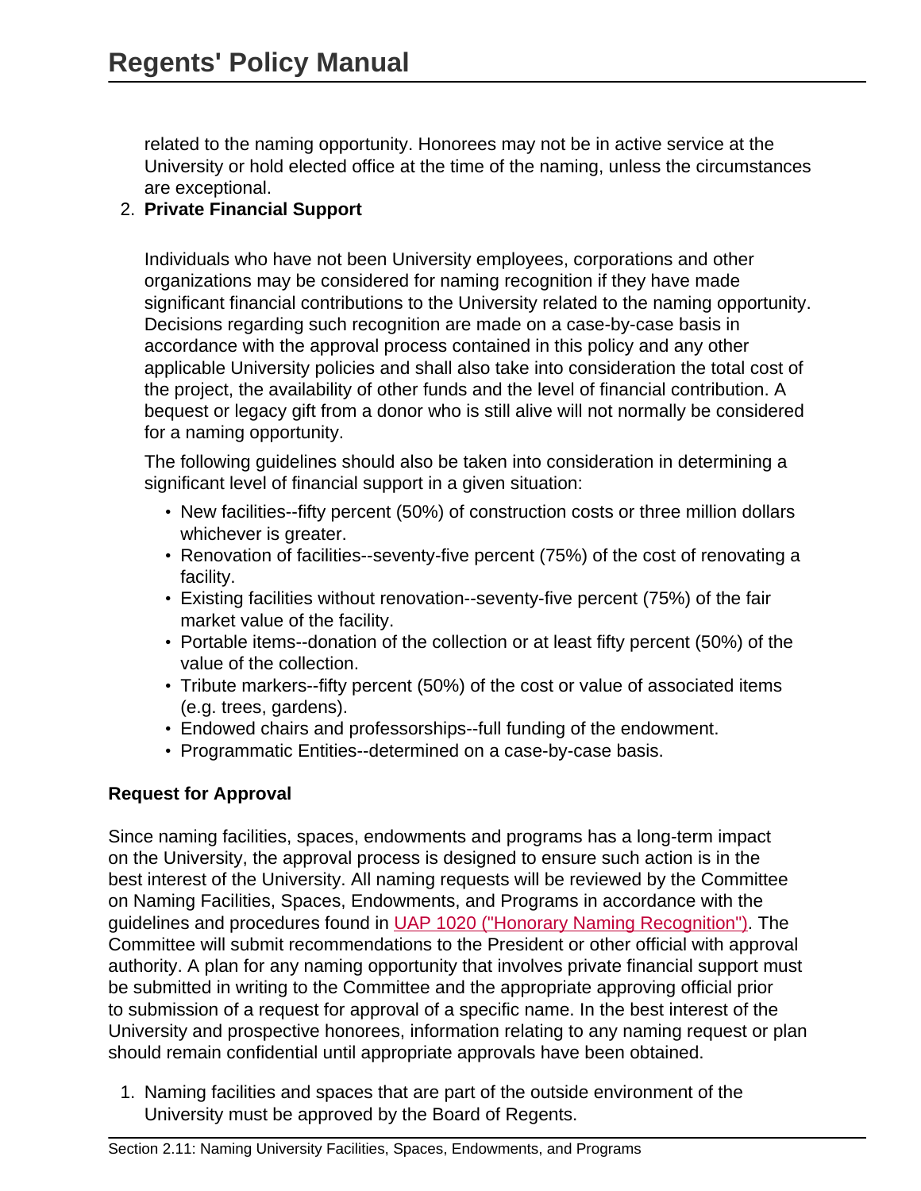related to the naming opportunity. Honorees may not be in active service at the University or hold elected office at the time of the naming, unless the circumstances are exceptional.

2. **Private Financial Support**

   Individuals who have not been University employees, corporations and other organizations may be considered for naming recognition if they have made significant financial contributions to the University related to the naming opportunity. Decisions regarding such recognition are made on a case-by-case basis in accordance with the approval process contained in this policy and any other applicable University policies and shall also take into consideration the total cost of the project, the availability of other funds and the level of financial contribution. A bequest or legacy gift from a donor who is still alive will not normally be considered for a naming opportunity.

   The following guidelines should also be taken into consideration in determining a significant level of financial support in a given situation:

   - New facilities--fifty percent (50%) of construction costs or three million dollars whichever is greater.
   - Renovation of facilities--seventy-five percent (75%) of the cost of renovating a facility.
   - Existing facilities without renovation--seventy-five percent (75%) of the fair market value of the facility.
   - Portable items--donation of the collection or at least fifty percent (50%) of the value of the collection.
   - Tribute markers--fifty percent (50%) of the cost or value of associated items (e.g. trees, gardens).
   - Endowed chairs and professorships--full funding of the endowment.
   - Programmatic Entities--determined on a case-by-case basis.

**Request for Approval**

Since naming facilities, spaces, endowments and programs has a long-term impact on the University, the approval process is designed to ensure such action is in the best interest of the University. All naming requests will be reviewed by the Committee on Naming Facilities, Spaces, Endowments, and Programs in accordance with the guidelines and procedures found in [UAP 1020 ("Honorary Naming Recognition")](). The Committee will submit recommendations to the President or other official with approval authority. A plan for any naming opportunity that involves private financial support must be submitted in writing to the Committee and the appropriate approving official prior to submission of a request for approval of a specific name. In the best interest of the University and prospective honorees, information relating to any naming request or plan should remain confidential until appropriate approvals have been obtained.

1. Naming facilities and spaces that are part of the outside environment of the University must be approved by the Board of Regents.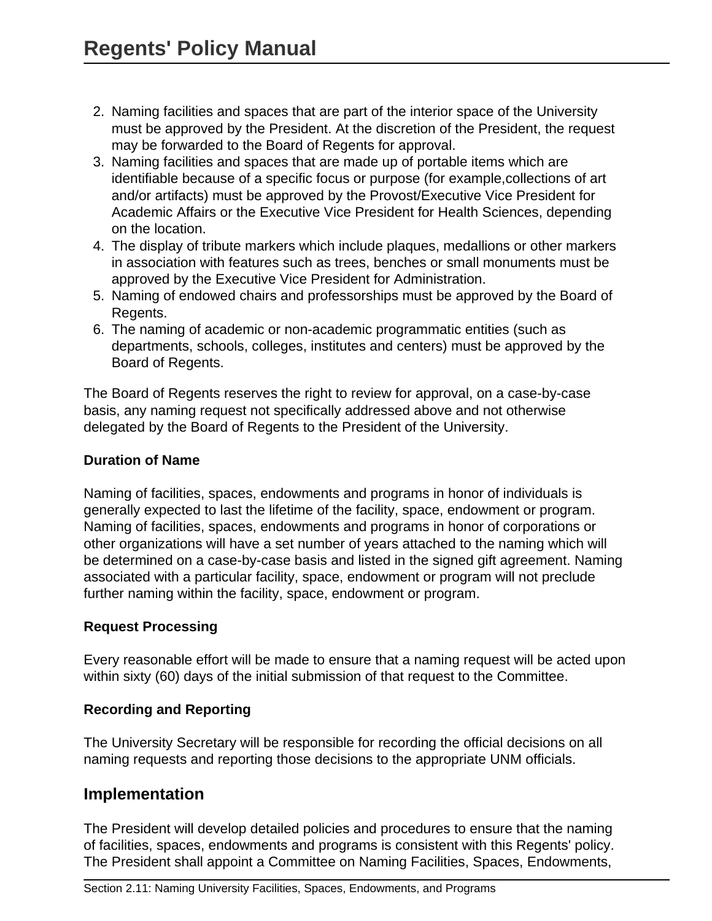2. Naming facilities and spaces that are part of the interior space of the University must be approved by the President. At the discretion of the President, the request may be forwarded to the Board of Regents for approval.
3. Naming facilities and spaces that are made up of portable items which are identifiable because of a specific focus or purpose (for example,collections of art and/or artifacts) must be approved by the Provost/Executive Vice President for Academic Affairs or the Executive Vice President for Health Sciences, depending on the location.
4. The display of tribute markers which include plaques, medallions or other markers in association with features such as trees, benches or small monuments must be approved by the Executive Vice President for Administration.
5. Naming of endowed chairs and professorships must be approved by the Board of Regents.
6. The naming of academic or non-academic programmatic entities (such as departments, schools, colleges, institutes and centers) must be approved by the Board of Regents.

The Board of Regents reserves the right to review for approval, on a case-by-case basis, any naming request not specifically addressed above and not otherwise delegated by the Board of Regents to the President of the University.

**Duration of Name**

Naming of facilities, spaces, endowments and programs in honor of individuals is generally expected to last the lifetime of the facility, space, endowment or program. Naming of facilities, spaces, endowments and programs in honor of corporations or other organizations will have a set number of years attached to the naming which will be determined on a case-by-case basis and listed in the signed gift agreement. Naming associated with a particular facility, space, endowment or program will not preclude further naming within the facility, space, endowment or program.

**Request Processing**

Every reasonable effort will be made to ensure that a naming request will be acted upon within sixty (60) days of the initial submission of that request to the Committee.

**Recording and Reporting**

The University Secretary will be responsible for recording the official decisions on all naming requests and reporting those decisions to the appropriate UNM officials.

## Implementation

The President will develop detailed policies and procedures to ensure that the naming of facilities, spaces, endowments and programs is consistent with this Regents' policy. The President shall appoint a Committee on Naming Facilities, Spaces, Endowments,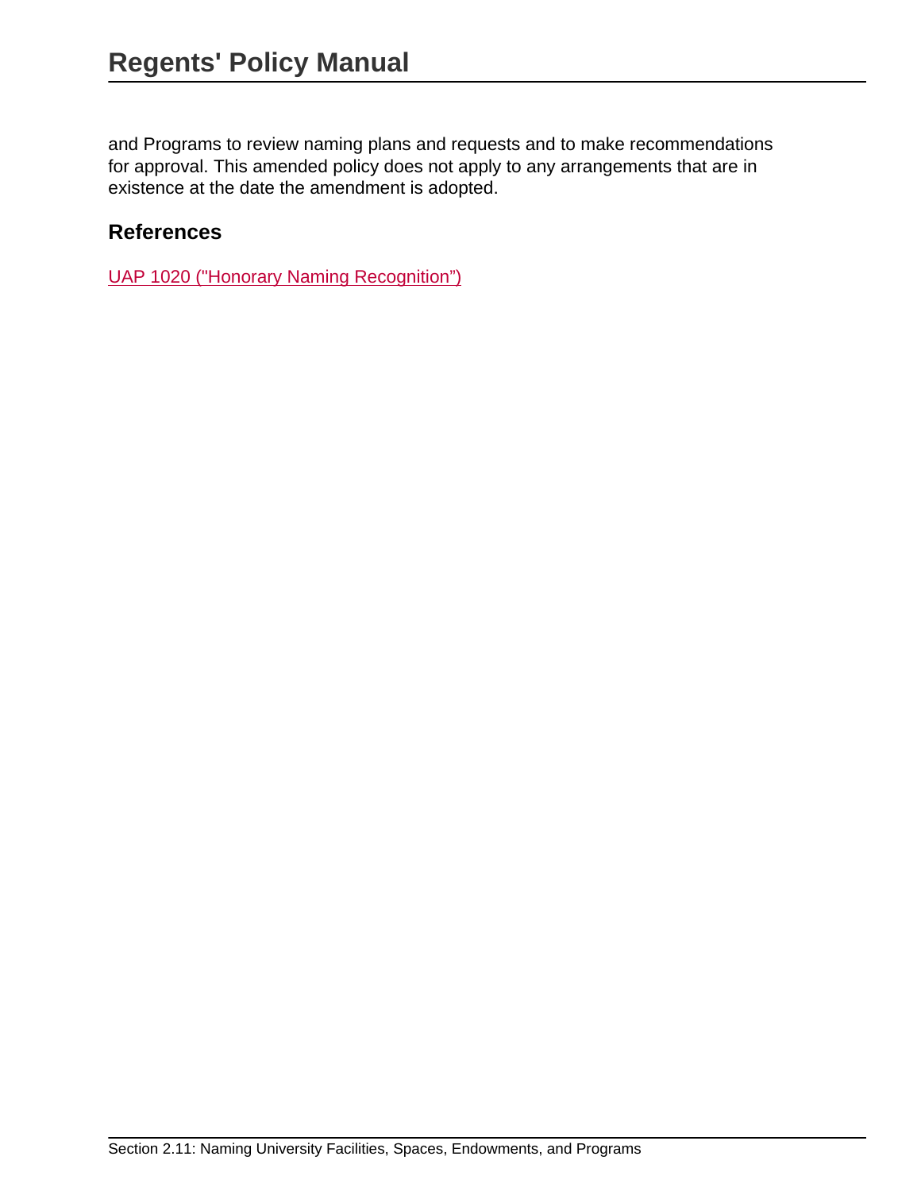and Programs to review naming plans and requests and to make recommendations for approval. This amended policy does not apply to any arrangements that are in existence at the date the amendment is adopted.

## References

[UAP 1020 ("Honorary Naming Recognition")]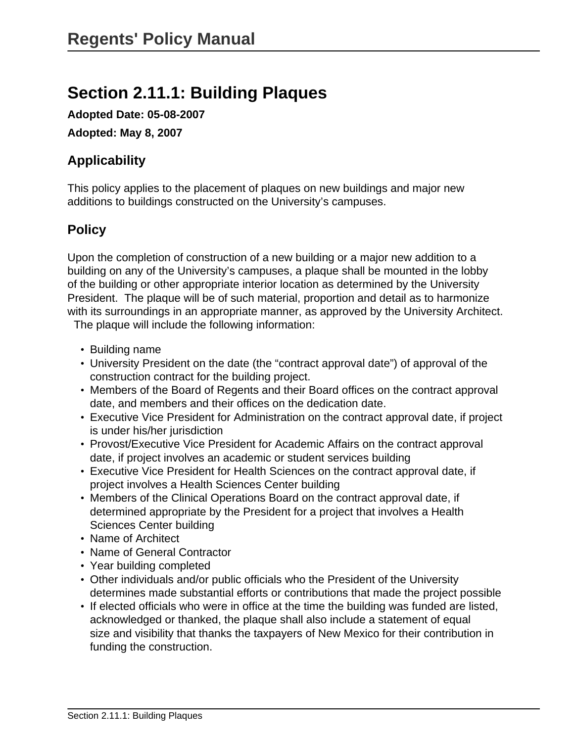# Section 2.11.1: Building Plaques

**Adopted Date: 05-08-2007**

**Adopted: May 8, 2007**

## Applicability

This policy applies to the placement of plaques on new buildings and major new additions to buildings constructed on the University's campuses.

## Policy

Upon the completion of construction of a new building or a major new addition to a building on any of the University's campuses, a plaque shall be mounted in the lobby of the building or other appropriate interior location as determined by the University President. The plaque will be of such material, proportion and detail as to harmonize with its surroundings in an appropriate manner, as approved by the University Architect. The plaque will include the following information:

- Building name
- University President on the date (the "contract approval date") of approval of the construction contract for the building project.
- Members of the Board of Regents and their Board offices on the contract approval date, and members and their offices on the dedication date.
- Executive Vice President for Administration on the contract approval date, if project is under his/her jurisdiction
- Provost/Executive Vice President for Academic Affairs on the contract approval date, if project involves an academic or student services building
- Executive Vice President for Health Sciences on the contract approval date, if project involves a Health Sciences Center building
- Members of the Clinical Operations Board on the contract approval date, if determined appropriate by the President for a project that involves a Health Sciences Center building
- Name of Architect
- Name of General Contractor
- Year building completed
- Other individuals and/or public officials who the President of the University determines made substantial efforts or contributions that made the project possible
- If elected officials who were in office at the time the building was funded are listed, acknowledged or thanked, the plaque shall also include a statement of equal size and visibility that thanks the taxpayers of New Mexico for their contribution in funding the construction.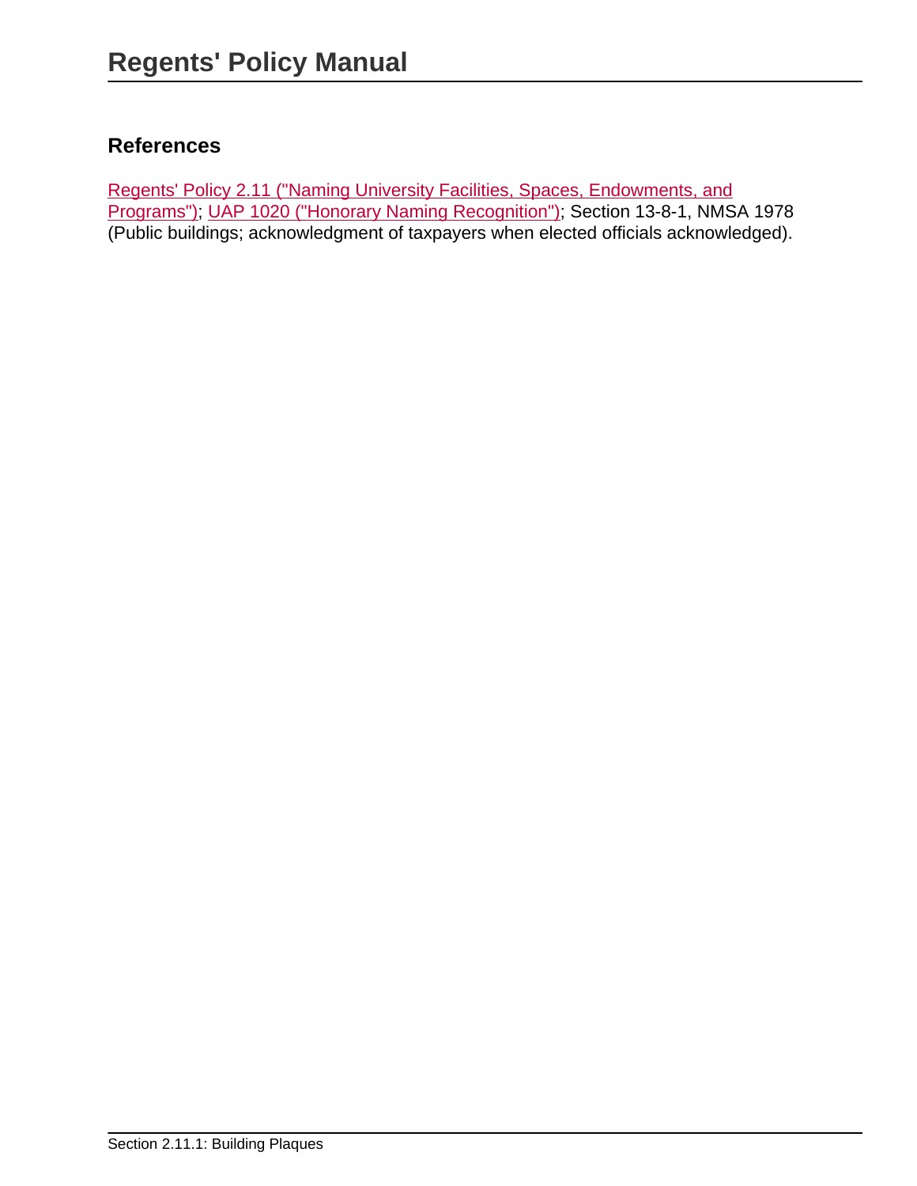## References

Regents' Policy 2.11 ("Naming University Facilities, Spaces, Endowments, and Programs"); UAP 1020 ("Honorary Naming Recognition"); Section 13-8-1, NMSA 1978 (Public buildings; acknowledgment of taxpayers when elected officials acknowledged).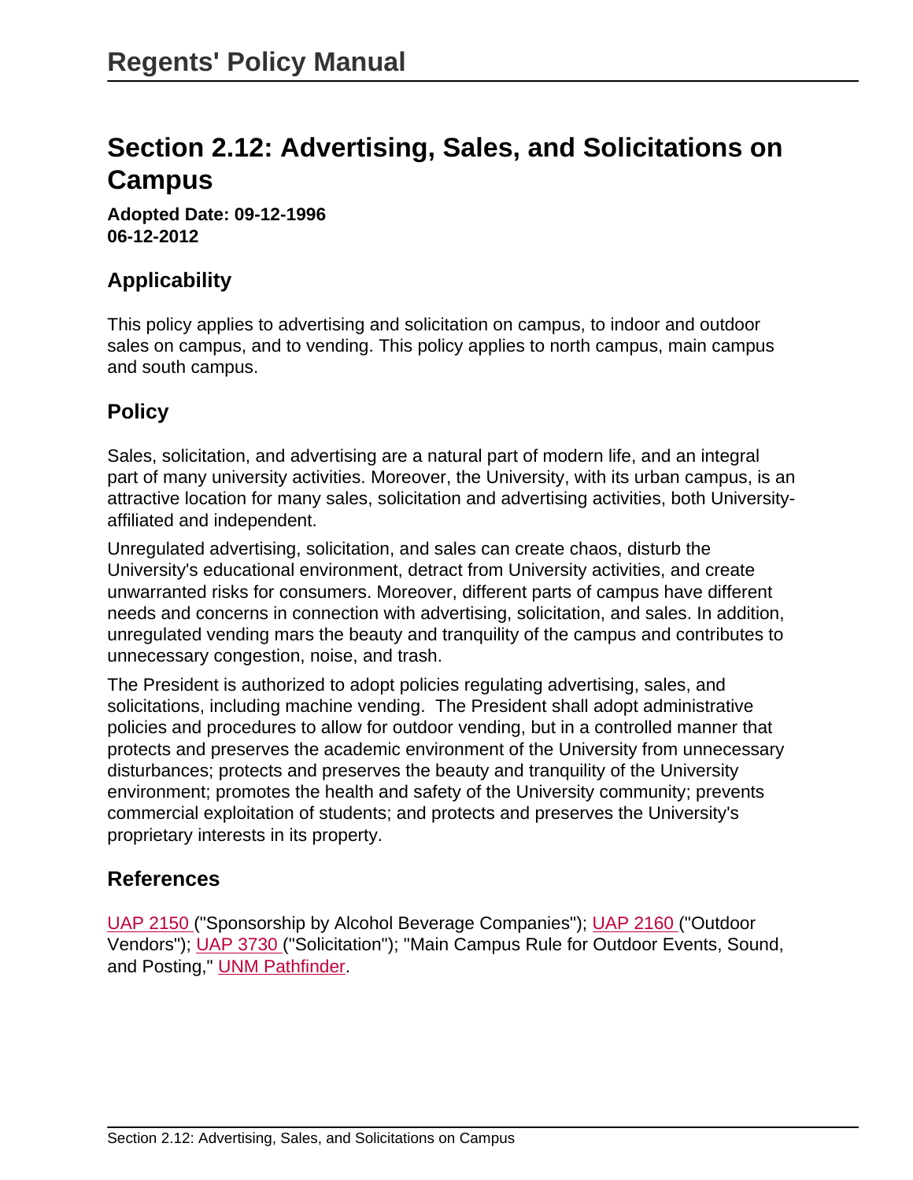# Section 2.12: Advertising, Sales, and Solicitations on Campus

**Adopted Date: 09-12-1996**
**06-12-2012**

## Applicability

This policy applies to advertising and solicitation on campus, to indoor and outdoor sales on campus, and to vending. This policy applies to north campus, main campus and south campus.

## Policy

Sales, solicitation, and advertising are a natural part of modern life, and an integral part of many university activities. Moreover, the University, with its urban campus, is an attractive location for many sales, solicitation and advertising activities, both University-affiliated and independent.

Unregulated advertising, solicitation, and sales can create chaos, disturb the University's educational environment, detract from University activities, and create unwarranted risks for consumers. Moreover, different parts of campus have different needs and concerns in connection with advertising, solicitation, and sales. In addition, unregulated vending mars the beauty and tranquility of the campus and contributes to unnecessary congestion, noise, and trash.

The President is authorized to adopt policies regulating advertising, sales, and solicitations, including machine vending. The President shall adopt administrative policies and procedures to allow for outdoor vending, but in a controlled manner that protects and preserves the academic environment of the University from unnecessary disturbances; protects and preserves the beauty and tranquility of the University environment; promotes the health and safety of the University community; prevents commercial exploitation of students; and protects and preserves the University's proprietary interests in its property.

## References

UAP 2150 ("Sponsorship by Alcohol Beverage Companies"); UAP 2160 ("Outdoor Vendors"); UAP 3730 ("Solicitation"); "Main Campus Rule for Outdoor Events, Sound, and Posting," UNM Pathfinder.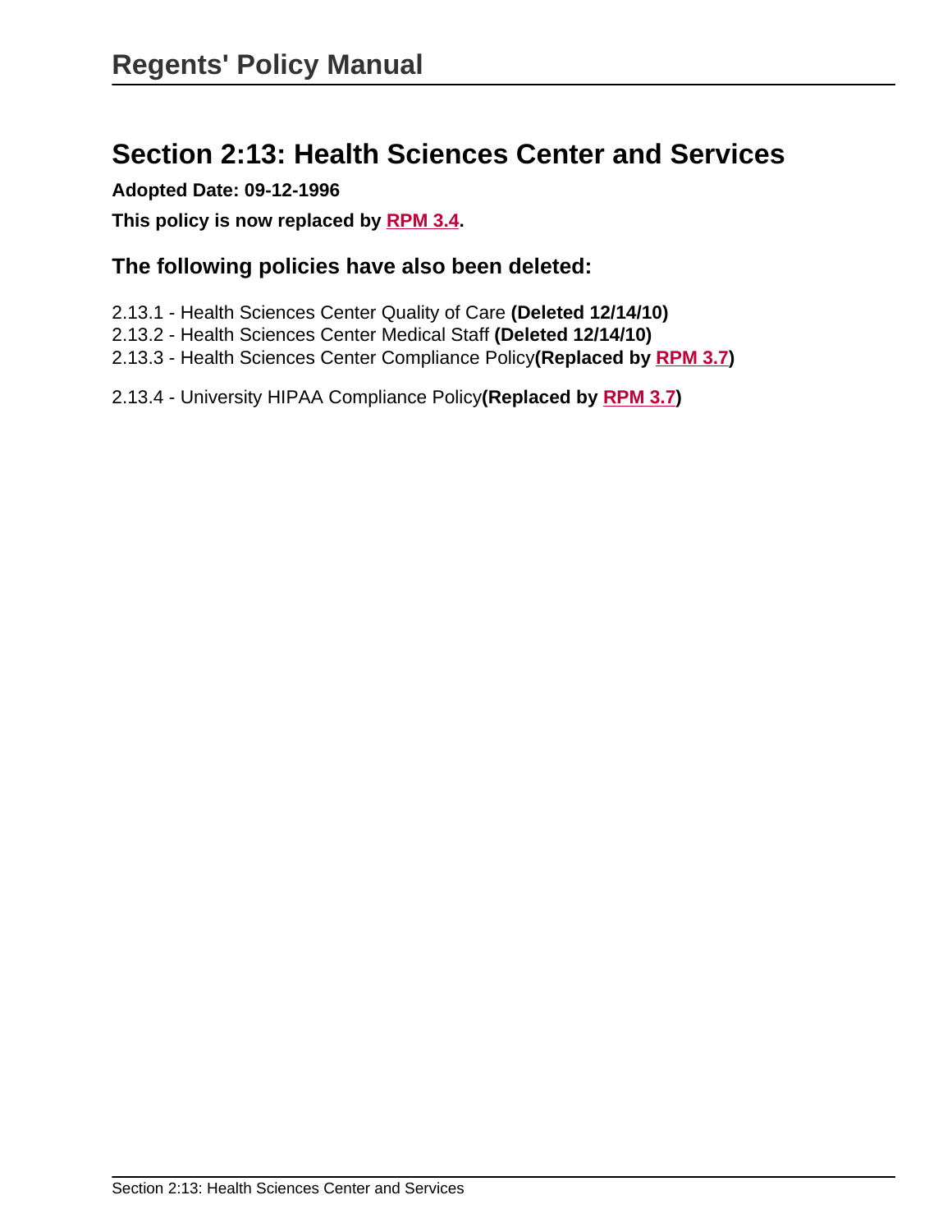# Section 2:13: Health Sciences Center and Services

**Adopted Date: 09-12-1996**

**This policy is now replaced by RPM 3.4.**

## The following policies have also been deleted:

2.13.1 - Health Sciences Center Quality of Care **(Deleted 12/14/10)**
2.13.2 - Health Sciences Center Medical Staff **(Deleted 12/14/10)**
2.13.3 - Health Sciences Center Compliance Policy**(Replaced by RPM 3.7)**

2.13.4 - University HIPAA Compliance Policy**(Replaced by RPM 3.7)**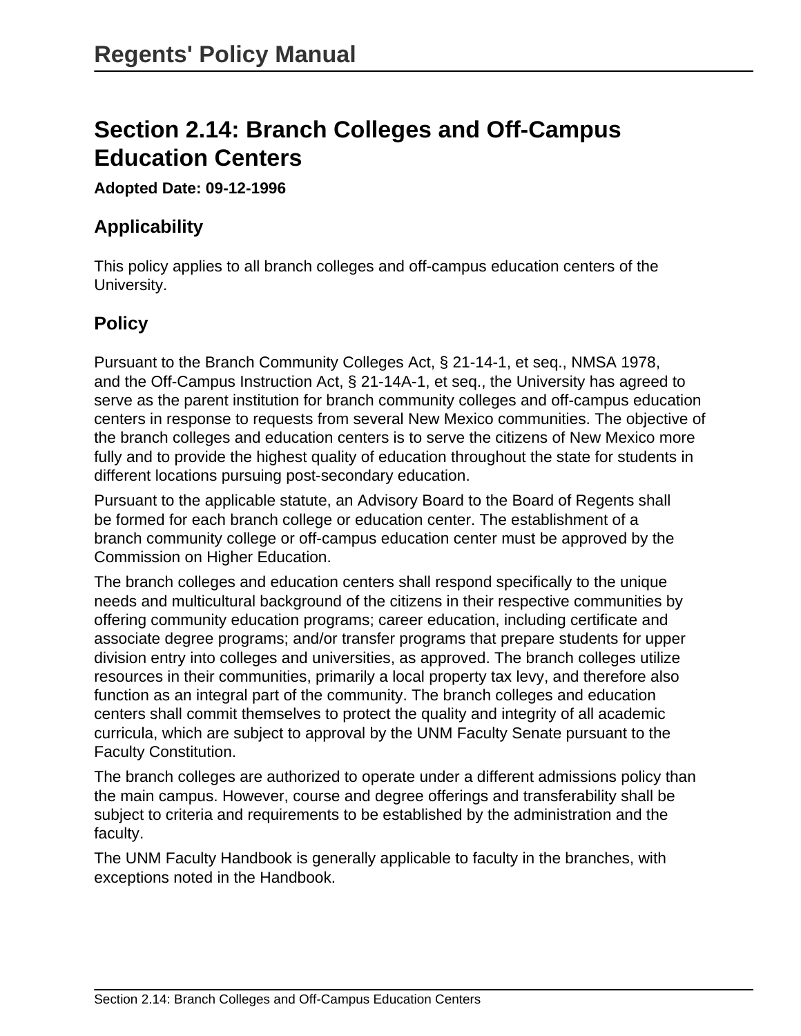# Section 2.14: Branch Colleges and Off-Campus Education Centers

**Adopted Date: 09-12-1996**

## Applicability

This policy applies to all branch colleges and off-campus education centers of the University.

## Policy

Pursuant to the Branch Community Colleges Act, § 21-14-1, et seq., NMSA 1978, and the Off-Campus Instruction Act, § 21-14A-1, et seq., the University has agreed to serve as the parent institution for branch community colleges and off-campus education centers in response to requests from several New Mexico communities. The objective of the branch colleges and education centers is to serve the citizens of New Mexico more fully and to provide the highest quality of education throughout the state for students in different locations pursuing post-secondary education.

Pursuant to the applicable statute, an Advisory Board to the Board of Regents shall be formed for each branch college or education center. The establishment of a branch community college or off-campus education center must be approved by the Commission on Higher Education.

The branch colleges and education centers shall respond specifically to the unique needs and multicultural background of the citizens in their respective communities by offering community education programs; career education, including certificate and associate degree programs; and/or transfer programs that prepare students for upper division entry into colleges and universities, as approved. The branch colleges utilize resources in their communities, primarily a local property tax levy, and therefore also function as an integral part of the community. The branch colleges and education centers shall commit themselves to protect the quality and integrity of all academic curricula, which are subject to approval by the UNM Faculty Senate pursuant to the Faculty Constitution.

The branch colleges are authorized to operate under a different admissions policy than the main campus. However, course and degree offerings and transferability shall be subject to criteria and requirements to be established by the administration and the faculty.

The UNM Faculty Handbook is generally applicable to faculty in the branches, with exceptions noted in the Handbook.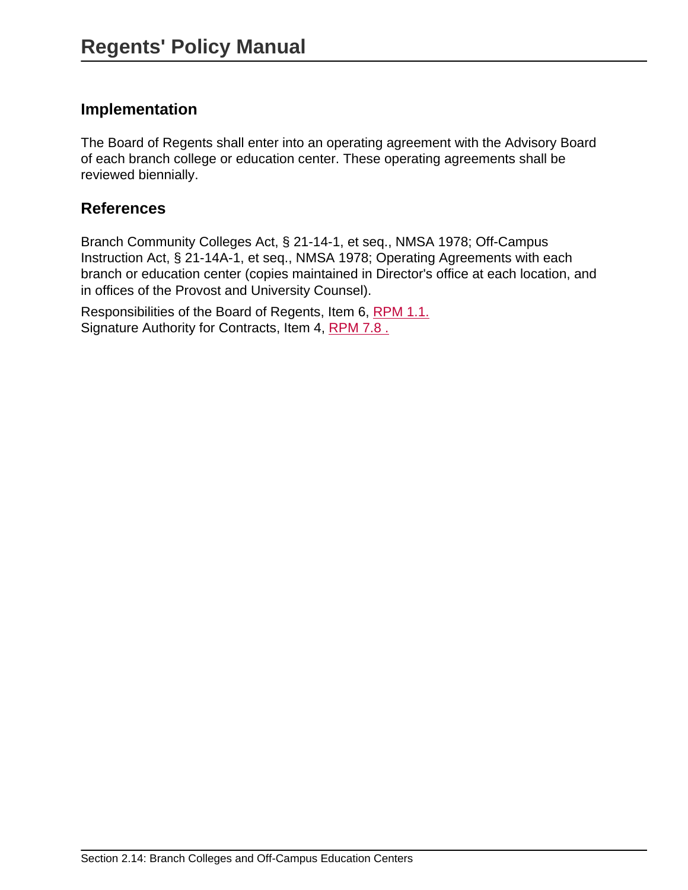## Implementation

The Board of Regents shall enter into an operating agreement with the Advisory Board of each branch college or education center. These operating agreements shall be reviewed biennially.

## References

Branch Community Colleges Act, § 21-14-1, et seq., NMSA 1978; Off-Campus Instruction Act, § 21-14A-1, et seq., NMSA 1978; Operating Agreements with each branch or education center (copies maintained in Director's office at each location, and in offices of the Provost and University Counsel).

Responsibilities of the Board of Regents, Item 6, RPM 1.1.
Signature Authority for Contracts, Item 4, RPM 7.8 .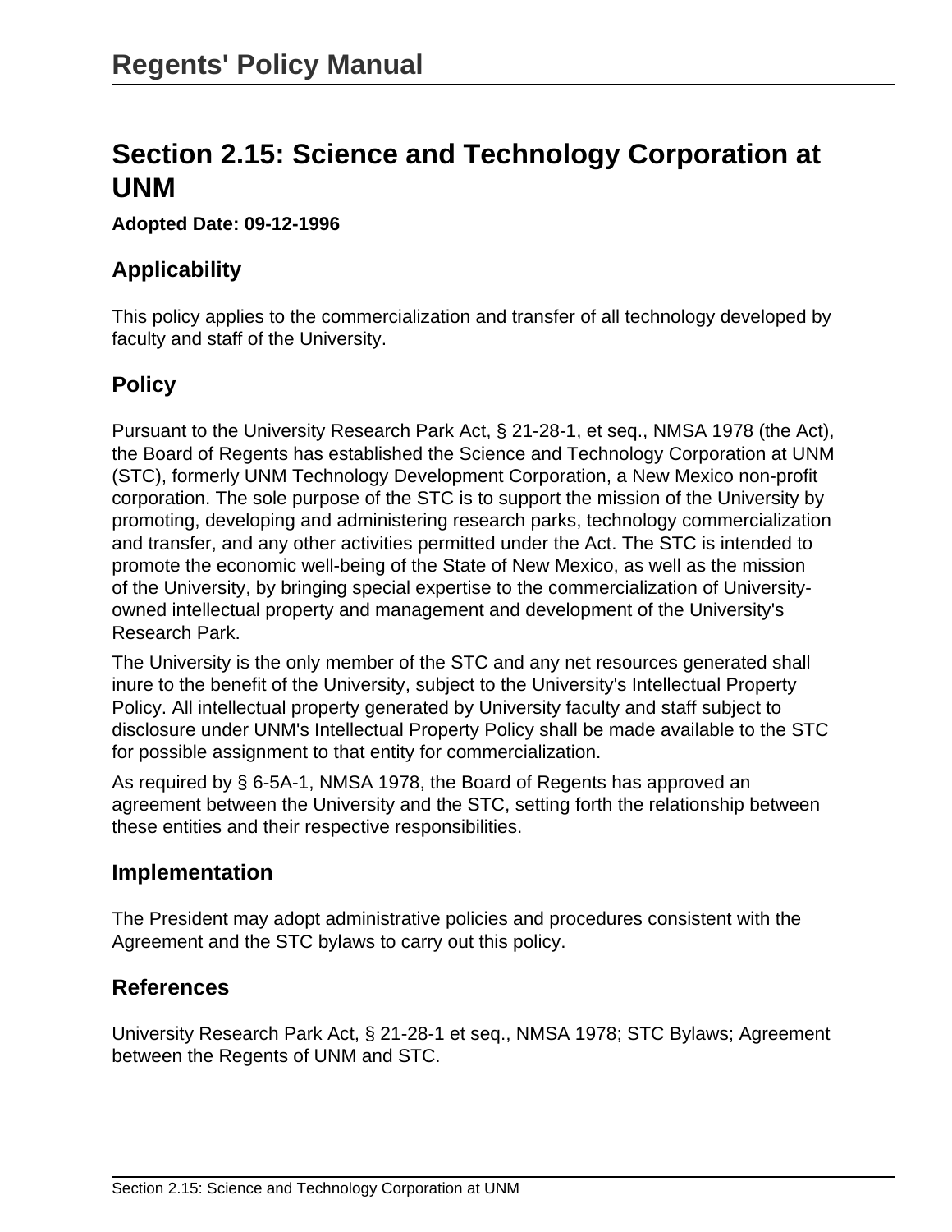# Section 2.15: Science and Technology Corporation at UNM

**Adopted Date: 09-12-1996**

## Applicability

This policy applies to the commercialization and transfer of all technology developed by faculty and staff of the University.

## Policy

Pursuant to the University Research Park Act, § 21-28-1, et seq., NMSA 1978 (the Act), the Board of Regents has established the Science and Technology Corporation at UNM (STC), formerly UNM Technology Development Corporation, a New Mexico non-profit corporation. The sole purpose of the STC is to support the mission of the University by promoting, developing and administering research parks, technology commercialization and transfer, and any other activities permitted under the Act. The STC is intended to promote the economic well-being of the State of New Mexico, as well as the mission of the University, by bringing special expertise to the commercialization of University-owned intellectual property and management and development of the University's Research Park.

The University is the only member of the STC and any net resources generated shall inure to the benefit of the University, subject to the University's Intellectual Property Policy. All intellectual property generated by University faculty and staff subject to disclosure under UNM's Intellectual Property Policy shall be made available to the STC for possible assignment to that entity for commercialization.

As required by § 6-5A-1, NMSA 1978, the Board of Regents has approved an agreement between the University and the STC, setting forth the relationship between these entities and their respective responsibilities.

## Implementation

The President may adopt administrative policies and procedures consistent with the Agreement and the STC bylaws to carry out this policy.

## References

University Research Park Act, § 21-28-1 et seq., NMSA 1978; STC Bylaws; Agreement between the Regents of UNM and STC.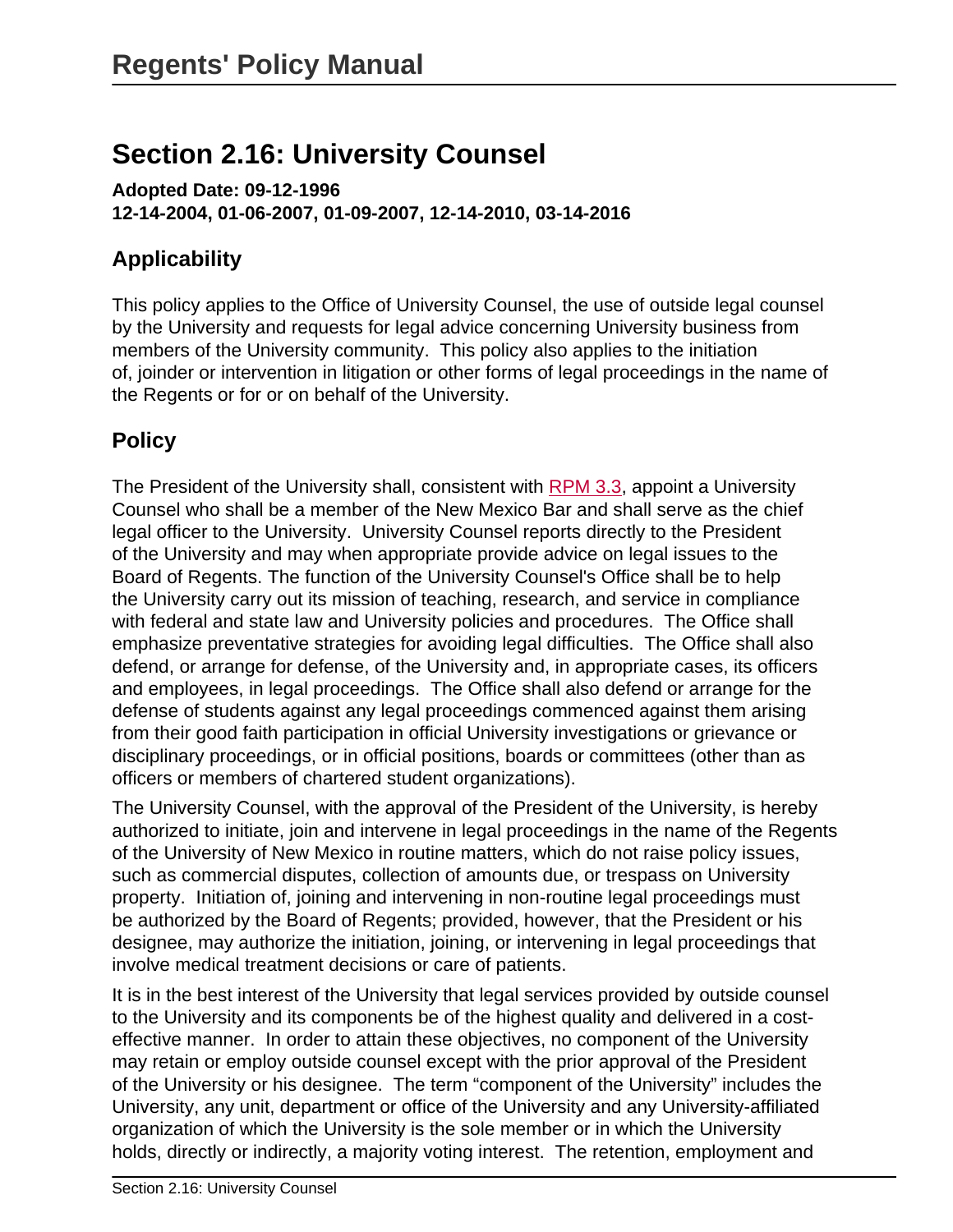## Section 2.16: University Counsel

**Adopted Date: 09-12-1996**
**12-14-2004, 01-06-2007, 01-09-2007, 12-14-2010, 03-14-2016**

### Applicability

This policy applies to the Office of University Counsel, the use of outside legal counsel by the University and requests for legal advice concerning University business from members of the University community. This policy also applies to the initiation of, joinder or intervention in litigation or other forms of legal proceedings in the name of the Regents or for or on behalf of the University.

### Policy

The President of the University shall, consistent with RPM 3.3, appoint a University Counsel who shall be a member of the New Mexico Bar and shall serve as the chief legal officer to the University. University Counsel reports directly to the President of the University and may when appropriate provide advice on legal issues to the Board of Regents. The function of the University Counsel's Office shall be to help the University carry out its mission of teaching, research, and service in compliance with federal and state law and University policies and procedures. The Office shall emphasize preventative strategies for avoiding legal difficulties. The Office shall also defend, or arrange for defense, of the University and, in appropriate cases, its officers and employees, in legal proceedings. The Office shall also defend or arrange for the defense of students against any legal proceedings commenced against them arising from their good faith participation in official University investigations or grievance or disciplinary proceedings, or in official positions, boards or committees (other than as officers or members of chartered student organizations).

The University Counsel, with the approval of the President of the University, is hereby authorized to initiate, join and intervene in legal proceedings in the name of the Regents of the University of New Mexico in routine matters, which do not raise policy issues, such as commercial disputes, collection of amounts due, or trespass on University property. Initiation of, joining and intervening in non-routine legal proceedings must be authorized by the Board of Regents; provided, however, that the President or his designee, may authorize the initiation, joining, or intervening in legal proceedings that involve medical treatment decisions or care of patients.

It is in the best interest of the University that legal services provided by outside counsel to the University and its components be of the highest quality and delivered in a cost-effective manner. In order to attain these objectives, no component of the University may retain or employ outside counsel except with the prior approval of the President of the University or his designee. The term "component of the University" includes the University, any unit, department or office of the University and any University-affiliated organization of which the University is the sole member or in which the University holds, directly or indirectly, a majority voting interest. The retention, employment and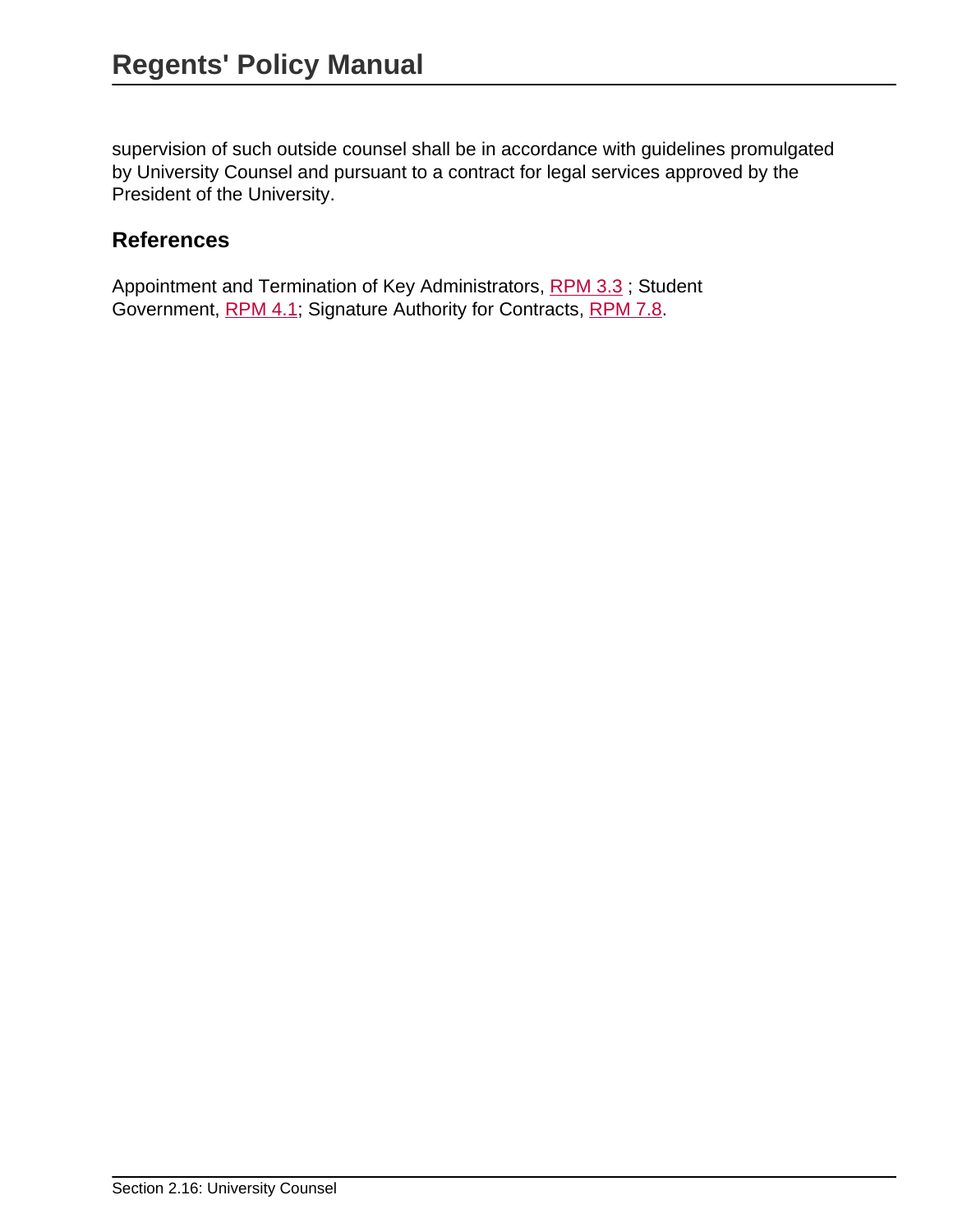supervision of such outside counsel shall be in accordance with guidelines promulgated by University Counsel and pursuant to a contract for legal services approved by the President of the University.

## References

Appointment and Termination of Key Administrators, RPM 3.3 ; Student Government, RPM 4.1; Signature Authority for Contracts, RPM 7.8.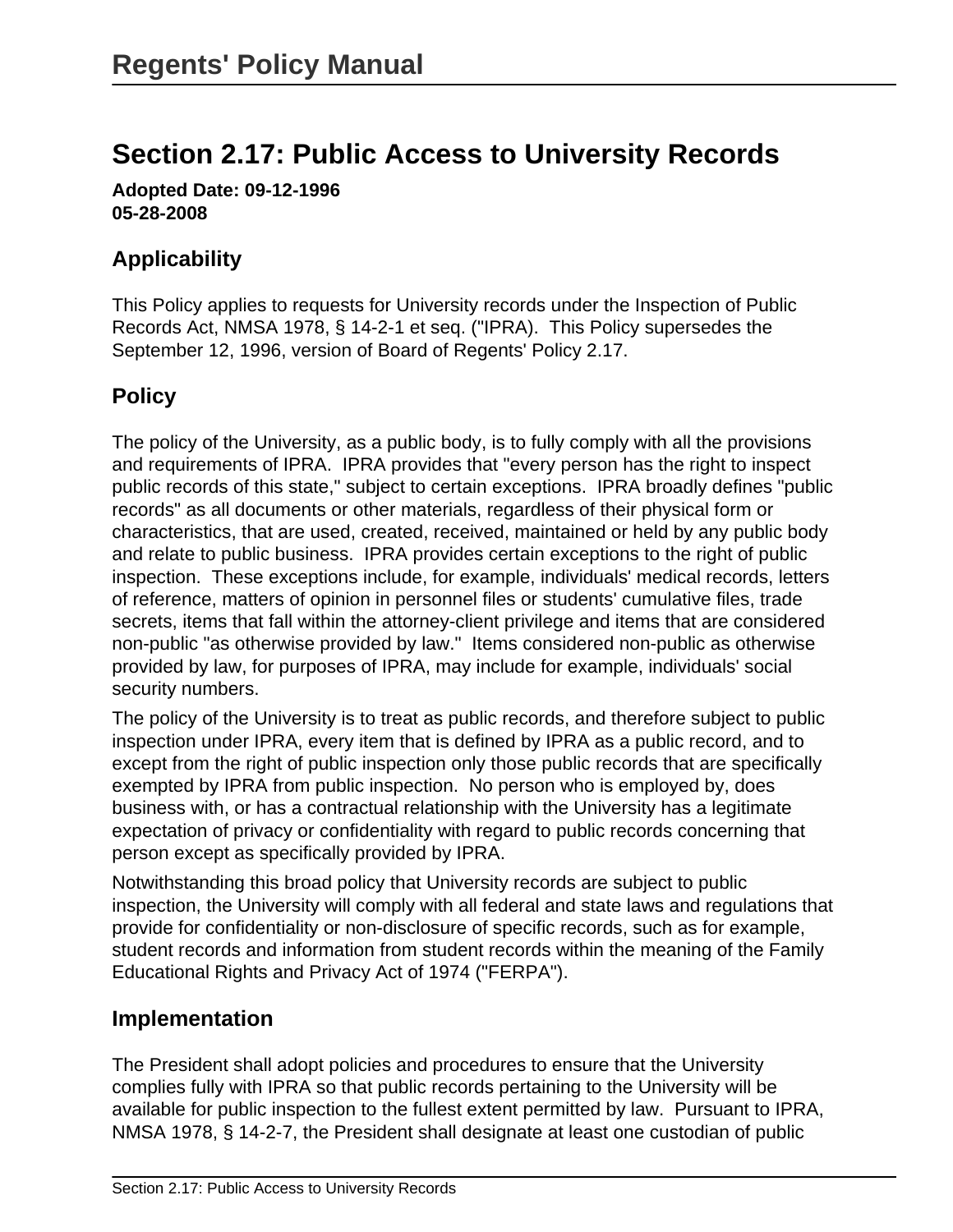## Section 2.17: Public Access to University Records

**Adopted Date: 09-12-1996**
**05-28-2008**

### Applicability

This Policy applies to requests for University records under the Inspection of Public Records Act, NMSA 1978, § 14-2-1 et seq. ("IPRA). This Policy supersedes the September 12, 1996, version of Board of Regents' Policy 2.17.

### Policy

The policy of the University, as a public body, is to fully comply with all the provisions and requirements of IPRA. IPRA provides that "every person has the right to inspect public records of this state," subject to certain exceptions. IPRA broadly defines "public records" as all documents or other materials, regardless of their physical form or characteristics, that are used, created, received, maintained or held by any public body and relate to public business. IPRA provides certain exceptions to the right of public inspection. These exceptions include, for example, individuals' medical records, letters of reference, matters of opinion in personnel files or students' cumulative files, trade secrets, items that fall within the attorney-client privilege and items that are considered non-public "as otherwise provided by law." Items considered non-public as otherwise provided by law, for purposes of IPRA, may include for example, individuals' social security numbers.

The policy of the University is to treat as public records, and therefore subject to public inspection under IPRA, every item that is defined by IPRA as a public record, and to except from the right of public inspection only those public records that are specifically exempted by IPRA from public inspection. No person who is employed by, does business with, or has a contractual relationship with the University has a legitimate expectation of privacy or confidentiality with regard to public records concerning that person except as specifically provided by IPRA.

Notwithstanding this broad policy that University records are subject to public inspection, the University will comply with all federal and state laws and regulations that provide for confidentiality or non-disclosure of specific records, such as for example, student records and information from student records within the meaning of the Family Educational Rights and Privacy Act of 1974 ("FERPA").

### Implementation

The President shall adopt policies and procedures to ensure that the University complies fully with IPRA so that public records pertaining to the University will be available for public inspection to the fullest extent permitted by law. Pursuant to IPRA, NMSA 1978, § 14-2-7, the President shall designate at least one custodian of public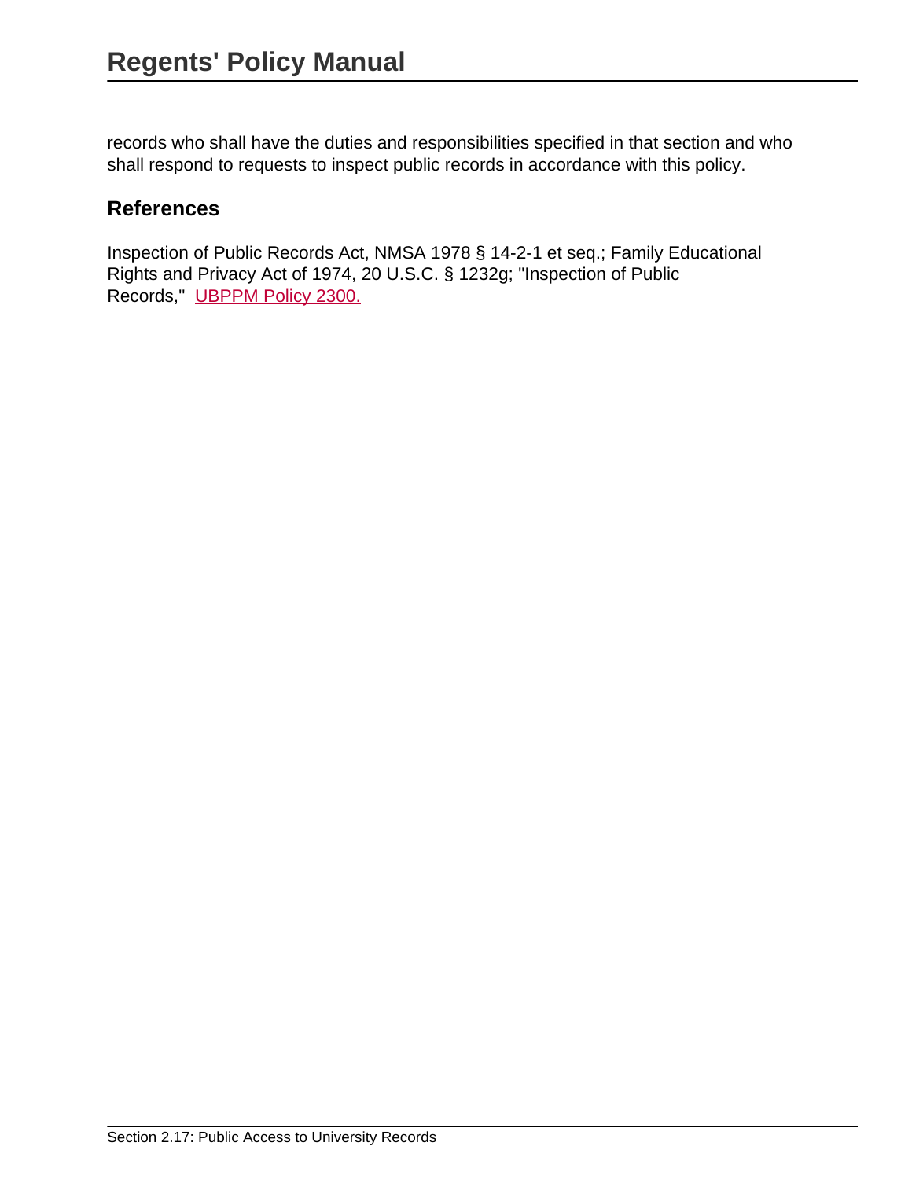records who shall have the duties and responsibilities specified in that section and who shall respond to requests to inspect public records in accordance with this policy.

## References

Inspection of Public Records Act, NMSA 1978 § 14-2-1 et seq.; Family Educational Rights and Privacy Act of 1974, 20 U.S.C. § 1232g; "Inspection of Public Records," UBPPM Policy 2300.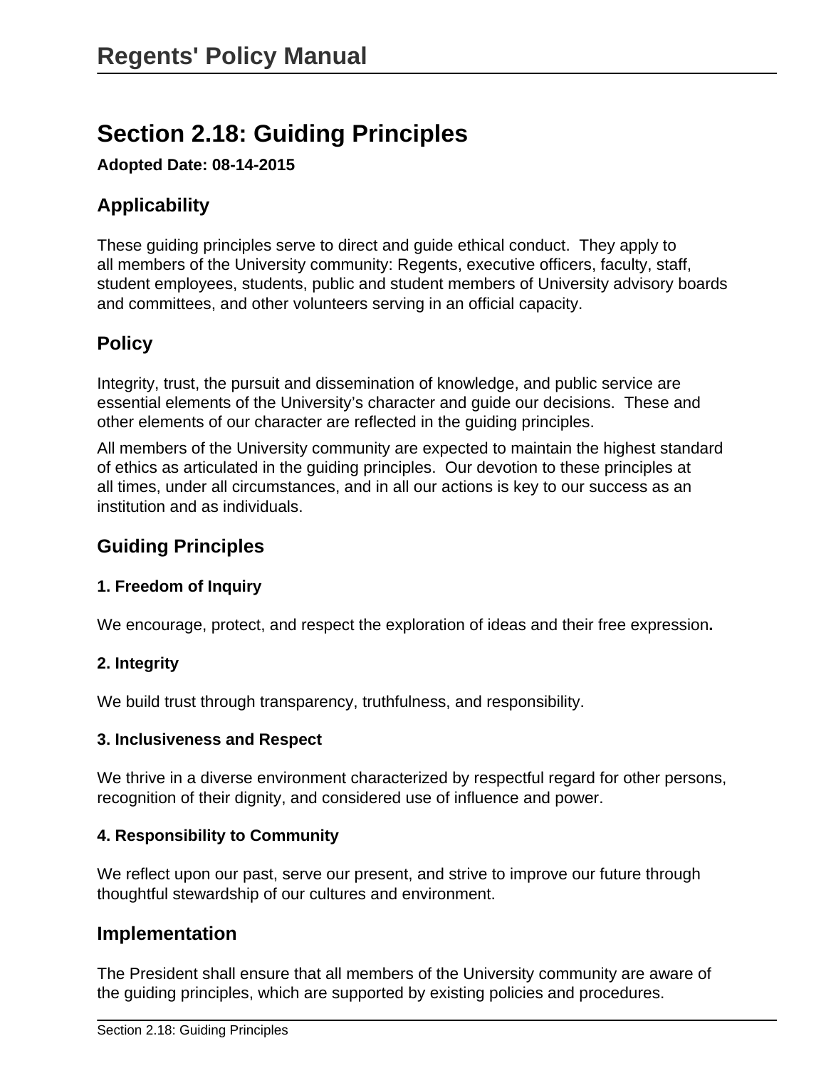# Section 2.18: Guiding Principles

**Adopted Date: 08-14-2015**

## Applicability

These guiding principles serve to direct and guide ethical conduct.  They apply to all members of the University community: Regents, executive officers, faculty, staff, student employees, students, public and student members of University advisory boards and committees, and other volunteers serving in an official capacity.

## Policy

Integrity, trust, the pursuit and dissemination of knowledge, and public service are essential elements of the University's character and guide our decisions.  These and other elements of our character are reflected in the guiding principles.

All members of the University community are expected to maintain the highest standard of ethics as articulated in the guiding principles.  Our devotion to these principles at all times, under all circumstances, and in all our actions is key to our success as an institution and as individuals.

## Guiding Principles

### 1. Freedom of Inquiry

We encourage, protect, and respect the exploration of ideas and their free expression**.**

### 2. Integrity

We build trust through transparency, truthfulness, and responsibility.

### 3. Inclusiveness and Respect

We thrive in a diverse environment characterized by respectful regard for other persons, recognition of their dignity, and considered use of influence and power.

### 4. Responsibility to Community

We reflect upon our past, serve our present, and strive to improve our future through thoughtful stewardship of our cultures and environment.

## Implementation

The President shall ensure that all members of the University community are aware of the guiding principles, which are supported by existing policies and procedures.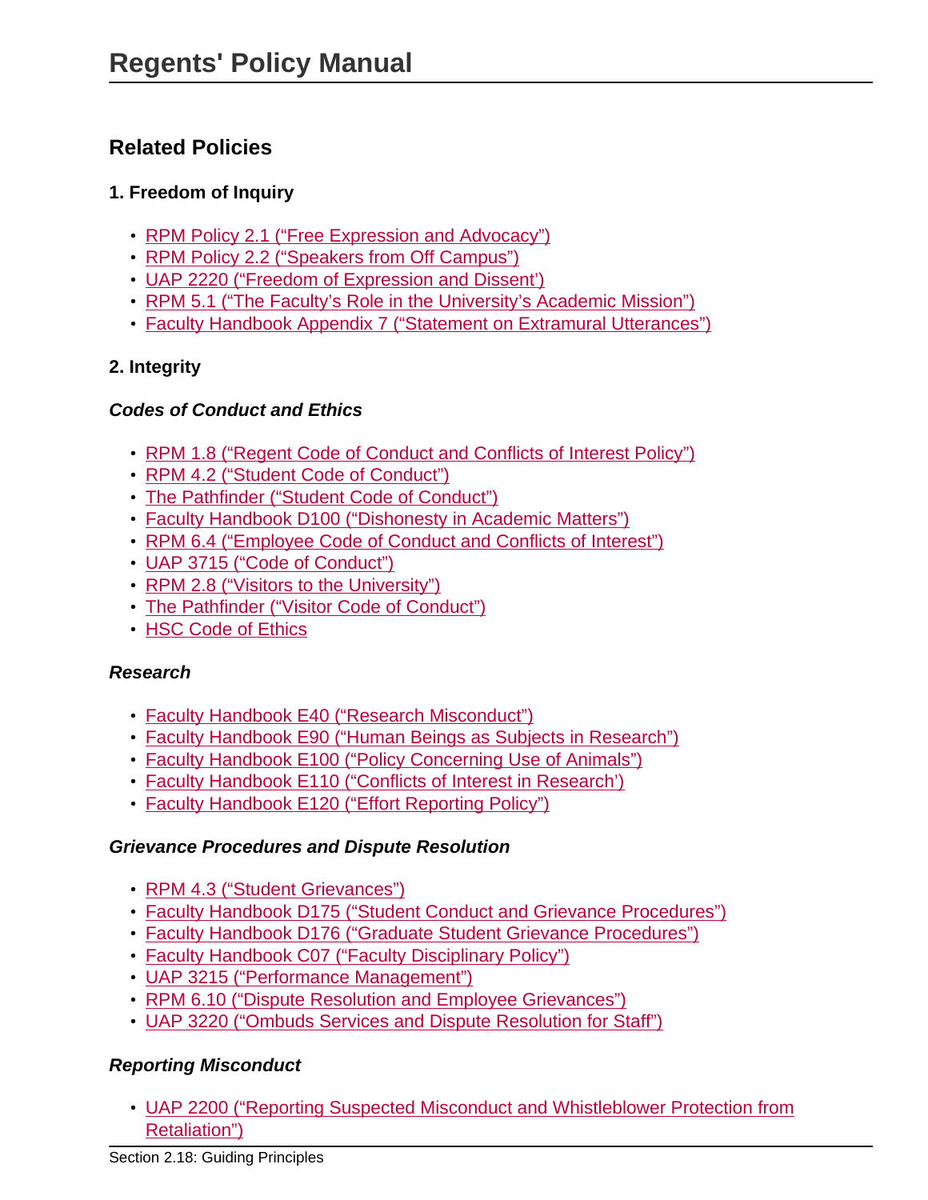## Related Policies

### 1. Freedom of Inquiry

- RPM Policy 2.1 ("Free Expression and Advocacy")
- RPM Policy 2.2 ("Speakers from Off Campus")
- UAP 2220 ("Freedom of Expression and Dissent')
- RPM 5.1 ("The Faculty's Role in the University's Academic Mission")
- Faculty Handbook Appendix 7 ("Statement on Extramural Utterances")

### 2. Integrity

#### *Codes of Conduct and Ethics*

- RPM 1.8 ("Regent Code of Conduct and Conflicts of Interest Policy")
- RPM 4.2 ("Student Code of Conduct")
- The Pathfinder ("Student Code of Conduct")
- Faculty Handbook D100 ("Dishonesty in Academic Matters")
- RPM 6.4 ("Employee Code of Conduct and Conflicts of Interest")
- UAP 3715 ("Code of Conduct")
- RPM 2.8 ("Visitors to the University")
- The Pathfinder ("Visitor Code of Conduct")
- HSC Code of Ethics

#### *Research*

- Faculty Handbook E40 ("Research Misconduct")
- Faculty Handbook E90 ("Human Beings as Subjects in Research")
- Faculty Handbook E100 ("Policy Concerning Use of Animals")
- Faculty Handbook E110 ("Conflicts of Interest in Research')
- Faculty Handbook E120 ("Effort Reporting Policy")

#### *Grievance Procedures and Dispute Resolution*

- RPM 4.3 ("Student Grievances")
- Faculty Handbook D175 ("Student Conduct and Grievance Procedures")
- Faculty Handbook D176 ("Graduate Student Grievance Procedures")
- Faculty Handbook C07 ("Faculty Disciplinary Policy")
- UAP 3215 ("Performance Management")
- RPM 6.10 ("Dispute Resolution and Employee Grievances")
- UAP 3220 ("Ombuds Services and Dispute Resolution for Staff")

#### *Reporting Misconduct*

- UAP 2200 ("Reporting Suspected Misconduct and Whistleblower Protection from Retaliation")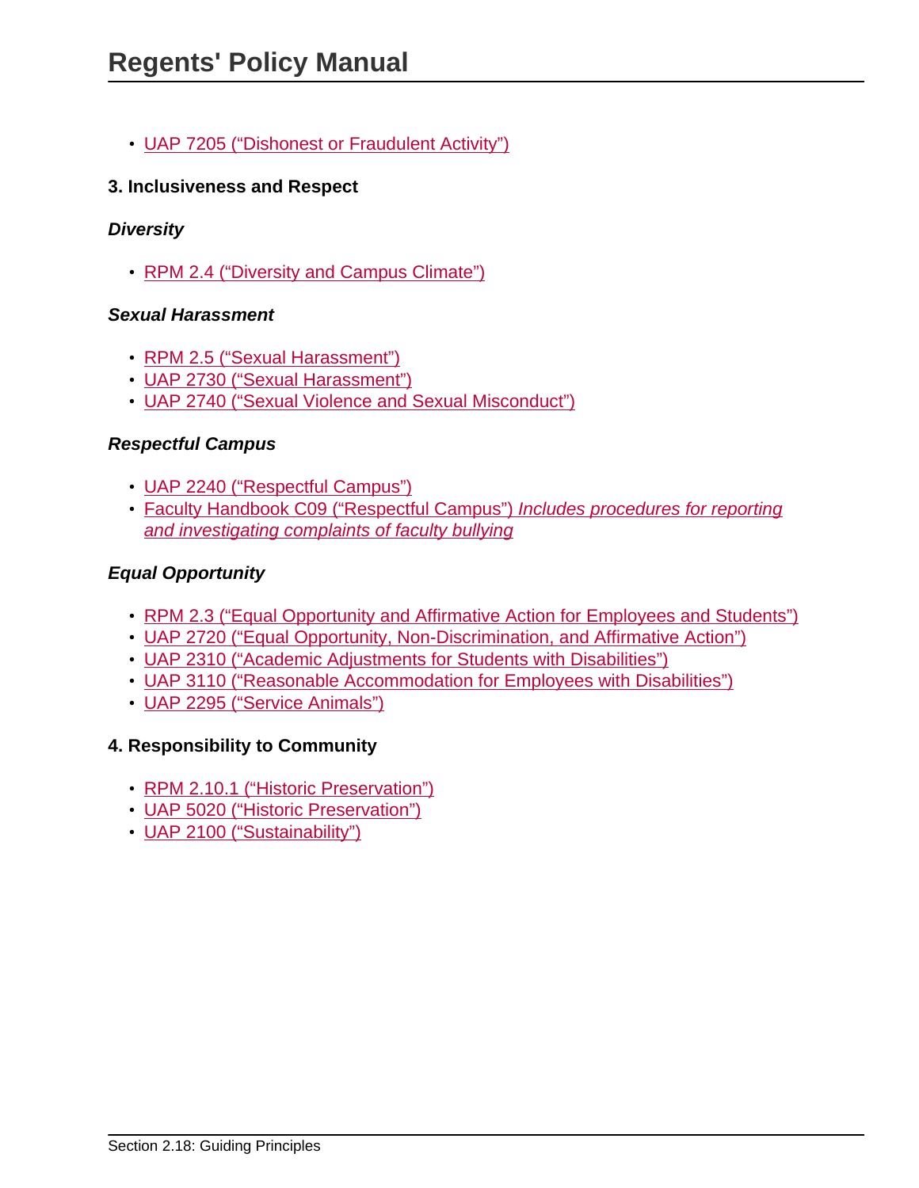- UAP 7205 (“Dishonest or Fraudulent Activity”)

**3. Inclusiveness and Respect**

***Diversity***

- RPM 2.4 (“Diversity and Campus Climate”)

***Sexual Harassment***

- RPM 2.5 (“Sexual Harassment”)
- UAP 2730 (“Sexual Harassment”)
- UAP 2740 (“Sexual Violence and Sexual Misconduct”)

***Respectful Campus***

- UAP 2240 (“Respectful Campus”)
- Faculty Handbook C09 (“Respectful Campus”) *Includes procedures for reporting and investigating complaints of faculty bullying*

***Equal Opportunity***

- RPM 2.3 (“Equal Opportunity and Affirmative Action for Employees and Students”)
- UAP 2720 (“Equal Opportunity, Non-Discrimination, and Affirmative Action”)
- UAP 2310 (“Academic Adjustments for Students with Disabilities”)
- UAP 3110 (“Reasonable Accommodation for Employees with Disabilities”)
- UAP 2295 (“Service Animals”)

**4. Responsibility to Community**

- RPM 2.10.1 (“Historic Preservation”)
- UAP 5020 (“Historic Preservation”)
- UAP 2100 (“Sustainability”)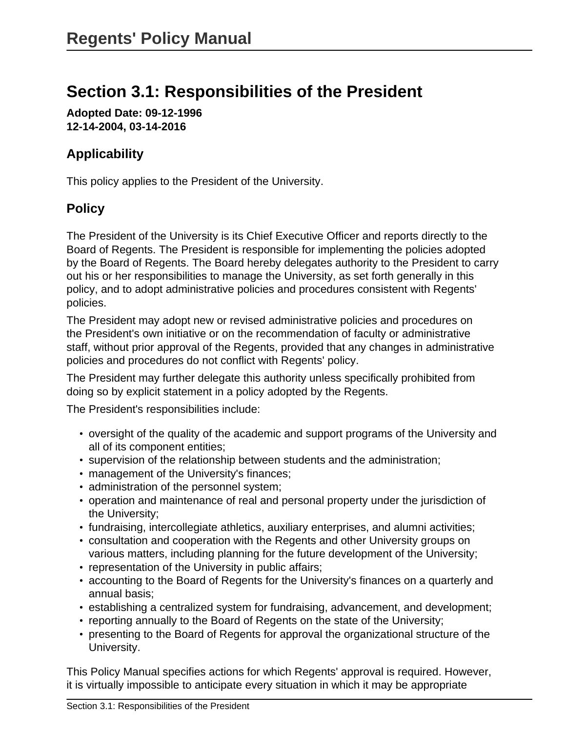# Section 3.1: Responsibilities of the President

**Adopted Date: 09-12-1996**
**12-14-2004, 03-14-2016**

## Applicability

This policy applies to the President of the University.

## Policy

The President of the University is its Chief Executive Officer and reports directly to the Board of Regents. The President is responsible for implementing the policies adopted by the Board of Regents. The Board hereby delegates authority to the President to carry out his or her responsibilities to manage the University, as set forth generally in this policy, and to adopt administrative policies and procedures consistent with Regents' policies.

The President may adopt new or revised administrative policies and procedures on the President's own initiative or on the recommendation of faculty or administrative staff, without prior approval of the Regents, provided that any changes in administrative policies and procedures do not conflict with Regents' policy.

The President may further delegate this authority unless specifically prohibited from doing so by explicit statement in a policy adopted by the Regents.

The President's responsibilities include:

- oversight of the quality of the academic and support programs of the University and all of its component entities;
- supervision of the relationship between students and the administration;
- management of the University's finances;
- administration of the personnel system;
- operation and maintenance of real and personal property under the jurisdiction of the University;
- fundraising, intercollegiate athletics, auxiliary enterprises, and alumni activities;
- consultation and cooperation with the Regents and other University groups on various matters, including planning for the future development of the University;
- representation of the University in public affairs;
- accounting to the Board of Regents for the University's finances on a quarterly and annual basis;
- establishing a centralized system for fundraising, advancement, and development;
- reporting annually to the Board of Regents on the state of the University;
- presenting to the Board of Regents for approval the organizational structure of the University.

This Policy Manual specifies actions for which Regents' approval is required. However, it is virtually impossible to anticipate every situation in which it may be appropriate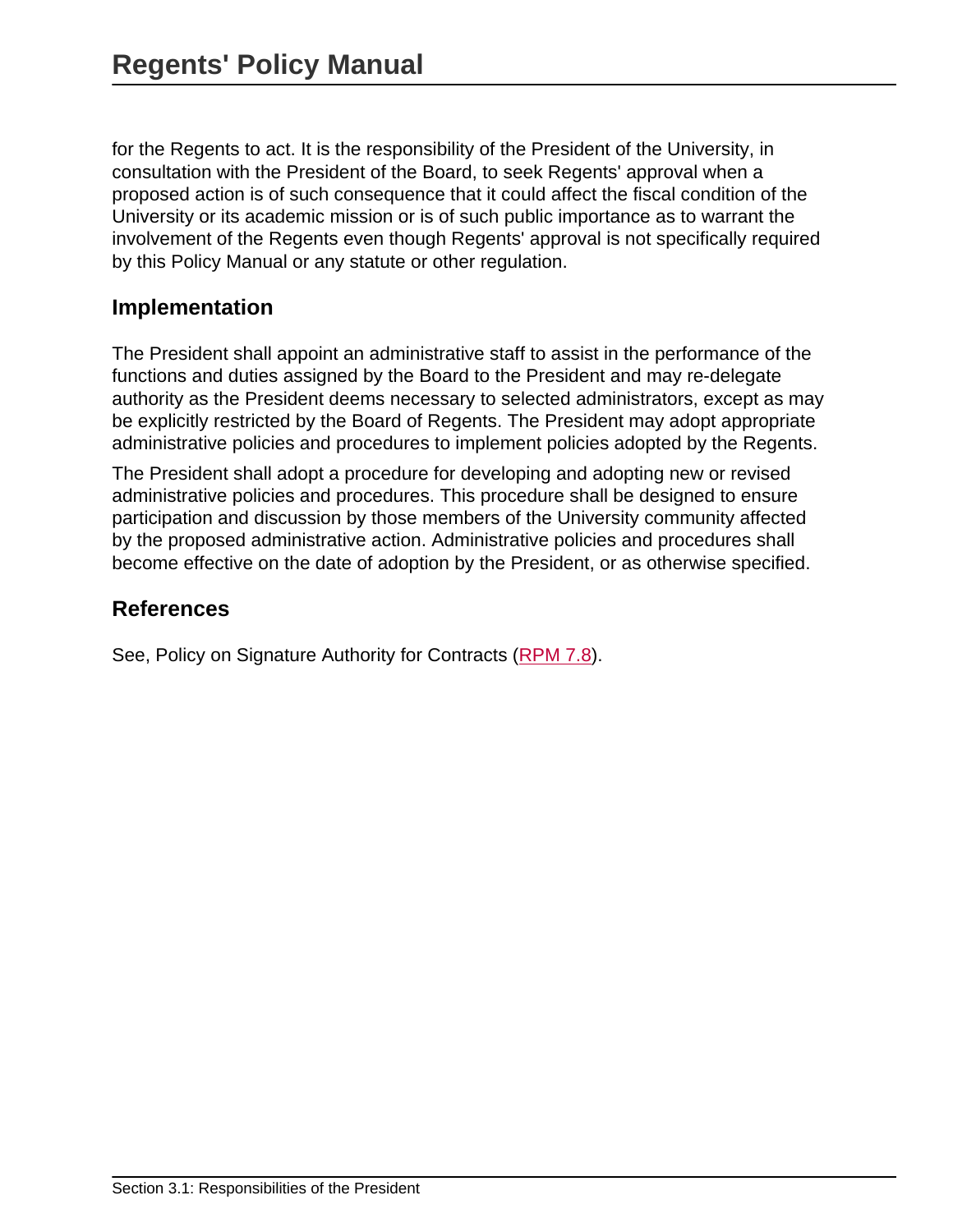for the Regents to act. It is the responsibility of the President of the University, in consultation with the President of the Board, to seek Regents' approval when a proposed action is of such consequence that it could affect the fiscal condition of the University or its academic mission or is of such public importance as to warrant the involvement of the Regents even though Regents' approval is not specifically required by this Policy Manual or any statute or other regulation.

## Implementation

The President shall appoint an administrative staff to assist in the performance of the functions and duties assigned by the Board to the President and may re-delegate authority as the President deems necessary to selected administrators, except as may be explicitly restricted by the Board of Regents. The President may adopt appropriate administrative policies and procedures to implement policies adopted by the Regents.

The President shall adopt a procedure for developing and adopting new or revised administrative policies and procedures. This procedure shall be designed to ensure participation and discussion by those members of the University community affected by the proposed administrative action. Administrative policies and procedures shall become effective on the date of adoption by the President, or as otherwise specified.

## References

See, Policy on Signature Authority for Contracts (RPM 7.8).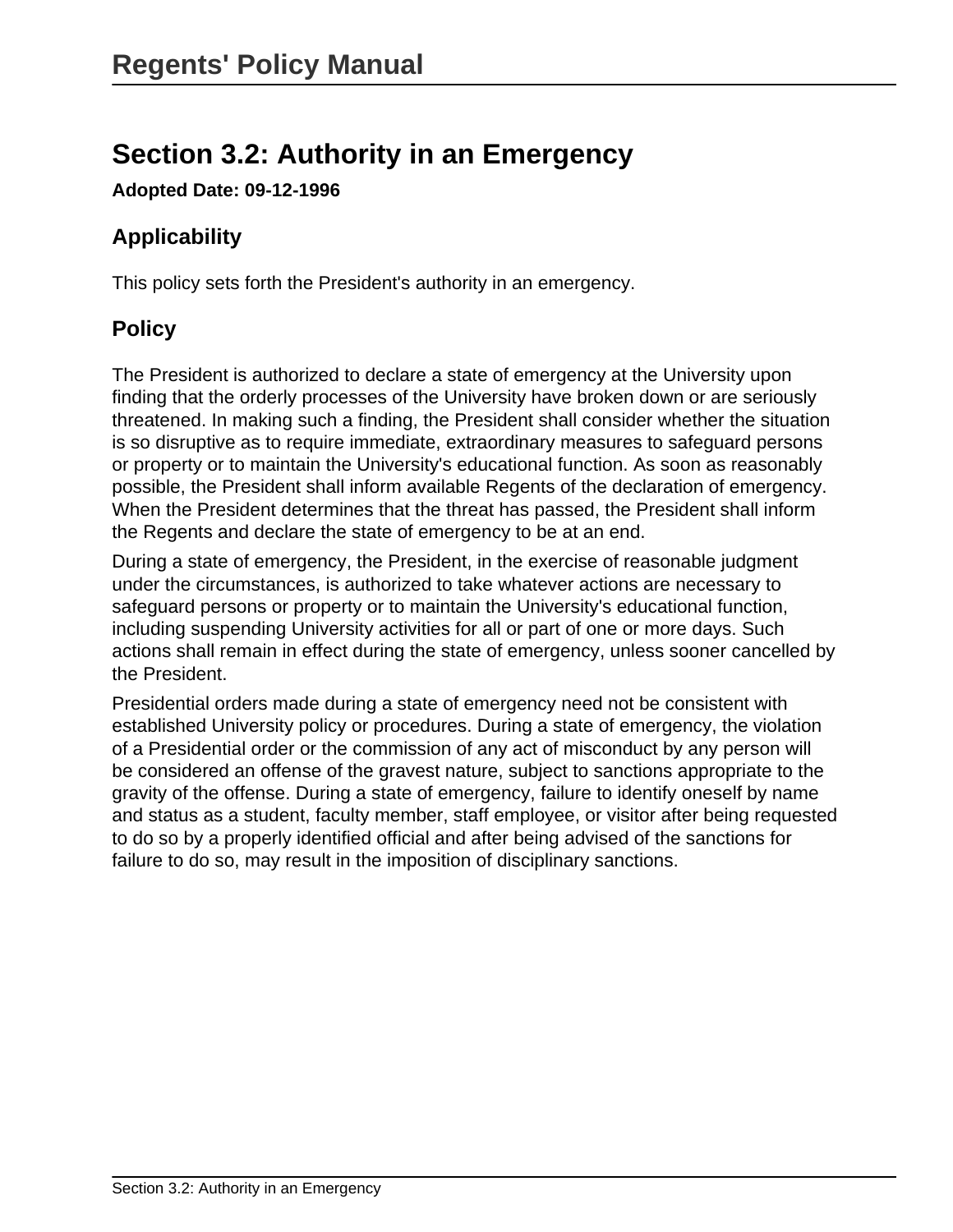# Section 3.2: Authority in an Emergency

**Adopted Date: 09-12-1996**

## Applicability

This policy sets forth the President's authority in an emergency.

## Policy

The President is authorized to declare a state of emergency at the University upon finding that the orderly processes of the University have broken down or are seriously threatened. In making such a finding, the President shall consider whether the situation is so disruptive as to require immediate, extraordinary measures to safeguard persons or property or to maintain the University's educational function. As soon as reasonably possible, the President shall inform available Regents of the declaration of emergency. When the President determines that the threat has passed, the President shall inform the Regents and declare the state of emergency to be at an end.

During a state of emergency, the President, in the exercise of reasonable judgment under the circumstances, is authorized to take whatever actions are necessary to safeguard persons or property or to maintain the University's educational function, including suspending University activities for all or part of one or more days. Such actions shall remain in effect during the state of emergency, unless sooner cancelled by the President.

Presidential orders made during a state of emergency need not be consistent with established University policy or procedures. During a state of emergency, the violation of a Presidential order or the commission of any act of misconduct by any person will be considered an offense of the gravest nature, subject to sanctions appropriate to the gravity of the offense. During a state of emergency, failure to identify oneself by name and status as a student, faculty member, staff employee, or visitor after being requested to do so by a properly identified official and after being advised of the sanctions for failure to do so, may result in the imposition of disciplinary sanctions.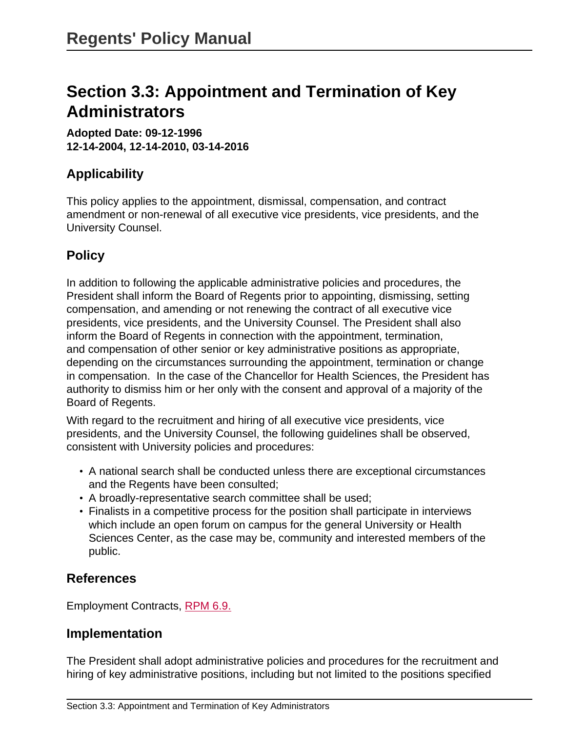# Section 3.3: Appointment and Termination of Key Administrators

**Adopted Date: 09-12-1996**
**12-14-2004, 12-14-2010, 03-14-2016**

## Applicability

This policy applies to the appointment, dismissal, compensation, and contract amendment or non-renewal of all executive vice presidents, vice presidents, and the University Counsel.

## Policy

In addition to following the applicable administrative policies and procedures, the President shall inform the Board of Regents prior to appointing, dismissing, setting compensation, and amending or not renewing the contract of all executive vice presidents, vice presidents, and the University Counsel. The President shall also inform the Board of Regents in connection with the appointment, termination, and compensation of other senior or key administrative positions as appropriate, depending on the circumstances surrounding the appointment, termination or change in compensation. In the case of the Chancellor for Health Sciences, the President has authority to dismiss him or her only with the consent and approval of a majority of the Board of Regents.

With regard to the recruitment and hiring of all executive vice presidents, vice presidents, and the University Counsel, the following guidelines shall be observed, consistent with University policies and procedures:

- A national search shall be conducted unless there are exceptional circumstances and the Regents have been consulted;
- A broadly-representative search committee shall be used;
- Finalists in a competitive process for the position shall participate in interviews which include an open forum on campus for the general University or Health Sciences Center, as the case may be, community and interested members of the public.

## References

Employment Contracts, RPM 6.9.

## Implementation

The President shall adopt administrative policies and procedures for the recruitment and hiring of key administrative positions, including but not limited to the positions specified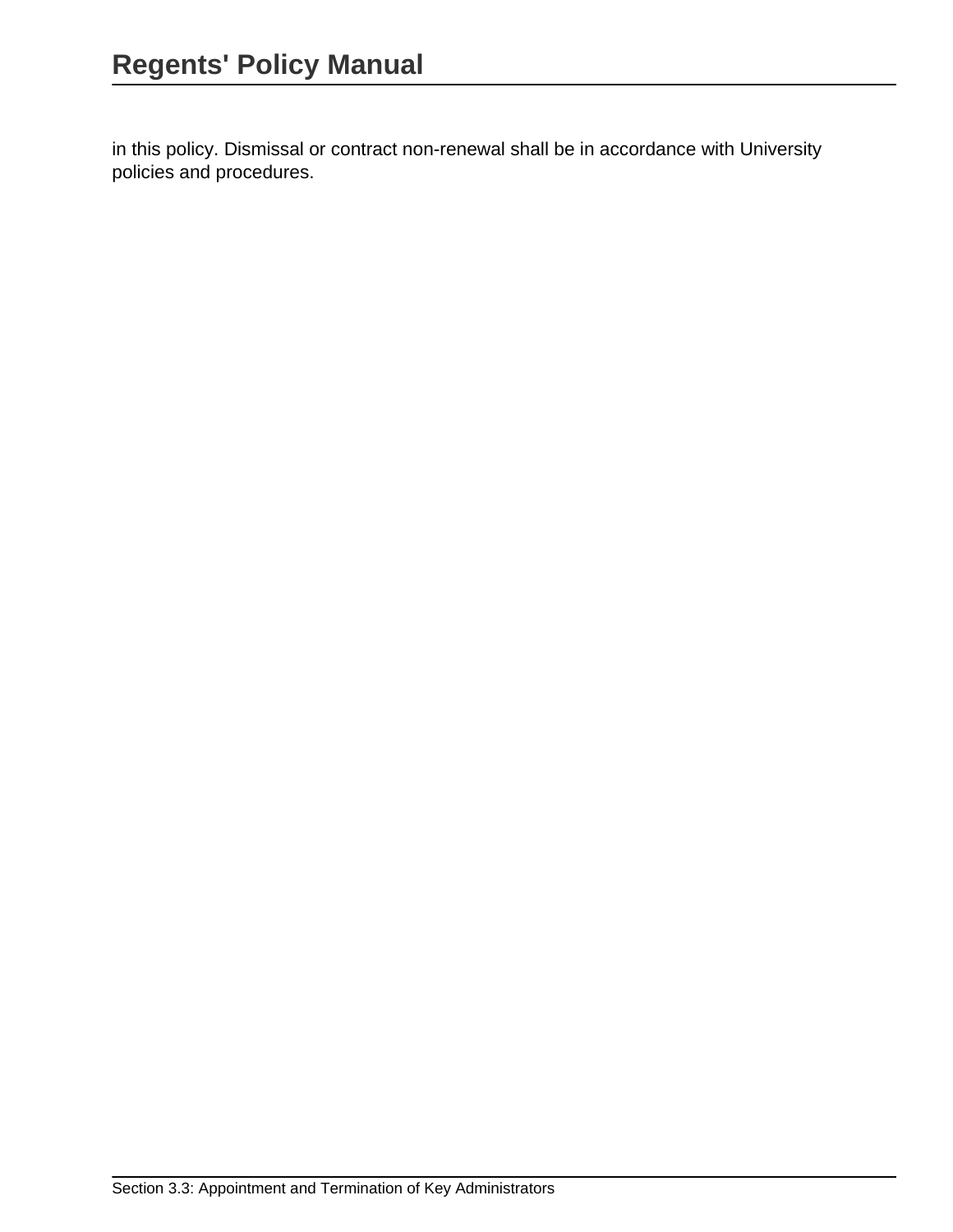in this policy. Dismissal or contract non-renewal shall be in accordance with University policies and procedures.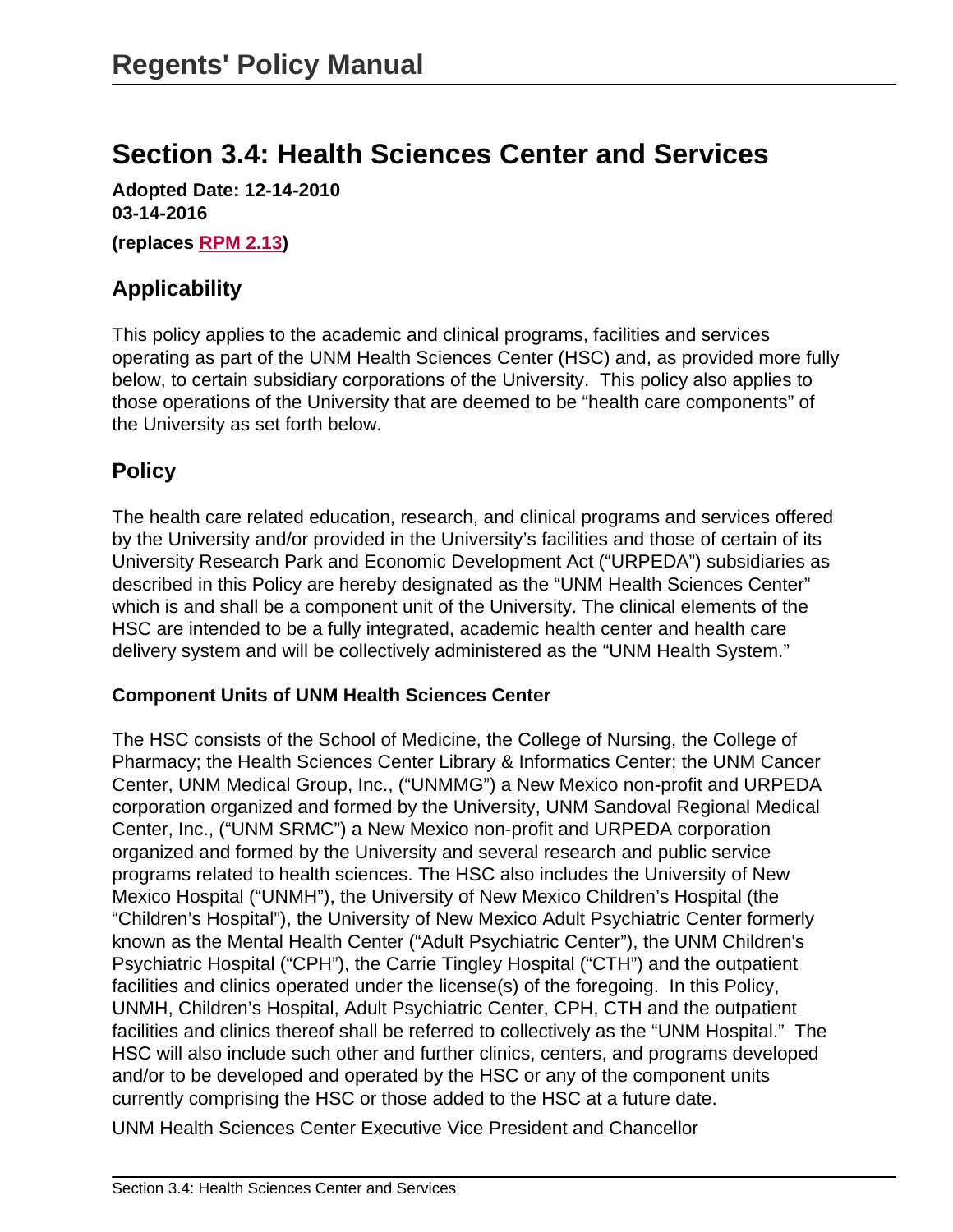# Regents' Policy Manual

# Section 3.4: Health Sciences Center and Services

**Adopted Date: 12-14-2010**
**03-14-2016**

**(replaces RPM 2.13)**

## Applicability

This policy applies to the academic and clinical programs, facilities and services operating as part of the UNM Health Sciences Center (HSC) and, as provided more fully below, to certain subsidiary corporations of the University. This policy also applies to those operations of the University that are deemed to be "health care components" of the University as set forth below.

## Policy

The health care related education, research, and clinical programs and services offered by the University and/or provided in the University's facilities and those of certain of its University Research Park and Economic Development Act ("URPEDA") subsidiaries as described in this Policy are hereby designated as the "UNM Health Sciences Center" which is and shall be a component unit of the University. The clinical elements of the HSC are intended to be a fully integrated, academic health center and health care delivery system and will be collectively administered as the "UNM Health System."

### Component Units of UNM Health Sciences Center

The HSC consists of the School of Medicine, the College of Nursing, the College of Pharmacy; the Health Sciences Center Library & Informatics Center; the UNM Cancer Center, UNM Medical Group, Inc., ("UNMMG") a New Mexico non-profit and URPEDA corporation organized and formed by the University, UNM Sandoval Regional Medical Center, Inc., ("UNM SRMC") a New Mexico non-profit and URPEDA corporation organized and formed by the University and several research and public service programs related to health sciences. The HSC also includes the University of New Mexico Hospital ("UNMH"), the University of New Mexico Children's Hospital (the "Children's Hospital"), the University of New Mexico Adult Psychiatric Center formerly known as the Mental Health Center ("Adult Psychiatric Center"), the UNM Children's Psychiatric Hospital ("CPH"), the Carrie Tingley Hospital ("CTH") and the outpatient facilities and clinics operated under the license(s) of the foregoing. In this Policy, UNMH, Children's Hospital, Adult Psychiatric Center, CPH, CTH and the outpatient facilities and clinics thereof shall be referred to collectively as the "UNM Hospital." The HSC will also include such other and further clinics, centers, and programs developed and/or to be developed and operated by the HSC or any of the component units currently comprising the HSC or those added to the HSC at a future date.

UNM Health Sciences Center Executive Vice President and Chancellor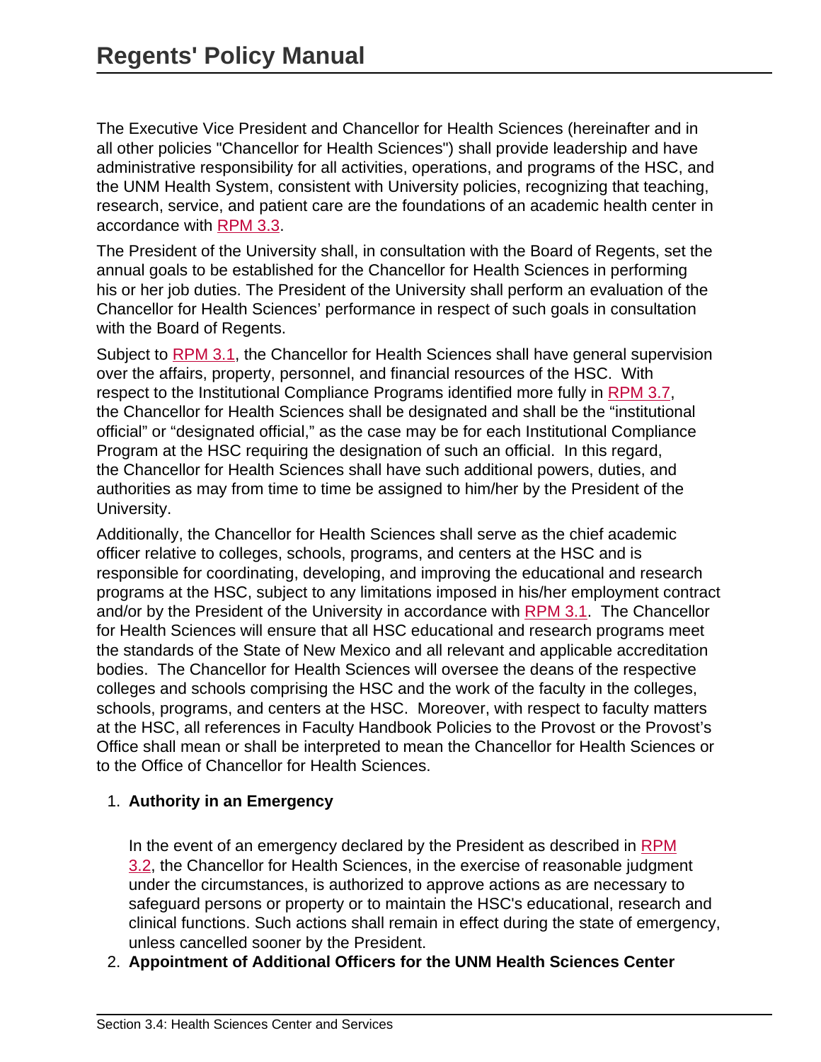The Executive Vice President and Chancellor for Health Sciences (hereinafter and in all other policies "Chancellor for Health Sciences") shall provide leadership and have administrative responsibility for all activities, operations, and programs of the HSC, and the UNM Health System, consistent with University policies, recognizing that teaching, research, service, and patient care are the foundations of an academic health center in accordance with RPM 3.3.

The President of the University shall, in consultation with the Board of Regents, set the annual goals to be established for the Chancellor for Health Sciences in performing his or her job duties. The President of the University shall perform an evaluation of the Chancellor for Health Sciences' performance in respect of such goals in consultation with the Board of Regents.

Subject to RPM 3.1, the Chancellor for Health Sciences shall have general supervision over the affairs, property, personnel, and financial resources of the HSC. With respect to the Institutional Compliance Programs identified more fully in RPM 3.7, the Chancellor for Health Sciences shall be designated and shall be the "institutional official" or "designated official," as the case may be for each Institutional Compliance Program at the HSC requiring the designation of such an official. In this regard, the Chancellor for Health Sciences shall have such additional powers, duties, and authorities as may from time to time be assigned to him/her by the President of the University.

Additionally, the Chancellor for Health Sciences shall serve as the chief academic officer relative to colleges, schools, programs, and centers at the HSC and is responsible for coordinating, developing, and improving the educational and research programs at the HSC, subject to any limitations imposed in his/her employment contract and/or by the President of the University in accordance with RPM 3.1. The Chancellor for Health Sciences will ensure that all HSC educational and research programs meet the standards of the State of New Mexico and all relevant and applicable accreditation bodies. The Chancellor for Health Sciences will oversee the deans of the respective colleges and schools comprising the HSC and the work of the faculty in the colleges, schools, programs, and centers at the HSC. Moreover, with respect to faculty matters at the HSC, all references in Faculty Handbook Policies to the Provost or the Provost's Office shall mean or shall be interpreted to mean the Chancellor for Health Sciences or to the Office of Chancellor for Health Sciences.

1. **Authority in an Emergency**

   In the event of an emergency declared by the President as described in RPM 3.2, the Chancellor for Health Sciences, in the exercise of reasonable judgment under the circumstances, is authorized to approve actions as are necessary to safeguard persons or property or to maintain the HSC's educational, research and clinical functions. Such actions shall remain in effect during the state of emergency, unless cancelled sooner by the President.

2. **Appointment of Additional Officers for the UNM Health Sciences Center**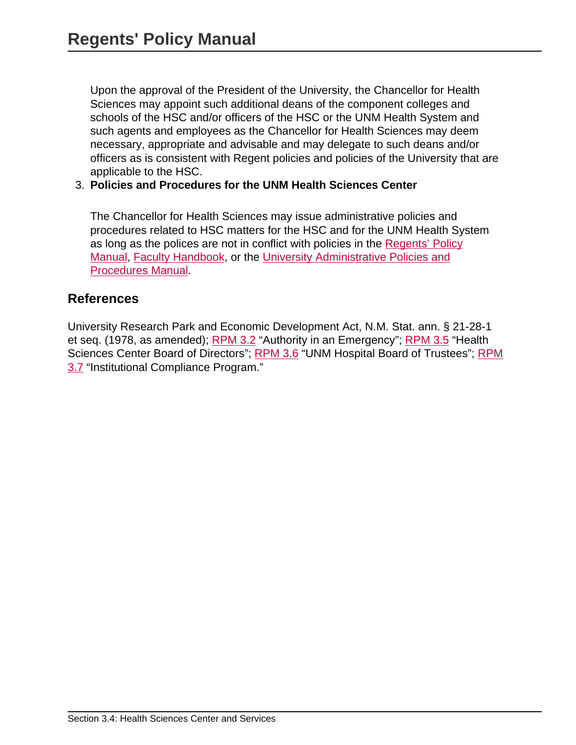Upon the approval of the President of the University, the Chancellor for Health Sciences may appoint such additional deans of the component colleges and schools of the HSC and/or officers of the HSC or the UNM Health System and such agents and employees as the Chancellor for Health Sciences may deem necessary, appropriate and advisable and may delegate to such deans and/or officers as is consistent with Regent policies and policies of the University that are applicable to the HSC.

3. **Policies and Procedures for the UNM Health Sciences Center**

   The Chancellor for Health Sciences may issue administrative policies and procedures related to HSC matters for the HSC and for the UNM Health System as long as the polices are not in conflict with policies in the Regents' Policy Manual, Faculty Handbook, or the University Administrative Policies and Procedures Manual.

## References

University Research Park and Economic Development Act, N.M. Stat. ann. § 21-28-1 et seq. (1978, as amended); RPM 3.2 "Authority in an Emergency"; RPM 3.5 "Health Sciences Center Board of Directors"; RPM 3.6 "UNM Hospital Board of Trustees"; RPM 3.7 "Institutional Compliance Program."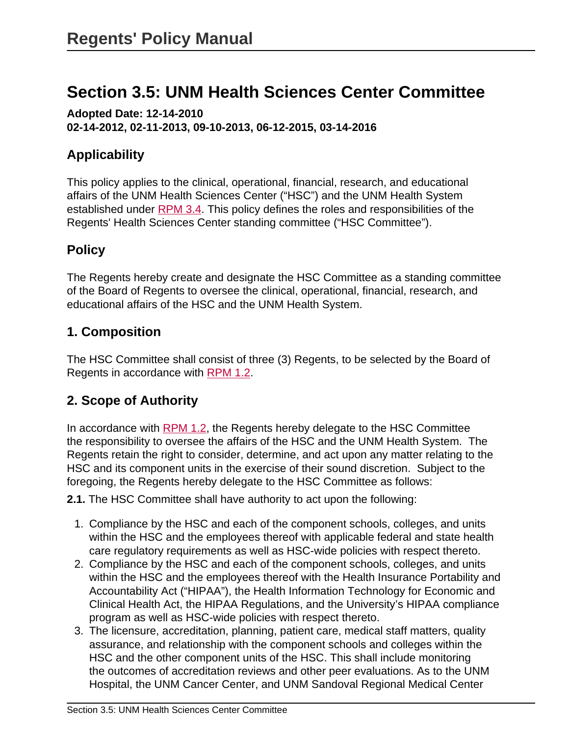# Section 3.5: UNM Health Sciences Center Committee

**Adopted Date: 12-14-2010**
**02-14-2012, 02-11-2013, 09-10-2013, 06-12-2015, 03-14-2016**

## Applicability

This policy applies to the clinical, operational, financial, research, and educational affairs of the UNM Health Sciences Center ("HSC") and the UNM Health System established under RPM 3.4. This policy defines the roles and responsibilities of the Regents' Health Sciences Center standing committee ("HSC Committee").

## Policy

The Regents hereby create and designate the HSC Committee as a standing committee of the Board of Regents to oversee the clinical, operational, financial, research, and educational affairs of the HSC and the UNM Health System.

## 1. Composition

The HSC Committee shall consist of three (3) Regents, to be selected by the Board of Regents in accordance with RPM 1.2.

## 2. Scope of Authority

In accordance with RPM 1.2, the Regents hereby delegate to the HSC Committee the responsibility to oversee the affairs of the HSC and the UNM Health System. The Regents retain the right to consider, determine, and act upon any matter relating to the HSC and its component units in the exercise of their sound discretion. Subject to the foregoing, the Regents hereby delegate to the HSC Committee as follows:

**2.1.** The HSC Committee shall have authority to act upon the following:

1. Compliance by the HSC and each of the component schools, colleges, and units within the HSC and the employees thereof with applicable federal and state health care regulatory requirements as well as HSC-wide policies with respect thereto.
2. Compliance by the HSC and each of the component schools, colleges, and units within the HSC and the employees thereof with the Health Insurance Portability and Accountability Act ("HIPAA"), the Health Information Technology for Economic and Clinical Health Act, the HIPAA Regulations, and the University's HIPAA compliance program as well as HSC-wide policies with respect thereto.
3. The licensure, accreditation, planning, patient care, medical staff matters, quality assurance, and relationship with the component schools and colleges within the HSC and the other component units of the HSC. This shall include monitoring the outcomes of accreditation reviews and other peer evaluations. As to the UNM Hospital, the UNM Cancer Center, and UNM Sandoval Regional Medical Center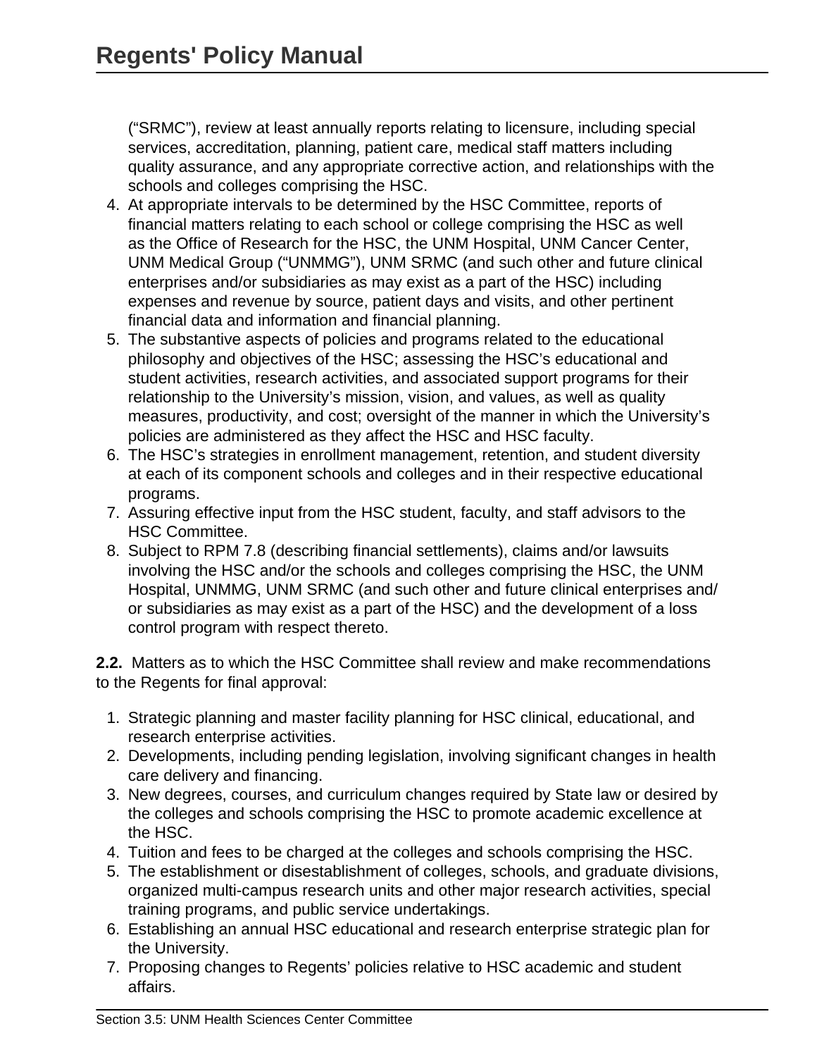("SRMC"), review at least annually reports relating to licensure, including special services, accreditation, planning, patient care, medical staff matters including quality assurance, and any appropriate corrective action, and relationships with the schools and colleges comprising the HSC.

4. At appropriate intervals to be determined by the HSC Committee, reports of financial matters relating to each school or college comprising the HSC as well as the Office of Research for the HSC, the UNM Hospital, UNM Cancer Center, UNM Medical Group ("UNMMG"), UNM SRMC (and such other and future clinical enterprises and/or subsidiaries as may exist as a part of the HSC) including expenses and revenue by source, patient days and visits, and other pertinent financial data and information and financial planning.
5. The substantive aspects of policies and programs related to the educational philosophy and objectives of the HSC; assessing the HSC's educational and student activities, research activities, and associated support programs for their relationship to the University's mission, vision, and values, as well as quality measures, productivity, and cost; oversight of the manner in which the University's policies are administered as they affect the HSC and HSC faculty.
6. The HSC's strategies in enrollment management, retention, and student diversity at each of its component schools and colleges and in their respective educational programs.
7. Assuring effective input from the HSC student, faculty, and staff advisors to the HSC Committee.
8. Subject to RPM 7.8 (describing financial settlements), claims and/or lawsuits involving the HSC and/or the schools and colleges comprising the HSC, the UNM Hospital, UNMMG, UNM SRMC (and such other and future clinical enterprises and/or subsidiaries as may exist as a part of the HSC) and the development of a loss control program with respect thereto.

**2.2.** Matters as to which the HSC Committee shall review and make recommendations to the Regents for final approval:

1. Strategic planning and master facility planning for HSC clinical, educational, and research enterprise activities.
2. Developments, including pending legislation, involving significant changes in health care delivery and financing.
3. New degrees, courses, and curriculum changes required by State law or desired by the colleges and schools comprising the HSC to promote academic excellence at the HSC.
4. Tuition and fees to be charged at the colleges and schools comprising the HSC.
5. The establishment or disestablishment of colleges, schools, and graduate divisions, organized multi-campus research units and other major research activities, special training programs, and public service undertakings.
6. Establishing an annual HSC educational and research enterprise strategic plan for the University.
7. Proposing changes to Regents' policies relative to HSC academic and student affairs.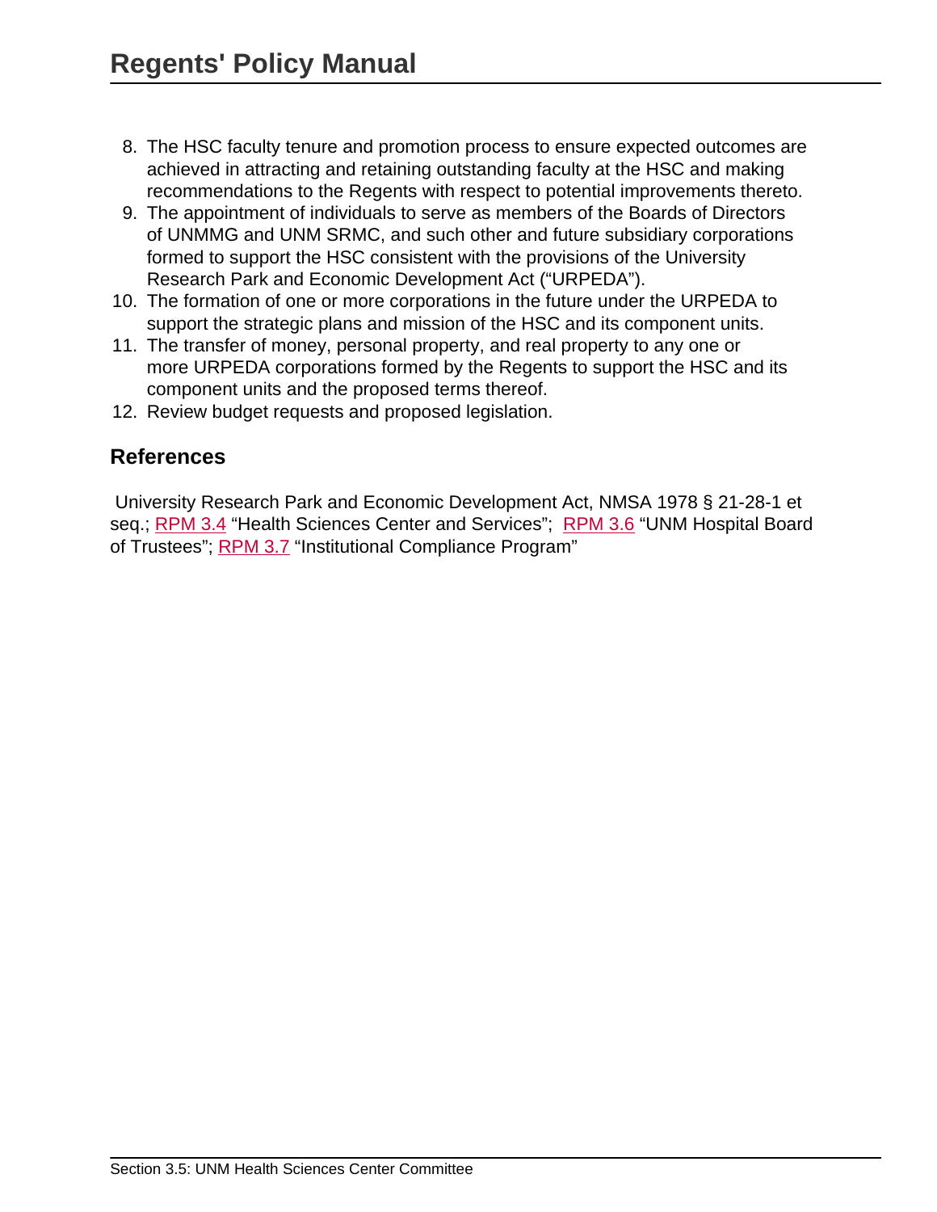8. The HSC faculty tenure and promotion process to ensure expected outcomes are achieved in attracting and retaining outstanding faculty at the HSC and making recommendations to the Regents with respect to potential improvements thereto.
9. The appointment of individuals to serve as members of the Boards of Directors of UNMMG and UNM SRMC, and such other and future subsidiary corporations formed to support the HSC consistent with the provisions of the University Research Park and Economic Development Act ("URPEDA").
10. The formation of one or more corporations in the future under the URPEDA to support the strategic plans and mission of the HSC and its component units.
11. The transfer of money, personal property, and real property to any one or more URPEDA corporations formed by the Regents to support the HSC and its component units and the proposed terms thereof.
12. Review budget requests and proposed legislation.

## References

University Research Park and Economic Development Act, NMSA 1978 § 21-28-1 et seq.; RPM 3.4 "Health Sciences Center and Services"; RPM 3.6 "UNM Hospital Board of Trustees"; RPM 3.7 "Institutional Compliance Program"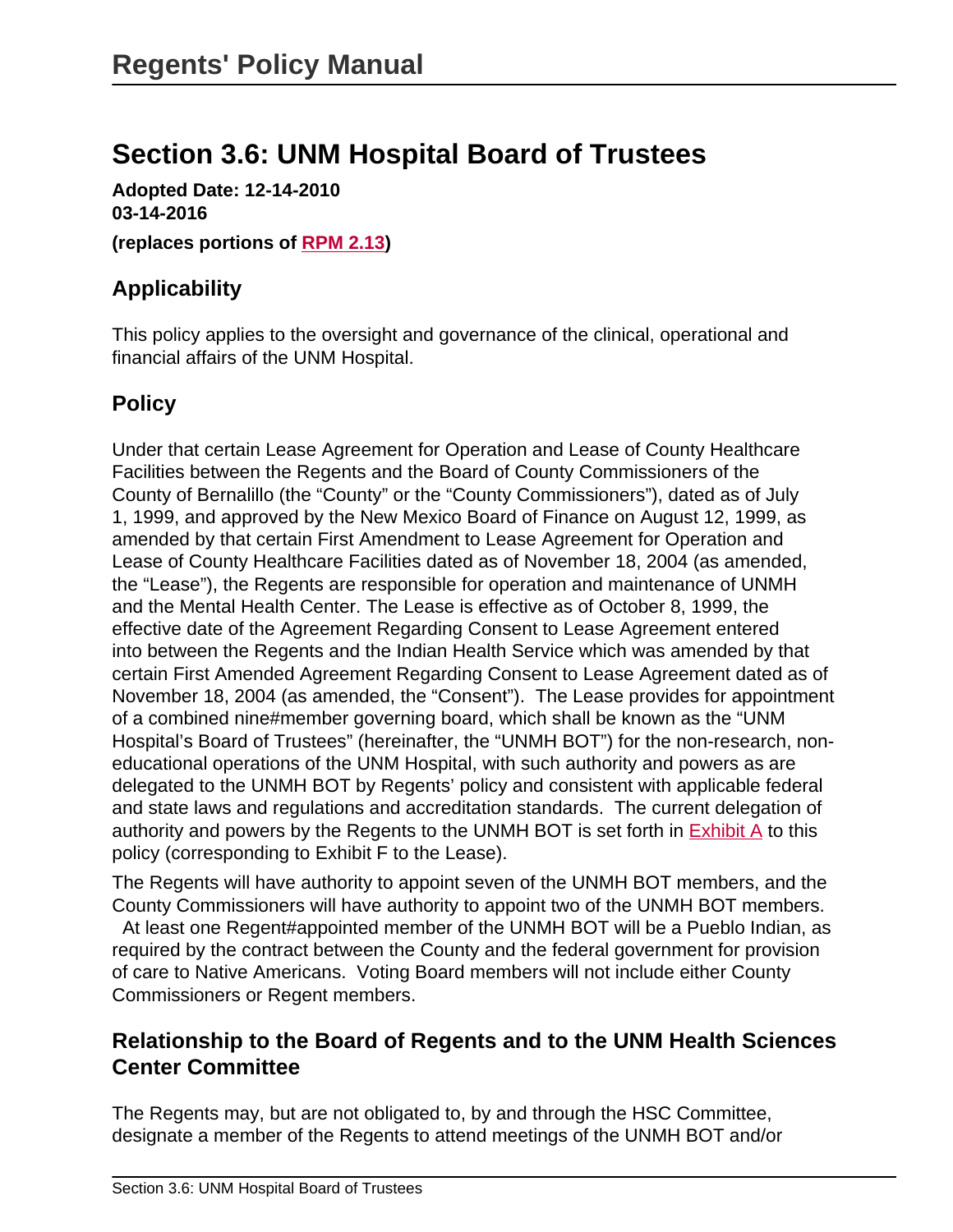# Regents' Policy Manual

## Section 3.6: UNM Hospital Board of Trustees

**Adopted Date: 12-14-2010**
**03-14-2016**

**(replaces portions of RPM 2.13)**

### Applicability

This policy applies to the oversight and governance of the clinical, operational and financial affairs of the UNM Hospital.

### Policy

Under that certain Lease Agreement for Operation and Lease of County Healthcare Facilities between the Regents and the Board of County Commissioners of the County of Bernalillo (the "County" or the "County Commissioners"), dated as of July 1, 1999, and approved by the New Mexico Board of Finance on August 12, 1999, as amended by that certain First Amendment to Lease Agreement for Operation and Lease of County Healthcare Facilities dated as of November 18, 2004 (as amended, the "Lease"), the Regents are responsible for operation and maintenance of UNMH and the Mental Health Center. The Lease is effective as of October 8, 1999, the effective date of the Agreement Regarding Consent to Lease Agreement entered into between the Regents and the Indian Health Service which was amended by that certain First Amended Agreement Regarding Consent to Lease Agreement dated as of November 18, 2004 (as amended, the "Consent"). The Lease provides for appointment of a combined nine#member governing board, which shall be known as the "UNM Hospital's Board of Trustees" (hereinafter, the "UNMH BOT") for the non-research, non-educational operations of the UNM Hospital, with such authority and powers as are delegated to the UNMH BOT by Regents' policy and consistent with applicable federal and state laws and regulations and accreditation standards. The current delegation of authority and powers by the Regents to the UNMH BOT is set forth in Exhibit A to this policy (corresponding to Exhibit F to the Lease).

The Regents will have authority to appoint seven of the UNMH BOT members, and the County Commissioners will have authority to appoint two of the UNMH BOT members. At least one Regent#appointed member of the UNMH BOT will be a Pueblo Indian, as required by the contract between the County and the federal government for provision of care to Native Americans. Voting Board members will not include either County Commissioners or Regent members.

### Relationship to the Board of Regents and to the UNM Health Sciences Center Committee

The Regents may, but are not obligated to, by and through the HSC Committee, designate a member of the Regents to attend meetings of the UNMH BOT and/or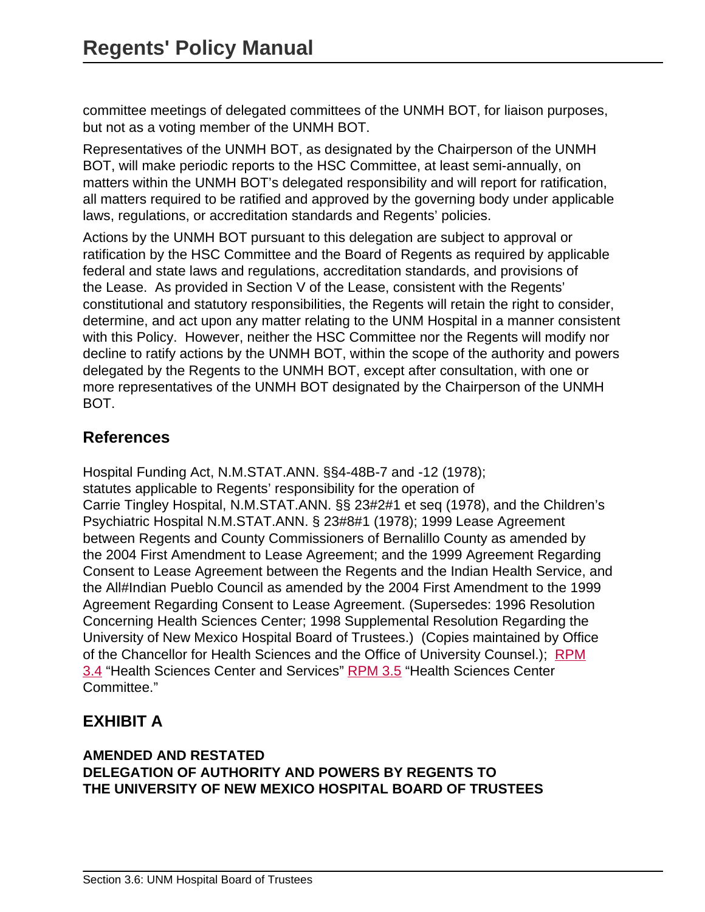committee meetings of delegated committees of the UNMH BOT, for liaison purposes, but not as a voting member of the UNMH BOT.

Representatives of the UNMH BOT, as designated by the Chairperson of the UNMH BOT, will make periodic reports to the HSC Committee, at least semi-annually, on matters within the UNMH BOT's delegated responsibility and will report for ratification, all matters required to be ratified and approved by the governing body under applicable laws, regulations, or accreditation standards and Regents' policies.

Actions by the UNMH BOT pursuant to this delegation are subject to approval or ratification by the HSC Committee and the Board of Regents as required by applicable federal and state laws and regulations, accreditation standards, and provisions of the Lease. As provided in Section V of the Lease, consistent with the Regents' constitutional and statutory responsibilities, the Regents will retain the right to consider, determine, and act upon any matter relating to the UNM Hospital in a manner consistent with this Policy. However, neither the HSC Committee nor the Regents will modify nor decline to ratify actions by the UNMH BOT, within the scope of the authority and powers delegated by the Regents to the UNMH BOT, except after consultation, with one or more representatives of the UNMH BOT designated by the Chairperson of the UNMH BOT.

## References

Hospital Funding Act, N.M.STAT.ANN. §§4-48B-7 and -12 (1978); statutes applicable to Regents' responsibility for the operation of Carrie Tingley Hospital, N.M.STAT.ANN. §§ 23#2#1 et seq (1978), and the Children's Psychiatric Hospital N.M.STAT.ANN. § 23#8#1 (1978); 1999 Lease Agreement between Regents and County Commissioners of Bernalillo County as amended by the 2004 First Amendment to Lease Agreement; and the 1999 Agreement Regarding Consent to Lease Agreement between the Regents and the Indian Health Service, and the All#Indian Pueblo Council as amended by the 2004 First Amendment to the 1999 Agreement Regarding Consent to Lease Agreement. (Supersedes: 1996 Resolution Concerning Health Sciences Center; 1998 Supplemental Resolution Regarding the University of New Mexico Hospital Board of Trustees.) (Copies maintained by Office of the Chancellor for Health Sciences and the Office of University Counsel.); RPM 3.4 "Health Sciences Center and Services" RPM 3.5 "Health Sciences Center Committee."

## EXHIBIT A

**AMENDED AND RESTATED**
**DELEGATION OF AUTHORITY AND POWERS BY REGENTS TO**
**THE UNIVERSITY OF NEW MEXICO HOSPITAL BOARD OF TRUSTEES**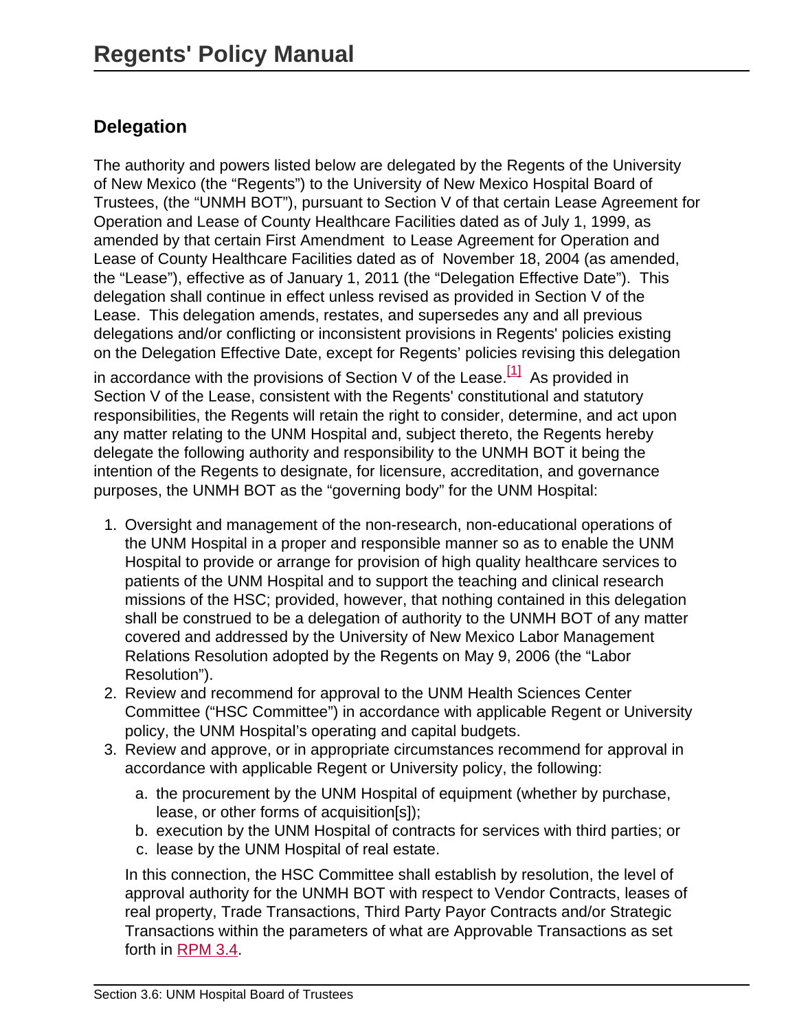# Regents' Policy Manual

## Delegation

The authority and powers listed below are delegated by the Regents of the University of New Mexico (the "Regents") to the University of New Mexico Hospital Board of Trustees, (the "UNMH BOT"), pursuant to Section V of that certain Lease Agreement for Operation and Lease of County Healthcare Facilities dated as of July 1, 1999, as amended by that certain First Amendment to Lease Agreement for Operation and Lease of County Healthcare Facilities dated as of November 18, 2004 (as amended, the "Lease"), effective as of January 1, 2011 (the "Delegation Effective Date"). This delegation shall continue in effect unless revised as provided in Section V of the Lease. This delegation amends, restates, and supersedes any and all previous delegations and/or conflicting or inconsistent provisions in Regents' policies existing on the Delegation Effective Date, except for Regents' policies revising this delegation in accordance with the provisions of Section V of the Lease.[1] As provided in Section V of the Lease, consistent with the Regents' constitutional and statutory responsibilities, the Regents will retain the right to consider, determine, and act upon any matter relating to the UNM Hospital and, subject thereto, the Regents hereby delegate the following authority and responsibility to the UNMH BOT it being the intention of the Regents to designate, for licensure, accreditation, and governance purposes, the UNMH BOT as the "governing body" for the UNM Hospital:

1. Oversight and management of the non-research, non-educational operations of the UNM Hospital in a proper and responsible manner so as to enable the UNM Hospital to provide or arrange for provision of high quality healthcare services to patients of the UNM Hospital and to support the teaching and clinical research missions of the HSC; provided, however, that nothing contained in this delegation shall be construed to be a delegation of authority to the UNMH BOT of any matter covered and addressed by the University of New Mexico Labor Management Relations Resolution adopted by the Regents on May 9, 2006 (the "Labor Resolution").
2. Review and recommend for approval to the UNM Health Sciences Center Committee ("HSC Committee") in accordance with applicable Regent or University policy, the UNM Hospital's operating and capital budgets.
3. Review and approve, or in appropriate circumstances recommend for approval in accordance with applicable Regent or University policy, the following:
   a. the procurement by the UNM Hospital of equipment (whether by purchase, lease, or other forms of acquisition[s]);
   b. execution by the UNM Hospital of contracts for services with third parties; or
   c. lease by the UNM Hospital of real estate.

   In this connection, the HSC Committee shall establish by resolution, the level of approval authority for the UNMH BOT with respect to Vendor Contracts, leases of real property, Trade Transactions, Third Party Payor Contracts and/or Strategic Transactions within the parameters of what are Approvable Transactions as set forth in RPM 3.4.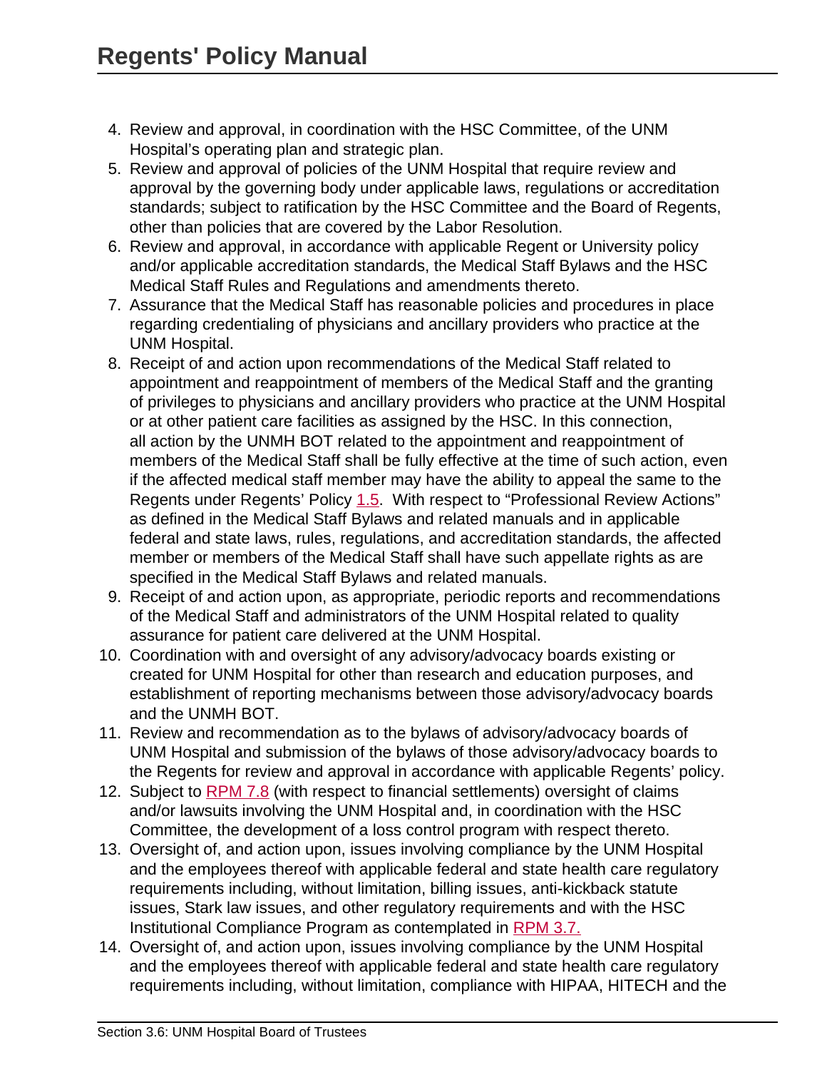4. Review and approval, in coordination with the HSC Committee, of the UNM Hospital's operating plan and strategic plan.
5. Review and approval of policies of the UNM Hospital that require review and approval by the governing body under applicable laws, regulations or accreditation standards; subject to ratification by the HSC Committee and the Board of Regents, other than policies that are covered by the Labor Resolution.
6. Review and approval, in accordance with applicable Regent or University policy and/or applicable accreditation standards, the Medical Staff Bylaws and the HSC Medical Staff Rules and Regulations and amendments thereto.
7. Assurance that the Medical Staff has reasonable policies and procedures in place regarding credentialing of physicians and ancillary providers who practice at the UNM Hospital.
8. Receipt of and action upon recommendations of the Medical Staff related to appointment and reappointment of members of the Medical Staff and the granting of privileges to physicians and ancillary providers who practice at the UNM Hospital or at other patient care facilities as assigned by the HSC. In this connection, all action by the UNMH BOT related to the appointment and reappointment of members of the Medical Staff shall be fully effective at the time of such action, even if the affected medical staff member may have the ability to appeal the same to the Regents under Regents' Policy 1.5. With respect to "Professional Review Actions" as defined in the Medical Staff Bylaws and related manuals and in applicable federal and state laws, rules, regulations, and accreditation standards, the affected member or members of the Medical Staff shall have such appellate rights as are specified in the Medical Staff Bylaws and related manuals.
9. Receipt of and action upon, as appropriate, periodic reports and recommendations of the Medical Staff and administrators of the UNM Hospital related to quality assurance for patient care delivered at the UNM Hospital.
10. Coordination with and oversight of any advisory/advocacy boards existing or created for UNM Hospital for other than research and education purposes, and establishment of reporting mechanisms between those advisory/advocacy boards and the UNMH BOT.
11. Review and recommendation as to the bylaws of advisory/advocacy boards of UNM Hospital and submission of the bylaws of those advisory/advocacy boards to the Regents for review and approval in accordance with applicable Regents' policy.
12. Subject to RPM 7.8 (with respect to financial settlements) oversight of claims and/or lawsuits involving the UNM Hospital and, in coordination with the HSC Committee, the development of a loss control program with respect thereto.
13. Oversight of, and action upon, issues involving compliance by the UNM Hospital and the employees thereof with applicable federal and state health care regulatory requirements including, without limitation, billing issues, anti-kickback statute issues, Stark law issues, and other regulatory requirements and with the HSC Institutional Compliance Program as contemplated in RPM 3.7.
14. Oversight of, and action upon, issues involving compliance by the UNM Hospital and the employees thereof with applicable federal and state health care regulatory requirements including, without limitation, compliance with HIPAA, HITECH and the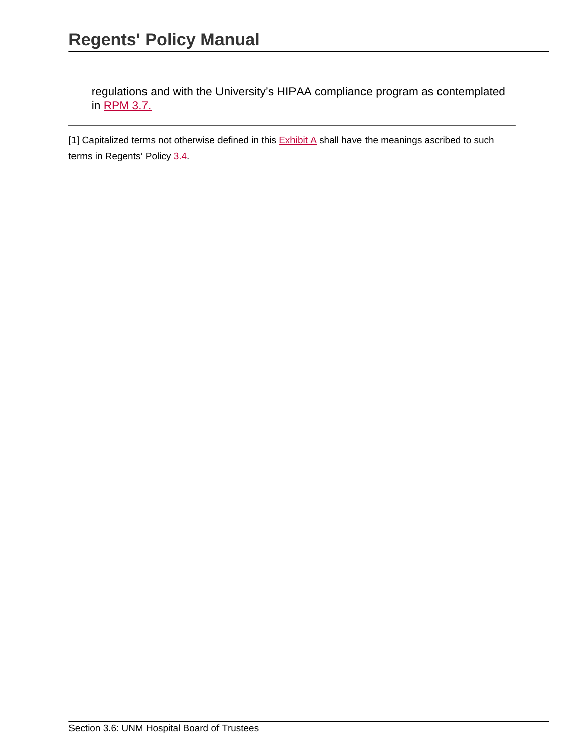regulations and with the University's HIPAA compliance program as contemplated in RPM 3.7.

---

[1] Capitalized terms not otherwise defined in this Exhibit A shall have the meanings ascribed to such terms in Regents' Policy 3.4.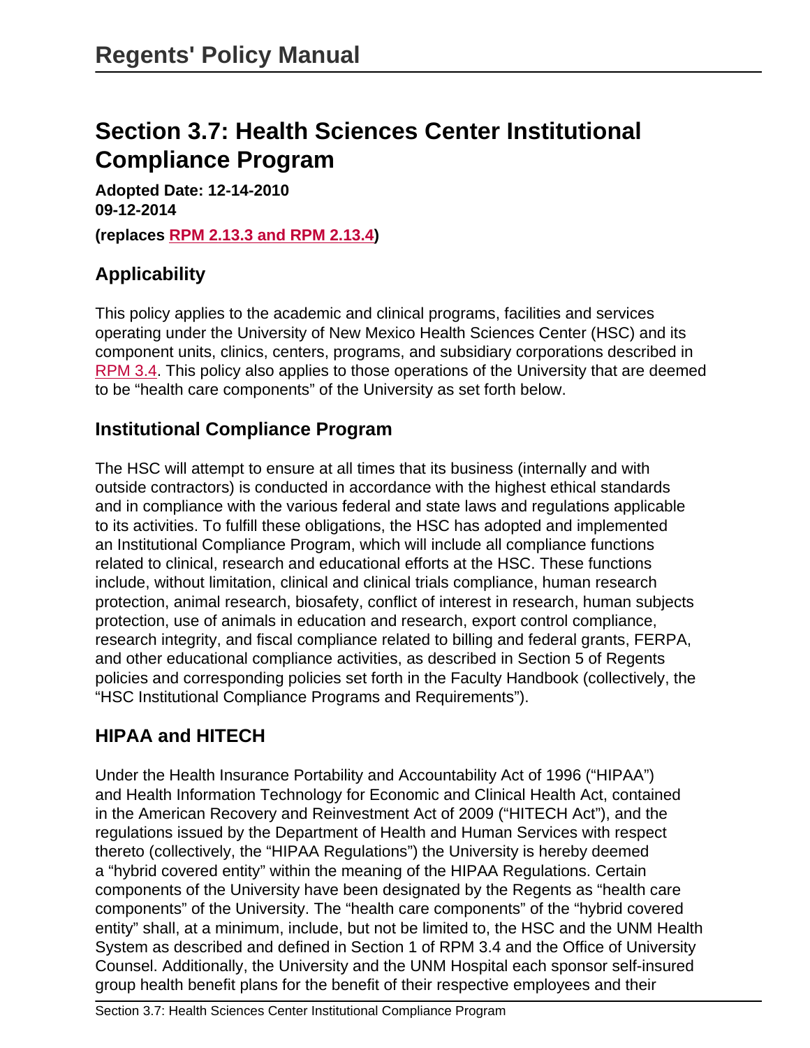# Regents' Policy Manual

## Section 3.7: Health Sciences Center Institutional Compliance Program

**Adopted Date: 12-14-2010**
**09-12-2014**

**(replaces RPM 2.13.3 and RPM 2.13.4)**

### Applicability

This policy applies to the academic and clinical programs, facilities and services operating under the University of New Mexico Health Sciences Center (HSC) and its component units, clinics, centers, programs, and subsidiary corporations described in RPM 3.4. This policy also applies to those operations of the University that are deemed to be "health care components" of the University as set forth below.

### Institutional Compliance Program

The HSC will attempt to ensure at all times that its business (internally and with outside contractors) is conducted in accordance with the highest ethical standards and in compliance with the various federal and state laws and regulations applicable to its activities. To fulfill these obligations, the HSC has adopted and implemented an Institutional Compliance Program, which will include all compliance functions related to clinical, research and educational efforts at the HSC. These functions include, without limitation, clinical and clinical trials compliance, human research protection, animal research, biosafety, conflict of interest in research, human subjects protection, use of animals in education and research, export control compliance, research integrity, and fiscal compliance related to billing and federal grants, FERPA, and other educational compliance activities, as described in Section 5 of Regents policies and corresponding policies set forth in the Faculty Handbook (collectively, the "HSC Institutional Compliance Programs and Requirements").

### HIPAA and HITECH

Under the Health Insurance Portability and Accountability Act of 1996 ("HIPAA") and Health Information Technology for Economic and Clinical Health Act, contained in the American Recovery and Reinvestment Act of 2009 ("HITECH Act"), and the regulations issued by the Department of Health and Human Services with respect thereto (collectively, the "HIPAA Regulations") the University is hereby deemed a "hybrid covered entity" within the meaning of the HIPAA Regulations. Certain components of the University have been designated by the Regents as "health care components" of the University. The "health care components" of the "hybrid covered entity" shall, at a minimum, include, but not be limited to, the HSC and the UNM Health System as described and defined in Section 1 of RPM 3.4 and the Office of University Counsel. Additionally, the University and the UNM Hospital each sponsor self-insured group health benefit plans for the benefit of their respective employees and their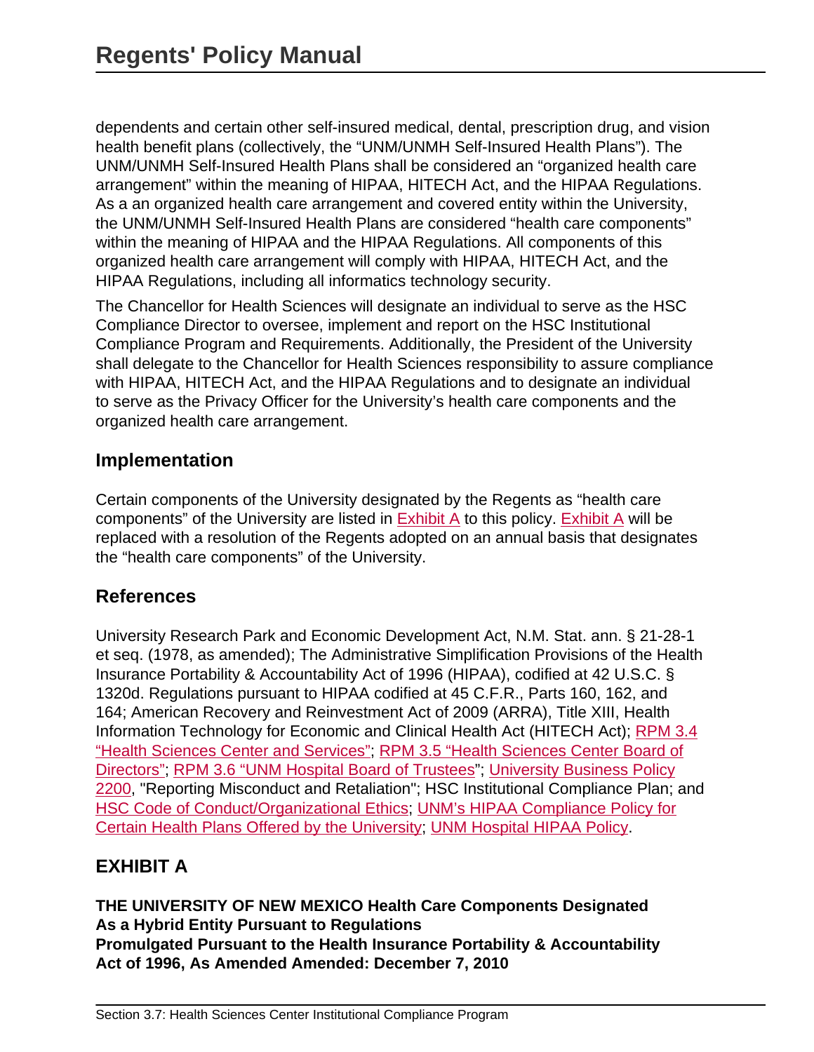dependents and certain other self-insured medical, dental, prescription drug, and vision health benefit plans (collectively, the "UNM/UNMH Self-Insured Health Plans"). The UNM/UNMH Self-Insured Health Plans shall be considered an "organized health care arrangement" within the meaning of HIPAA, HITECH Act, and the HIPAA Regulations. As a an organized health care arrangement and covered entity within the University, the UNM/UNMH Self-Insured Health Plans are considered "health care components" within the meaning of HIPAA and the HIPAA Regulations. All components of this organized health care arrangement will comply with HIPAA, HITECH Act, and the HIPAA Regulations, including all informatics technology security.

The Chancellor for Health Sciences will designate an individual to serve as the HSC Compliance Director to oversee, implement and report on the HSC Institutional Compliance Program and Requirements. Additionally, the President of the University shall delegate to the Chancellor for Health Sciences responsibility to assure compliance with HIPAA, HITECH Act, and the HIPAA Regulations and to designate an individual to serve as the Privacy Officer for the University's health care components and the organized health care arrangement.

## Implementation

Certain components of the University designated by the Regents as "health care components" of the University are listed in Exhibit A to this policy. Exhibit A will be replaced with a resolution of the Regents adopted on an annual basis that designates the "health care components" of the University.

## References

University Research Park and Economic Development Act, N.M. Stat. ann. § 21-28-1 et seq. (1978, as amended); The Administrative Simplification Provisions of the Health Insurance Portability & Accountability Act of 1996 (HIPAA), codified at 42 U.S.C. § 1320d. Regulations pursuant to HIPAA codified at 45 C.F.R., Parts 160, 162, and 164; American Recovery and Reinvestment Act of 2009 (ARRA), Title XIII, Health Information Technology for Economic and Clinical Health Act (HITECH Act); RPM 3.4 "Health Sciences Center and Services"; RPM 3.5 "Health Sciences Center Board of Directors"; RPM 3.6 "UNM Hospital Board of Trustees"; University Business Policy 2200, "Reporting Misconduct and Retaliation"; HSC Institutional Compliance Plan; and HSC Code of Conduct/Organizational Ethics; UNM's HIPAA Compliance Policy for Certain Health Plans Offered by the University; UNM Hospital HIPAA Policy.

## EXHIBIT A

**THE UNIVERSITY OF NEW MEXICO Health Care Components Designated As a Hybrid Entity Pursuant to Regulations Promulgated Pursuant to the Health Insurance Portability & Accountability Act of 1996, As Amended Amended: December 7, 2010**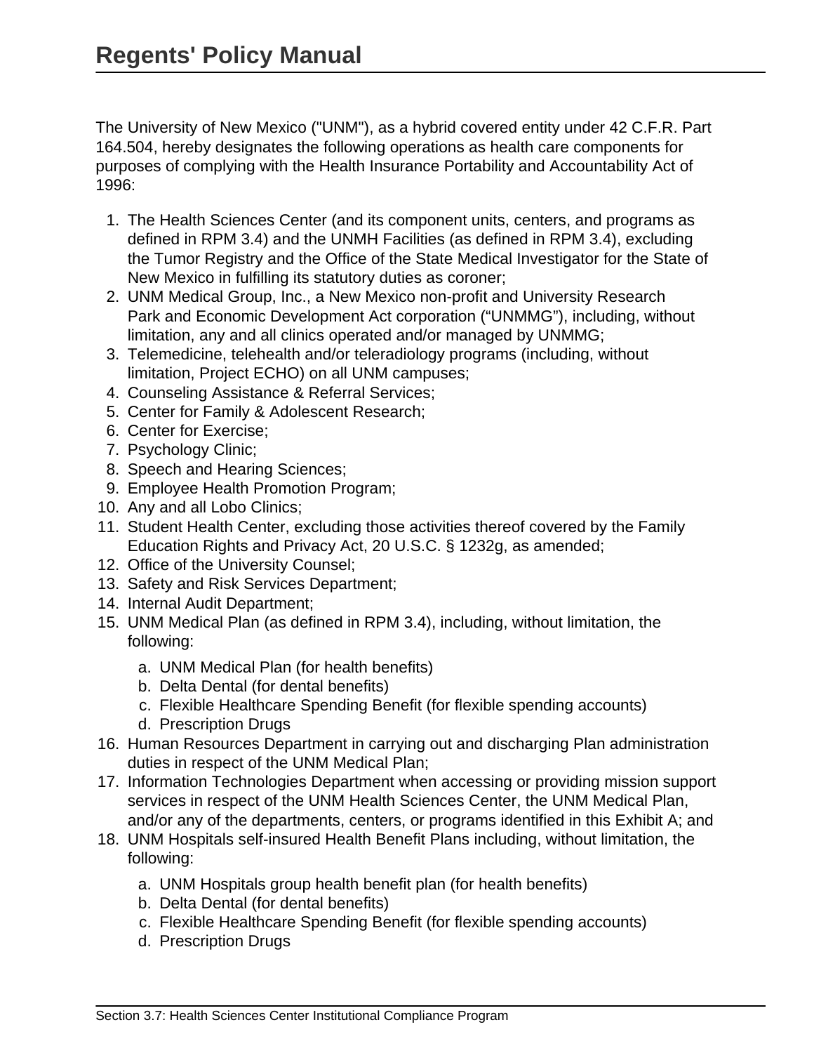The University of New Mexico ("UNM"), as a hybrid covered entity under 42 C.F.R. Part 164.504, hereby designates the following operations as health care components for purposes of complying with the Health Insurance Portability and Accountability Act of 1996:

1. The Health Sciences Center (and its component units, centers, and programs as defined in RPM 3.4) and the UNMH Facilities (as defined in RPM 3.4), excluding the Tumor Registry and the Office of the State Medical Investigator for the State of New Mexico in fulfilling its statutory duties as coroner;
2. UNM Medical Group, Inc., a New Mexico non-profit and University Research Park and Economic Development Act corporation (“UNMMG”), including, without limitation, any and all clinics operated and/or managed by UNMMG;
3. Telemedicine, telehealth and/or teleradiology programs (including, without limitation, Project ECHO) on all UNM campuses;
4. Counseling Assistance & Referral Services;
5. Center for Family & Adolescent Research;
6. Center for Exercise;
7. Psychology Clinic;
8. Speech and Hearing Sciences;
9. Employee Health Promotion Program;
10. Any and all Lobo Clinics;
11. Student Health Center, excluding those activities thereof covered by the Family Education Rights and Privacy Act, 20 U.S.C. § 1232g, as amended;
12. Office of the University Counsel;
13. Safety and Risk Services Department;
14. Internal Audit Department;
15. UNM Medical Plan (as defined in RPM 3.4), including, without limitation, the following:
    a. UNM Medical Plan (for health benefits)
    b. Delta Dental (for dental benefits)
    c. Flexible Healthcare Spending Benefit (for flexible spending accounts)
    d. Prescription Drugs
16. Human Resources Department in carrying out and discharging Plan administration duties in respect of the UNM Medical Plan;
17. Information Technologies Department when accessing or providing mission support services in respect of the UNM Health Sciences Center, the UNM Medical Plan, and/or any of the departments, centers, or programs identified in this Exhibit A; and
18. UNM Hospitals self-insured Health Benefit Plans including, without limitation, the following:
    a. UNM Hospitals group health benefit plan (for health benefits)
    b. Delta Dental (for dental benefits)
    c. Flexible Healthcare Spending Benefit (for flexible spending accounts)
    d. Prescription Drugs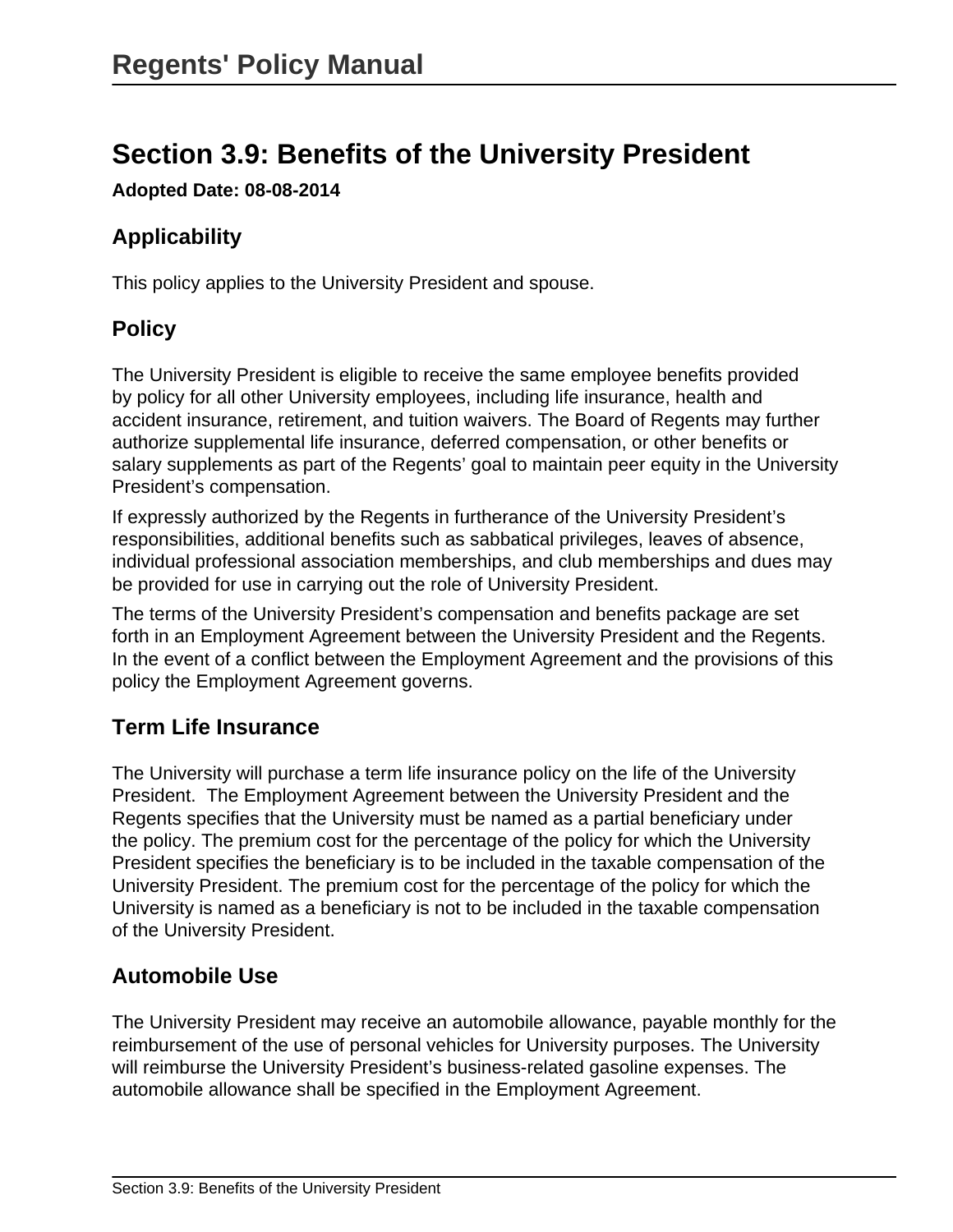# Section 3.9: Benefits of the University President

**Adopted Date: 08-08-2014**

## Applicability

This policy applies to the University President and spouse.

## Policy

The University President is eligible to receive the same employee benefits provided by policy for all other University employees, including life insurance, health and accident insurance, retirement, and tuition waivers. The Board of Regents may further authorize supplemental life insurance, deferred compensation, or other benefits or salary supplements as part of the Regents' goal to maintain peer equity in the University President's compensation.

If expressly authorized by the Regents in furtherance of the University President's responsibilities, additional benefits such as sabbatical privileges, leaves of absence, individual professional association memberships, and club memberships and dues may be provided for use in carrying out the role of University President.

The terms of the University President's compensation and benefits package are set forth in an Employment Agreement between the University President and the Regents. In the event of a conflict between the Employment Agreement and the provisions of this policy the Employment Agreement governs.

## Term Life Insurance

The University will purchase a term life insurance policy on the life of the University President. The Employment Agreement between the University President and the Regents specifies that the University must be named as a partial beneficiary under the policy. The premium cost for the percentage of the policy for which the University President specifies the beneficiary is to be included in the taxable compensation of the University President. The premium cost for the percentage of the policy for which the University is named as a beneficiary is not to be included in the taxable compensation of the University President.

## Automobile Use

The University President may receive an automobile allowance, payable monthly for the reimbursement of the use of personal vehicles for University purposes. The University will reimburse the University President's business-related gasoline expenses. The automobile allowance shall be specified in the Employment Agreement.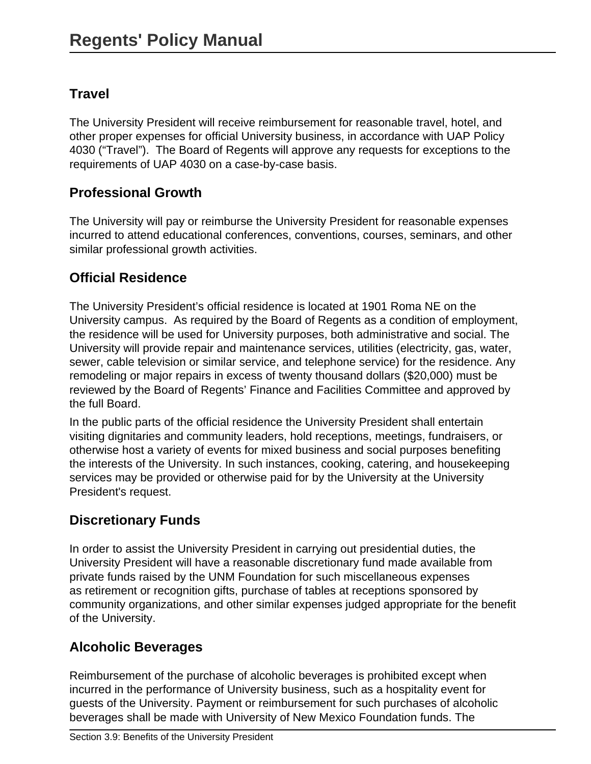## Travel

The University President will receive reimbursement for reasonable travel, hotel, and other proper expenses for official University business, in accordance with UAP Policy 4030 (“Travel”). The Board of Regents will approve any requests for exceptions to the requirements of UAP 4030 on a case-by-case basis.

## Professional Growth

The University will pay or reimburse the University President for reasonable expenses incurred to attend educational conferences, conventions, courses, seminars, and other similar professional growth activities.

## Official Residence

The University President’s official residence is located at 1901 Roma NE on the University campus. As required by the Board of Regents as a condition of employment, the residence will be used for University purposes, both administrative and social. The University will provide repair and maintenance services, utilities (electricity, gas, water, sewer, cable television or similar service, and telephone service) for the residence. Any remodeling or major repairs in excess of twenty thousand dollars ($20,000) must be reviewed by the Board of Regents’ Finance and Facilities Committee and approved by the full Board.

In the public parts of the official residence the University President shall entertain visiting dignitaries and community leaders, hold receptions, meetings, fundraisers, or otherwise host a variety of events for mixed business and social purposes benefiting the interests of the University. In such instances, cooking, catering, and housekeeping services may be provided or otherwise paid for by the University at the University President's request.

## Discretionary Funds

In order to assist the University President in carrying out presidential duties, the University President will have a reasonable discretionary fund made available from private funds raised by the UNM Foundation for such miscellaneous expenses as retirement or recognition gifts, purchase of tables at receptions sponsored by community organizations, and other similar expenses judged appropriate for the benefit of the University.

## Alcoholic Beverages

Reimbursement of the purchase of alcoholic beverages is prohibited except when incurred in the performance of University business, such as a hospitality event for guests of the University. Payment or reimbursement for such purchases of alcoholic beverages shall be made with University of New Mexico Foundation funds. The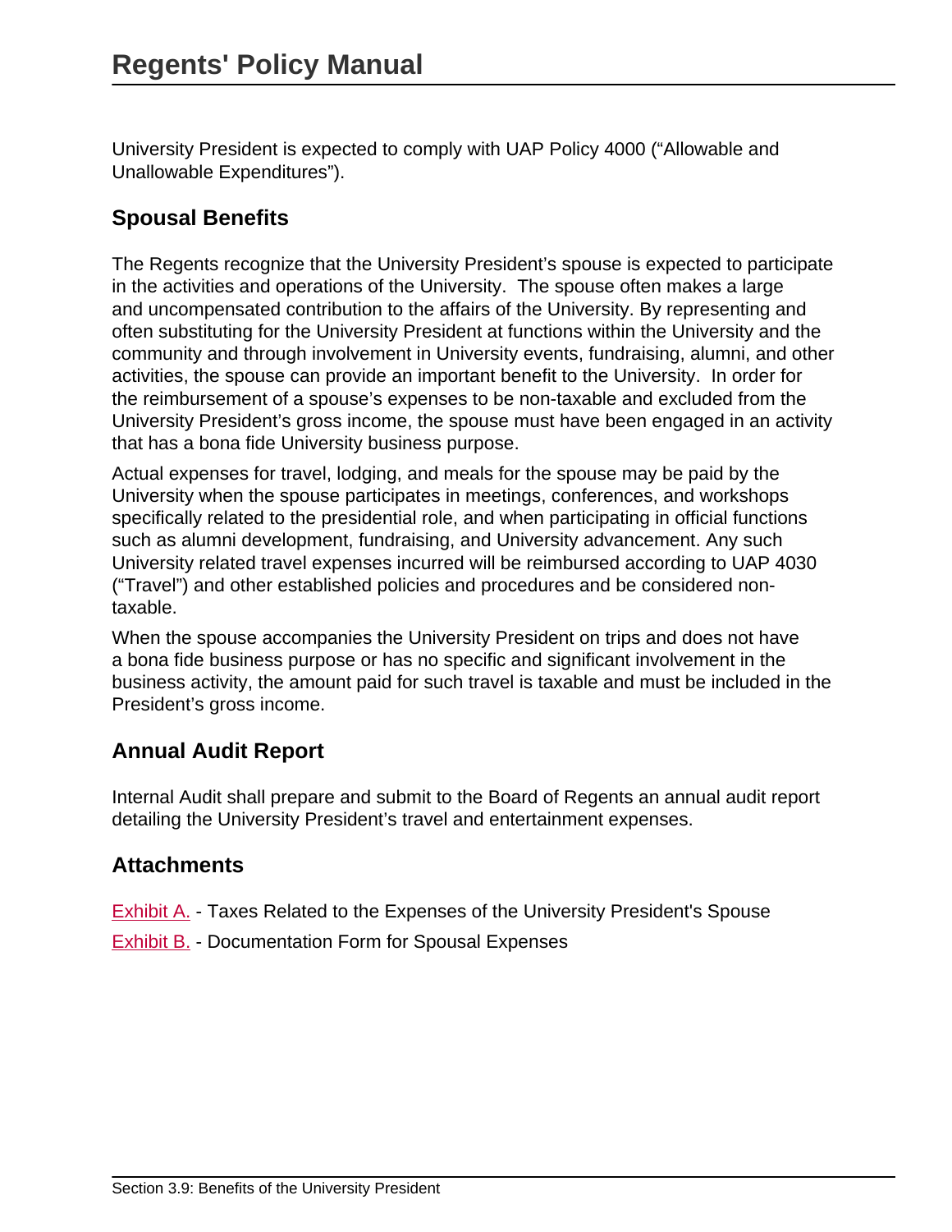University President is expected to comply with UAP Policy 4000 ("Allowable and Unallowable Expenditures").

## Spousal Benefits

The Regents recognize that the University President's spouse is expected to participate in the activities and operations of the University. The spouse often makes a large and uncompensated contribution to the affairs of the University. By representing and often substituting for the University President at functions within the University and the community and through involvement in University events, fundraising, alumni, and other activities, the spouse can provide an important benefit to the University. In order for the reimbursement of a spouse's expenses to be non-taxable and excluded from the University President's gross income, the spouse must have been engaged in an activity that has a bona fide University business purpose.

Actual expenses for travel, lodging, and meals for the spouse may be paid by the University when the spouse participates in meetings, conferences, and workshops specifically related to the presidential role, and when participating in official functions such as alumni development, fundraising, and University advancement. Any such University related travel expenses incurred will be reimbursed according to UAP 4030 ("Travel") and other established policies and procedures and be considered non-taxable.

When the spouse accompanies the University President on trips and does not have a bona fide business purpose or has no specific and significant involvement in the business activity, the amount paid for such travel is taxable and must be included in the President's gross income.

## Annual Audit Report

Internal Audit shall prepare and submit to the Board of Regents an annual audit report detailing the University President's travel and entertainment expenses.

## Attachments

Exhibit A. - Taxes Related to the Expenses of the University President's Spouse

Exhibit B. - Documentation Form for Spousal Expenses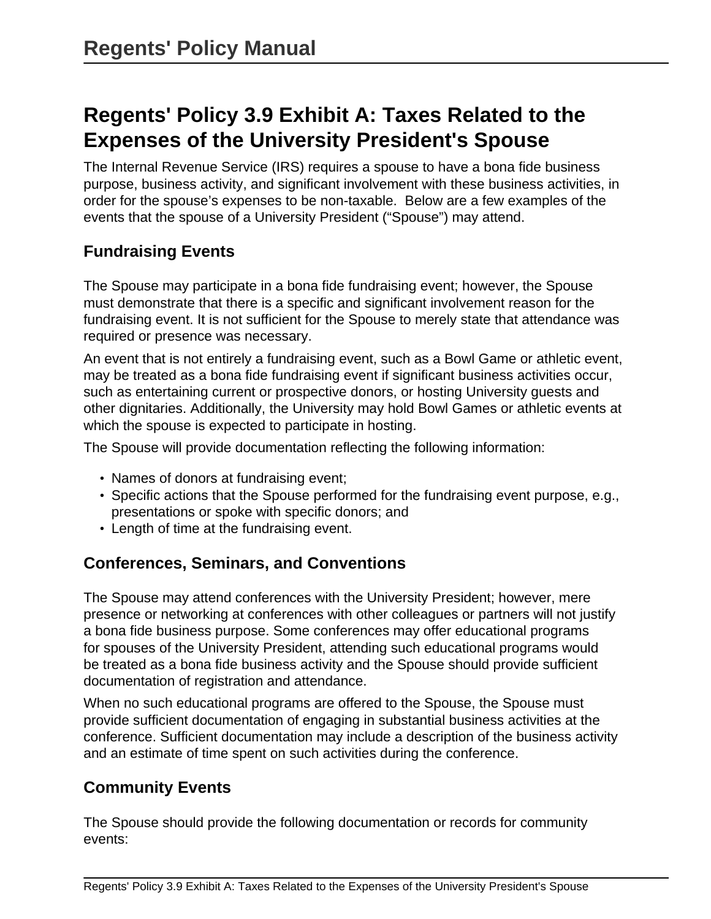# Regents' Policy 3.9 Exhibit A: Taxes Related to the Expenses of the University President's Spouse

The Internal Revenue Service (IRS) requires a spouse to have a bona fide business purpose, business activity, and significant involvement with these business activities, in order for the spouse's expenses to be non-taxable.  Below are a few examples of the events that the spouse of a University President ("Spouse") may attend.

## Fundraising Events

The Spouse may participate in a bona fide fundraising event; however, the Spouse must demonstrate that there is a specific and significant involvement reason for the fundraising event. It is not sufficient for the Spouse to merely state that attendance was required or presence was necessary.

An event that is not entirely a fundraising event, such as a Bowl Game or athletic event, may be treated as a bona fide fundraising event if significant business activities occur, such as entertaining current or prospective donors, or hosting University guests and other dignitaries. Additionally, the University may hold Bowl Games or athletic events at which the spouse is expected to participate in hosting.

The Spouse will provide documentation reflecting the following information:

- Names of donors at fundraising event;
- Specific actions that the Spouse performed for the fundraising event purpose, e.g., presentations or spoke with specific donors; and
- Length of time at the fundraising event.

## Conferences, Seminars, and Conventions

The Spouse may attend conferences with the University President; however, mere presence or networking at conferences with other colleagues or partners will not justify a bona fide business purpose. Some conferences may offer educational programs for spouses of the University President, attending such educational programs would be treated as a bona fide business activity and the Spouse should provide sufficient documentation of registration and attendance.

When no such educational programs are offered to the Spouse, the Spouse must provide sufficient documentation of engaging in substantial business activities at the conference. Sufficient documentation may include a description of the business activity and an estimate of time spent on such activities during the conference.

## Community Events

The Spouse should provide the following documentation or records for community events: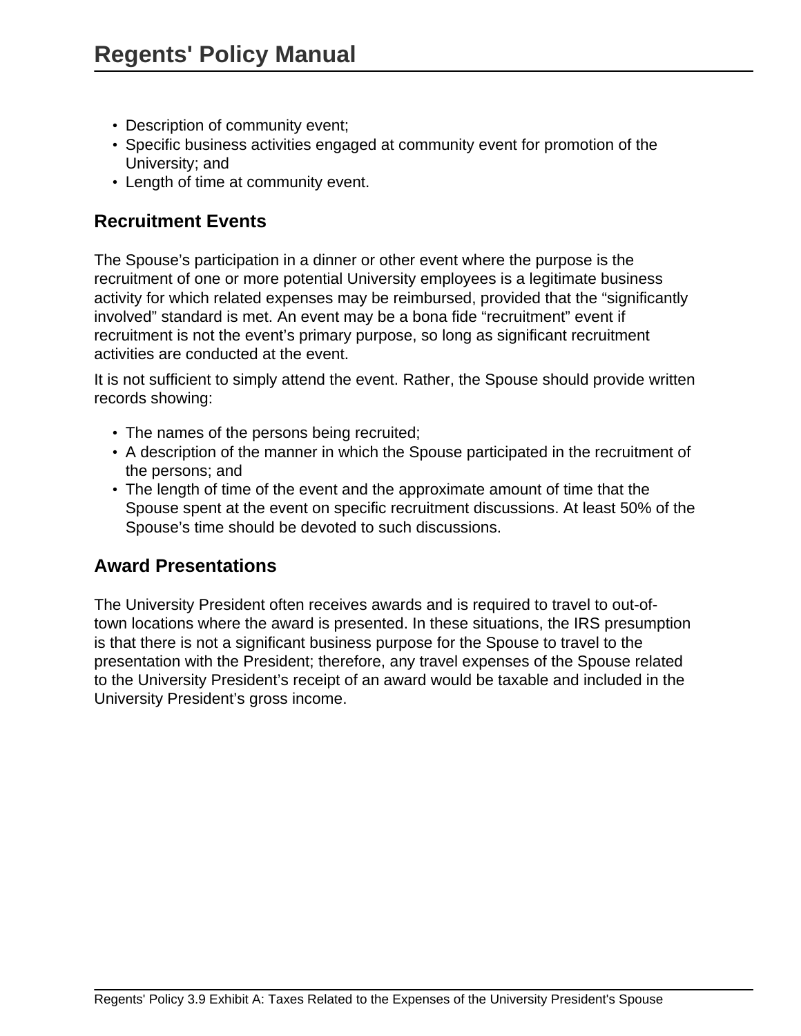- Description of community event;
- Specific business activities engaged at community event for promotion of the University; and
- Length of time at community event.

## Recruitment Events

The Spouse's participation in a dinner or other event where the purpose is the recruitment of one or more potential University employees is a legitimate business activity for which related expenses may be reimbursed, provided that the "significantly involved" standard is met. An event may be a bona fide "recruitment" event if recruitment is not the event's primary purpose, so long as significant recruitment activities are conducted at the event.

It is not sufficient to simply attend the event. Rather, the Spouse should provide written records showing:

- The names of the persons being recruited;
- A description of the manner in which the Spouse participated in the recruitment of the persons; and
- The length of time of the event and the approximate amount of time that the Spouse spent at the event on specific recruitment discussions. At least 50% of the Spouse's time should be devoted to such discussions.

## Award Presentations

The University President often receives awards and is required to travel to out-of-town locations where the award is presented. In these situations, the IRS presumption is that there is not a significant business purpose for the Spouse to travel to the presentation with the President; therefore, any travel expenses of the Spouse related to the University President's receipt of an award would be taxable and included in the University President's gross income.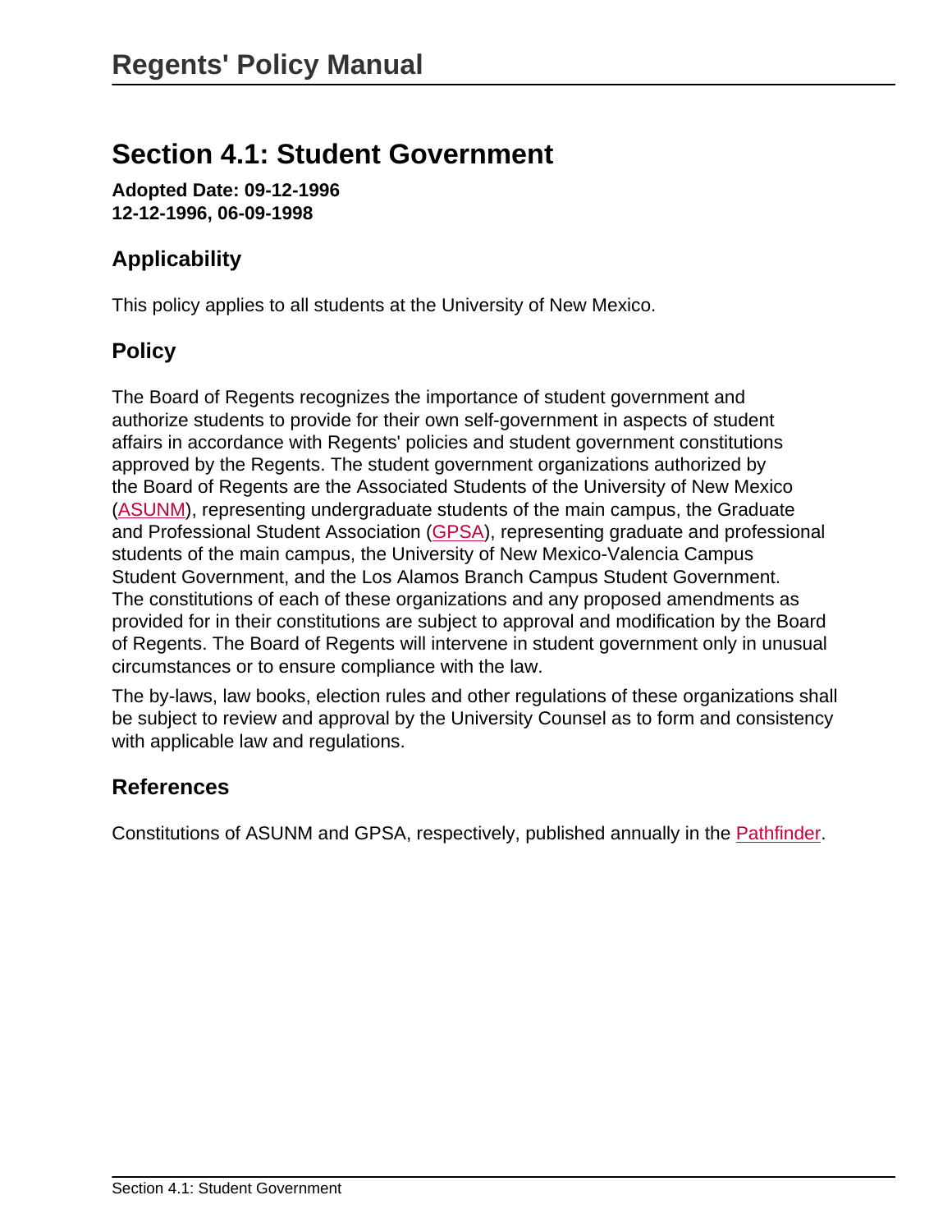# Section 4.1: Student Government

**Adopted Date: 09-12-1996**
**12-12-1996, 06-09-1998**

## Applicability

This policy applies to all students at the University of New Mexico.

## Policy

The Board of Regents recognizes the importance of student government and authorize students to provide for their own self-government in aspects of student affairs in accordance with Regents' policies and student government constitutions approved by the Regents. The student government organizations authorized by the Board of Regents are the Associated Students of the University of New Mexico (ASUNM), representing undergraduate students of the main campus, the Graduate and Professional Student Association (GPSA), representing graduate and professional students of the main campus, the University of New Mexico-Valencia Campus Student Government, and the Los Alamos Branch Campus Student Government. The constitutions of each of these organizations and any proposed amendments as provided for in their constitutions are subject to approval and modification by the Board of Regents. The Board of Regents will intervene in student government only in unusual circumstances or to ensure compliance with the law.

The by-laws, law books, election rules and other regulations of these organizations shall be subject to review and approval by the University Counsel as to form and consistency with applicable law and regulations.

## References

Constitutions of ASUNM and GPSA, respectively, published annually in the Pathfinder.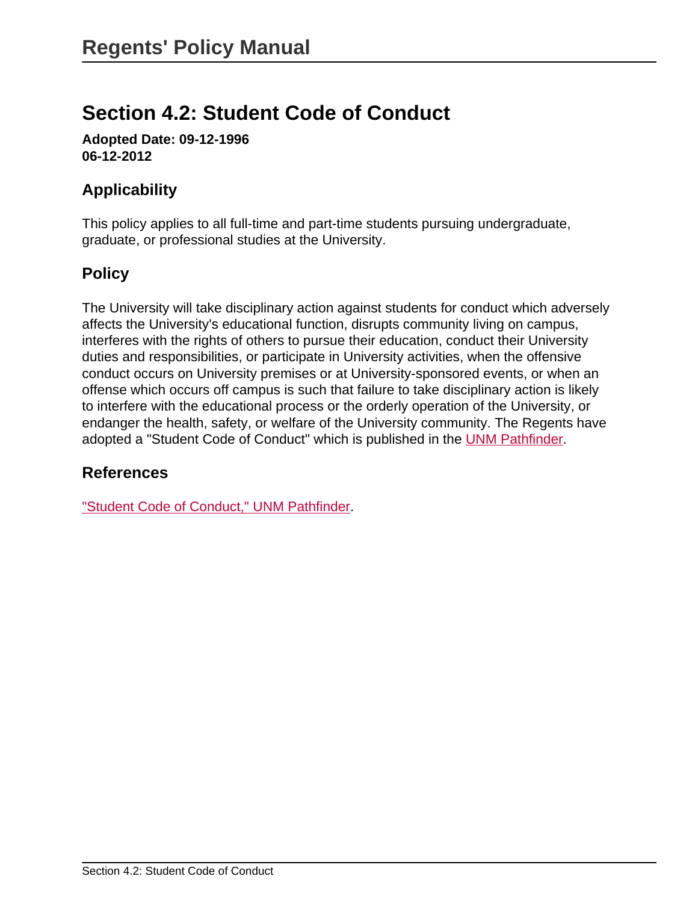# Regents' Policy Manual

## Section 4.2: Student Code of Conduct

**Adopted Date: 09-12-1996**
**06-12-2012**

### Applicability

This policy applies to all full-time and part-time students pursuing undergraduate, graduate, or professional studies at the University.

### Policy

The University will take disciplinary action against students for conduct which adversely affects the University's educational function, disrupts community living on campus, interferes with the rights of others to pursue their education, conduct their University duties and responsibilities, or participate in University activities, when the offensive conduct occurs on University premises or at University-sponsored events, or when an offense which occurs off campus is such that failure to take disciplinary action is likely to interfere with the educational process or the orderly operation of the University, or endanger the health, safety, or welfare of the University community. The Regents have adopted a "Student Code of Conduct" which is published in the UNM Pathfinder.

### References

"Student Code of Conduct," UNM Pathfinder.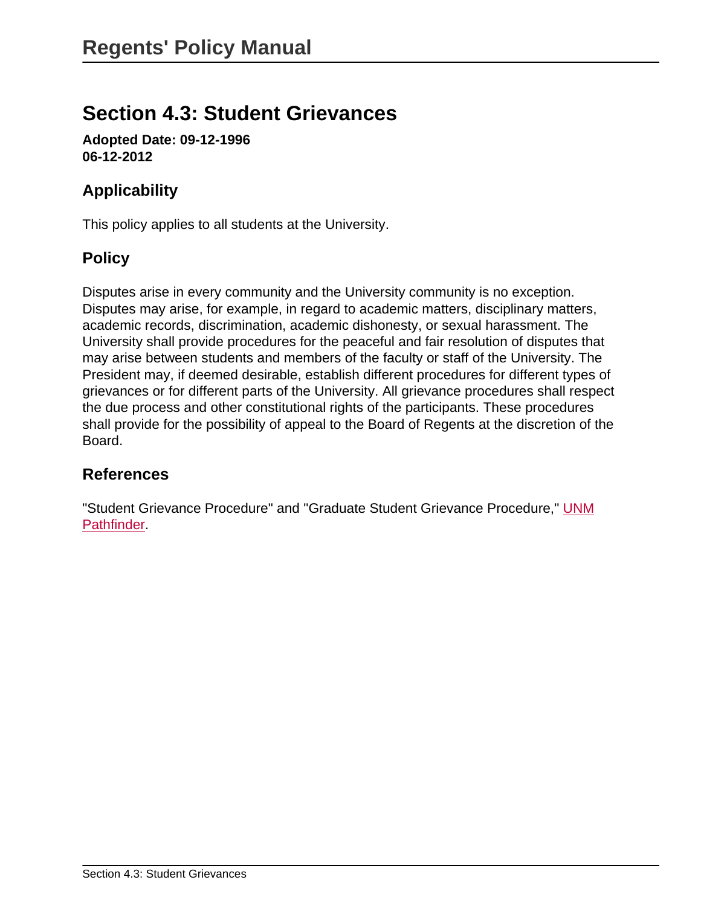# Section 4.3: Student Grievances

**Adopted Date: 09-12-1996**
**06-12-2012**

## Applicability

This policy applies to all students at the University.

## Policy

Disputes arise in every community and the University community is no exception. Disputes may arise, for example, in regard to academic matters, disciplinary matters, academic records, discrimination, academic dishonesty, or sexual harassment. The University shall provide procedures for the peaceful and fair resolution of disputes that may arise between students and members of the faculty or staff of the University. The President may, if deemed desirable, establish different procedures for different types of grievances or for different parts of the University. All grievance procedures shall respect the due process and other constitutional rights of the participants. These procedures shall provide for the possibility of appeal to the Board of Regents at the discretion of the Board.

## References

"Student Grievance Procedure" and "Graduate Student Grievance Procedure," UNM Pathfinder.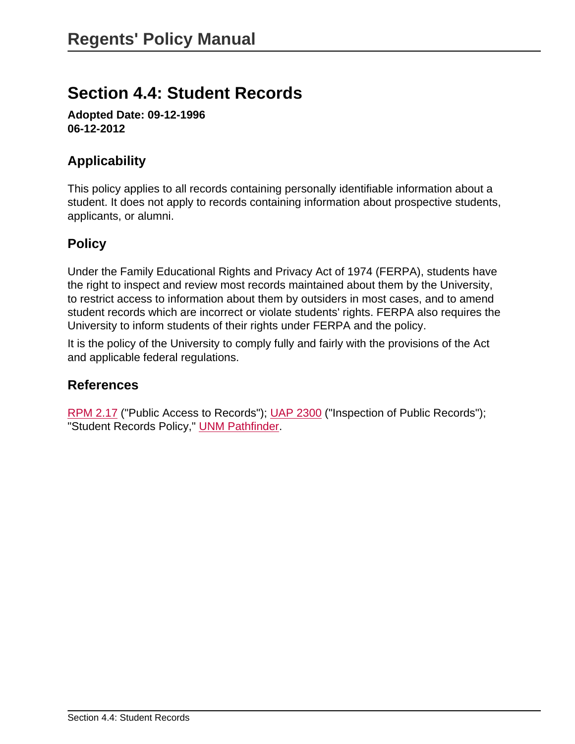# Section 4.4: Student Records

**Adopted Date: 09-12-1996**
**06-12-2012**

## Applicability

This policy applies to all records containing personally identifiable information about a student. It does not apply to records containing information about prospective students, applicants, or alumni.

## Policy

Under the Family Educational Rights and Privacy Act of 1974 (FERPA), students have the right to inspect and review most records maintained about them by the University, to restrict access to information about them by outsiders in most cases, and to amend student records which are incorrect or violate students' rights. FERPA also requires the University to inform students of their rights under FERPA and the policy.

It is the policy of the University to comply fully and fairly with the provisions of the Act and applicable federal regulations.

## References

RPM 2.17 ("Public Access to Records"); UAP 2300 ("Inspection of Public Records"); "Student Records Policy," UNM Pathfinder.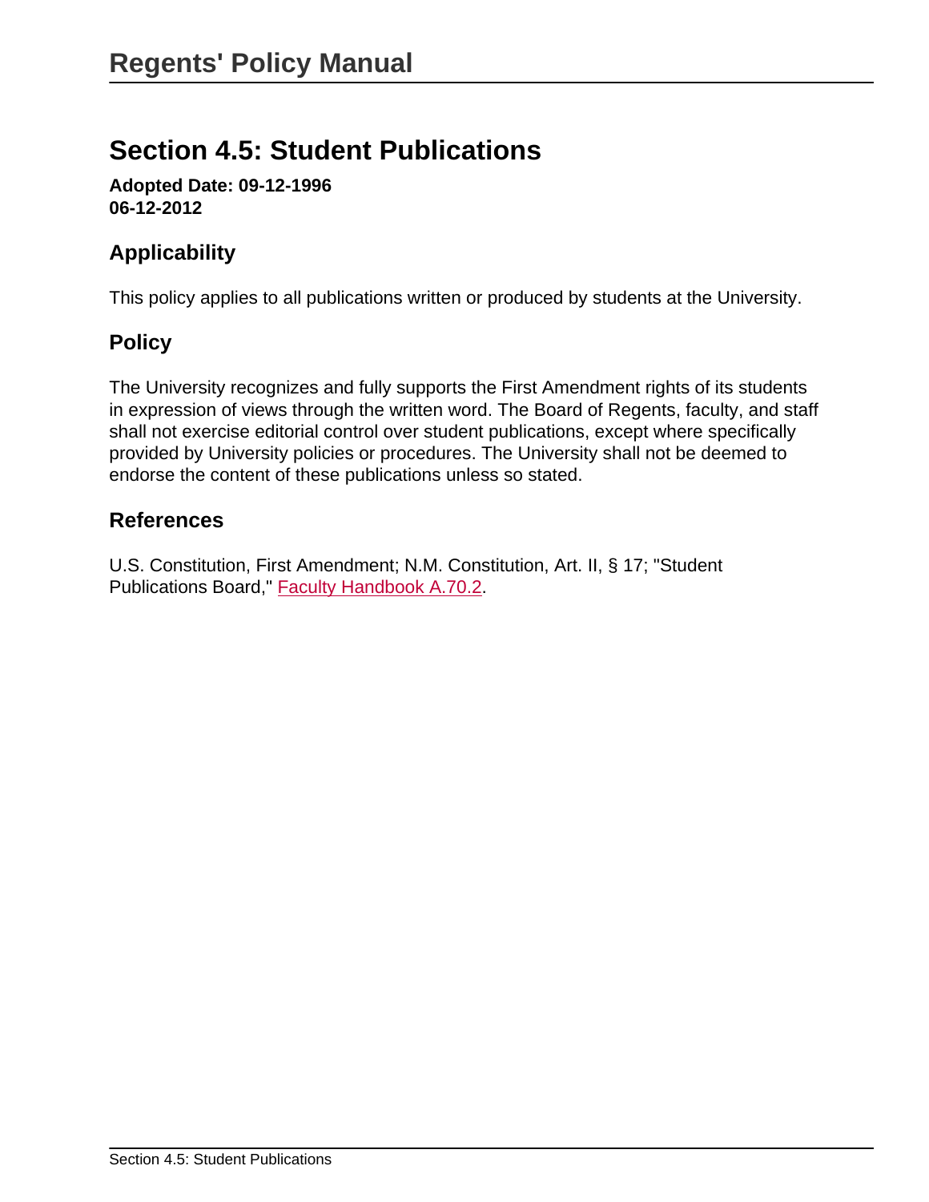# Section 4.5: Student Publications

**Adopted Date: 09-12-1996**
**06-12-2012**

## Applicability

This policy applies to all publications written or produced by students at the University.

## Policy

The University recognizes and fully supports the First Amendment rights of its students in expression of views through the written word. The Board of Regents, faculty, and staff shall not exercise editorial control over student publications, except where specifically provided by University policies or procedures. The University shall not be deemed to endorse the content of these publications unless so stated.

## References

U.S. Constitution, First Amendment; N.M. Constitution, Art. II, § 17; "Student Publications Board," Faculty Handbook A.70.2.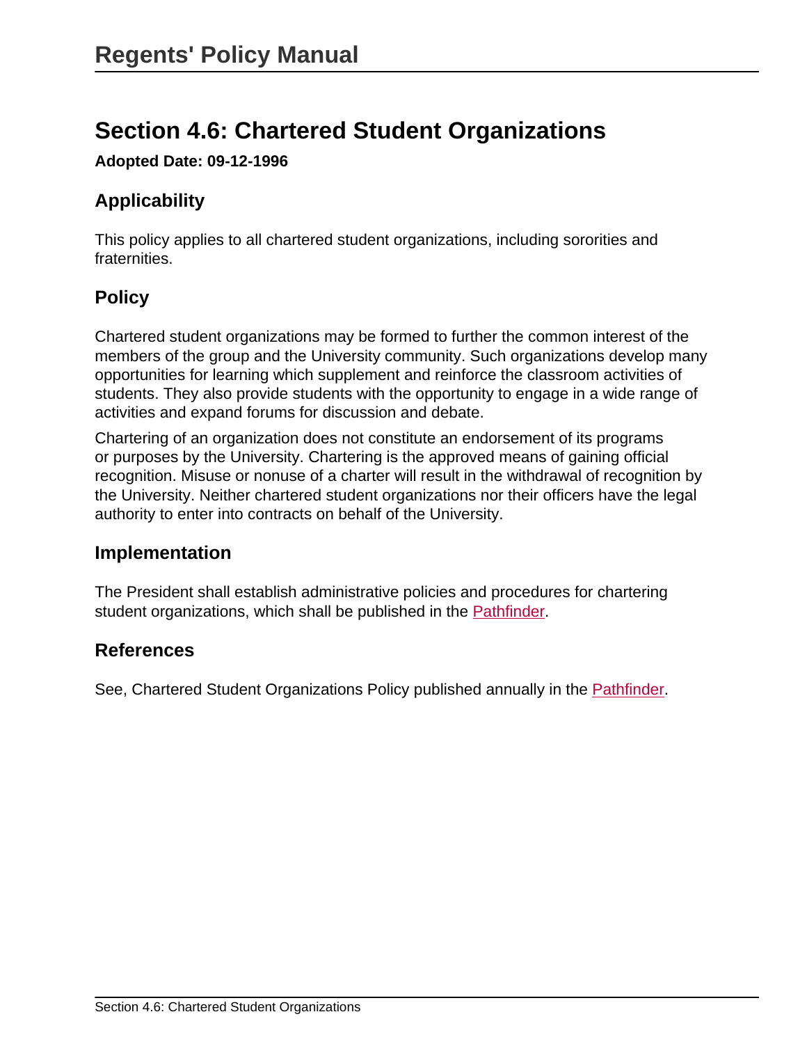# Section 4.6: Chartered Student Organizations

**Adopted Date: 09-12-1996**

## Applicability

This policy applies to all chartered student organizations, including sororities and fraternities.

## Policy

Chartered student organizations may be formed to further the common interest of the members of the group and the University community. Such organizations develop many opportunities for learning which supplement and reinforce the classroom activities of students. They also provide students with the opportunity to engage in a wide range of activities and expand forums for discussion and debate.

Chartering of an organization does not constitute an endorsement of its programs or purposes by the University. Chartering is the approved means of gaining official recognition. Misuse or nonuse of a charter will result in the withdrawal of recognition by the University. Neither chartered student organizations nor their officers have the legal authority to enter into contracts on behalf of the University.

## Implementation

The President shall establish administrative policies and procedures for chartering student organizations, which shall be published in the Pathfinder.

## References

See, Chartered Student Organizations Policy published annually in the Pathfinder.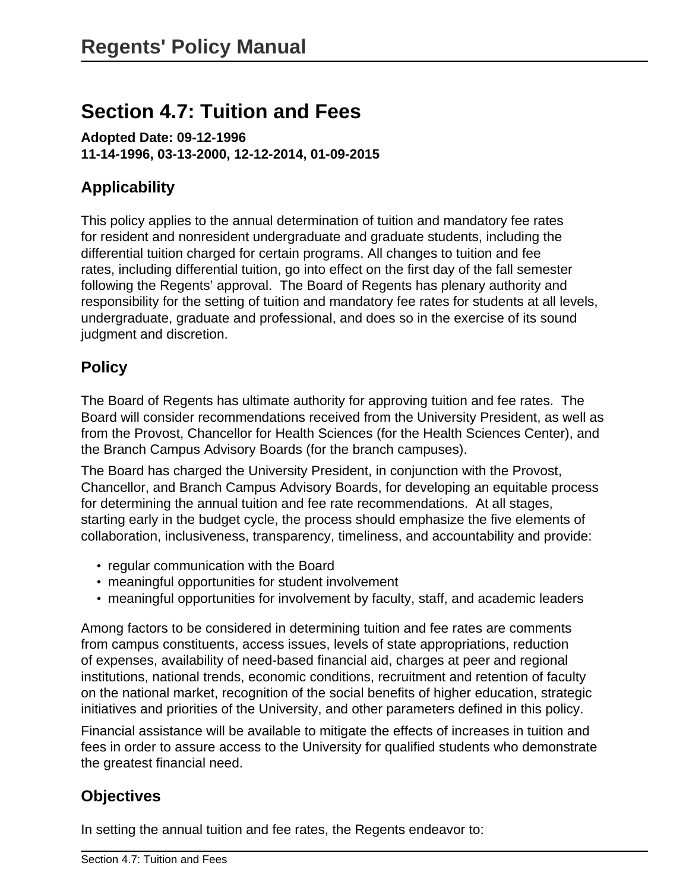# Section 4.7: Tuition and Fees

**Adopted Date: 09-12-1996**
**11-14-1996, 03-13-2000, 12-12-2014, 01-09-2015**

## Applicability

This policy applies to the annual determination of tuition and mandatory fee rates for resident and nonresident undergraduate and graduate students, including the differential tuition charged for certain programs. All changes to tuition and fee rates, including differential tuition, go into effect on the first day of the fall semester following the Regents' approval. The Board of Regents has plenary authority and responsibility for the setting of tuition and mandatory fee rates for students at all levels, undergraduate, graduate and professional, and does so in the exercise of its sound judgment and discretion.

## Policy

The Board of Regents has ultimate authority for approving tuition and fee rates. The Board will consider recommendations received from the University President, as well as from the Provost, Chancellor for Health Sciences (for the Health Sciences Center), and the Branch Campus Advisory Boards (for the branch campuses).

The Board has charged the University President, in conjunction with the Provost, Chancellor, and Branch Campus Advisory Boards, for developing an equitable process for determining the annual tuition and fee rate recommendations. At all stages, starting early in the budget cycle, the process should emphasize the five elements of collaboration, inclusiveness, transparency, timeliness, and accountability and provide:

- regular communication with the Board
- meaningful opportunities for student involvement
- meaningful opportunities for involvement by faculty, staff, and academic leaders

Among factors to be considered in determining tuition and fee rates are comments from campus constituents, access issues, levels of state appropriations, reduction of expenses, availability of need-based financial aid, charges at peer and regional institutions, national trends, economic conditions, recruitment and retention of faculty on the national market, recognition of the social benefits of higher education, strategic initiatives and priorities of the University, and other parameters defined in this policy.

Financial assistance will be available to mitigate the effects of increases in tuition and fees in order to assure access to the University for qualified students who demonstrate the greatest financial need.

## Objectives

In setting the annual tuition and fee rates, the Regents endeavor to: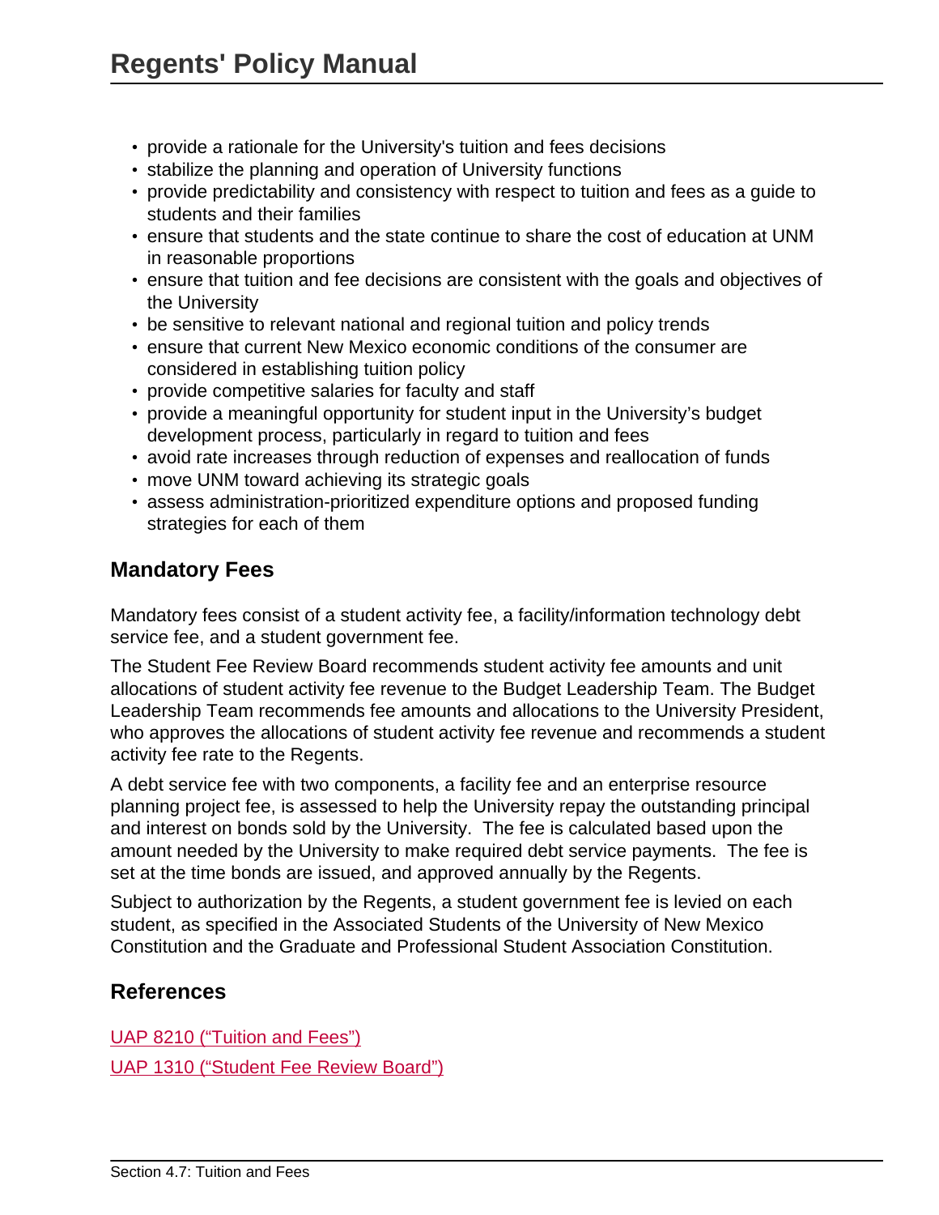- provide a rationale for the University's tuition and fees decisions
- stabilize the planning and operation of University functions
- provide predictability and consistency with respect to tuition and fees as a guide to students and their families
- ensure that students and the state continue to share the cost of education at UNM in reasonable proportions
- ensure that tuition and fee decisions are consistent with the goals and objectives of the University
- be sensitive to relevant national and regional tuition and policy trends
- ensure that current New Mexico economic conditions of the consumer are considered in establishing tuition policy
- provide competitive salaries for faculty and staff
- provide a meaningful opportunity for student input in the University's budget development process, particularly in regard to tuition and fees
- avoid rate increases through reduction of expenses and reallocation of funds
- move UNM toward achieving its strategic goals
- assess administration-prioritized expenditure options and proposed funding strategies for each of them

## Mandatory Fees

Mandatory fees consist of a student activity fee, a facility/information technology debt service fee, and a student government fee.

The Student Fee Review Board recommends student activity fee amounts and unit allocations of student activity fee revenue to the Budget Leadership Team. The Budget Leadership Team recommends fee amounts and allocations to the University President, who approves the allocations of student activity fee revenue and recommends a student activity fee rate to the Regents.

A debt service fee with two components, a facility fee and an enterprise resource planning project fee, is assessed to help the University repay the outstanding principal and interest on bonds sold by the University. The fee is calculated based upon the amount needed by the University to make required debt service payments. The fee is set at the time bonds are issued, and approved annually by the Regents.

Subject to authorization by the Regents, a student government fee is levied on each student, as specified in the Associated Students of the University of New Mexico Constitution and the Graduate and Professional Student Association Constitution.

## References

UAP 8210 ("Tuition and Fees")

UAP 1310 ("Student Fee Review Board")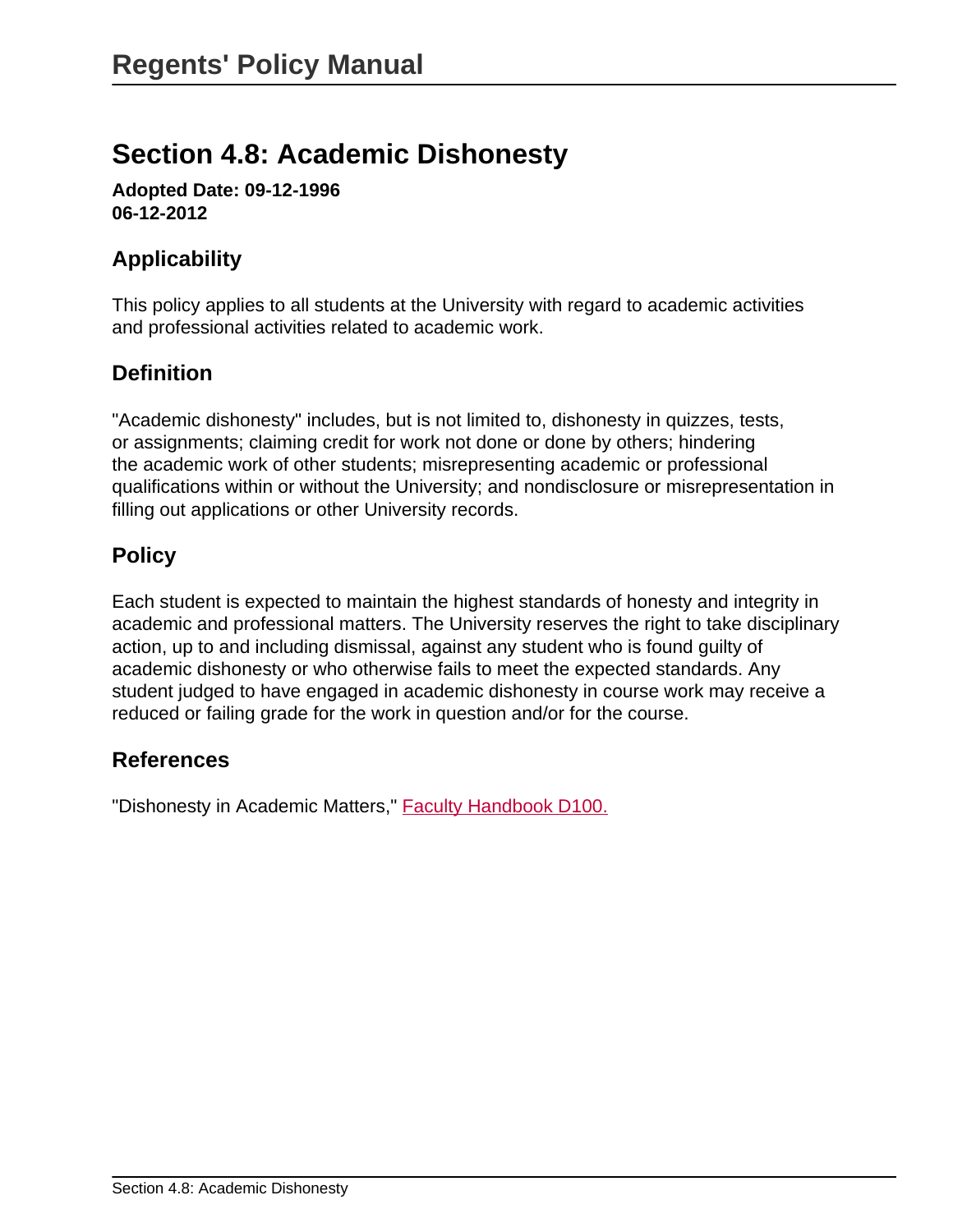# Section 4.8: Academic Dishonesty

**Adopted Date: 09-12-1996**
**06-12-2012**

## Applicability

This policy applies to all students at the University with regard to academic activities and professional activities related to academic work.

## Definition

"Academic dishonesty" includes, but is not limited to, dishonesty in quizzes, tests, or assignments; claiming credit for work not done or done by others; hindering the academic work of other students; misrepresenting academic or professional qualifications within or without the University; and nondisclosure or misrepresentation in filling out applications or other University records.

## Policy

Each student is expected to maintain the highest standards of honesty and integrity in academic and professional matters. The University reserves the right to take disciplinary action, up to and including dismissal, against any student who is found guilty of academic dishonesty or who otherwise fails to meet the expected standards. Any student judged to have engaged in academic dishonesty in course work may receive a reduced or failing grade for the work in question and/or for the course.

## References

"Dishonesty in Academic Matters," Faculty Handbook D100.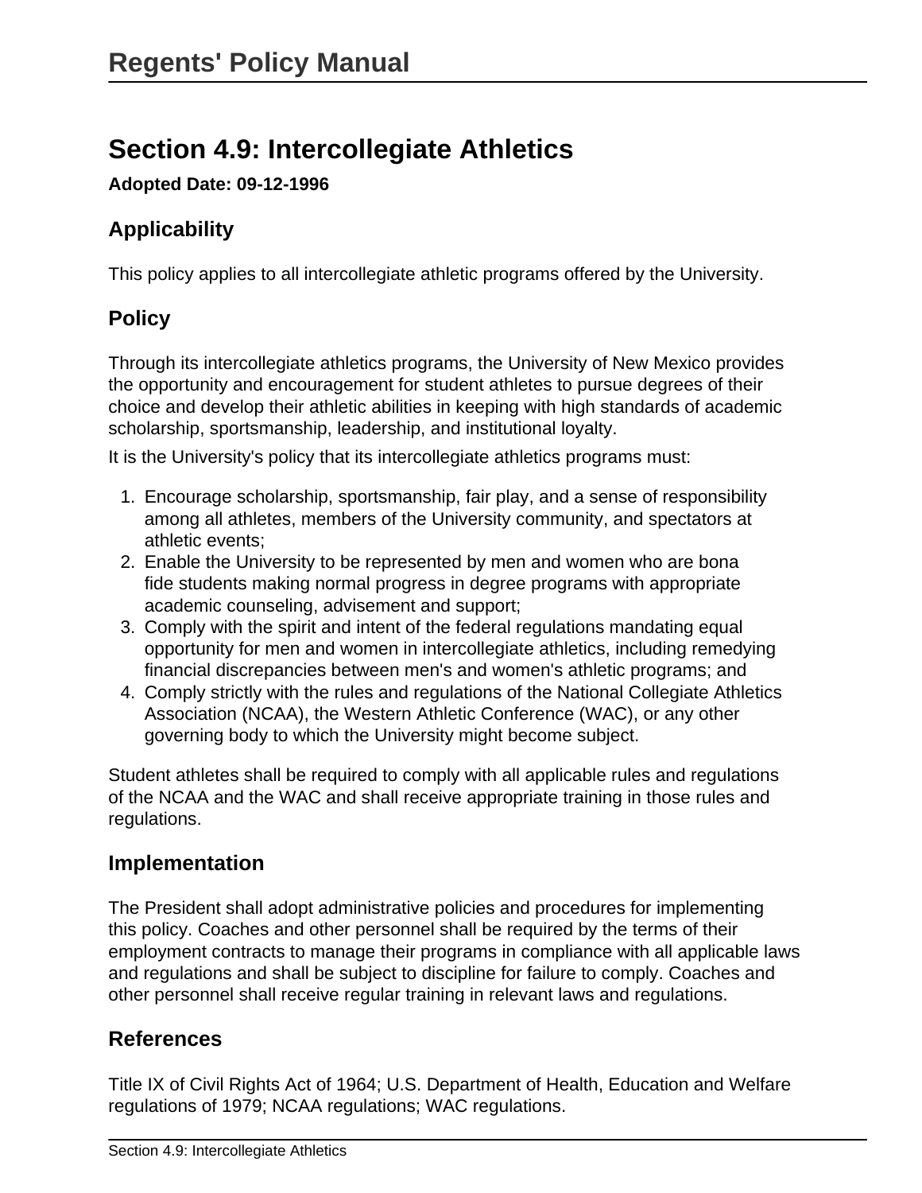## Section 4.9: Intercollegiate Athletics

**Adopted Date: 09-12-1996**

### Applicability

This policy applies to all intercollegiate athletic programs offered by the University.

### Policy

Through its intercollegiate athletics programs, the University of New Mexico provides the opportunity and encouragement for student athletes to pursue degrees of their choice and develop their athletic abilities in keeping with high standards of academic scholarship, sportsmanship, leadership, and institutional loyalty.

It is the University's policy that its intercollegiate athletics programs must:

1. Encourage scholarship, sportsmanship, fair play, and a sense of responsibility among all athletes, members of the University community, and spectators at athletic events;
2. Enable the University to be represented by men and women who are bona fide students making normal progress in degree programs with appropriate academic counseling, advisement and support;
3. Comply with the spirit and intent of the federal regulations mandating equal opportunity for men and women in intercollegiate athletics, including remedying financial discrepancies between men's and women's athletic programs; and
4. Comply strictly with the rules and regulations of the National Collegiate Athletics Association (NCAA), the Western Athletic Conference (WAC), or any other governing body to which the University might become subject.

Student athletes shall be required to comply with all applicable rules and regulations of the NCAA and the WAC and shall receive appropriate training in those rules and regulations.

### Implementation

The President shall adopt administrative policies and procedures for implementing this policy. Coaches and other personnel shall be required by the terms of their employment contracts to manage their programs in compliance with all applicable laws and regulations and shall be subject to discipline for failure to comply. Coaches and other personnel shall receive regular training in relevant laws and regulations.

### References

Title IX of Civil Rights Act of 1964; U.S. Department of Health, Education and Welfare regulations of 1979; NCAA regulations; WAC regulations.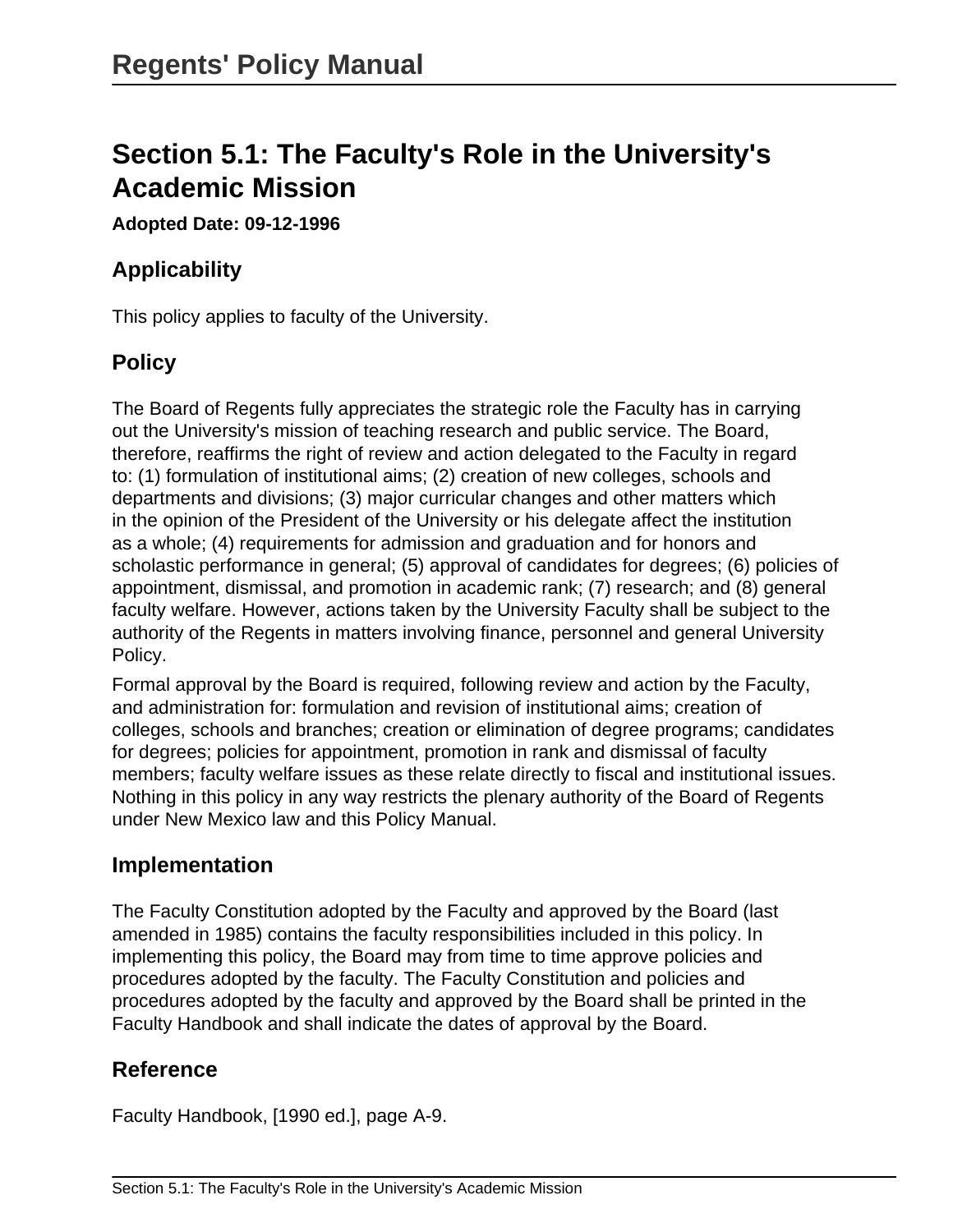# Section 5.1: The Faculty's Role in the University's Academic Mission

**Adopted Date: 09-12-1996**

## Applicability

This policy applies to faculty of the University.

## Policy

The Board of Regents fully appreciates the strategic role the Faculty has in carrying out the University's mission of teaching research and public service. The Board, therefore, reaffirms the right of review and action delegated to the Faculty in regard to: (1) formulation of institutional aims; (2) creation of new colleges, schools and departments and divisions; (3) major curricular changes and other matters which in the opinion of the President of the University or his delegate affect the institution as a whole; (4) requirements for admission and graduation and for honors and scholastic performance in general; (5) approval of candidates for degrees; (6) policies of appointment, dismissal, and promotion in academic rank; (7) research; and (8) general faculty welfare. However, actions taken by the University Faculty shall be subject to the authority of the Regents in matters involving finance, personnel and general University Policy.

Formal approval by the Board is required, following review and action by the Faculty, and administration for: formulation and revision of institutional aims; creation of colleges, schools and branches; creation or elimination of degree programs; candidates for degrees; policies for appointment, promotion in rank and dismissal of faculty members; faculty welfare issues as these relate directly to fiscal and institutional issues. Nothing in this policy in any way restricts the plenary authority of the Board of Regents under New Mexico law and this Policy Manual.

## Implementation

The Faculty Constitution adopted by the Faculty and approved by the Board (last amended in 1985) contains the faculty responsibilities included in this policy. In implementing this policy, the Board may from time to time approve policies and procedures adopted by the faculty. The Faculty Constitution and policies and procedures adopted by the faculty and approved by the Board shall be printed in the Faculty Handbook and shall indicate the dates of approval by the Board.

## Reference

Faculty Handbook, [1990 ed.], page A-9.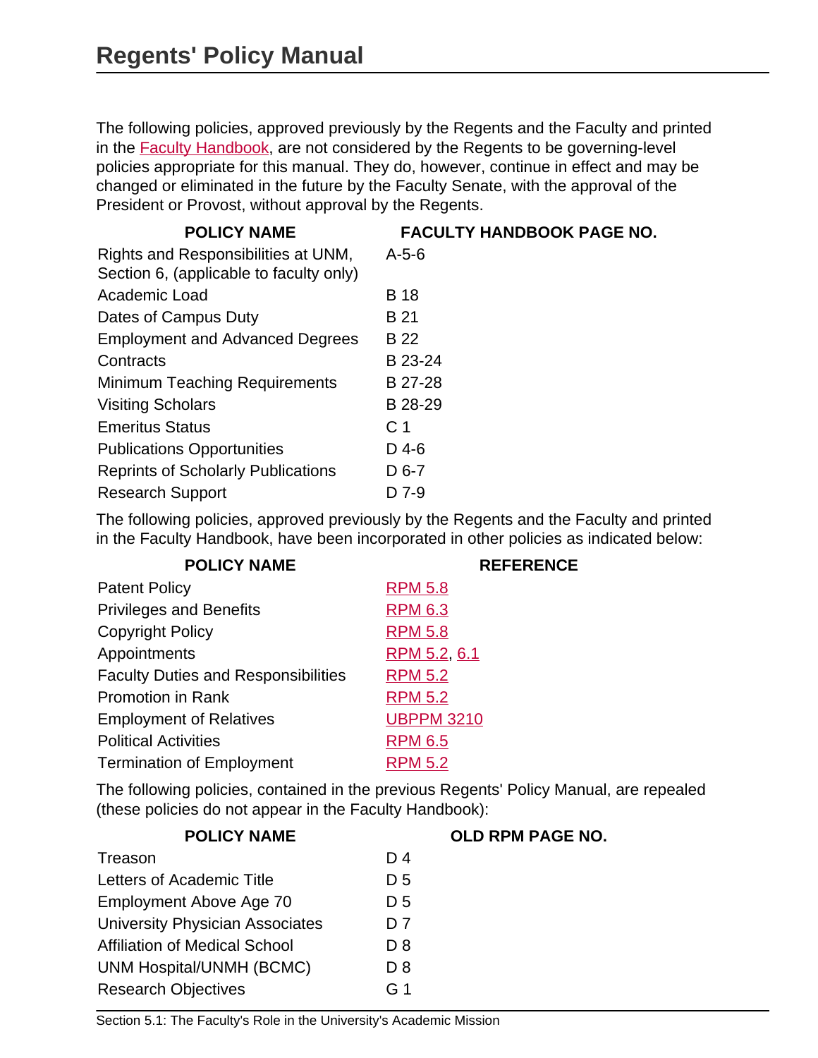The following policies, approved previously by the Regents and the Faculty and printed in the Faculty Handbook, are not considered by the Regents to be governing-level policies appropriate for this manual. They do, however, continue in effect and may be changed or eliminated in the future by the Faculty Senate, with the approval of the President or Provost, without approval by the Regents.

| POLICY NAME | FACULTY HANDBOOK PAGE NO. |
|---|---|
| Rights and Responsibilities at UNM, Section 6, (applicable to faculty only) | A-5-6 |
| Academic Load | B 18 |
| Dates of Campus Duty | B 21 |
| Employment and Advanced Degrees | B 22 |
| Contracts | B 23-24 |
| Minimum Teaching Requirements | B 27-28 |
| Visiting Scholars | B 28-29 |
| Emeritus Status | C 1 |
| Publications Opportunities | D 4-6 |
| Reprints of Scholarly Publications | D 6-7 |
| Research Support | D 7-9 |

The following policies, approved previously by the Regents and the Faculty and printed in the Faculty Handbook, have been incorporated in other policies as indicated below:

| POLICY NAME | REFERENCE |
|---|---|
| Patent Policy | RPM 5.8 |
| Privileges and Benefits | RPM 6.3 |
| Copyright Policy | RPM 5.8 |
| Appointments | RPM 5.2, 6.1 |
| Faculty Duties and Responsibilities | RPM 5.2 |
| Promotion in Rank | RPM 5.2 |
| Employment of Relatives | UBPPM 3210 |
| Political Activities | RPM 6.5 |
| Termination of Employment | RPM 5.2 |

The following policies, contained in the previous Regents' Policy Manual, are repealed (these policies do not appear in the Faculty Handbook):

| POLICY NAME | OLD RPM PAGE NO. |
|---|---|
| Treason | D 4 |
| Letters of Academic Title | D 5 |
| Employment Above Age 70 | D 5 |
| University Physician Associates | D 7 |
| Affiliation of Medical School | D 8 |
| UNM Hospital/UNMH (BCMC) | D 8 |
| Research Objectives | G 1 |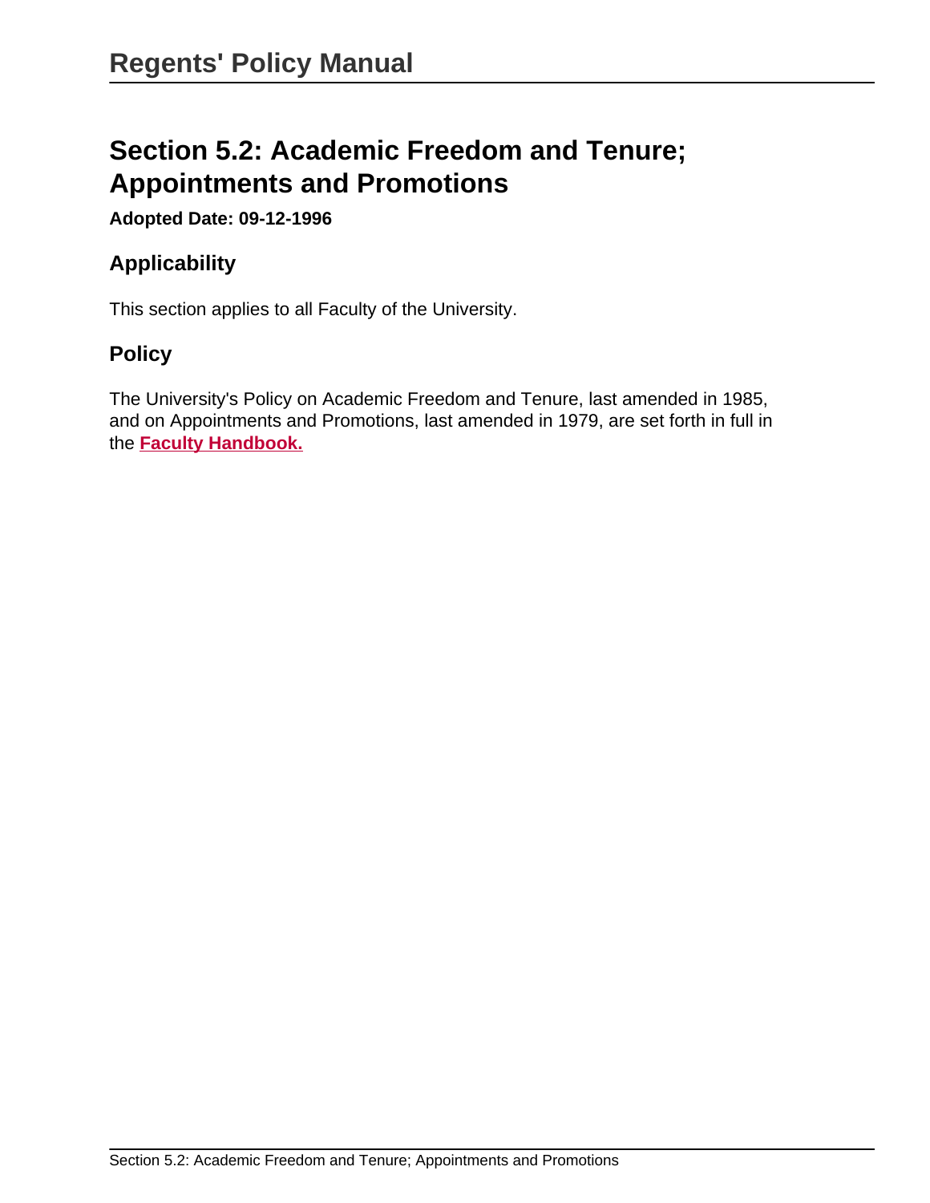# Section 5.2: Academic Freedom and Tenure; Appointments and Promotions

**Adopted Date: 09-12-1996**

## Applicability

This section applies to all Faculty of the University.

## Policy

The University's Policy on Academic Freedom and Tenure, last amended in 1985, and on Appointments and Promotions, last amended in 1979, are set forth in full in the **Faculty Handbook.**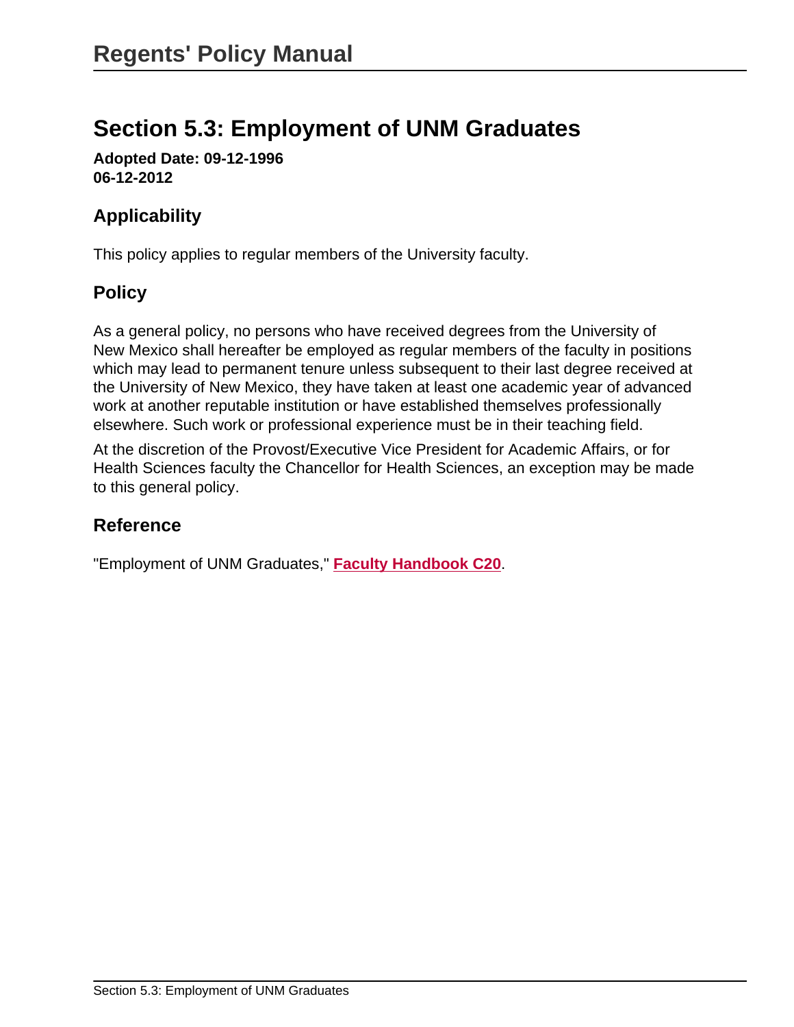# Section 5.3: Employment of UNM Graduates

**Adopted Date: 09-12-1996**
**06-12-2012**

## Applicability

This policy applies to regular members of the University faculty.

## Policy

As a general policy, no persons who have received degrees from the University of New Mexico shall hereafter be employed as regular members of the faculty in positions which may lead to permanent tenure unless subsequent to their last degree received at the University of New Mexico, they have taken at least one academic year of advanced work at another reputable institution or have established themselves professionally elsewhere. Such work or professional experience must be in their teaching field.

At the discretion of the Provost/Executive Vice President for Academic Affairs, or for Health Sciences faculty the Chancellor for Health Sciences, an exception may be made to this general policy.

## Reference

"Employment of UNM Graduates," **Faculty Handbook C20**.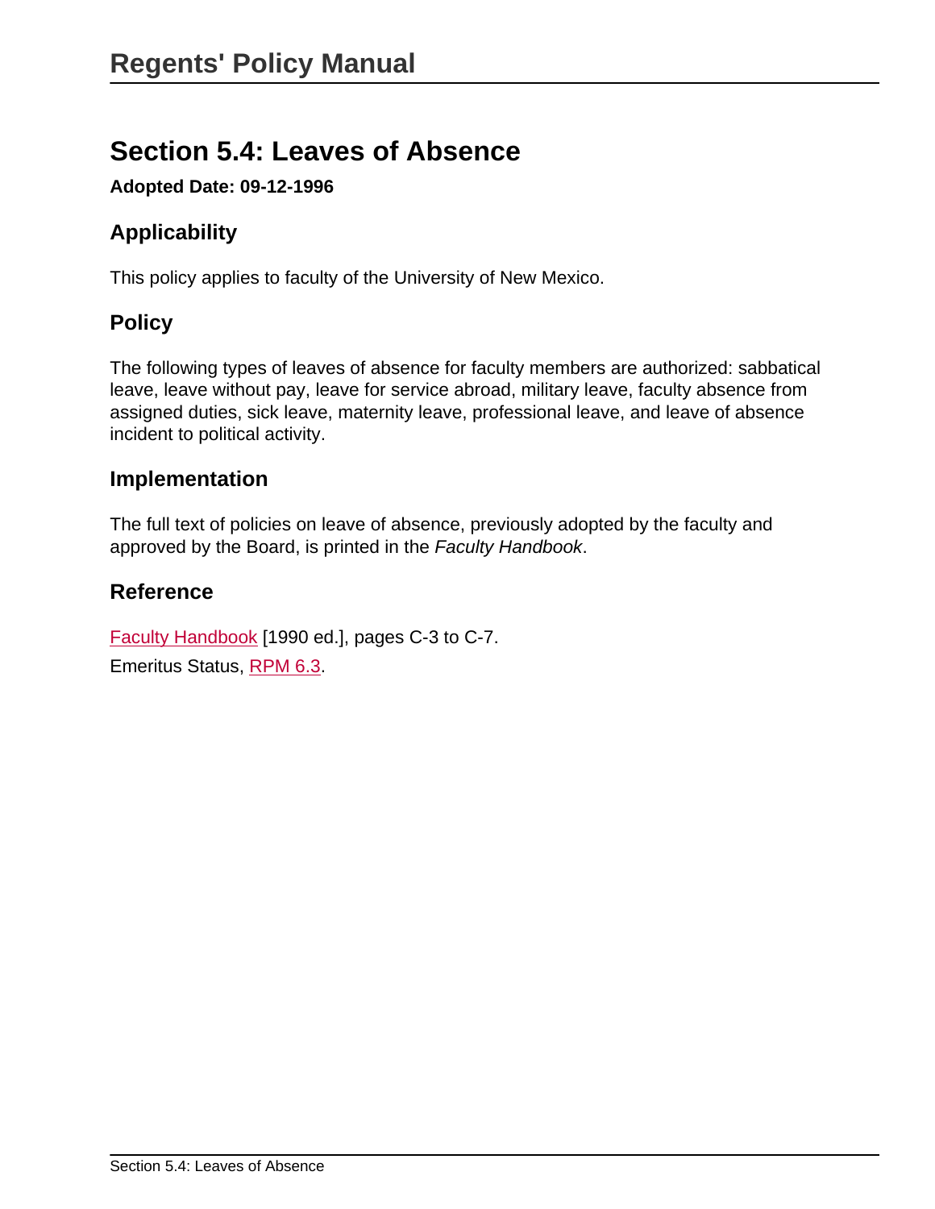# Section 5.4: Leaves of Absence

**Adopted Date: 09-12-1996**

## Applicability

This policy applies to faculty of the University of New Mexico.

## Policy

The following types of leaves of absence for faculty members are authorized: sabbatical leave, leave without pay, leave for service abroad, military leave, faculty absence from assigned duties, sick leave, maternity leave, professional leave, and leave of absence incident to political activity.

## Implementation

The full text of policies on leave of absence, previously adopted by the faculty and approved by the Board, is printed in the *Faculty Handbook*.

## Reference

Faculty Handbook [1990 ed.], pages C-3 to C-7.

Emeritus Status, RPM 6.3.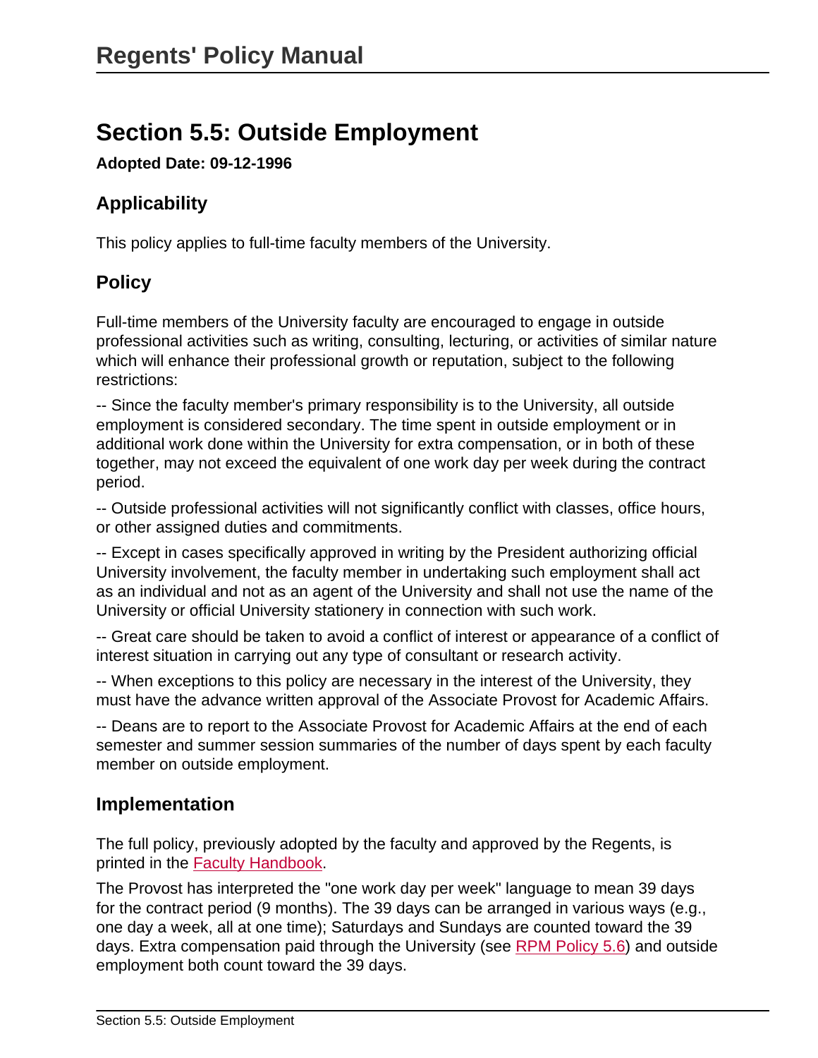# Regents' Policy Manual

## Section 5.5: Outside Employment

**Adopted Date: 09-12-1996**

### Applicability

This policy applies to full-time faculty members of the University.

### Policy

Full-time members of the University faculty are encouraged to engage in outside professional activities such as writing, consulting, lecturing, or activities of similar nature which will enhance their professional growth or reputation, subject to the following restrictions:

-- Since the faculty member's primary responsibility is to the University, all outside employment is considered secondary. The time spent in outside employment or in additional work done within the University for extra compensation, or in both of these together, may not exceed the equivalent of one work day per week during the contract period.

-- Outside professional activities will not significantly conflict with classes, office hours, or other assigned duties and commitments.

-- Except in cases specifically approved in writing by the President authorizing official University involvement, the faculty member in undertaking such employment shall act as an individual and not as an agent of the University and shall not use the name of the University or official University stationery in connection with such work.

-- Great care should be taken to avoid a conflict of interest or appearance of a conflict of interest situation in carrying out any type of consultant or research activity.

-- When exceptions to this policy are necessary in the interest of the University, they must have the advance written approval of the Associate Provost for Academic Affairs.

-- Deans are to report to the Associate Provost for Academic Affairs at the end of each semester and summer session summaries of the number of days spent by each faculty member on outside employment.

### Implementation

The full policy, previously adopted by the faculty and approved by the Regents, is printed in the Faculty Handbook.

The Provost has interpreted the "one work day per week" language to mean 39 days for the contract period (9 months). The 39 days can be arranged in various ways (e.g., one day a week, all at one time); Saturdays and Sundays are counted toward the 39 days. Extra compensation paid through the University (see RPM Policy 5.6) and outside employment both count toward the 39 days.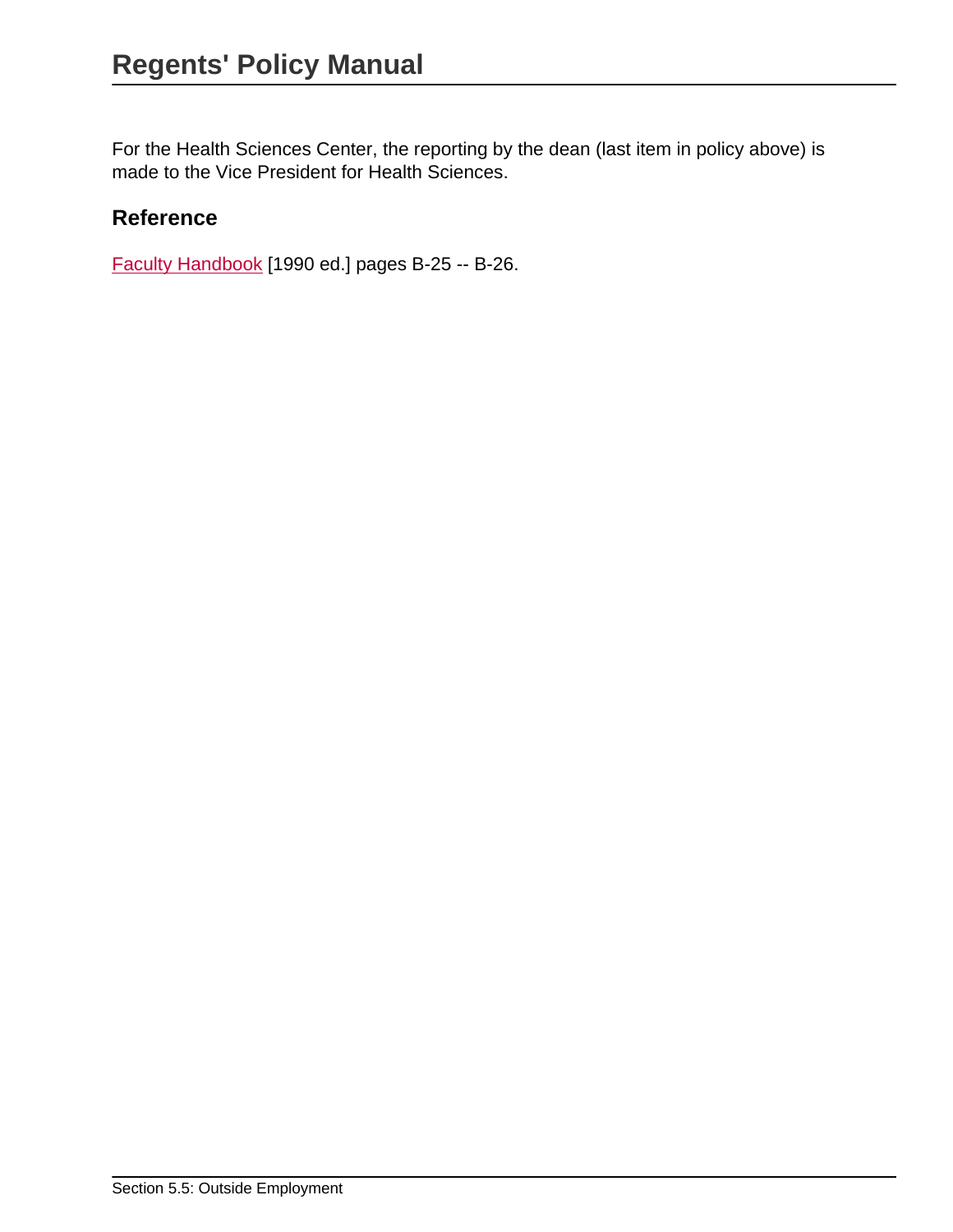For the Health Sciences Center, the reporting by the dean (last item in policy above) is made to the Vice President for Health Sciences.

## Reference

Faculty Handbook [1990 ed.] pages B-25 -- B-26.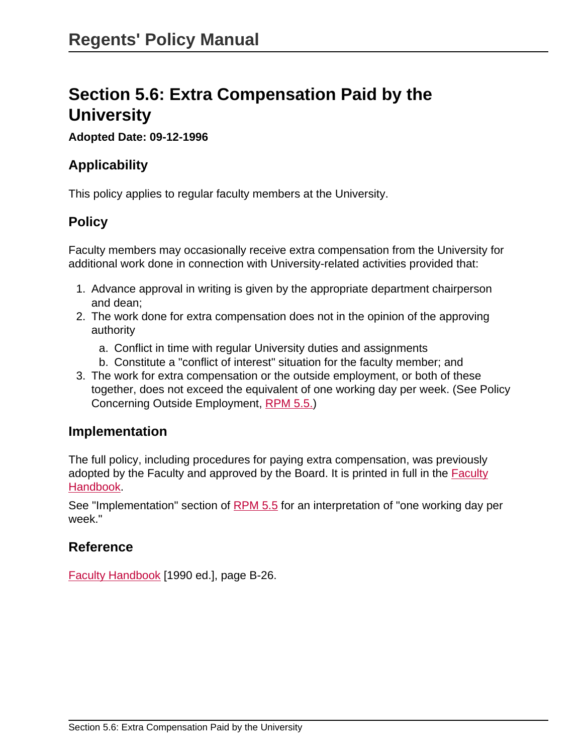# Section 5.6: Extra Compensation Paid by the University

**Adopted Date: 09-12-1996**

## Applicability

This policy applies to regular faculty members at the University.

## Policy

Faculty members may occasionally receive extra compensation from the University for additional work done in connection with University-related activities provided that:

1. Advance approval in writing is given by the appropriate department chairperson and dean;
2. The work done for extra compensation does not in the opinion of the approving authority
   a. Conflict in time with regular University duties and assignments
   b. Constitute a "conflict of interest" situation for the faculty member; and
3. The work for extra compensation or the outside employment, or both of these together, does not exceed the equivalent of one working day per week. (See Policy Concerning Outside Employment, RPM 5.5.)

## Implementation

The full policy, including procedures for paying extra compensation, was previously adopted by the Faculty and approved by the Board. It is printed in full in the Faculty Handbook.

See "Implementation" section of RPM 5.5 for an interpretation of "one working day per week."

## Reference

Faculty Handbook [1990 ed.], page B-26.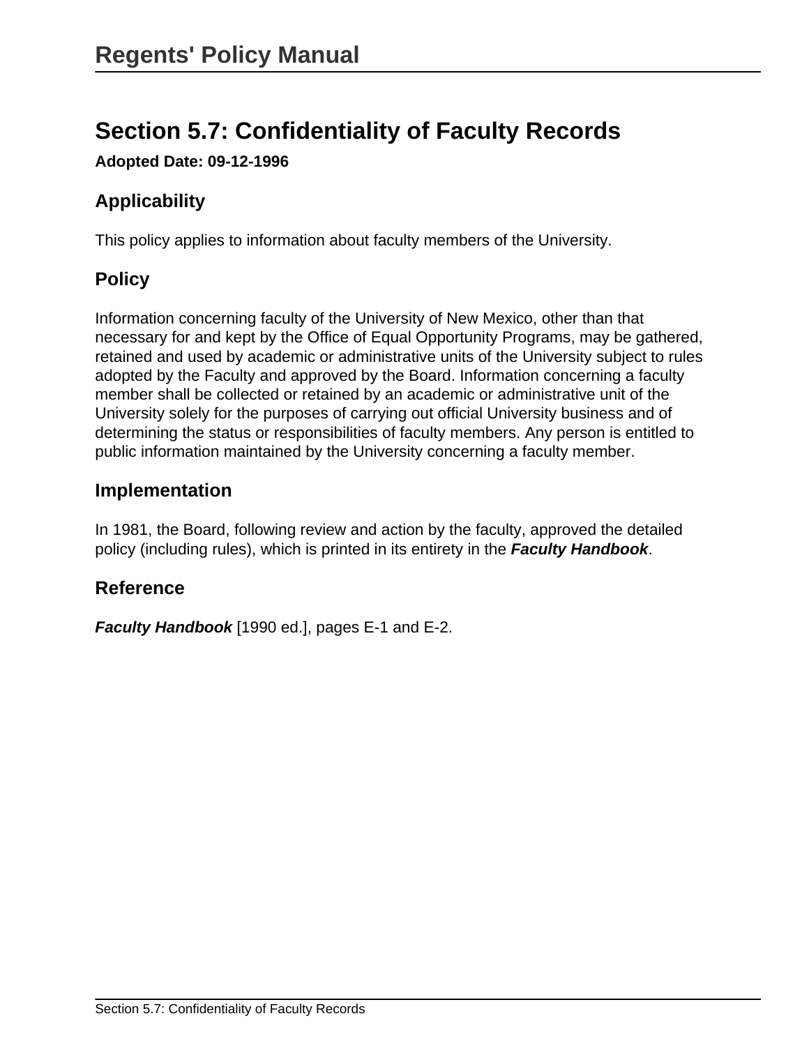# Section 5.7: Confidentiality of Faculty Records

**Adopted Date: 09-12-1996**

## Applicability

This policy applies to information about faculty members of the University.

## Policy

Information concerning faculty of the University of New Mexico, other than that necessary for and kept by the Office of Equal Opportunity Programs, may be gathered, retained and used by academic or administrative units of the University subject to rules adopted by the Faculty and approved by the Board. Information concerning a faculty member shall be collected or retained by an academic or administrative unit of the University solely for the purposes of carrying out official University business and of determining the status or responsibilities of faculty members. Any person is entitled to public information maintained by the University concerning a faculty member.

## Implementation

In 1981, the Board, following review and action by the faculty, approved the detailed policy (including rules), which is printed in its entirety in the ***Faculty Handbook***.

## Reference

***Faculty Handbook*** [1990 ed.], pages E-1 and E-2.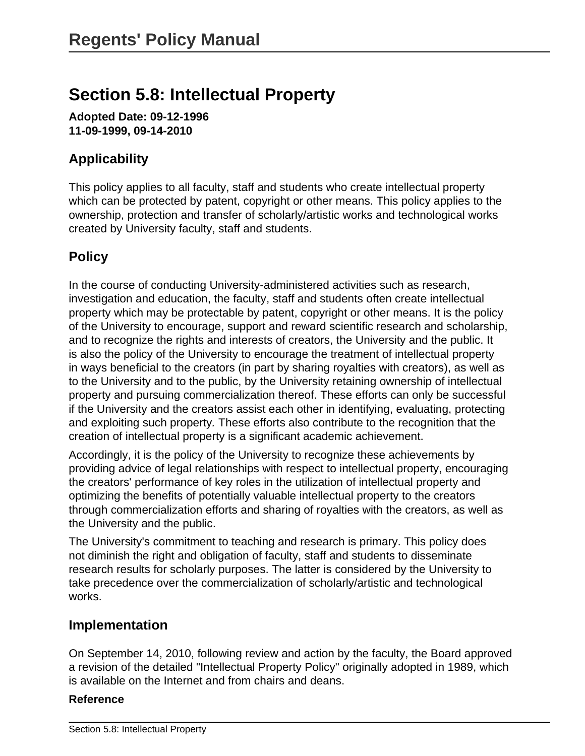## Section 5.8: Intellectual Property

**Adopted Date: 09-12-1996**
**11-09-1999, 09-14-2010**

### Applicability

This policy applies to all faculty, staff and students who create intellectual property which can be protected by patent, copyright or other means. This policy applies to the ownership, protection and transfer of scholarly/artistic works and technological works created by University faculty, staff and students.

### Policy

In the course of conducting University-administered activities such as research, investigation and education, the faculty, staff and students often create intellectual property which may be protectable by patent, copyright or other means. It is the policy of the University to encourage, support and reward scientific research and scholarship, and to recognize the rights and interests of creators, the University and the public. It is also the policy of the University to encourage the treatment of intellectual property in ways beneficial to the creators (in part by sharing royalties with creators), as well as to the University and to the public, by the University retaining ownership of intellectual property and pursuing commercialization thereof. These efforts can only be successful if the University and the creators assist each other in identifying, evaluating, protecting and exploiting such property. These efforts also contribute to the recognition that the creation of intellectual property is a significant academic achievement.

Accordingly, it is the policy of the University to recognize these achievements by providing advice of legal relationships with respect to intellectual property, encouraging the creators' performance of key roles in the utilization of intellectual property and optimizing the benefits of potentially valuable intellectual property to the creators through commercialization efforts and sharing of royalties with the creators, as well as the University and the public.

The University's commitment to teaching and research is primary. This policy does not diminish the right and obligation of faculty, staff and students to disseminate research results for scholarly purposes. The latter is considered by the University to take precedence over the commercialization of scholarly/artistic and technological works.

### Implementation

On September 14, 2010, following review and action by the faculty, the Board approved a revision of the detailed "Intellectual Property Policy" originally adopted in 1989, which is available on the Internet and from chairs and deans.

**Reference**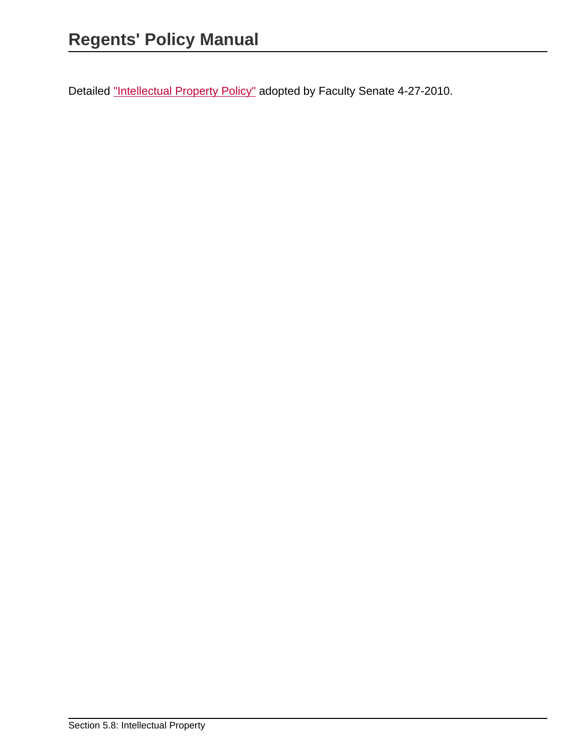Detailed "Intellectual Property Policy" adopted by Faculty Senate 4-27-2010.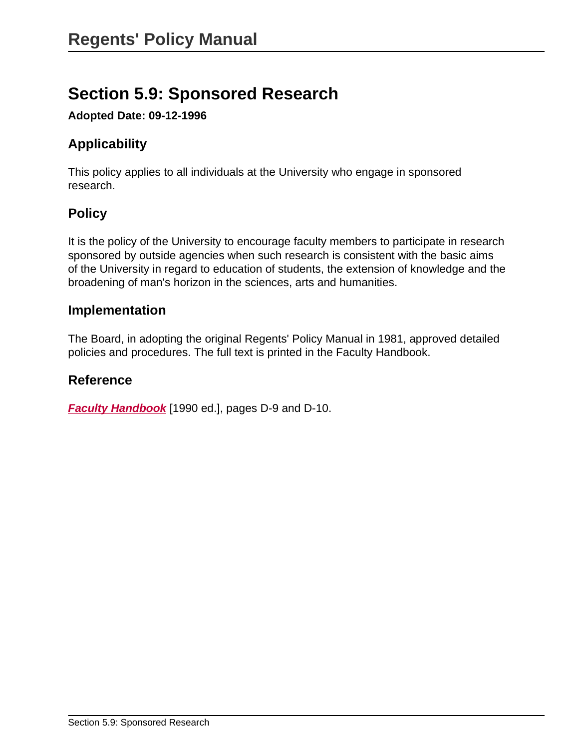# Section 5.9: Sponsored Research

**Adopted Date: 09-12-1996**

## Applicability

This policy applies to all individuals at the University who engage in sponsored research.

## Policy

It is the policy of the University to encourage faculty members to participate in research sponsored by outside agencies when such research is consistent with the basic aims of the University in regard to education of students, the extension of knowledge and the broadening of man's horizon in the sciences, arts and humanities.

## Implementation

The Board, in adopting the original Regents' Policy Manual in 1981, approved detailed policies and procedures. The full text is printed in the Faculty Handbook.

## Reference

***Faculty Handbook*** [1990 ed.], pages D-9 and D-10.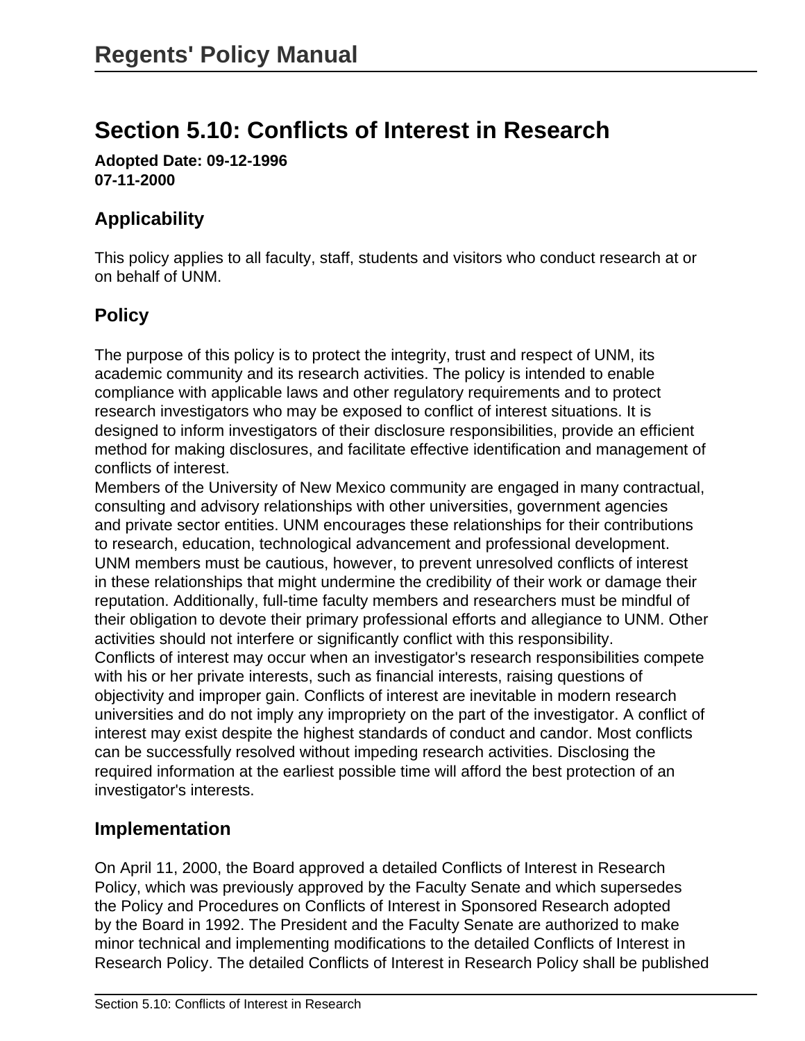# Section 5.10: Conflicts of Interest in Research

**Adopted Date: 09-12-1996**
**07-11-2000**

## Applicability

This policy applies to all faculty, staff, students and visitors who conduct research at or on behalf of UNM.

## Policy

The purpose of this policy is to protect the integrity, trust and respect of UNM, its academic community and its research activities. The policy is intended to enable compliance with applicable laws and other regulatory requirements and to protect research investigators who may be exposed to conflict of interest situations. It is designed to inform investigators of their disclosure responsibilities, provide an efficient method for making disclosures, and facilitate effective identification and management of conflicts of interest.

Members of the University of New Mexico community are engaged in many contractual, consulting and advisory relationships with other universities, government agencies and private sector entities. UNM encourages these relationships for their contributions to research, education, technological advancement and professional development. UNM members must be cautious, however, to prevent unresolved conflicts of interest in these relationships that might undermine the credibility of their work or damage their reputation. Additionally, full-time faculty members and researchers must be mindful of their obligation to devote their primary professional efforts and allegiance to UNM. Other activities should not interfere or significantly conflict with this responsibility.

Conflicts of interest may occur when an investigator's research responsibilities compete with his or her private interests, such as financial interests, raising questions of objectivity and improper gain. Conflicts of interest are inevitable in modern research universities and do not imply any impropriety on the part of the investigator. A conflict of interest may exist despite the highest standards of conduct and candor. Most conflicts can be successfully resolved without impeding research activities. Disclosing the required information at the earliest possible time will afford the best protection of an investigator's interests.

## Implementation

On April 11, 2000, the Board approved a detailed Conflicts of Interest in Research Policy, which was previously approved by the Faculty Senate and which supersedes the Policy and Procedures on Conflicts of Interest in Sponsored Research adopted by the Board in 1992. The President and the Faculty Senate are authorized to make minor technical and implementing modifications to the detailed Conflicts of Interest in Research Policy. The detailed Conflicts of Interest in Research Policy shall be published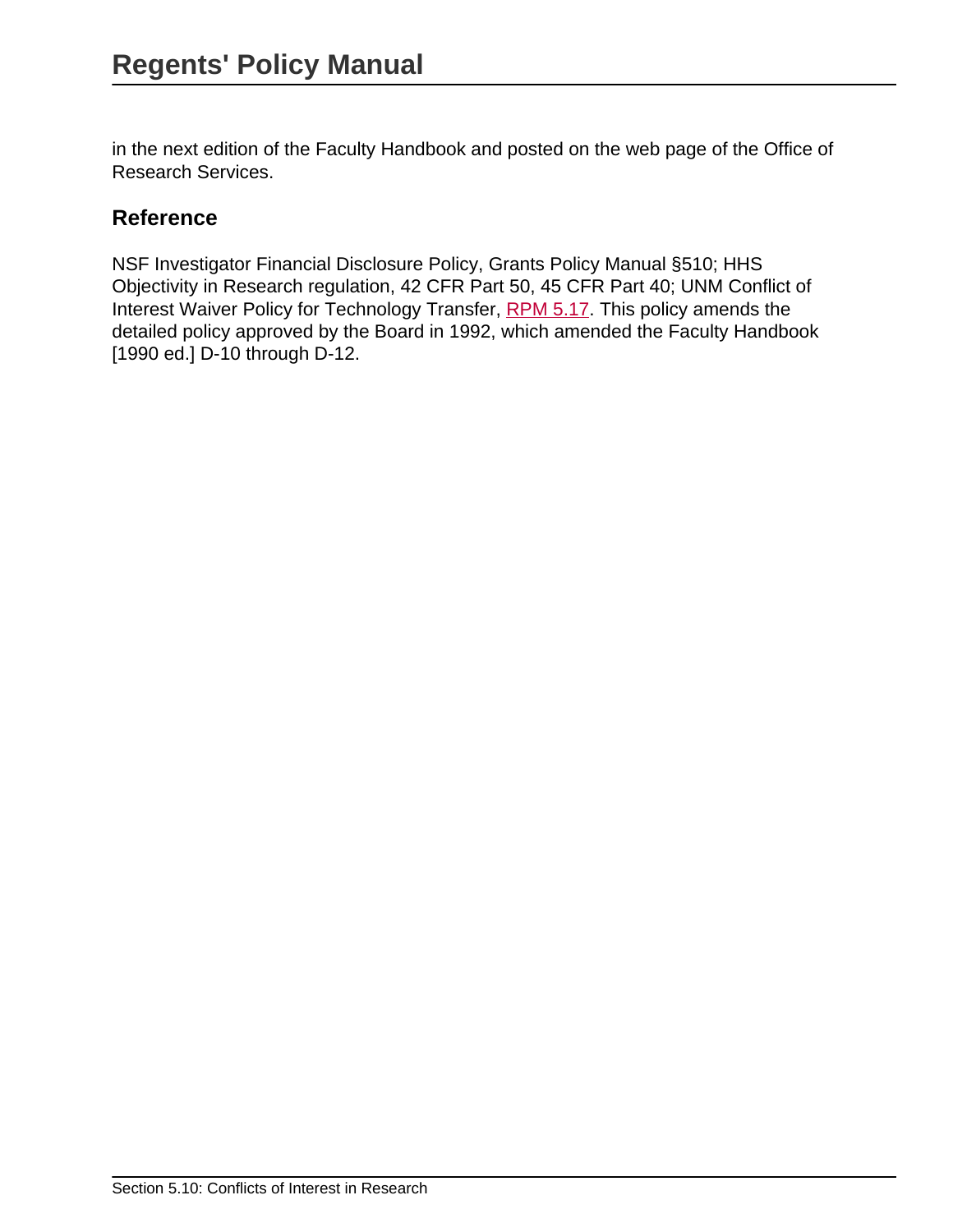in the next edition of the Faculty Handbook and posted on the web page of the Office of Research Services.

## Reference

NSF Investigator Financial Disclosure Policy, Grants Policy Manual §510; HHS Objectivity in Research regulation, 42 CFR Part 50, 45 CFR Part 40; UNM Conflict of Interest Waiver Policy for Technology Transfer, RPM 5.17. This policy amends the detailed policy approved by the Board in 1992, which amended the Faculty Handbook [1990 ed.] D-10 through D-12.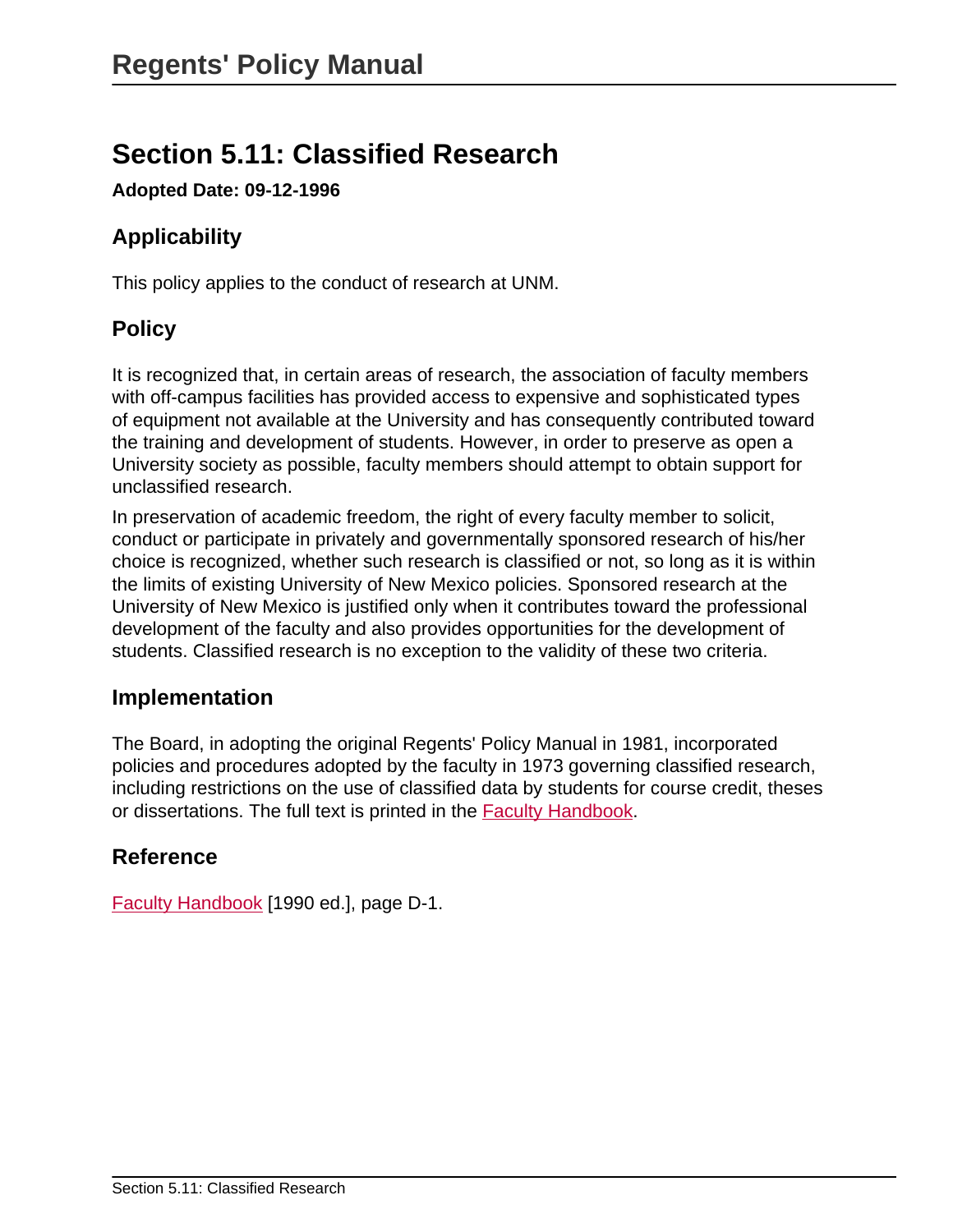# Section 5.11: Classified Research

**Adopted Date: 09-12-1996**

## Applicability

This policy applies to the conduct of research at UNM.

## Policy

It is recognized that, in certain areas of research, the association of faculty members with off-campus facilities has provided access to expensive and sophisticated types of equipment not available at the University and has consequently contributed toward the training and development of students. However, in order to preserve as open a University society as possible, faculty members should attempt to obtain support for unclassified research.

In preservation of academic freedom, the right of every faculty member to solicit, conduct or participate in privately and governmentally sponsored research of his/her choice is recognized, whether such research is classified or not, so long as it is within the limits of existing University of New Mexico policies. Sponsored research at the University of New Mexico is justified only when it contributes toward the professional development of the faculty and also provides opportunities for the development of students. Classified research is no exception to the validity of these two criteria.

## Implementation

The Board, in adopting the original Regents' Policy Manual in 1981, incorporated policies and procedures adopted by the faculty in 1973 governing classified research, including restrictions on the use of classified data by students for course credit, theses or dissertations. The full text is printed in the Faculty Handbook.

## Reference

Faculty Handbook [1990 ed.], page D-1.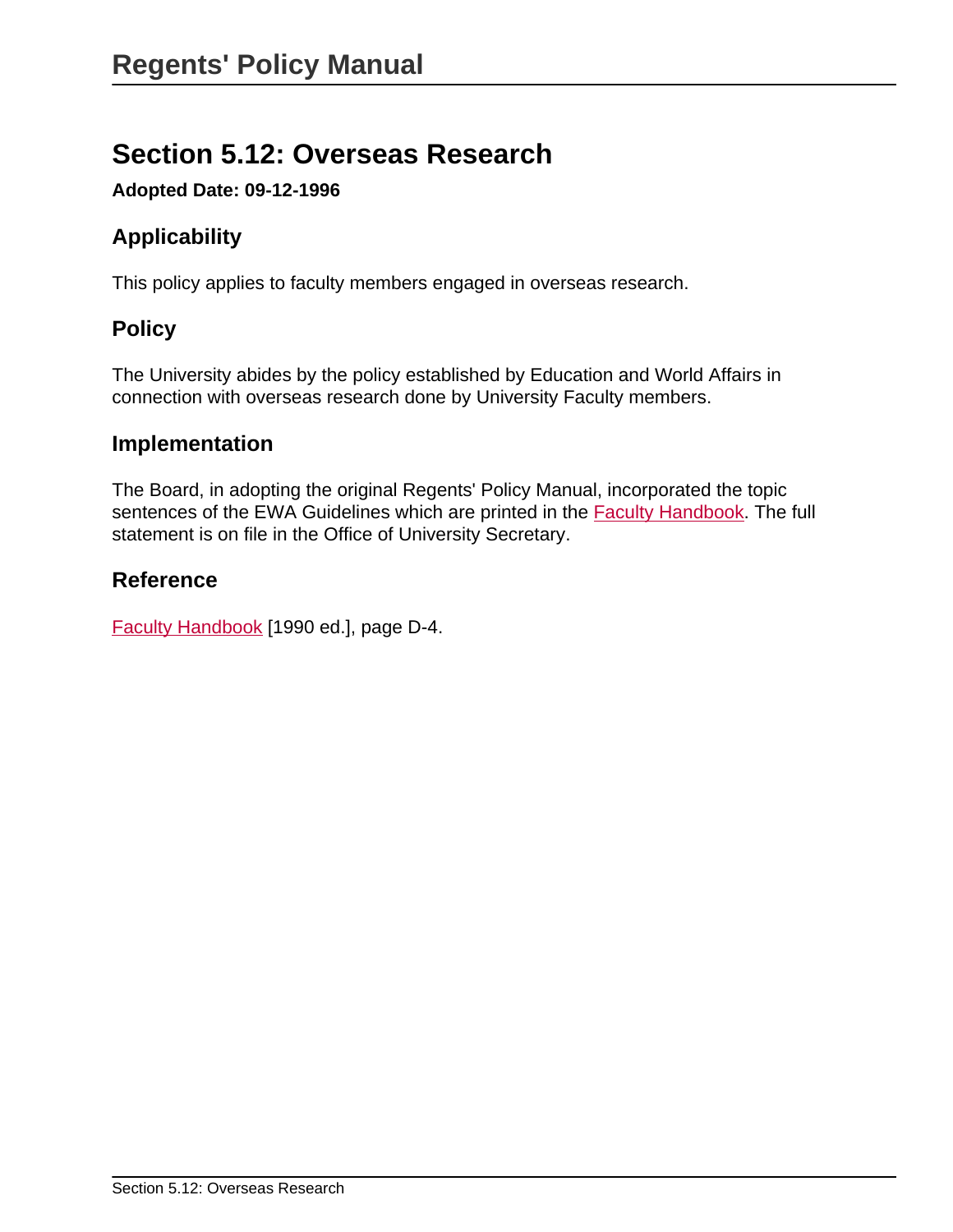# Section 5.12: Overseas Research

**Adopted Date: 09-12-1996**

## Applicability

This policy applies to faculty members engaged in overseas research.

## Policy

The University abides by the policy established by Education and World Affairs in connection with overseas research done by University Faculty members.

## Implementation

The Board, in adopting the original Regents' Policy Manual, incorporated the topic sentences of the EWA Guidelines which are printed in the Faculty Handbook. The full statement is on file in the Office of University Secretary.

## Reference

Faculty Handbook [1990 ed.], page D-4.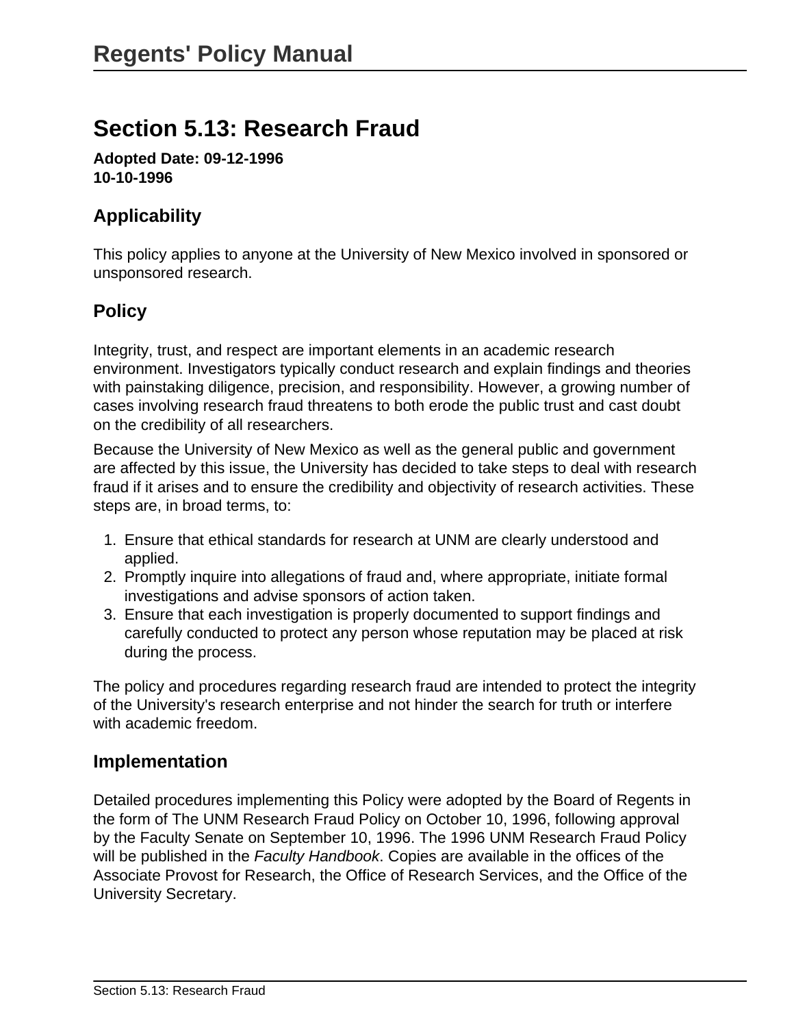# Section 5.13: Research Fraud

**Adopted Date: 09-12-1996**
**10-10-1996**

## Applicability

This policy applies to anyone at the University of New Mexico involved in sponsored or unsponsored research.

## Policy

Integrity, trust, and respect are important elements in an academic research environment. Investigators typically conduct research and explain findings and theories with painstaking diligence, precision, and responsibility. However, a growing number of cases involving research fraud threatens to both erode the public trust and cast doubt on the credibility of all researchers.

Because the University of New Mexico as well as the general public and government are affected by this issue, the University has decided to take steps to deal with research fraud if it arises and to ensure the credibility and objectivity of research activities. These steps are, in broad terms, to:

1. Ensure that ethical standards for research at UNM are clearly understood and applied.
2. Promptly inquire into allegations of fraud and, where appropriate, initiate formal investigations and advise sponsors of action taken.
3. Ensure that each investigation is properly documented to support findings and carefully conducted to protect any person whose reputation may be placed at risk during the process.

The policy and procedures regarding research fraud are intended to protect the integrity of the University's research enterprise and not hinder the search for truth or interfere with academic freedom.

## Implementation

Detailed procedures implementing this Policy were adopted by the Board of Regents in the form of The UNM Research Fraud Policy on October 10, 1996, following approval by the Faculty Senate on September 10, 1996. The 1996 UNM Research Fraud Policy will be published in the *Faculty Handbook*. Copies are available in the offices of the Associate Provost for Research, the Office of Research Services, and the Office of the University Secretary.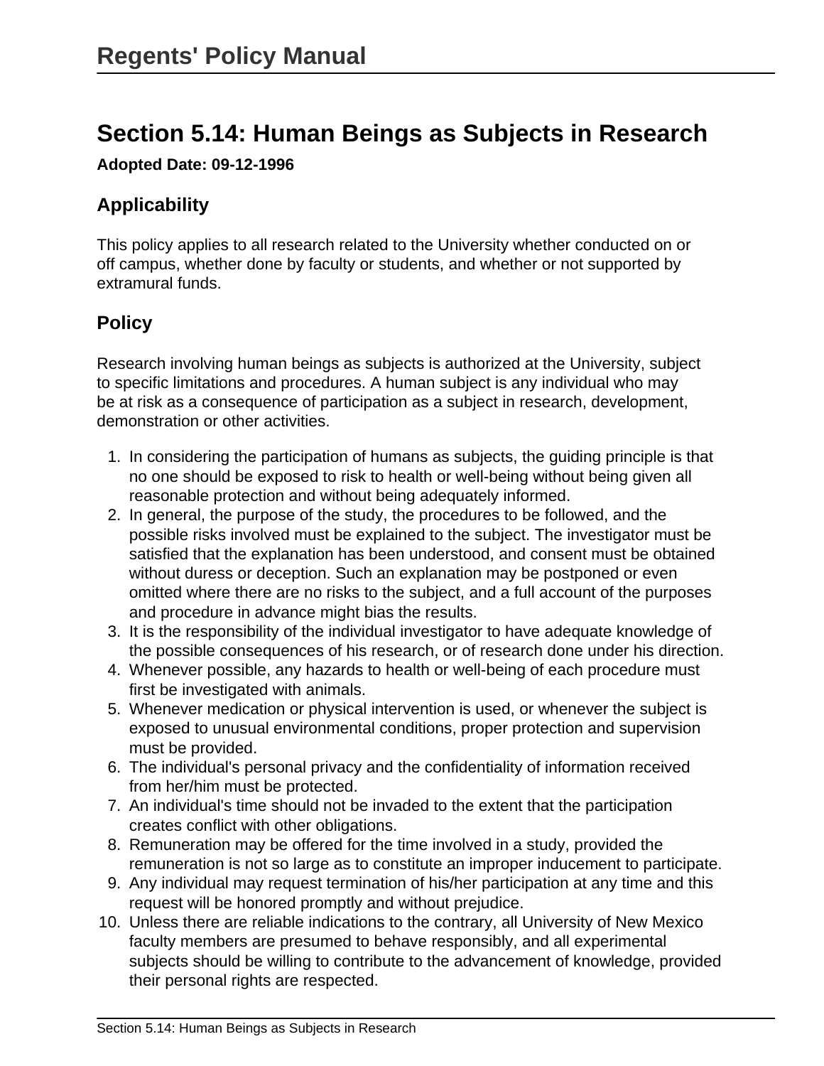# Section 5.14: Human Beings as Subjects in Research

**Adopted Date: 09-12-1996**

## Applicability

This policy applies to all research related to the University whether conducted on or off campus, whether done by faculty or students, and whether or not supported by extramural funds.

## Policy

Research involving human beings as subjects is authorized at the University, subject to specific limitations and procedures. A human subject is any individual who may be at risk as a consequence of participation as a subject in research, development, demonstration or other activities.

1. In considering the participation of humans as subjects, the guiding principle is that no one should be exposed to risk to health or well-being without being given all reasonable protection and without being adequately informed.
2. In general, the purpose of the study, the procedures to be followed, and the possible risks involved must be explained to the subject. The investigator must be satisfied that the explanation has been understood, and consent must be obtained without duress or deception. Such an explanation may be postponed or even omitted where there are no risks to the subject, and a full account of the purposes and procedure in advance might bias the results.
3. It is the responsibility of the individual investigator to have adequate knowledge of the possible consequences of his research, or of research done under his direction.
4. Whenever possible, any hazards to health or well-being of each procedure must first be investigated with animals.
5. Whenever medication or physical intervention is used, or whenever the subject is exposed to unusual environmental conditions, proper protection and supervision must be provided.
6. The individual's personal privacy and the confidentiality of information received from her/him must be protected.
7. An individual's time should not be invaded to the extent that the participation creates conflict with other obligations.
8. Remuneration may be offered for the time involved in a study, provided the remuneration is not so large as to constitute an improper inducement to participate.
9. Any individual may request termination of his/her participation at any time and this request will be honored promptly and without prejudice.
10. Unless there are reliable indications to the contrary, all University of New Mexico faculty members are presumed to behave responsibly, and all experimental subjects should be willing to contribute to the advancement of knowledge, provided their personal rights are respected.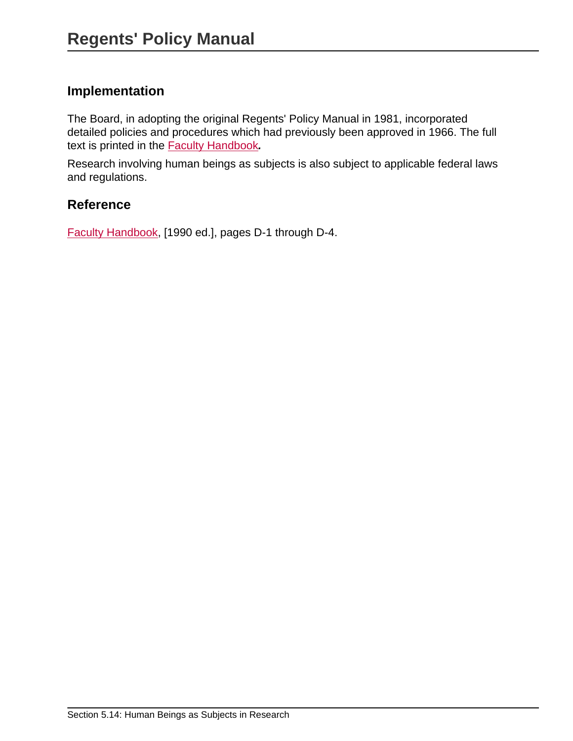## Implementation

The Board, in adopting the original Regents' Policy Manual in 1981, incorporated detailed policies and procedures which had previously been approved in 1966. The full text is printed in the Faculty Handbook.

Research involving human beings as subjects is also subject to applicable federal laws and regulations.

## Reference

Faculty Handbook, [1990 ed.], pages D-1 through D-4.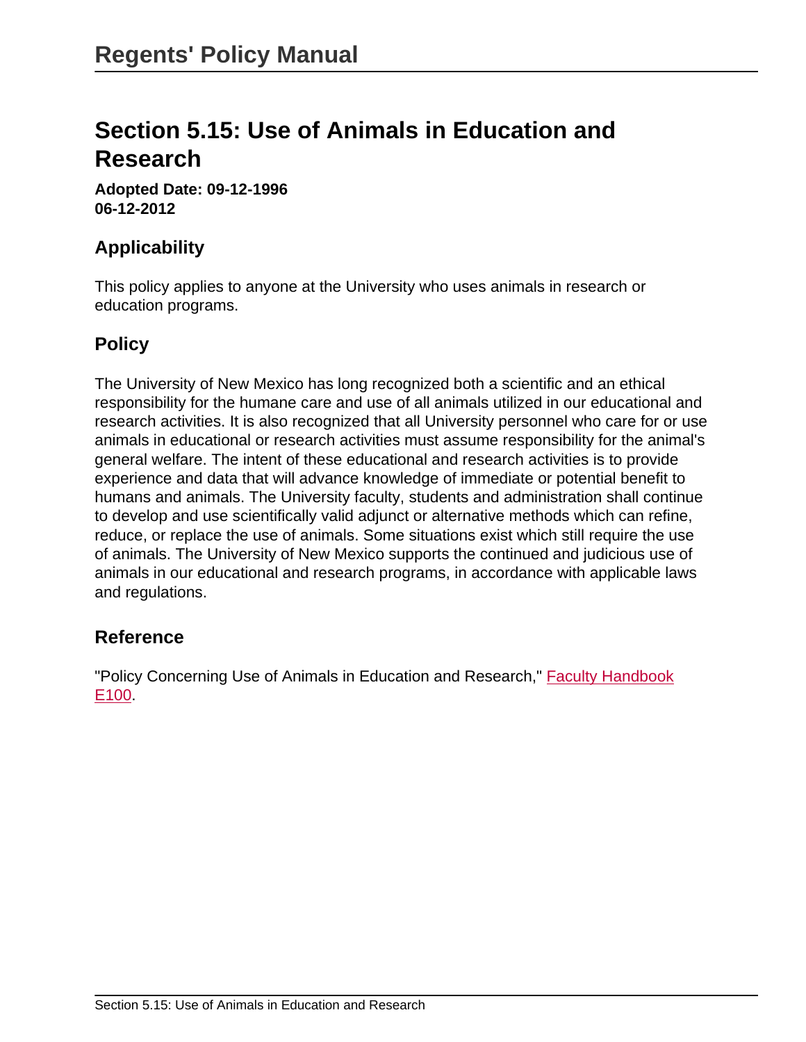# Section 5.15: Use of Animals in Education and Research

**Adopted Date: 09-12-1996**
**06-12-2012**

## Applicability

This policy applies to anyone at the University who uses animals in research or education programs.

## Policy

The University of New Mexico has long recognized both a scientific and an ethical responsibility for the humane care and use of all animals utilized in our educational and research activities. It is also recognized that all University personnel who care for or use animals in educational or research activities must assume responsibility for the animal's general welfare. The intent of these educational and research activities is to provide experience and data that will advance knowledge of immediate or potential benefit to humans and animals. The University faculty, students and administration shall continue to develop and use scientifically valid adjunct or alternative methods which can refine, reduce, or replace the use of animals. Some situations exist which still require the use of animals. The University of New Mexico supports the continued and judicious use of animals in our educational and research programs, in accordance with applicable laws and regulations.

## Reference

"Policy Concerning Use of Animals in Education and Research," Faculty Handbook E100.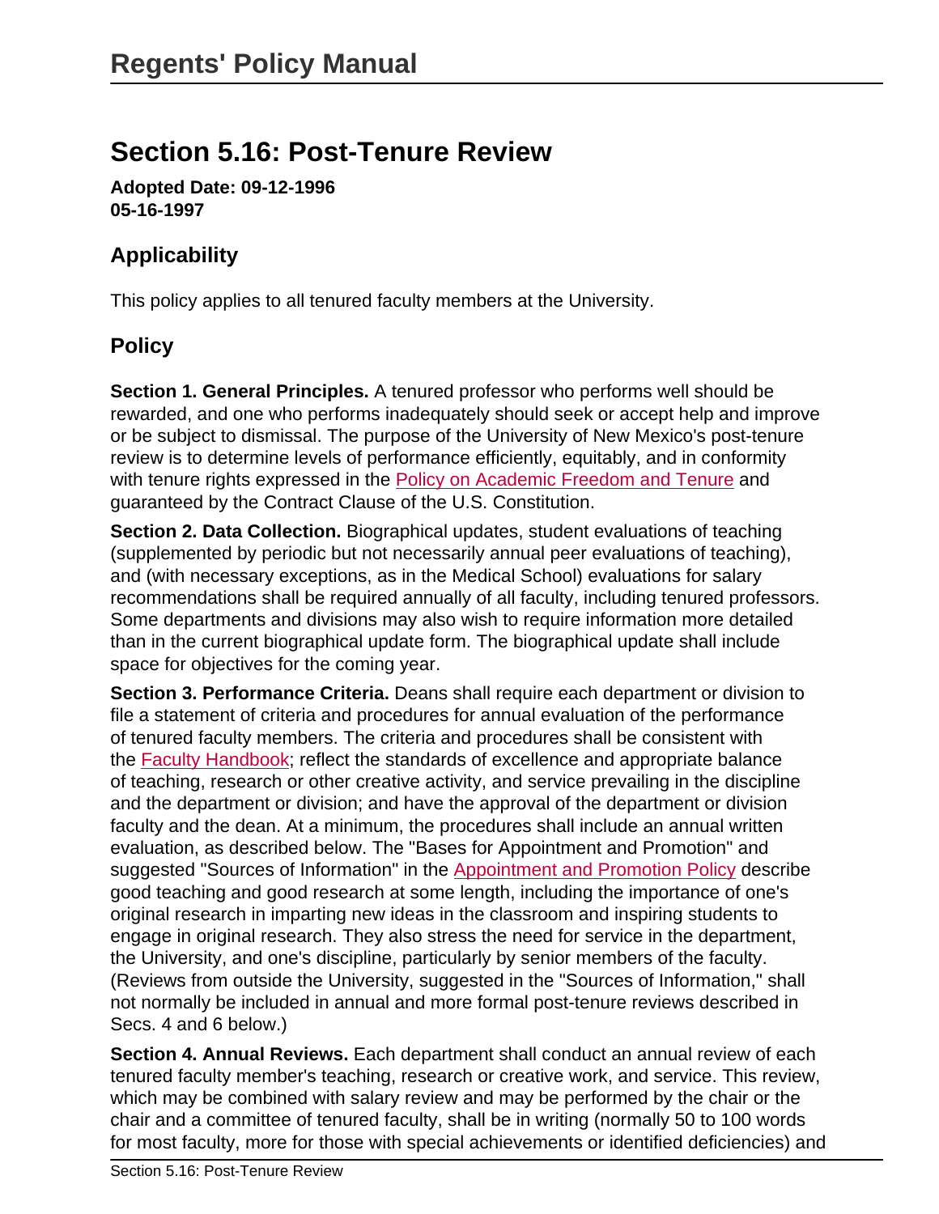# Section 5.16: Post-Tenure Review

**Adopted Date: 09-12-1996**
**05-16-1997**

## Applicability

This policy applies to all tenured faculty members at the University.

## Policy

**Section 1. General Principles.** A tenured professor who performs well should be rewarded, and one who performs inadequately should seek or accept help and improve or be subject to dismissal. The purpose of the University of New Mexico's post-tenure review is to determine levels of performance efficiently, equitably, and in conformity with tenure rights expressed in the Policy on Academic Freedom and Tenure and guaranteed by the Contract Clause of the U.S. Constitution.

**Section 2. Data Collection.** Biographical updates, student evaluations of teaching (supplemented by periodic but not necessarily annual peer evaluations of teaching), and (with necessary exceptions, as in the Medical School) evaluations for salary recommendations shall be required annually of all faculty, including tenured professors. Some departments and divisions may also wish to require information more detailed than in the current biographical update form. The biographical update shall include space for objectives for the coming year.

**Section 3. Performance Criteria.** Deans shall require each department or division to file a statement of criteria and procedures for annual evaluation of the performance of tenured faculty members. The criteria and procedures shall be consistent with the Faculty Handbook; reflect the standards of excellence and appropriate balance of teaching, research or other creative activity, and service prevailing in the discipline and the department or division; and have the approval of the department or division faculty and the dean. At a minimum, the procedures shall include an annual written evaluation, as described below. The "Bases for Appointment and Promotion" and suggested "Sources of Information" in the Appointment and Promotion Policy describe good teaching and good research at some length, including the importance of one's original research in imparting new ideas in the classroom and inspiring students to engage in original research. They also stress the need for service in the department, the University, and one's discipline, particularly by senior members of the faculty. (Reviews from outside the University, suggested in the "Sources of Information," shall not normally be included in annual and more formal post-tenure reviews described in Secs. 4 and 6 below.)

**Section 4. Annual Reviews.** Each department shall conduct an annual review of each tenured faculty member's teaching, research or creative work, and service. This review, which may be combined with salary review and may be performed by the chair or the chair and a committee of tenured faculty, shall be in writing (normally 50 to 100 words for most faculty, more for those with special achievements or identified deficiencies) and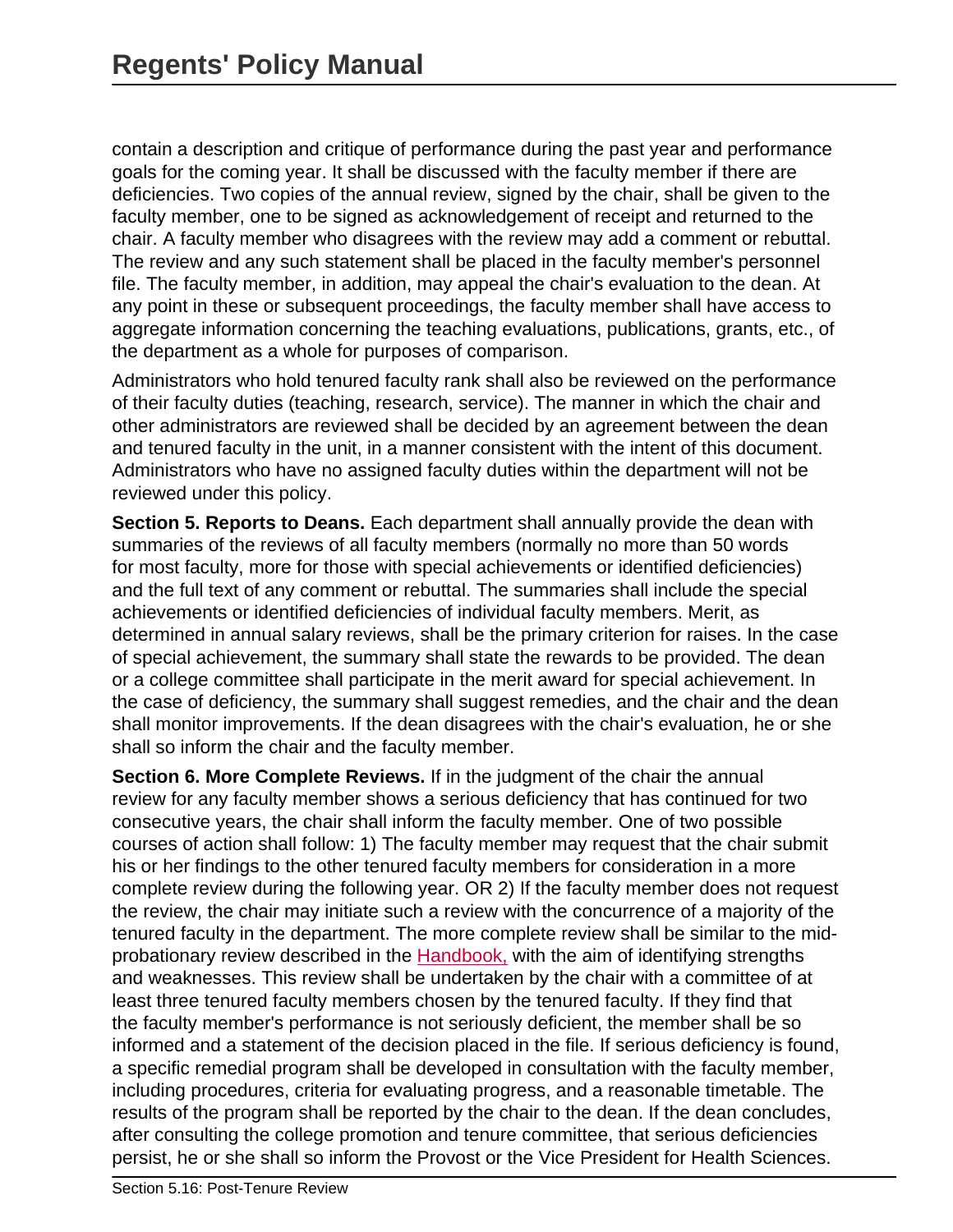contain a description and critique of performance during the past year and performance goals for the coming year. It shall be discussed with the faculty member if there are deficiencies. Two copies of the annual review, signed by the chair, shall be given to the faculty member, one to be signed as acknowledgement of receipt and returned to the chair. A faculty member who disagrees with the review may add a comment or rebuttal. The review and any such statement shall be placed in the faculty member's personnel file. The faculty member, in addition, may appeal the chair's evaluation to the dean. At any point in these or subsequent proceedings, the faculty member shall have access to aggregate information concerning the teaching evaluations, publications, grants, etc., of the department as a whole for purposes of comparison.

Administrators who hold tenured faculty rank shall also be reviewed on the performance of their faculty duties (teaching, research, service). The manner in which the chair and other administrators are reviewed shall be decided by an agreement between the dean and tenured faculty in the unit, in a manner consistent with the intent of this document. Administrators who have no assigned faculty duties within the department will not be reviewed under this policy.

**Section 5. Reports to Deans.** Each department shall annually provide the dean with summaries of the reviews of all faculty members (normally no more than 50 words for most faculty, more for those with special achievements or identified deficiencies) and the full text of any comment or rebuttal. The summaries shall include the special achievements or identified deficiencies of individual faculty members. Merit, as determined in annual salary reviews, shall be the primary criterion for raises. In the case of special achievement, the summary shall state the rewards to be provided. The dean or a college committee shall participate in the merit award for special achievement. In the case of deficiency, the summary shall suggest remedies, and the chair and the dean shall monitor improvements. If the dean disagrees with the chair's evaluation, he or she shall so inform the chair and the faculty member.

**Section 6. More Complete Reviews.** If in the judgment of the chair the annual review for any faculty member shows a serious deficiency that has continued for two consecutive years, the chair shall inform the faculty member. One of two possible courses of action shall follow: 1) The faculty member may request that the chair submit his or her findings to the other tenured faculty members for consideration in a more complete review during the following year. OR 2) If the faculty member does not request the review, the chair may initiate such a review with the concurrence of a majority of the tenured faculty in the department. The more complete review shall be similar to the mid-probationary review described in the Handbook, with the aim of identifying strengths and weaknesses. This review shall be undertaken by the chair with a committee of at least three tenured faculty members chosen by the tenured faculty. If they find that the faculty member's performance is not seriously deficient, the member shall be so informed and a statement of the decision placed in the file. If serious deficiency is found, a specific remedial program shall be developed in consultation with the faculty member, including procedures, criteria for evaluating progress, and a reasonable timetable. The results of the program shall be reported by the chair to the dean. If the dean concludes, after consulting the college promotion and tenure committee, that serious deficiencies persist, he or she shall so inform the Provost or the Vice President for Health Sciences.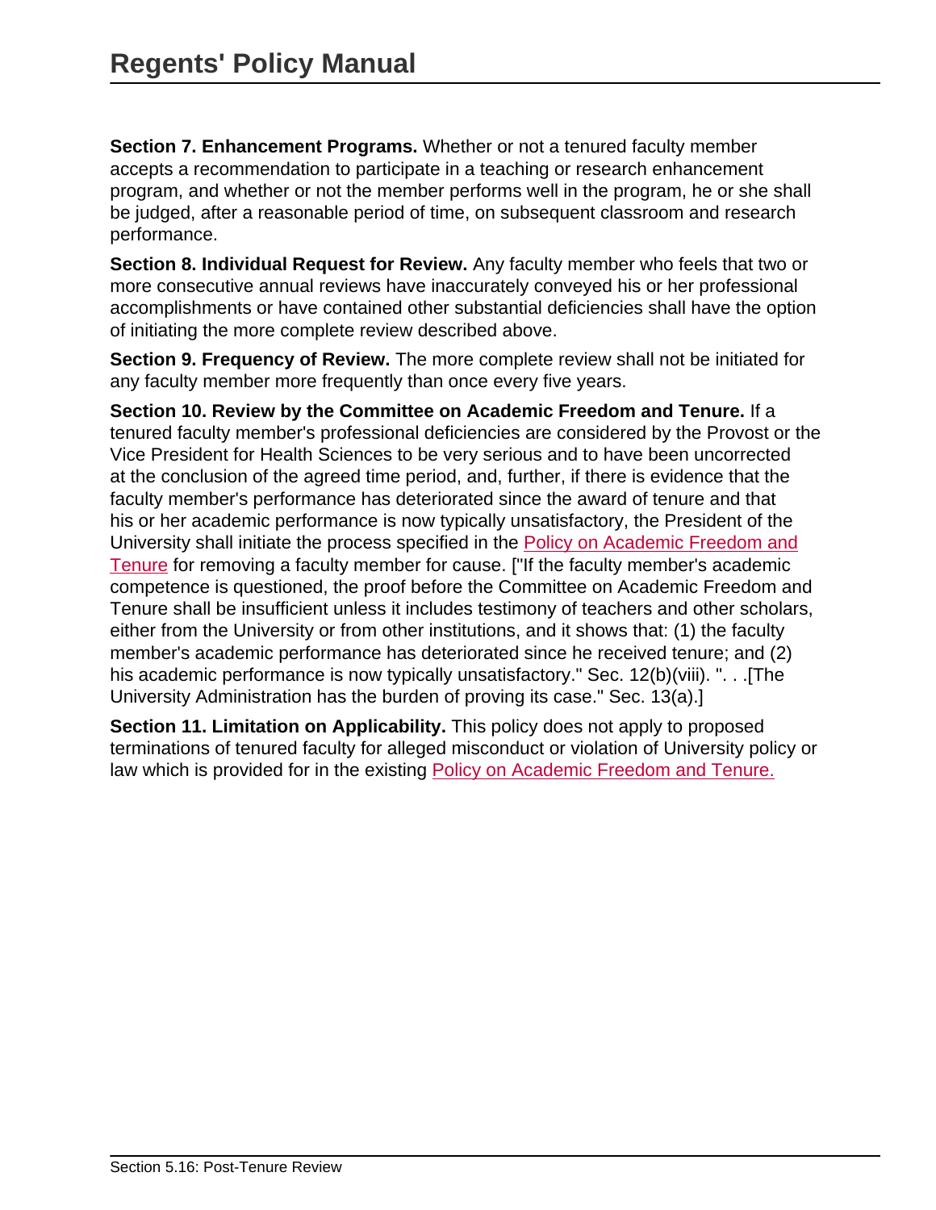**Section 7. Enhancement Programs.** Whether or not a tenured faculty member accepts a recommendation to participate in a teaching or research enhancement program, and whether or not the member performs well in the program, he or she shall be judged, after a reasonable period of time, on subsequent classroom and research performance.

**Section 8. Individual Request for Review.** Any faculty member who feels that two or more consecutive annual reviews have inaccurately conveyed his or her professional accomplishments or have contained other substantial deficiencies shall have the option of initiating the more complete review described above.

**Section 9. Frequency of Review.** The more complete review shall not be initiated for any faculty member more frequently than once every five years.

**Section 10. Review by the Committee on Academic Freedom and Tenure.** If a tenured faculty member's professional deficiencies are considered by the Provost or the Vice President for Health Sciences to be very serious and to have been uncorrected at the conclusion of the agreed time period, and, further, if there is evidence that the faculty member's performance has deteriorated since the award of tenure and that his or her academic performance is now typically unsatisfactory, the President of the University shall initiate the process specified in the Policy on Academic Freedom and Tenure for removing a faculty member for cause. ["If the faculty member's academic competence is questioned, the proof before the Committee on Academic Freedom and Tenure shall be insufficient unless it includes testimony of teachers and other scholars, either from the University or from other institutions, and it shows that: (1) the faculty member's academic performance has deteriorated since he received tenure; and (2) his academic performance is now typically unsatisfactory." Sec. 12(b)(viii). ". . .[The University Administration has the burden of proving its case." Sec. 13(a).]

**Section 11. Limitation on Applicability.** This policy does not apply to proposed terminations of tenured faculty for alleged misconduct or violation of University policy or law which is provided for in the existing Policy on Academic Freedom and Tenure.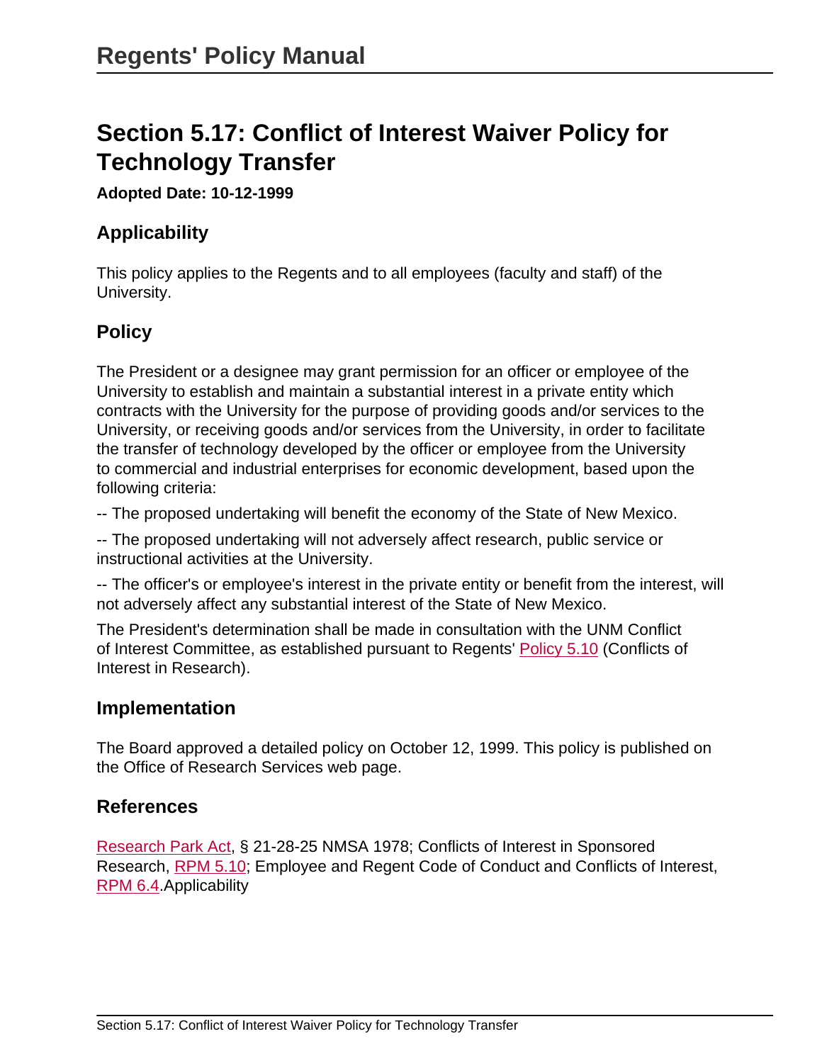# Section 5.17: Conflict of Interest Waiver Policy for Technology Transfer

**Adopted Date: 10-12-1999**

## Applicability

This policy applies to the Regents and to all employees (faculty and staff) of the University.

## Policy

The President or a designee may grant permission for an officer or employee of the University to establish and maintain a substantial interest in a private entity which contracts with the University for the purpose of providing goods and/or services to the University, or receiving goods and/or services from the University, in order to facilitate the transfer of technology developed by the officer or employee from the University to commercial and industrial enterprises for economic development, based upon the following criteria:

-- The proposed undertaking will benefit the economy of the State of New Mexico.

-- The proposed undertaking will not adversely affect research, public service or instructional activities at the University.

-- The officer's or employee's interest in the private entity or benefit from the interest, will not adversely affect any substantial interest of the State of New Mexico.

The President's determination shall be made in consultation with the UNM Conflict of Interest Committee, as established pursuant to Regents' Policy 5.10 (Conflicts of Interest in Research).

## Implementation

The Board approved a detailed policy on October 12, 1999. This policy is published on the Office of Research Services web page.

## References

Research Park Act, § 21-28-25 NMSA 1978; Conflicts of Interest in Sponsored Research, RPM 5.10; Employee and Regent Code of Conduct and Conflicts of Interest, RPM 6.4.Applicability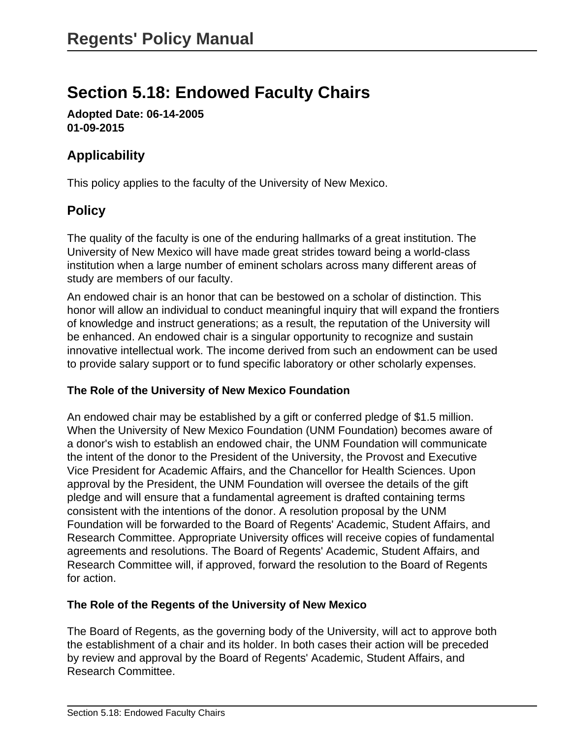# Section 5.18: Endowed Faculty Chairs

**Adopted Date: 06-14-2005**
**01-09-2015**

## Applicability

This policy applies to the faculty of the University of New Mexico.

## Policy

The quality of the faculty is one of the enduring hallmarks of a great institution. The University of New Mexico will have made great strides toward being a world-class institution when a large number of eminent scholars across many different areas of study are members of our faculty.

An endowed chair is an honor that can be bestowed on a scholar of distinction. This honor will allow an individual to conduct meaningful inquiry that will expand the frontiers of knowledge and instruct generations; as a result, the reputation of the University will be enhanced. An endowed chair is a singular opportunity to recognize and sustain innovative intellectual work. The income derived from such an endowment can be used to provide salary support or to fund specific laboratory or other scholarly expenses.

### The Role of the University of New Mexico Foundation

An endowed chair may be established by a gift or conferred pledge of $1.5 million. When the University of New Mexico Foundation (UNM Foundation) becomes aware of a donor's wish to establish an endowed chair, the UNM Foundation will communicate the intent of the donor to the President of the University, the Provost and Executive Vice President for Academic Affairs, and the Chancellor for Health Sciences. Upon approval by the President, the UNM Foundation will oversee the details of the gift pledge and will ensure that a fundamental agreement is drafted containing terms consistent with the intentions of the donor. A resolution proposal by the UNM Foundation will be forwarded to the Board of Regents' Academic, Student Affairs, and Research Committee. Appropriate University offices will receive copies of fundamental agreements and resolutions. The Board of Regents' Academic, Student Affairs, and Research Committee will, if approved, forward the resolution to the Board of Regents for action.

### The Role of the Regents of the University of New Mexico

The Board of Regents, as the governing body of the University, will act to approve both the establishment of a chair and its holder. In both cases their action will be preceded by review and approval by the Board of Regents' Academic, Student Affairs, and Research Committee.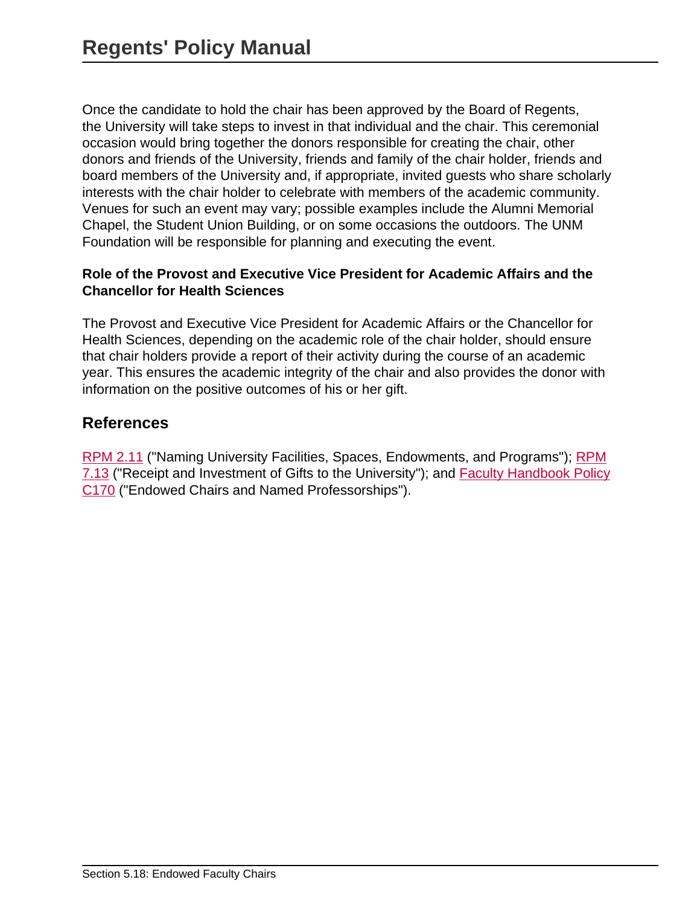Once the candidate to hold the chair has been approved by the Board of Regents, the University will take steps to invest in that individual and the chair. This ceremonial occasion would bring together the donors responsible for creating the chair, other donors and friends of the University, friends and family of the chair holder, friends and board members of the University and, if appropriate, invited guests who share scholarly interests with the chair holder to celebrate with members of the academic community. Venues for such an event may vary; possible examples include the Alumni Memorial Chapel, the Student Union Building, or on some occasions the outdoors. The UNM Foundation will be responsible for planning and executing the event.

**Role of the Provost and Executive Vice President for Academic Affairs and the Chancellor for Health Sciences**

The Provost and Executive Vice President for Academic Affairs or the Chancellor for Health Sciences, depending on the academic role of the chair holder, should ensure that chair holders provide a report of their activity during the course of an academic year. This ensures the academic integrity of the chair and also provides the donor with information on the positive outcomes of his or her gift.

## References

RPM 2.11 ("Naming University Facilities, Spaces, Endowments, and Programs"); RPM 7.13 ("Receipt and Investment of Gifts to the University"); and Faculty Handbook Policy C170 ("Endowed Chairs and Named Professorships").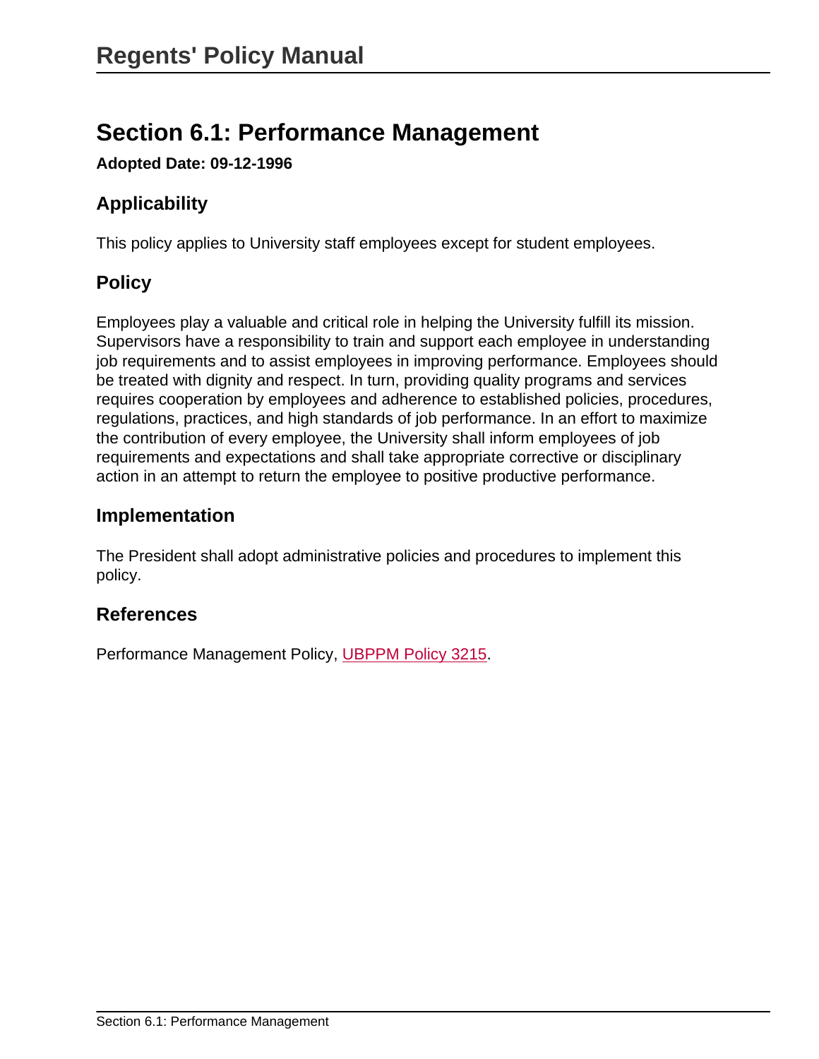## Section 6.1: Performance Management

**Adopted Date: 09-12-1996**

### Applicability

This policy applies to University staff employees except for student employees.

### Policy

Employees play a valuable and critical role in helping the University fulfill its mission. Supervisors have a responsibility to train and support each employee in understanding job requirements and to assist employees in improving performance. Employees should be treated with dignity and respect. In turn, providing quality programs and services requires cooperation by employees and adherence to established policies, procedures, regulations, practices, and high standards of job performance. In an effort to maximize the contribution of every employee, the University shall inform employees of job requirements and expectations and shall take appropriate corrective or disciplinary action in an attempt to return the employee to positive productive performance.

### Implementation

The President shall adopt administrative policies and procedures to implement this policy.

### References

Performance Management Policy, UBPPM Policy 3215.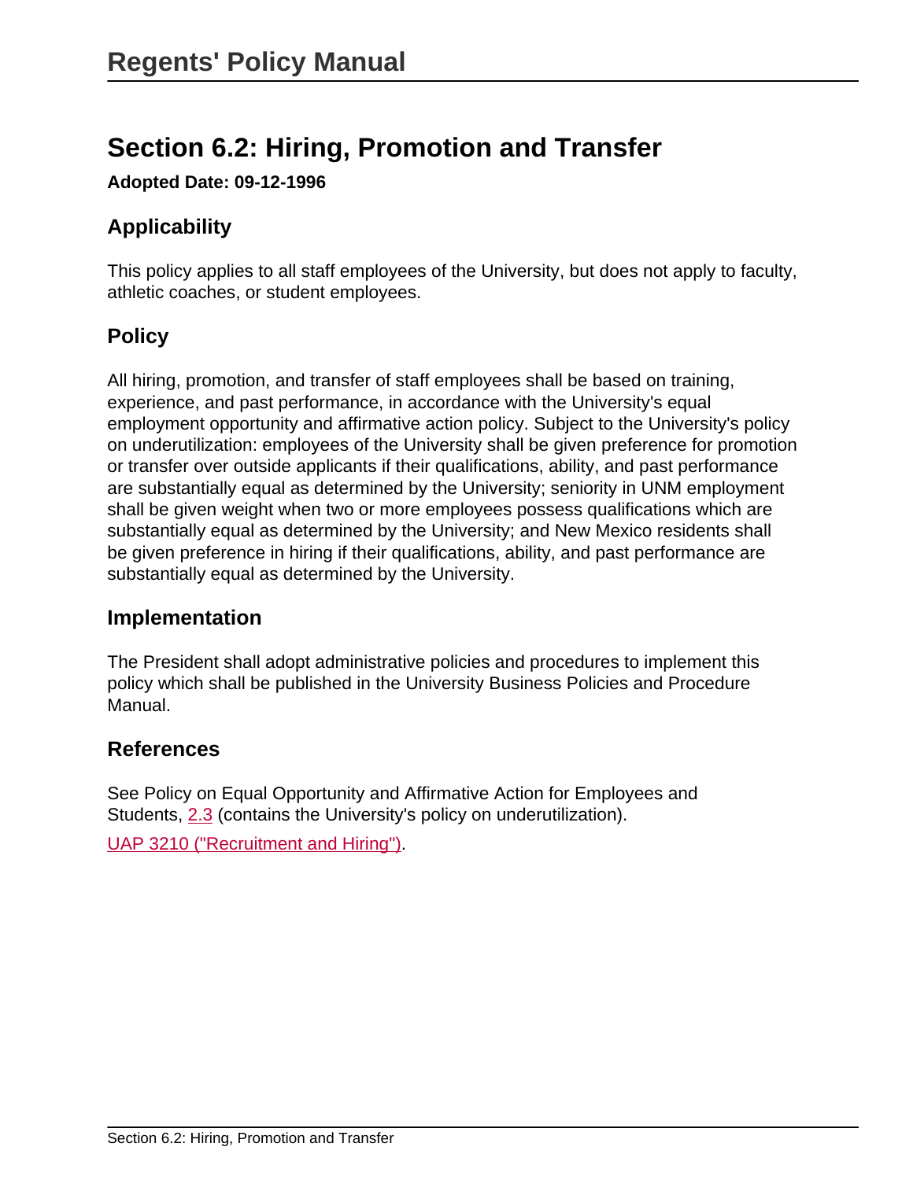# Section 6.2: Hiring, Promotion and Transfer

**Adopted Date: 09-12-1996**

## Applicability

This policy applies to all staff employees of the University, but does not apply to faculty, athletic coaches, or student employees.

## Policy

All hiring, promotion, and transfer of staff employees shall be based on training, experience, and past performance, in accordance with the University's equal employment opportunity and affirmative action policy. Subject to the University's policy on underutilization: employees of the University shall be given preference for promotion or transfer over outside applicants if their qualifications, ability, and past performance are substantially equal as determined by the University; seniority in UNM employment shall be given weight when two or more employees possess qualifications which are substantially equal as determined by the University; and New Mexico residents shall be given preference in hiring if their qualifications, ability, and past performance are substantially equal as determined by the University.

## Implementation

The President shall adopt administrative policies and procedures to implement this policy which shall be published in the University Business Policies and Procedure Manual.

## References

See Policy on Equal Opportunity and Affirmative Action for Employees and Students, 2.3 (contains the University's policy on underutilization).

UAP 3210 ("Recruitment and Hiring").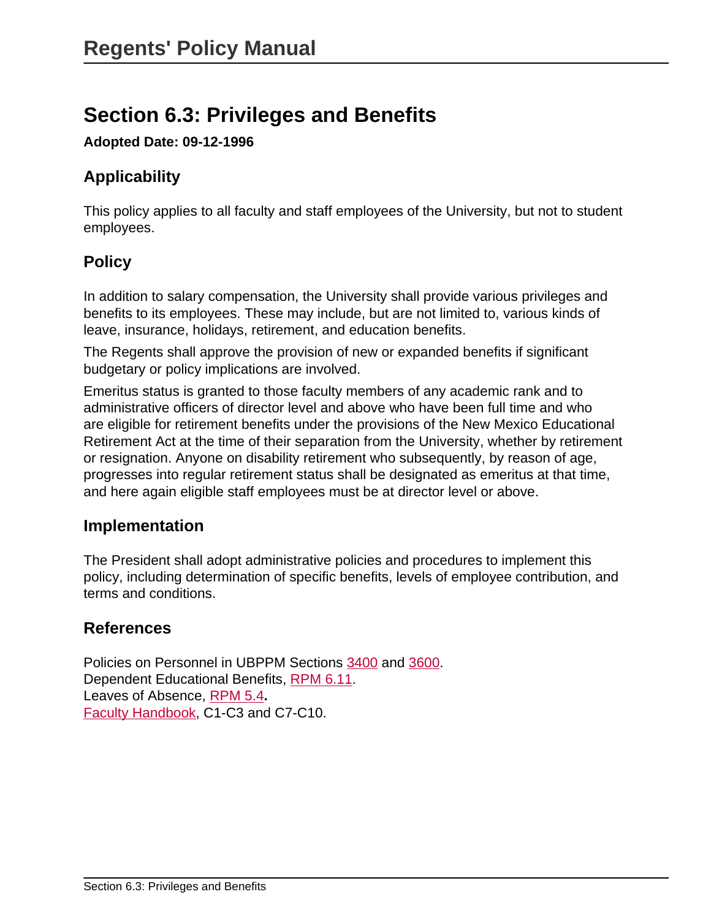# Regents' Policy Manual

## Section 6.3: Privileges and Benefits

**Adopted Date: 09-12-1996**

### Applicability

This policy applies to all faculty and staff employees of the University, but not to student employees.

### Policy

In addition to salary compensation, the University shall provide various privileges and benefits to its employees. These may include, but are not limited to, various kinds of leave, insurance, holidays, retirement, and education benefits.

The Regents shall approve the provision of new or expanded benefits if significant budgetary or policy implications are involved.

Emeritus status is granted to those faculty members of any academic rank and to administrative officers of director level and above who have been full time and who are eligible for retirement benefits under the provisions of the New Mexico Educational Retirement Act at the time of their separation from the University, whether by retirement or resignation. Anyone on disability retirement who subsequently, by reason of age, progresses into regular retirement status shall be designated as emeritus at that time, and here again eligible staff employees must be at director level or above.

### Implementation

The President shall adopt administrative policies and procedures to implement this policy, including determination of specific benefits, levels of employee contribution, and terms and conditions.

### References

Policies on Personnel in UBPPM Sections 3400 and 3600.
Dependent Educational Benefits, RPM 6.11.
Leaves of Absence, RPM 5.4**.**
Faculty Handbook, C1-C3 and C7-C10.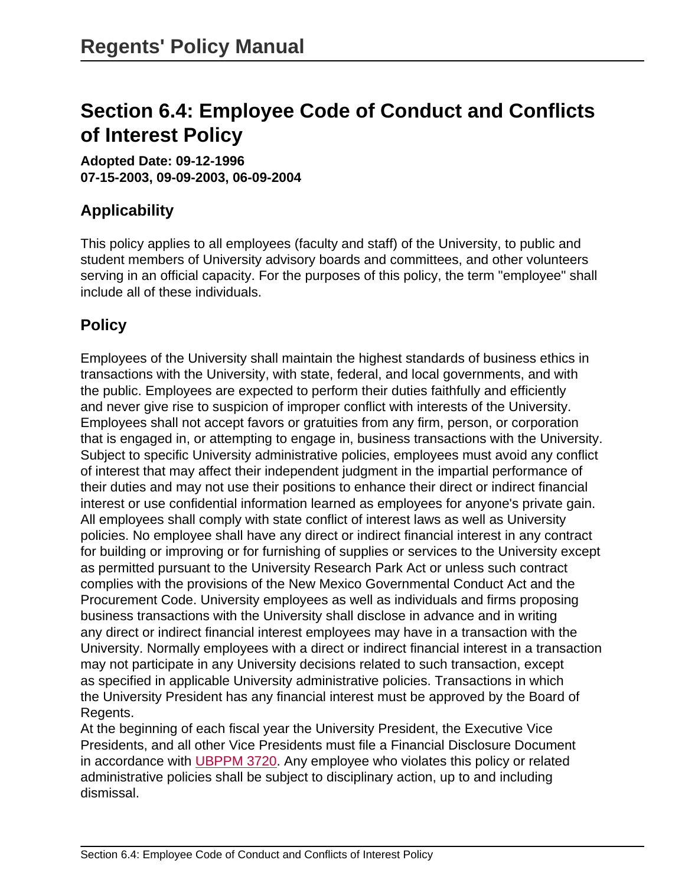## Section 6.4: Employee Code of Conduct and Conflicts of Interest Policy

**Adopted Date: 09-12-1996**
**07-15-2003, 09-09-2003, 06-09-2004**

### Applicability

This policy applies to all employees (faculty and staff) of the University, to public and student members of University advisory boards and committees, and other volunteers serving in an official capacity. For the purposes of this policy, the term "employee" shall include all of these individuals.

### Policy

Employees of the University shall maintain the highest standards of business ethics in transactions with the University, with state, federal, and local governments, and with the public. Employees are expected to perform their duties faithfully and efficiently and never give rise to suspicion of improper conflict with interests of the University. Employees shall not accept favors or gratuities from any firm, person, or corporation that is engaged in, or attempting to engage in, business transactions with the University. Subject to specific University administrative policies, employees must avoid any conflict of interest that may affect their independent judgment in the impartial performance of their duties and may not use their positions to enhance their direct or indirect financial interest or use confidential information learned as employees for anyone's private gain. All employees shall comply with state conflict of interest laws as well as University policies. No employee shall have any direct or indirect financial interest in any contract for building or improving or for furnishing of supplies or services to the University except as permitted pursuant to the University Research Park Act or unless such contract complies with the provisions of the New Mexico Governmental Conduct Act and the Procurement Code. University employees as well as individuals and firms proposing business transactions with the University shall disclose in advance and in writing any direct or indirect financial interest employees may have in a transaction with the University. Normally employees with a direct or indirect financial interest in a transaction may not participate in any University decisions related to such transaction, except as specified in applicable University administrative policies. Transactions in which the University President has any financial interest must be approved by the Board of Regents.

At the beginning of each fiscal year the University President, the Executive Vice Presidents, and all other Vice Presidents must file a Financial Disclosure Document in accordance with UBPPM 3720. Any employee who violates this policy or related administrative policies shall be subject to disciplinary action, up to and including dismissal.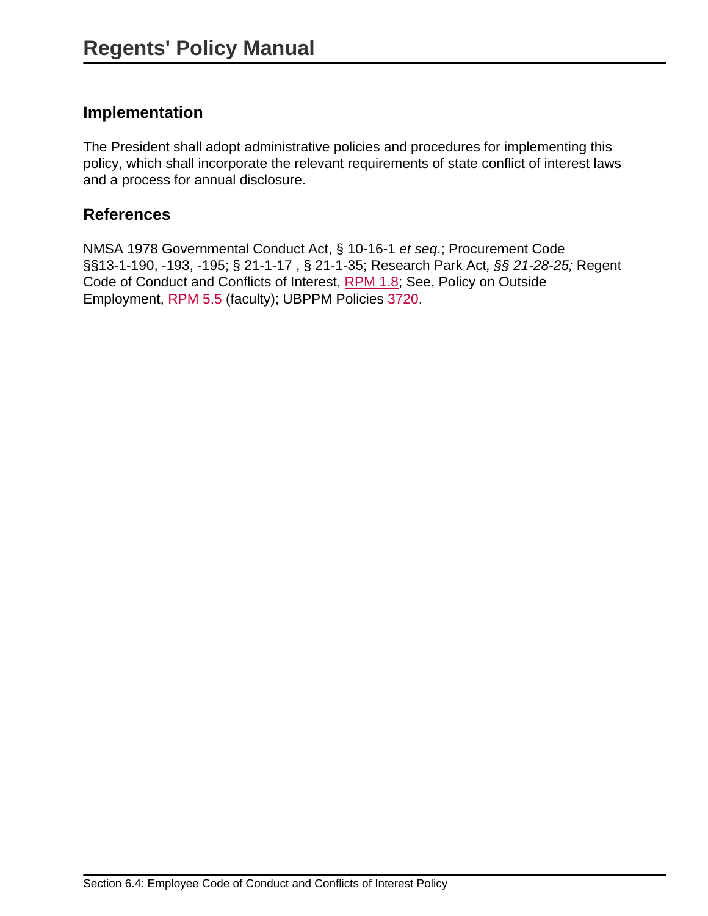## Implementation

The President shall adopt administrative policies and procedures for implementing this policy, which shall incorporate the relevant requirements of state conflict of interest laws and a process for annual disclosure.

## References

NMSA 1978 Governmental Conduct Act, § 10-16-1 *et seq*.; Procurement Code §§13-1-190, -193, -195; § 21-1-17 , § 21-1-35; Research Park Act*, §§ 21-28-25;* Regent Code of Conduct and Conflicts of Interest, RPM 1.8; See, Policy on Outside Employment, RPM 5.5 (faculty); UBPPM Policies 3720.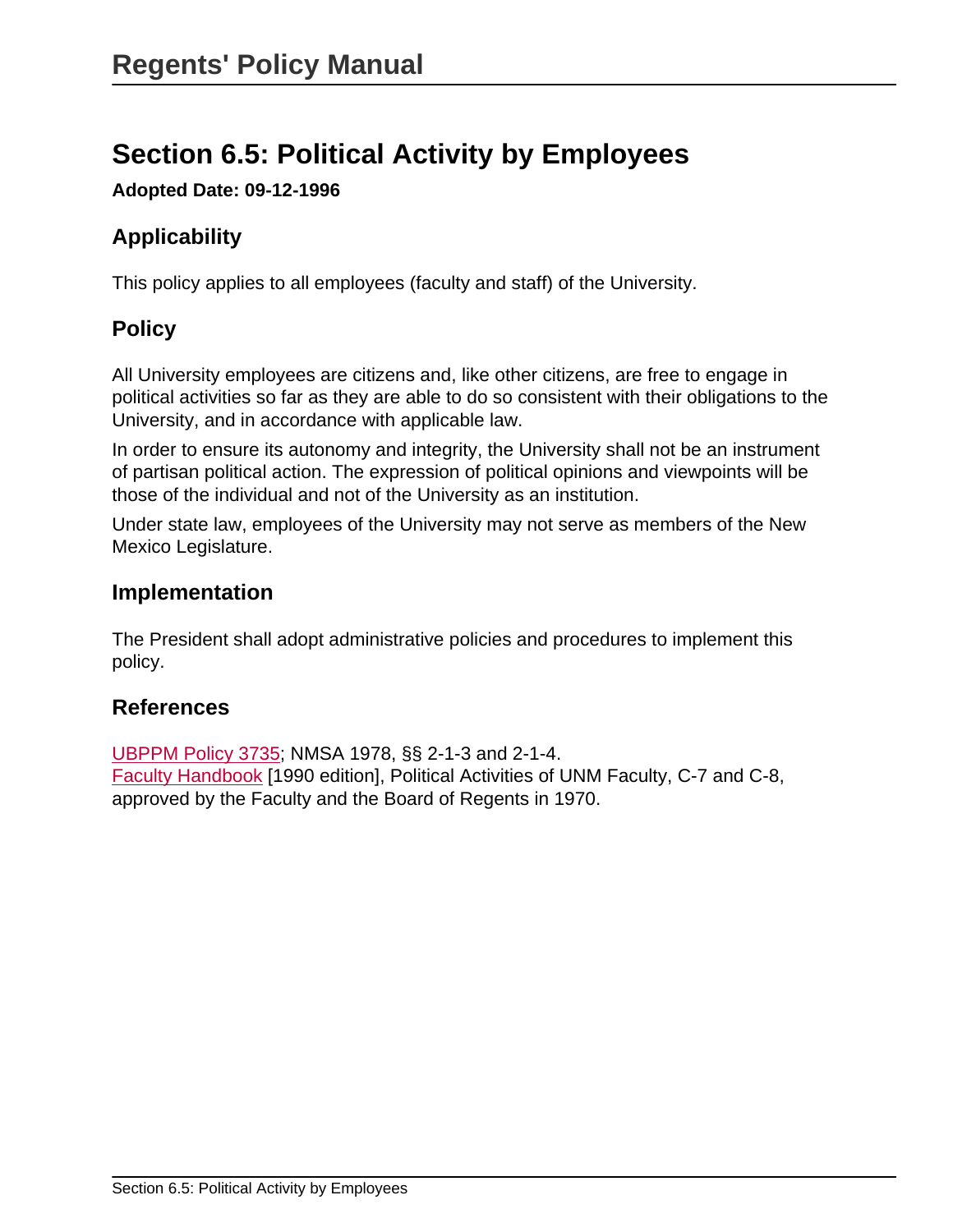## Section 6.5: Political Activity by Employees

**Adopted Date: 09-12-1996**

### Applicability

This policy applies to all employees (faculty and staff) of the University.

### Policy

All University employees are citizens and, like other citizens, are free to engage in political activities so far as they are able to do so consistent with their obligations to the University, and in accordance with applicable law.

In order to ensure its autonomy and integrity, the University shall not be an instrument of partisan political action. The expression of political opinions and viewpoints will be those of the individual and not of the University as an institution.

Under state law, employees of the University may not serve as members of the New Mexico Legislature.

### Implementation

The President shall adopt administrative policies and procedures to implement this policy.

### References

UBPPM Policy 3735; NMSA 1978, §§ 2-1-3 and 2-1-4.
Faculty Handbook [1990 edition], Political Activities of UNM Faculty, C-7 and C-8, approved by the Faculty and the Board of Regents in 1970.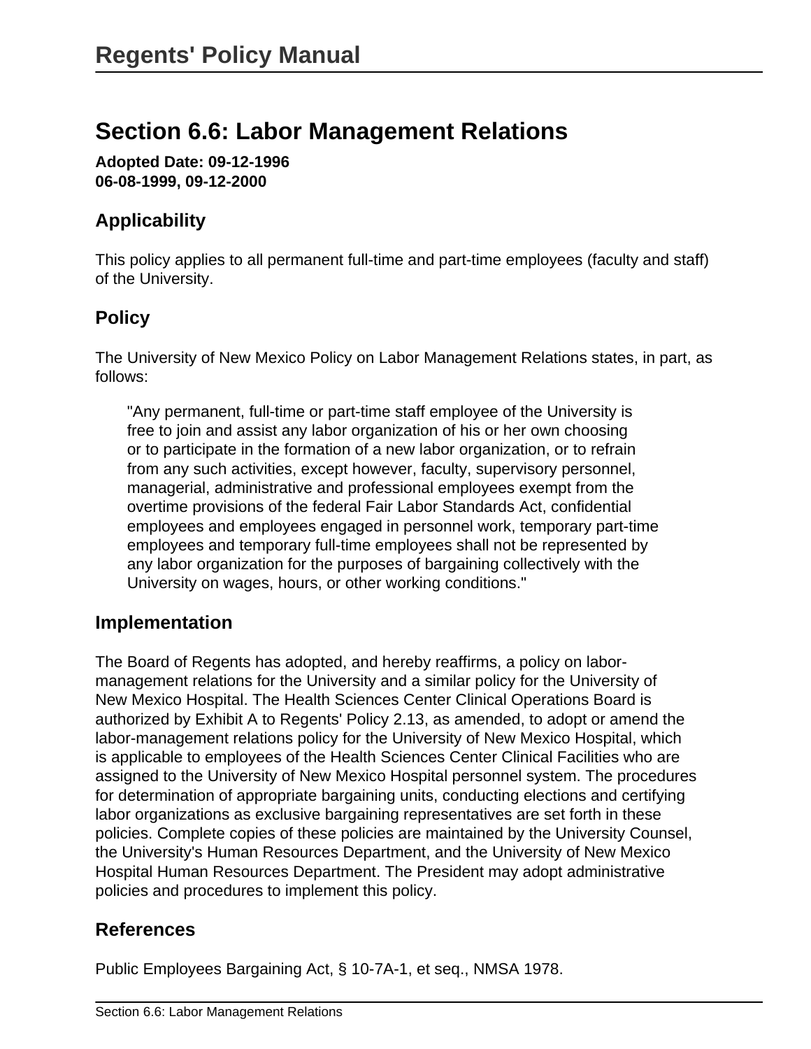# Section 6.6: Labor Management Relations

**Adopted Date: 09-12-1996**
**06-08-1999, 09-12-2000**

## Applicability

This policy applies to all permanent full-time and part-time employees (faculty and staff) of the University.

## Policy

The University of New Mexico Policy on Labor Management Relations states, in part, as follows:

> "Any permanent, full-time or part-time staff employee of the University is free to join and assist any labor organization of his or her own choosing or to participate in the formation of a new labor organization, or to refrain from any such activities, except however, faculty, supervisory personnel, managerial, administrative and professional employees exempt from the overtime provisions of the federal Fair Labor Standards Act, confidential employees and employees engaged in personnel work, temporary part-time employees and temporary full-time employees shall not be represented by any labor organization for the purposes of bargaining collectively with the University on wages, hours, or other working conditions."

## Implementation

The Board of Regents has adopted, and hereby reaffirms, a policy on labor-management relations for the University and a similar policy for the University of New Mexico Hospital. The Health Sciences Center Clinical Operations Board is authorized by Exhibit A to Regents' Policy 2.13, as amended, to adopt or amend the labor-management relations policy for the University of New Mexico Hospital, which is applicable to employees of the Health Sciences Center Clinical Facilities who are assigned to the University of New Mexico Hospital personnel system. The procedures for determination of appropriate bargaining units, conducting elections and certifying labor organizations as exclusive bargaining representatives are set forth in these policies. Complete copies of these policies are maintained by the University Counsel, the University's Human Resources Department, and the University of New Mexico Hospital Human Resources Department. The President may adopt administrative policies and procedures to implement this policy.

## References

Public Employees Bargaining Act, § 10-7A-1, et seq., NMSA 1978.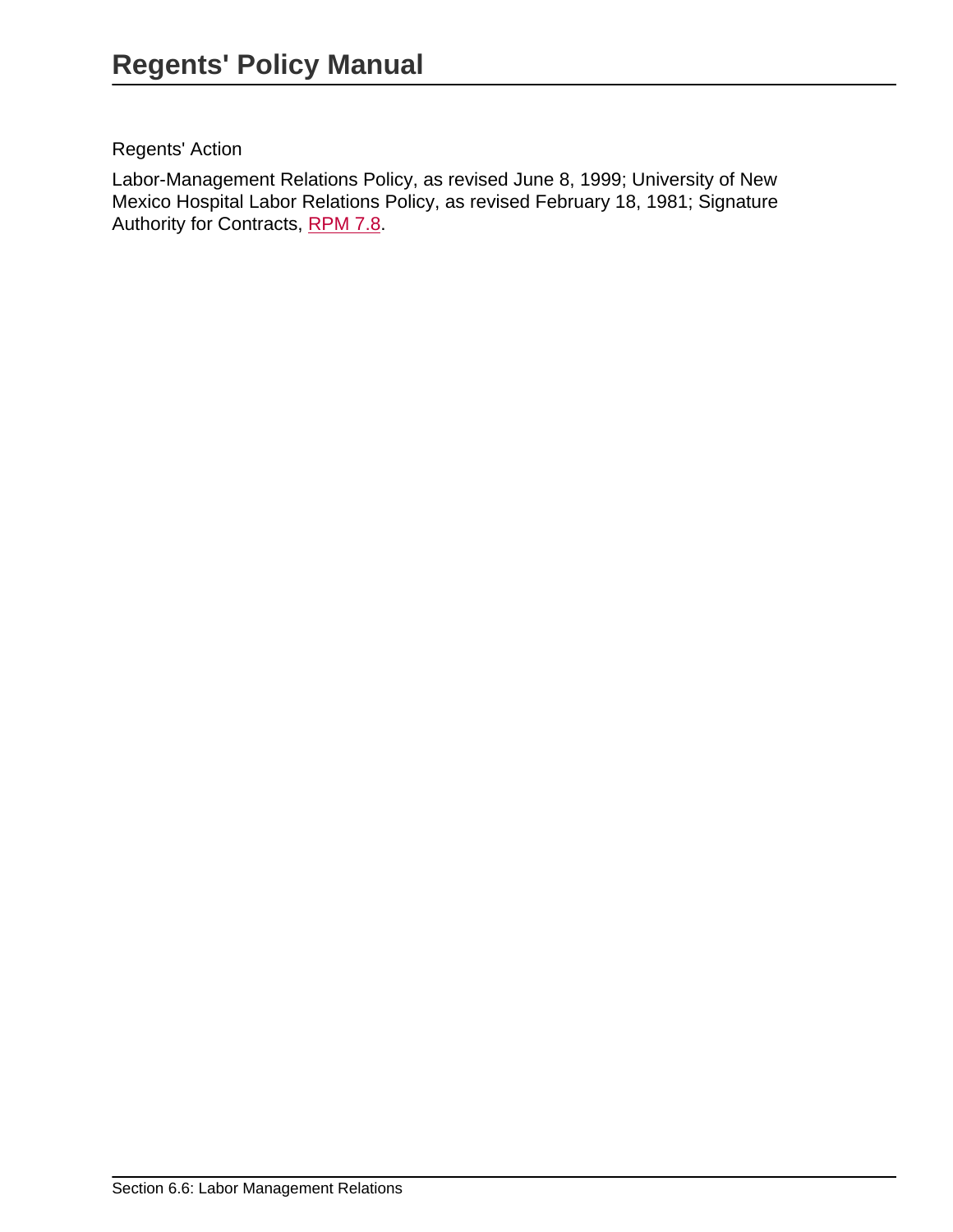Regents' Action

Labor-Management Relations Policy, as revised June 8, 1999; University of New Mexico Hospital Labor Relations Policy, as revised February 18, 1981; Signature Authority for Contracts, RPM 7.8.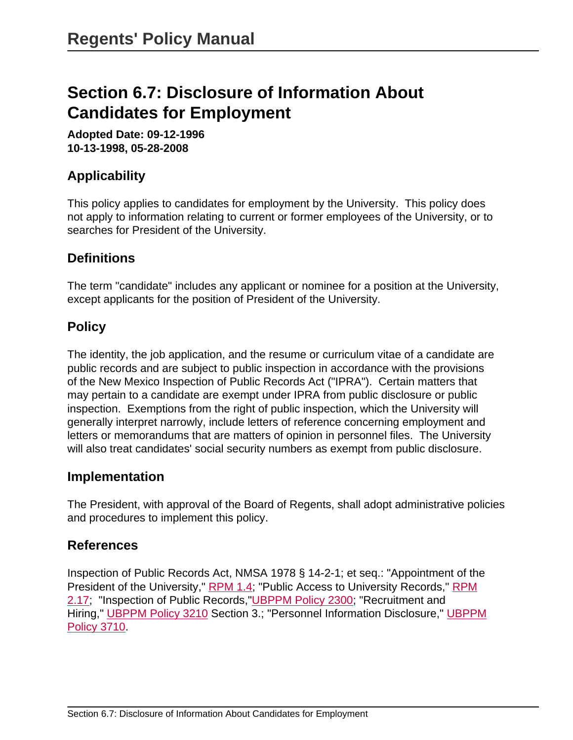# Regents' Policy Manual

## Section 6.7: Disclosure of Information About Candidates for Employment

**Adopted Date: 09-12-1996**
**10-13-1998, 05-28-2008**

### Applicability

This policy applies to candidates for employment by the University. This policy does not apply to information relating to current or former employees of the University, or to searches for President of the University.

### Definitions

The term "candidate" includes any applicant or nominee for a position at the University, except applicants for the position of President of the University.

### Policy

The identity, the job application, and the resume or curriculum vitae of a candidate are public records and are subject to public inspection in accordance with the provisions of the New Mexico Inspection of Public Records Act ("IPRA"). Certain matters that may pertain to a candidate are exempt under IPRA from public disclosure or public inspection. Exemptions from the right of public inspection, which the University will generally interpret narrowly, include letters of reference concerning employment and letters or memorandums that are matters of opinion in personnel files. The University will also treat candidates' social security numbers as exempt from public disclosure.

### Implementation

The President, with approval of the Board of Regents, shall adopt administrative policies and procedures to implement this policy.

### References

Inspection of Public Records Act, NMSA 1978 § 14-2-1; et seq.: "Appointment of the President of the University," RPM 1.4; "Public Access to University Records," RPM 2.17; "Inspection of Public Records,"UBPPM Policy 2300; "Recruitment and Hiring," UBPPM Policy 3210 Section 3.; "Personnel Information Disclosure," UBPPM Policy 3710.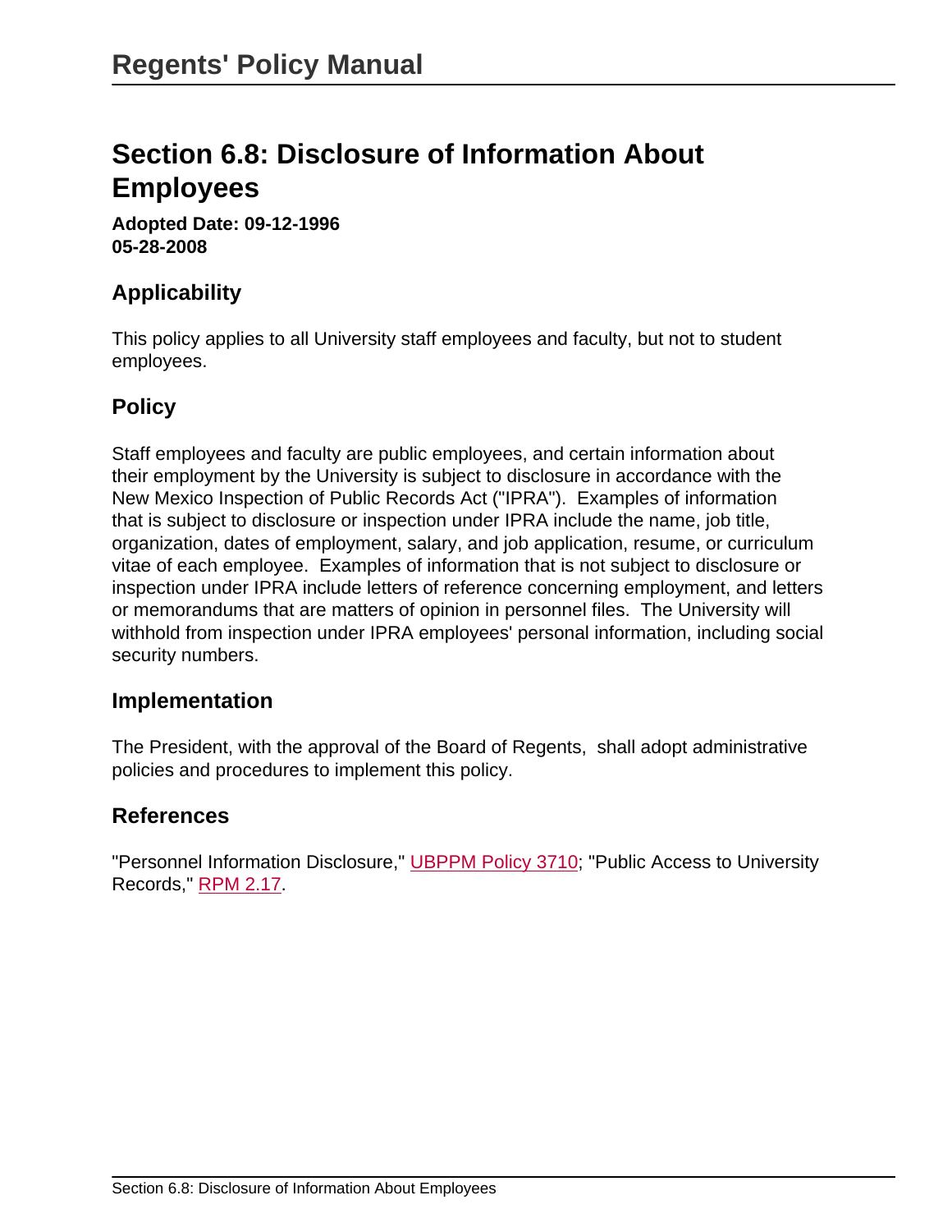# Section 6.8: Disclosure of Information About Employees

**Adopted Date: 09-12-1996**
**05-28-2008**

## Applicability

This policy applies to all University staff employees and faculty, but not to student employees.

## Policy

Staff employees and faculty are public employees, and certain information about their employment by the University is subject to disclosure in accordance with the New Mexico Inspection of Public Records Act ("IPRA"). Examples of information that is subject to disclosure or inspection under IPRA include the name, job title, organization, dates of employment, salary, and job application, resume, or curriculum vitae of each employee. Examples of information that is not subject to disclosure or inspection under IPRA include letters of reference concerning employment, and letters or memorandums that are matters of opinion in personnel files. The University will withhold from inspection under IPRA employees' personal information, including social security numbers.

## Implementation

The President, with the approval of the Board of Regents, shall adopt administrative policies and procedures to implement this policy.

## References

"Personnel Information Disclosure," UBPPM Policy 3710; "Public Access to University Records," RPM 2.17.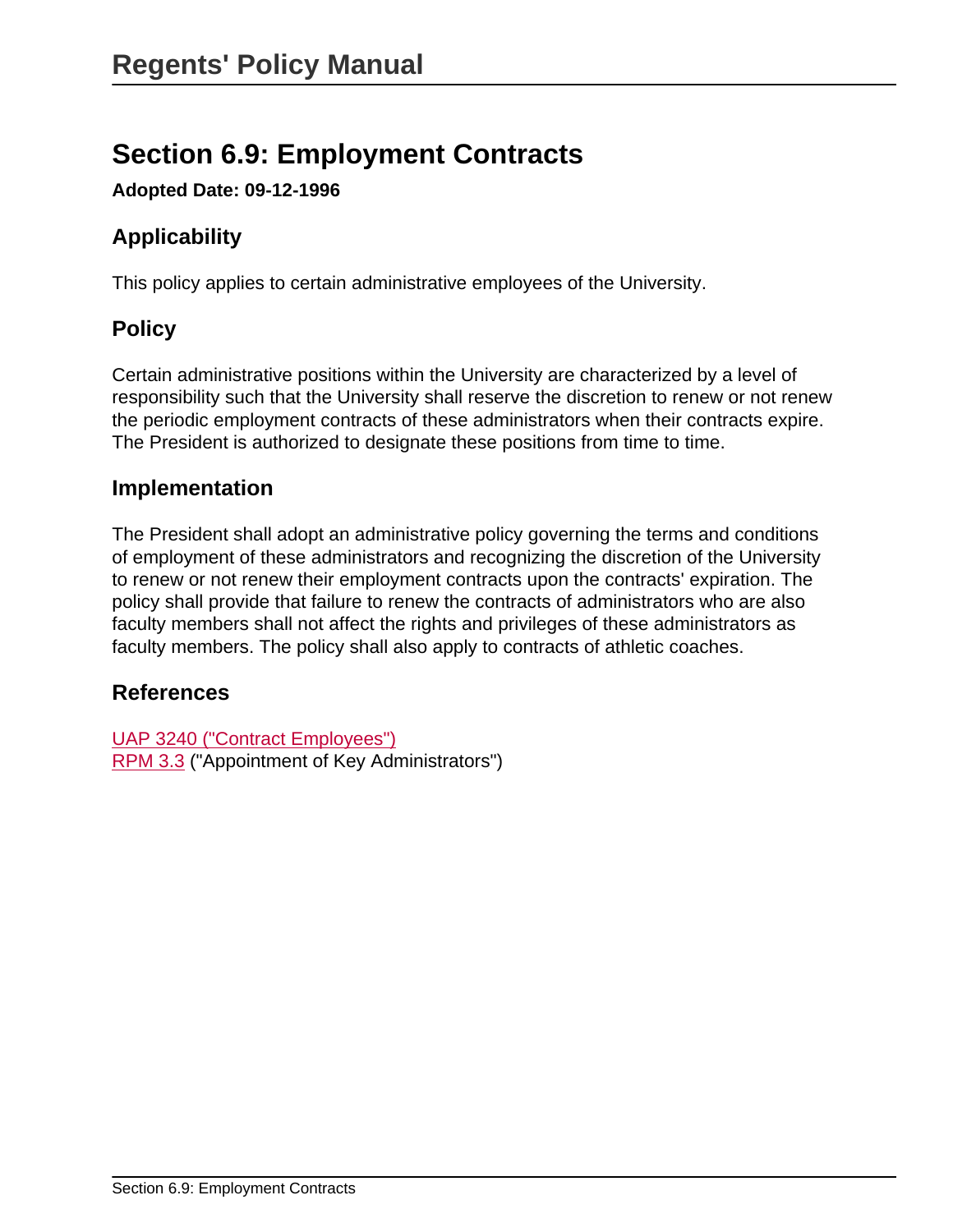# Section 6.9: Employment Contracts

**Adopted Date: 09-12-1996**

## Applicability

This policy applies to certain administrative employees of the University.

## Policy

Certain administrative positions within the University are characterized by a level of responsibility such that the University shall reserve the discretion to renew or not renew the periodic employment contracts of these administrators when their contracts expire. The President is authorized to designate these positions from time to time.

## Implementation

The President shall adopt an administrative policy governing the terms and conditions of employment of these administrators and recognizing the discretion of the University to renew or not renew their employment contracts upon the contracts' expiration. The policy shall provide that failure to renew the contracts of administrators who are also faculty members shall not affect the rights and privileges of these administrators as faculty members. The policy shall also apply to contracts of athletic coaches.

## References

UAP 3240 ("Contract Employees")
RPM 3.3 ("Appointment of Key Administrators")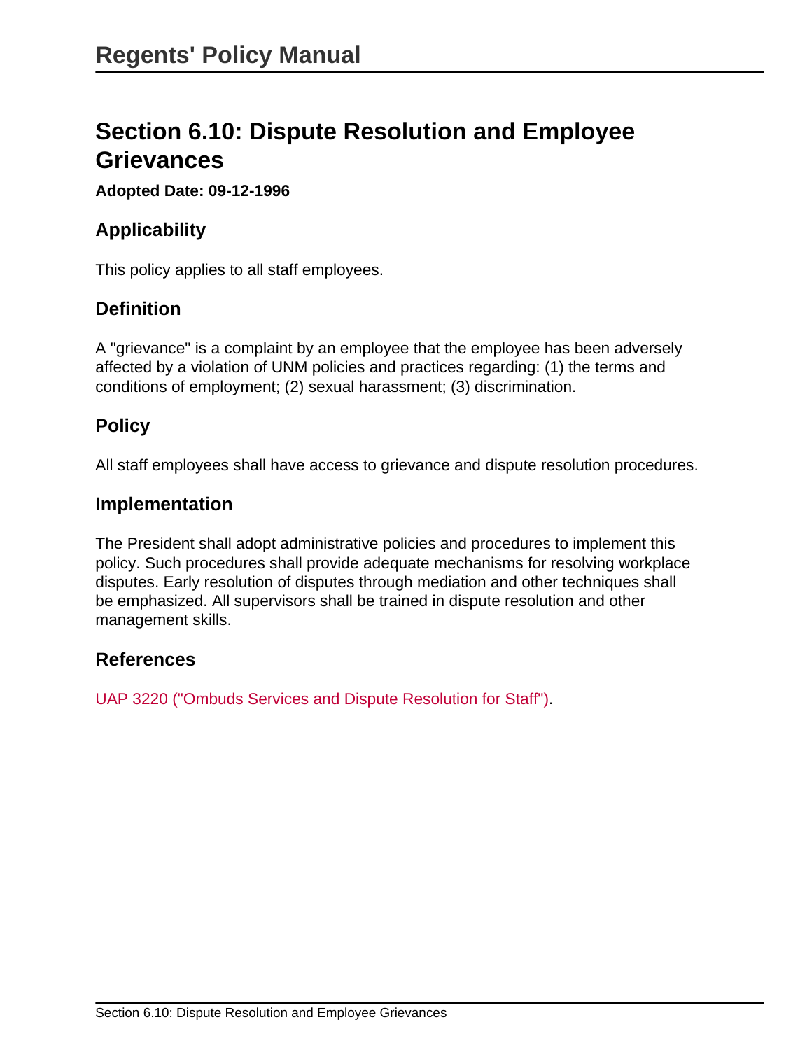# Section 6.10: Dispute Resolution and Employee Grievances

**Adopted Date: 09-12-1996**

## Applicability

This policy applies to all staff employees.

## Definition

A "grievance" is a complaint by an employee that the employee has been adversely affected by a violation of UNM policies and practices regarding: (1) the terms and conditions of employment; (2) sexual harassment; (3) discrimination.

## Policy

All staff employees shall have access to grievance and dispute resolution procedures.

## Implementation

The President shall adopt administrative policies and procedures to implement this policy. Such procedures shall provide adequate mechanisms for resolving workplace disputes. Early resolution of disputes through mediation and other techniques shall be emphasized. All supervisors shall be trained in dispute resolution and other management skills.

## References

UAP 3220 ("Ombuds Services and Dispute Resolution for Staff").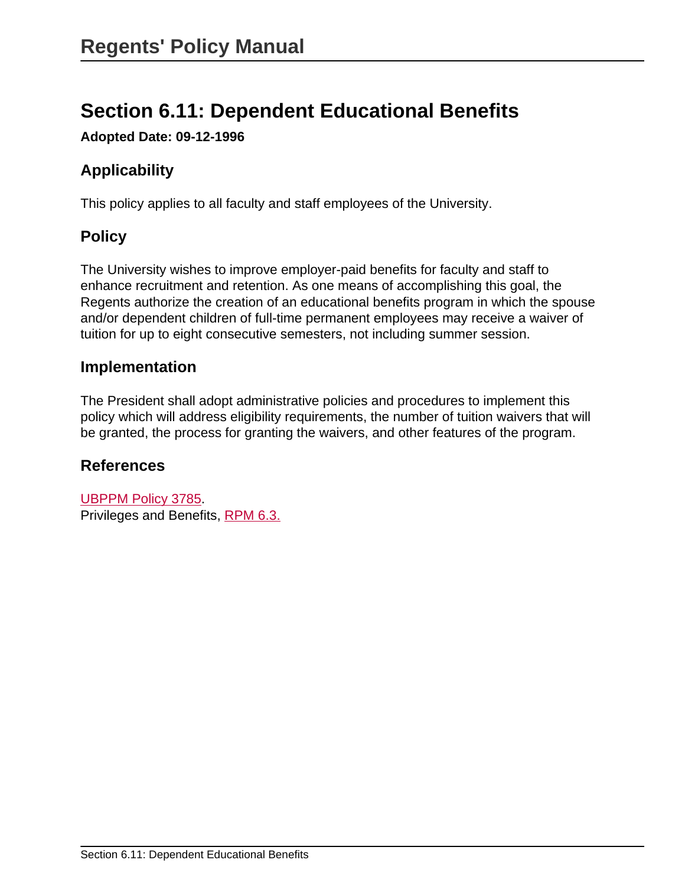## Section 6.11: Dependent Educational Benefits

**Adopted Date: 09-12-1996**

### Applicability

This policy applies to all faculty and staff employees of the University.

### Policy

The University wishes to improve employer-paid benefits for faculty and staff to enhance recruitment and retention. As one means of accomplishing this goal, the Regents authorize the creation of an educational benefits program in which the spouse and/or dependent children of full-time permanent employees may receive a waiver of tuition for up to eight consecutive semesters, not including summer session.

### Implementation

The President shall adopt administrative policies and procedures to implement this policy which will address eligibility requirements, the number of tuition waivers that will be granted, the process for granting the waivers, and other features of the program.

### References

UBPPM Policy 3785.
Privileges and Benefits, RPM 6.3.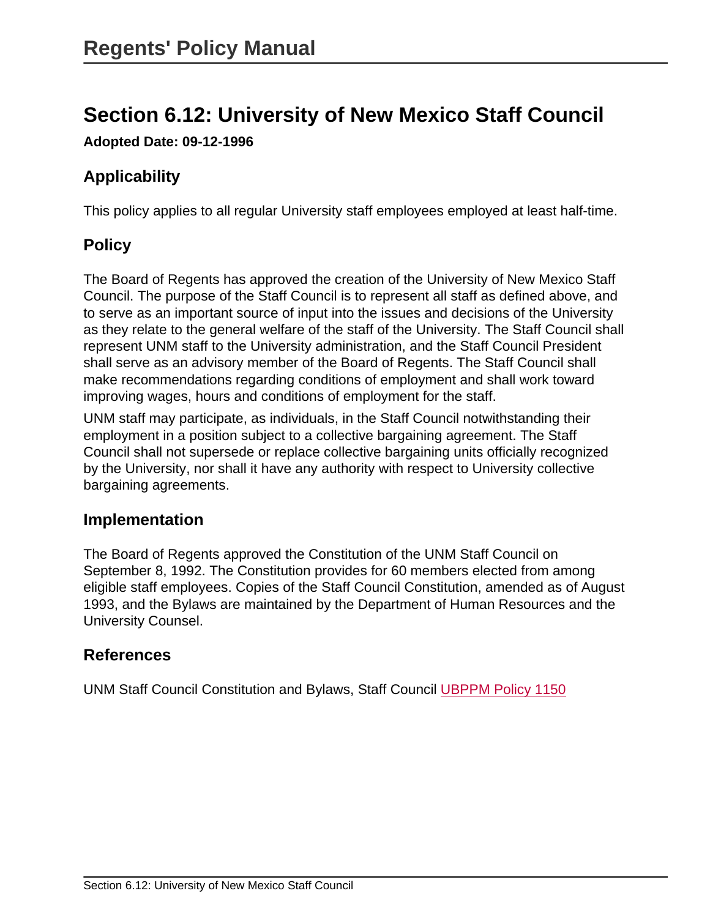# Section 6.12: University of New Mexico Staff Council

**Adopted Date: 09-12-1996**

## Applicability

This policy applies to all regular University staff employees employed at least half-time.

## Policy

The Board of Regents has approved the creation of the University of New Mexico Staff Council. The purpose of the Staff Council is to represent all staff as defined above, and to serve as an important source of input into the issues and decisions of the University as they relate to the general welfare of the staff of the University. The Staff Council shall represent UNM staff to the University administration, and the Staff Council President shall serve as an advisory member of the Board of Regents. The Staff Council shall make recommendations regarding conditions of employment and shall work toward improving wages, hours and conditions of employment for the staff.

UNM staff may participate, as individuals, in the Staff Council notwithstanding their employment in a position subject to a collective bargaining agreement. The Staff Council shall not supersede or replace collective bargaining units officially recognized by the University, nor shall it have any authority with respect to University collective bargaining agreements.

## Implementation

The Board of Regents approved the Constitution of the UNM Staff Council on September 8, 1992. The Constitution provides for 60 members elected from among eligible staff employees. Copies of the Staff Council Constitution, amended as of August 1993, and the Bylaws are maintained by the Department of Human Resources and the University Counsel.

## References

UNM Staff Council Constitution and Bylaws, Staff Council UBPPM Policy 1150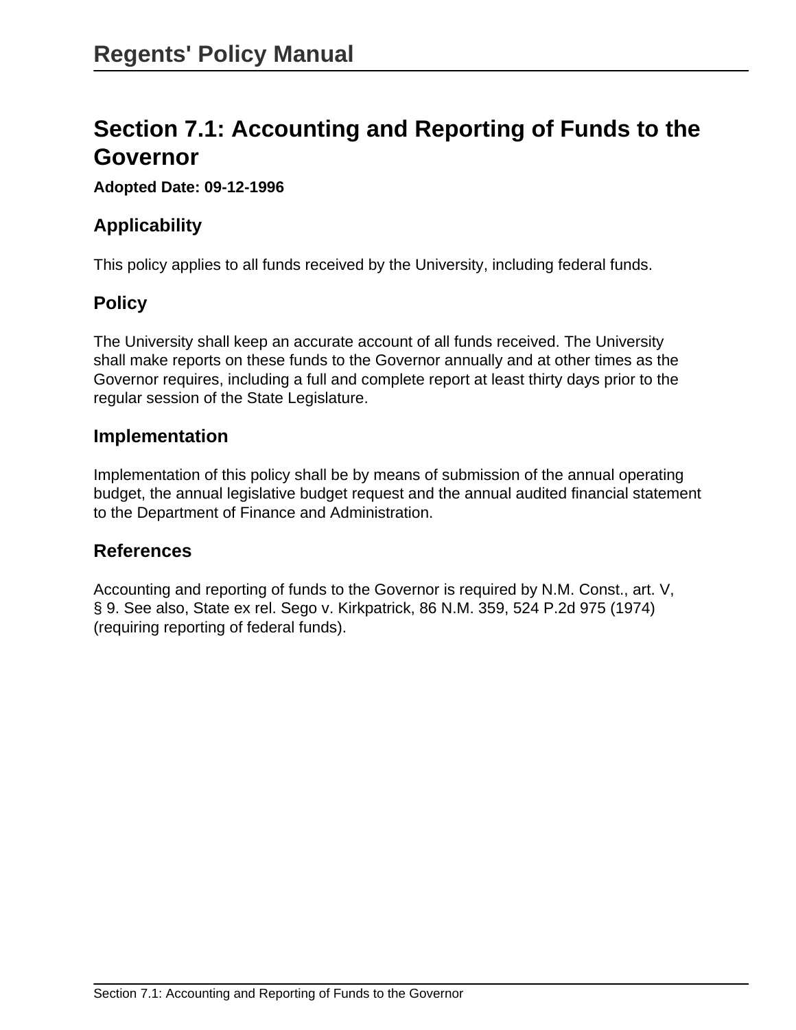# Section 7.1: Accounting and Reporting of Funds to the Governor

**Adopted Date: 09-12-1996**

## Applicability

This policy applies to all funds received by the University, including federal funds.

## Policy

The University shall keep an accurate account of all funds received. The University shall make reports on these funds to the Governor annually and at other times as the Governor requires, including a full and complete report at least thirty days prior to the regular session of the State Legislature.

## Implementation

Implementation of this policy shall be by means of submission of the annual operating budget, the annual legislative budget request and the annual audited financial statement to the Department of Finance and Administration.

## References

Accounting and reporting of funds to the Governor is required by N.M. Const., art. V, § 9. See also, State ex rel. Sego v. Kirkpatrick, 86 N.M. 359, 524 P.2d 975 (1974) (requiring reporting of federal funds).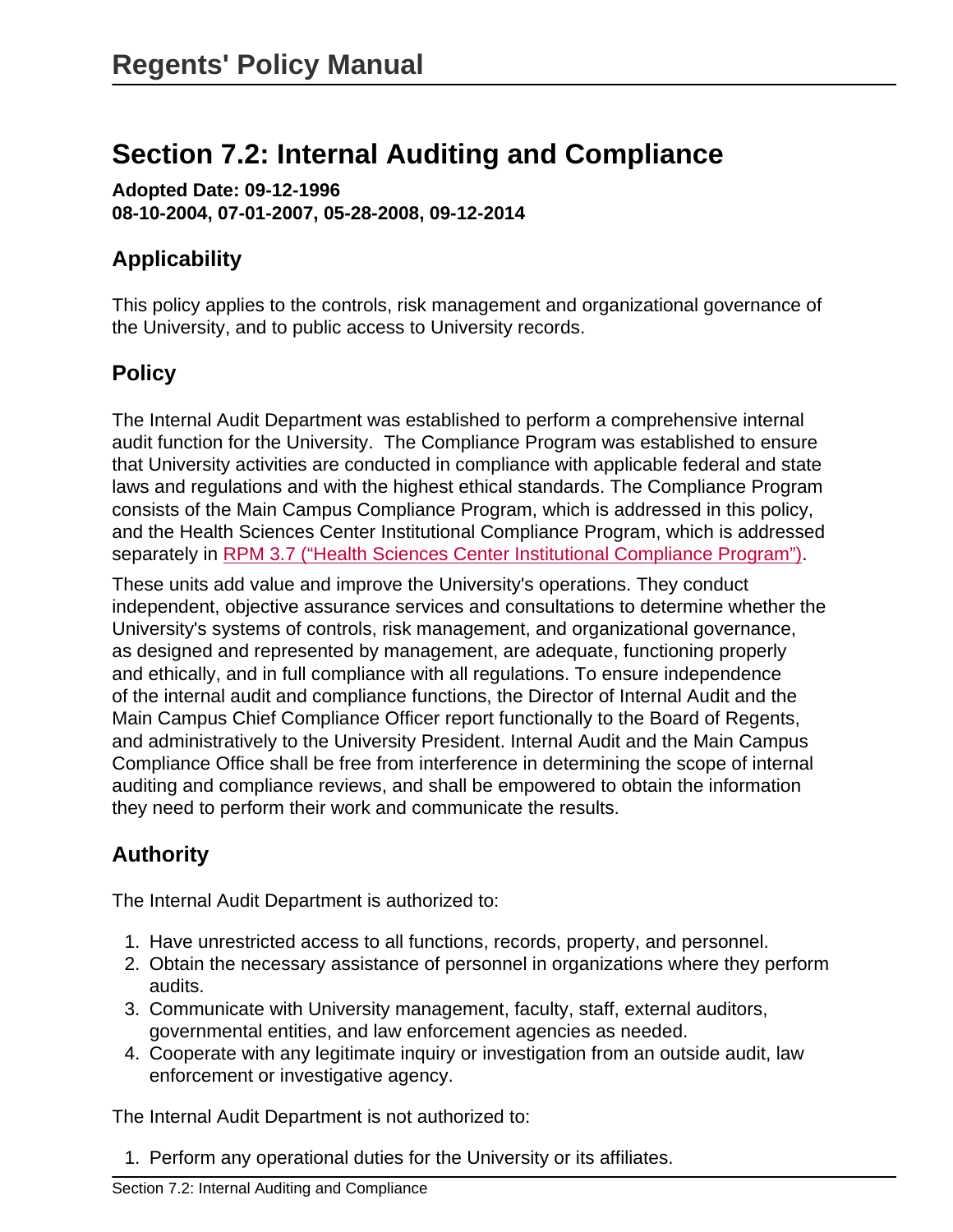# Section 7.2: Internal Auditing and Compliance

**Adopted Date: 09-12-1996**
**08-10-2004, 07-01-2007, 05-28-2008, 09-12-2014**

## Applicability

This policy applies to the controls, risk management and organizational governance of the University, and to public access to University records.

## Policy

The Internal Audit Department was established to perform a comprehensive internal audit function for the University. The Compliance Program was established to ensure that University activities are conducted in compliance with applicable federal and state laws and regulations and with the highest ethical standards. The Compliance Program consists of the Main Campus Compliance Program, which is addressed in this policy, and the Health Sciences Center Institutional Compliance Program, which is addressed separately in RPM 3.7 ("Health Sciences Center Institutional Compliance Program").

These units add value and improve the University's operations. They conduct independent, objective assurance services and consultations to determine whether the University's systems of controls, risk management, and organizational governance, as designed and represented by management, are adequate, functioning properly and ethically, and in full compliance with all regulations. To ensure independence of the internal audit and compliance functions, the Director of Internal Audit and the Main Campus Chief Compliance Officer report functionally to the Board of Regents, and administratively to the University President. Internal Audit and the Main Campus Compliance Office shall be free from interference in determining the scope of internal auditing and compliance reviews, and shall be empowered to obtain the information they need to perform their work and communicate the results.

## Authority

The Internal Audit Department is authorized to:

1. Have unrestricted access to all functions, records, property, and personnel.
2. Obtain the necessary assistance of personnel in organizations where they perform audits.
3. Communicate with University management, faculty, staff, external auditors, governmental entities, and law enforcement agencies as needed.
4. Cooperate with any legitimate inquiry or investigation from an outside audit, law enforcement or investigative agency.

The Internal Audit Department is not authorized to:

1. Perform any operational duties for the University or its affiliates.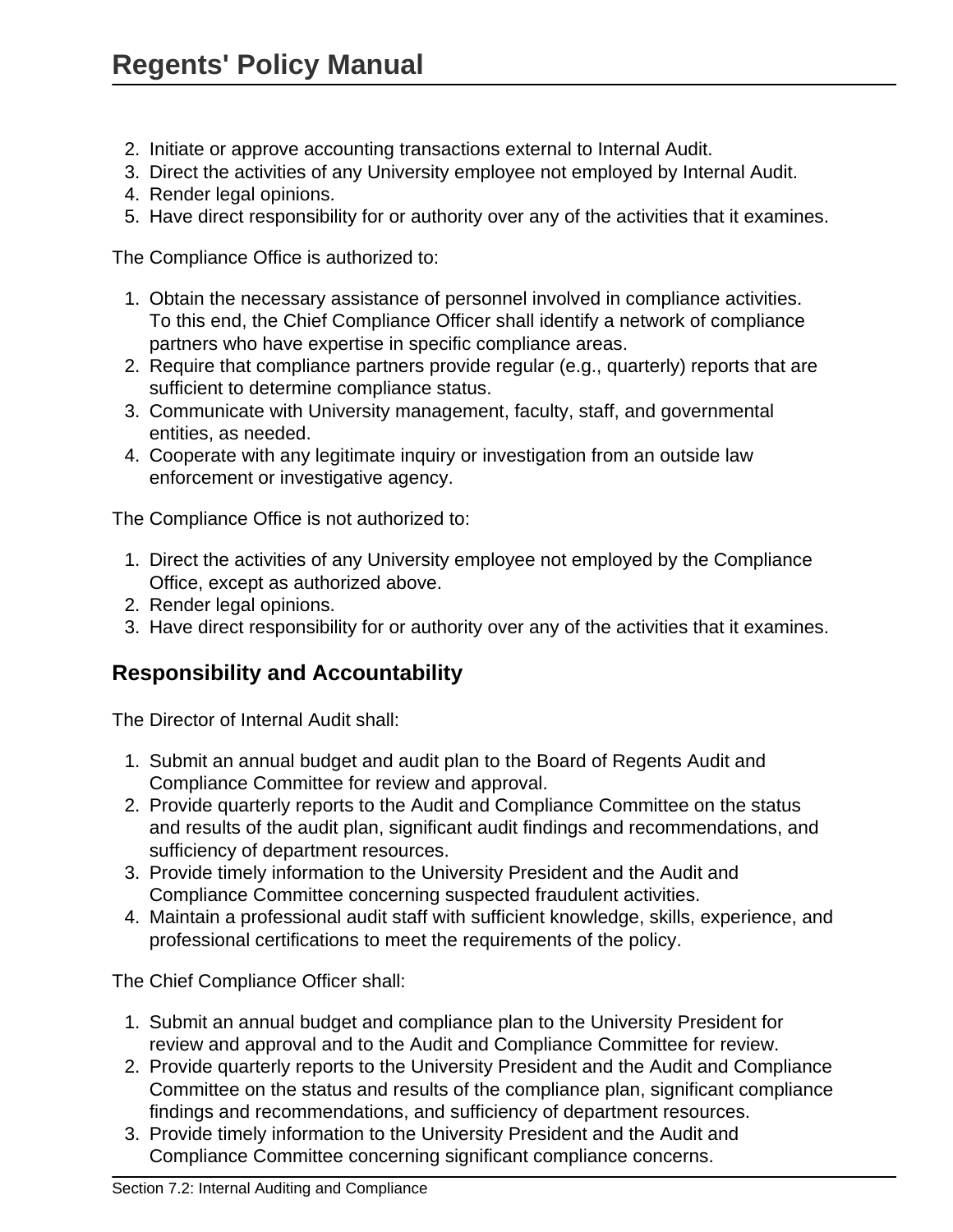2. Initiate or approve accounting transactions external to Internal Audit.
3. Direct the activities of any University employee not employed by Internal Audit.
4. Render legal opinions.
5. Have direct responsibility for or authority over any of the activities that it examines.

The Compliance Office is authorized to:

1. Obtain the necessary assistance of personnel involved in compliance activities. To this end, the Chief Compliance Officer shall identify a network of compliance partners who have expertise in specific compliance areas.
2. Require that compliance partners provide regular (e.g., quarterly) reports that are sufficient to determine compliance status.
3. Communicate with University management, faculty, staff, and governmental entities, as needed.
4. Cooperate with any legitimate inquiry or investigation from an outside law enforcement or investigative agency.

The Compliance Office is not authorized to:

1. Direct the activities of any University employee not employed by the Compliance Office, except as authorized above.
2. Render legal opinions.
3. Have direct responsibility for or authority over any of the activities that it examines.

## Responsibility and Accountability

The Director of Internal Audit shall:

1. Submit an annual budget and audit plan to the Board of Regents Audit and Compliance Committee for review and approval.
2. Provide quarterly reports to the Audit and Compliance Committee on the status and results of the audit plan, significant audit findings and recommendations, and sufficiency of department resources.
3. Provide timely information to the University President and the Audit and Compliance Committee concerning suspected fraudulent activities.
4. Maintain a professional audit staff with sufficient knowledge, skills, experience, and professional certifications to meet the requirements of the policy.

The Chief Compliance Officer shall:

1. Submit an annual budget and compliance plan to the University President for review and approval and to the Audit and Compliance Committee for review.
2. Provide quarterly reports to the University President and the Audit and Compliance Committee on the status and results of the compliance plan, significant compliance findings and recommendations, and sufficiency of department resources.
3. Provide timely information to the University President and the Audit and Compliance Committee concerning significant compliance concerns.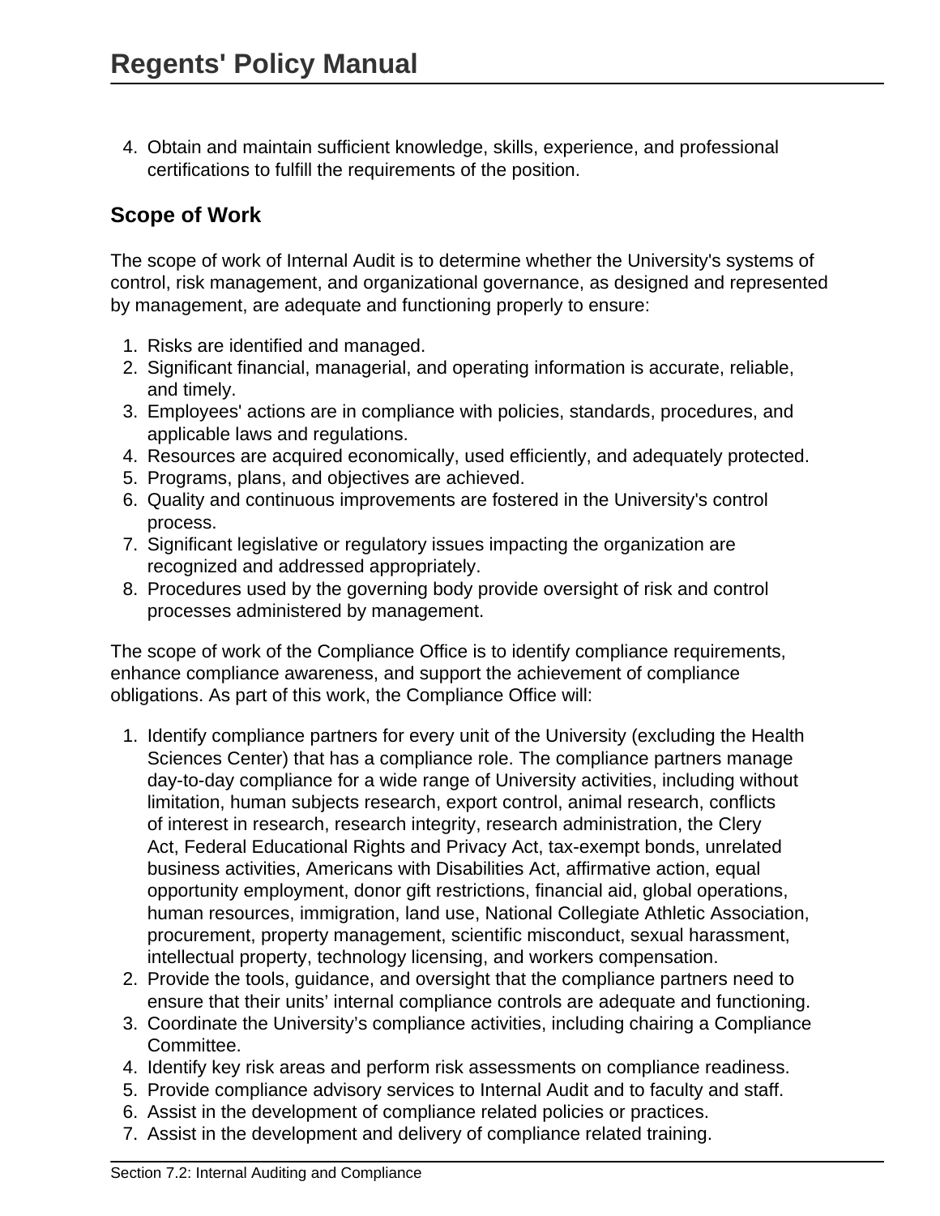4. Obtain and maintain sufficient knowledge, skills, experience, and professional certifications to fulfill the requirements of the position.

### Scope of Work

The scope of work of Internal Audit is to determine whether the University's systems of control, risk management, and organizational governance, as designed and represented by management, are adequate and functioning properly to ensure:

1. Risks are identified and managed.
2. Significant financial, managerial, and operating information is accurate, reliable, and timely.
3. Employees' actions are in compliance with policies, standards, procedures, and applicable laws and regulations.
4. Resources are acquired economically, used efficiently, and adequately protected.
5. Programs, plans, and objectives are achieved.
6. Quality and continuous improvements are fostered in the University's control process.
7. Significant legislative or regulatory issues impacting the organization are recognized and addressed appropriately.
8. Procedures used by the governing body provide oversight of risk and control processes administered by management.

The scope of work of the Compliance Office is to identify compliance requirements, enhance compliance awareness, and support the achievement of compliance obligations. As part of this work, the Compliance Office will:

1. Identify compliance partners for every unit of the University (excluding the Health Sciences Center) that has a compliance role. The compliance partners manage day-to-day compliance for a wide range of University activities, including without limitation, human subjects research, export control, animal research, conflicts of interest in research, research integrity, research administration, the Clery Act, Federal Educational Rights and Privacy Act, tax-exempt bonds, unrelated business activities, Americans with Disabilities Act, affirmative action, equal opportunity employment, donor gift restrictions, financial aid, global operations, human resources, immigration, land use, National Collegiate Athletic Association, procurement, property management, scientific misconduct, sexual harassment, intellectual property, technology licensing, and workers compensation.
2. Provide the tools, guidance, and oversight that the compliance partners need to ensure that their units' internal compliance controls are adequate and functioning.
3. Coordinate the University's compliance activities, including chairing a Compliance Committee.
4. Identify key risk areas and perform risk assessments on compliance readiness.
5. Provide compliance advisory services to Internal Audit and to faculty and staff.
6. Assist in the development of compliance related policies or practices.
7. Assist in the development and delivery of compliance related training.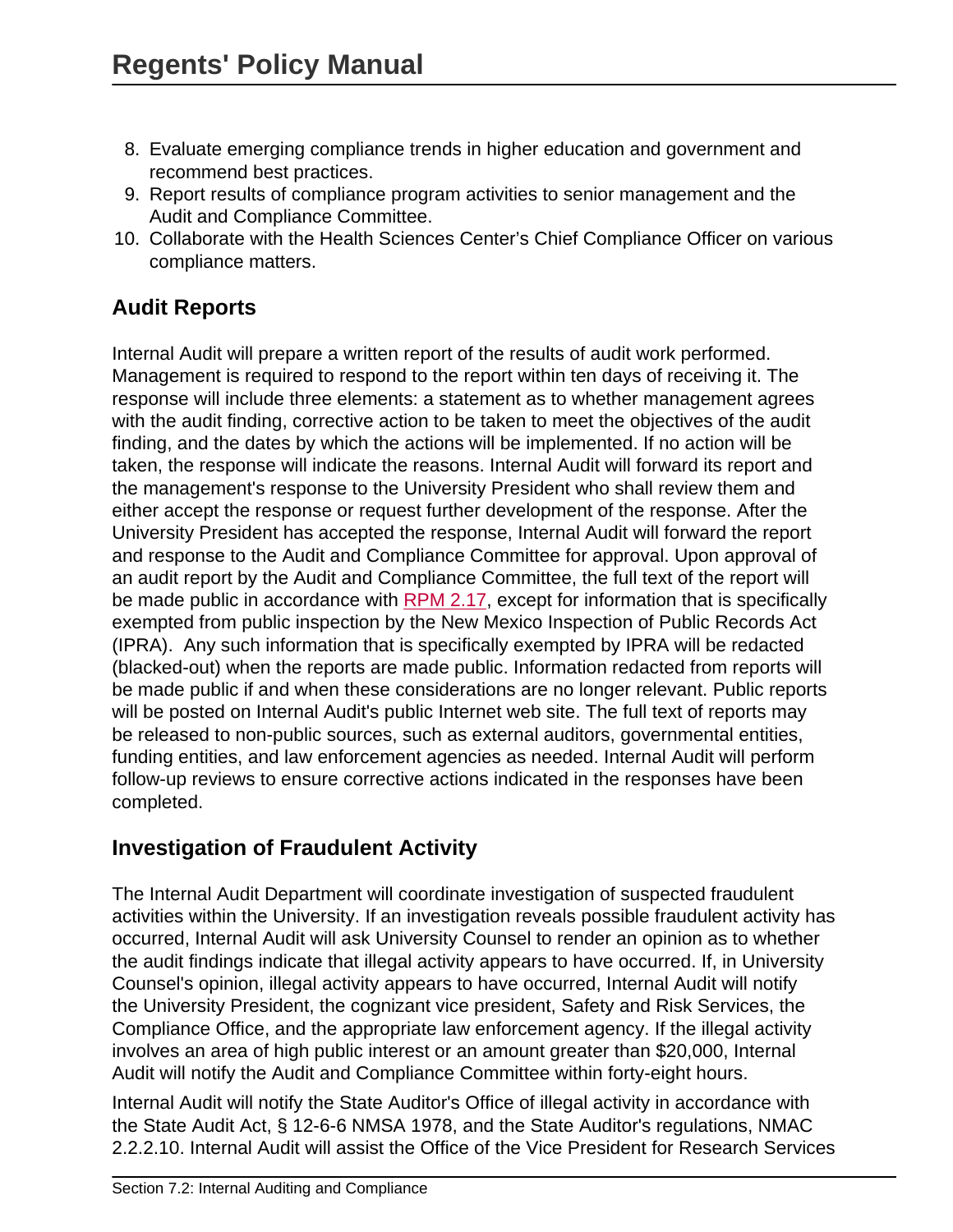8. Evaluate emerging compliance trends in higher education and government and recommend best practices.
9. Report results of compliance program activities to senior management and the Audit and Compliance Committee.
10. Collaborate with the Health Sciences Center's Chief Compliance Officer on various compliance matters.

## Audit Reports

Internal Audit will prepare a written report of the results of audit work performed. Management is required to respond to the report within ten days of receiving it. The response will include three elements: a statement as to whether management agrees with the audit finding, corrective action to be taken to meet the objectives of the audit finding, and the dates by which the actions will be implemented. If no action will be taken, the response will indicate the reasons. Internal Audit will forward its report and the management's response to the University President who shall review them and either accept the response or request further development of the response. After the University President has accepted the response, Internal Audit will forward the report and response to the Audit and Compliance Committee for approval. Upon approval of an audit report by the Audit and Compliance Committee, the full text of the report will be made public in accordance with RPM 2.17, except for information that is specifically exempted from public inspection by the New Mexico Inspection of Public Records Act (IPRA). Any such information that is specifically exempted by IPRA will be redacted (blacked-out) when the reports are made public. Information redacted from reports will be made public if and when these considerations are no longer relevant. Public reports will be posted on Internal Audit's public Internet web site. The full text of reports may be released to non-public sources, such as external auditors, governmental entities, funding entities, and law enforcement agencies as needed. Internal Audit will perform follow-up reviews to ensure corrective actions indicated in the responses have been completed.

## Investigation of Fraudulent Activity

The Internal Audit Department will coordinate investigation of suspected fraudulent activities within the University. If an investigation reveals possible fraudulent activity has occurred, Internal Audit will ask University Counsel to render an opinion as to whether the audit findings indicate that illegal activity appears to have occurred. If, in University Counsel's opinion, illegal activity appears to have occurred, Internal Audit will notify the University President, the cognizant vice president, Safety and Risk Services, the Compliance Office, and the appropriate law enforcement agency. If the illegal activity involves an area of high public interest or an amount greater than $20,000, Internal Audit will notify the Audit and Compliance Committee within forty-eight hours.

Internal Audit will notify the State Auditor's Office of illegal activity in accordance with the State Audit Act, § 12-6-6 NMSA 1978, and the State Auditor's regulations, NMAC 2.2.2.10. Internal Audit will assist the Office of the Vice President for Research Services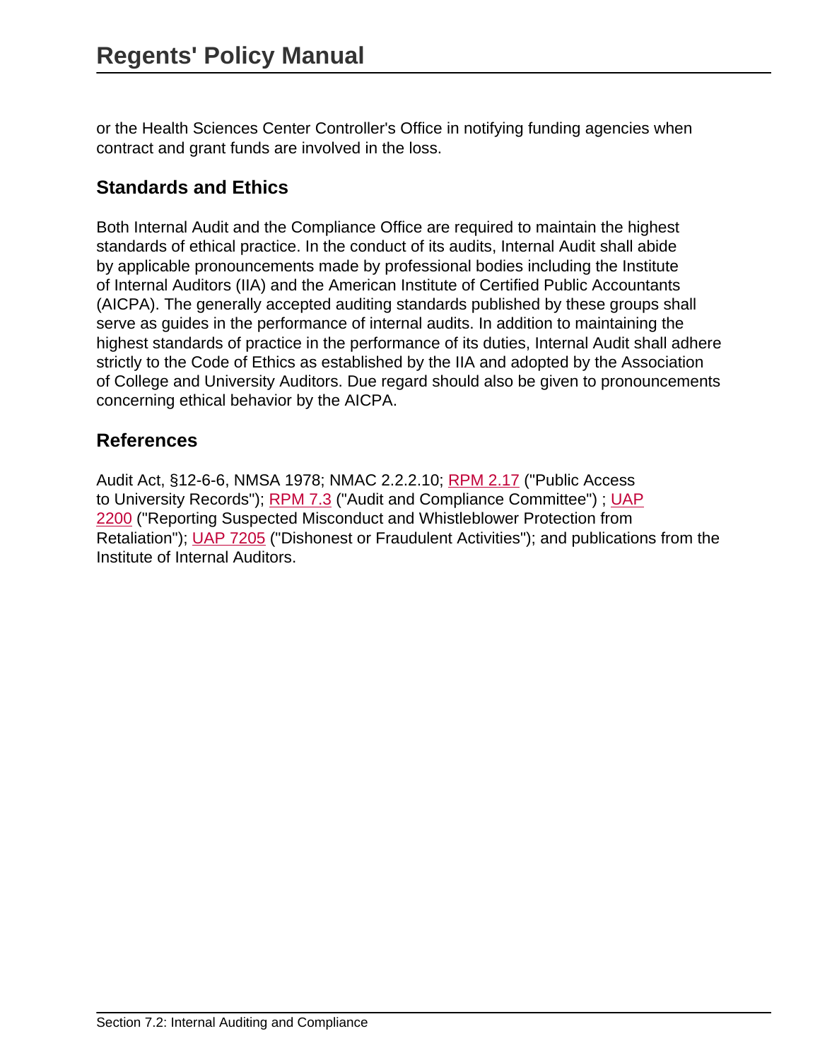or the Health Sciences Center Controller's Office in notifying funding agencies when contract and grant funds are involved in the loss.

## Standards and Ethics

Both Internal Audit and the Compliance Office are required to maintain the highest standards of ethical practice. In the conduct of its audits, Internal Audit shall abide by applicable pronouncements made by professional bodies including the Institute of Internal Auditors (IIA) and the American Institute of Certified Public Accountants (AICPA). The generally accepted auditing standards published by these groups shall serve as guides in the performance of internal audits. In addition to maintaining the highest standards of practice in the performance of its duties, Internal Audit shall adhere strictly to the Code of Ethics as established by the IIA and adopted by the Association of College and University Auditors. Due regard should also be given to pronouncements concerning ethical behavior by the AICPA.

## References

Audit Act, §12-6-6, NMSA 1978; NMAC 2.2.2.10; RPM 2.17 ("Public Access to University Records"); RPM 7.3 ("Audit and Compliance Committee") ; UAP 2200 ("Reporting Suspected Misconduct and Whistleblower Protection from Retaliation"); UAP 7205 ("Dishonest or Fraudulent Activities"); and publications from the Institute of Internal Auditors.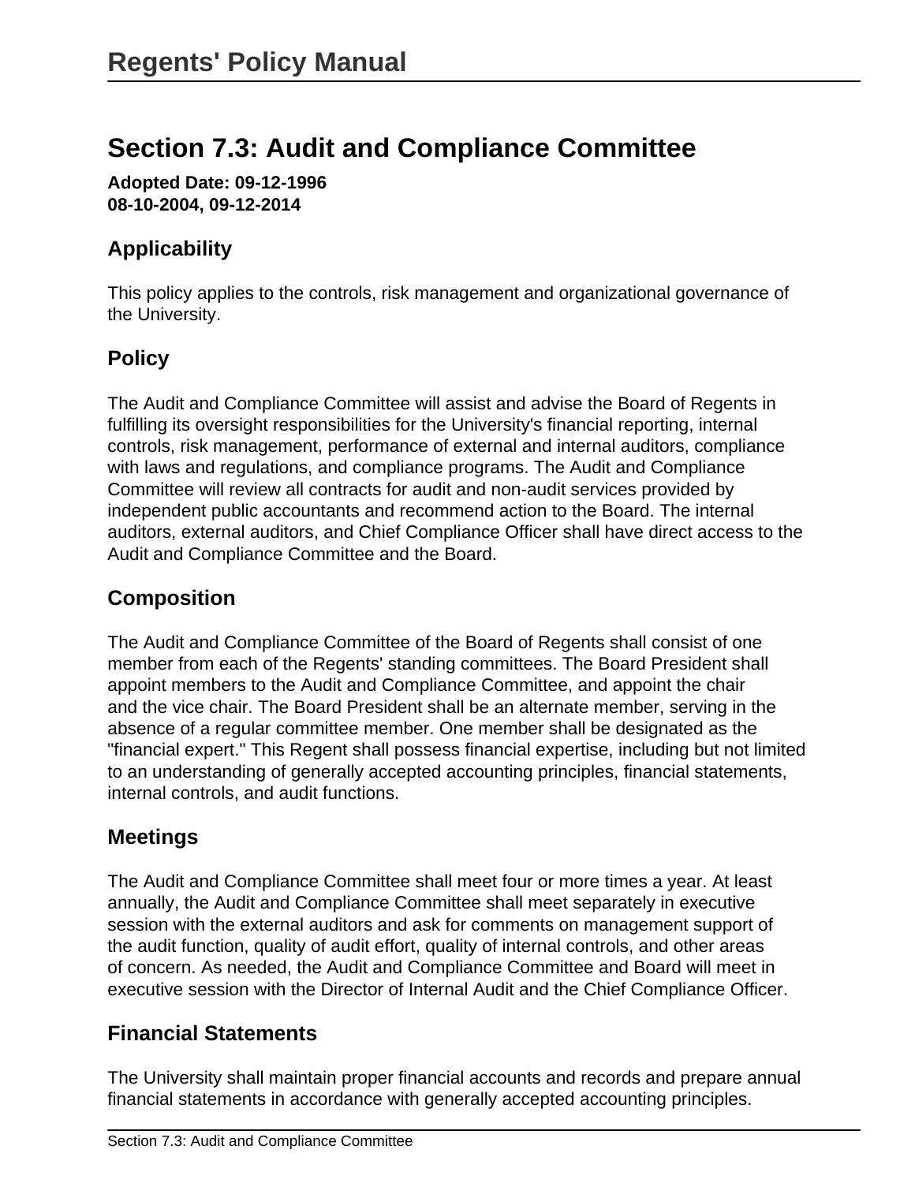## Section 7.3: Audit and Compliance Committee

**Adopted Date: 09-12-1996**
**08-10-2004, 09-12-2014**

### Applicability

This policy applies to the controls, risk management and organizational governance of the University.

### Policy

The Audit and Compliance Committee will assist and advise the Board of Regents in fulfilling its oversight responsibilities for the University's financial reporting, internal controls, risk management, performance of external and internal auditors, compliance with laws and regulations, and compliance programs. The Audit and Compliance Committee will review all contracts for audit and non-audit services provided by independent public accountants and recommend action to the Board. The internal auditors, external auditors, and Chief Compliance Officer shall have direct access to the Audit and Compliance Committee and the Board.

### Composition

The Audit and Compliance Committee of the Board of Regents shall consist of one member from each of the Regents' standing committees. The Board President shall appoint members to the Audit and Compliance Committee, and appoint the chair and the vice chair. The Board President shall be an alternate member, serving in the absence of a regular committee member. One member shall be designated as the "financial expert." This Regent shall possess financial expertise, including but not limited to an understanding of generally accepted accounting principles, financial statements, internal controls, and audit functions.

### Meetings

The Audit and Compliance Committee shall meet four or more times a year. At least annually, the Audit and Compliance Committee shall meet separately in executive session with the external auditors and ask for comments on management support of the audit function, quality of audit effort, quality of internal controls, and other areas of concern. As needed, the Audit and Compliance Committee and Board will meet in executive session with the Director of Internal Audit and the Chief Compliance Officer.

### Financial Statements

The University shall maintain proper financial accounts and records and prepare annual financial statements in accordance with generally accepted accounting principles.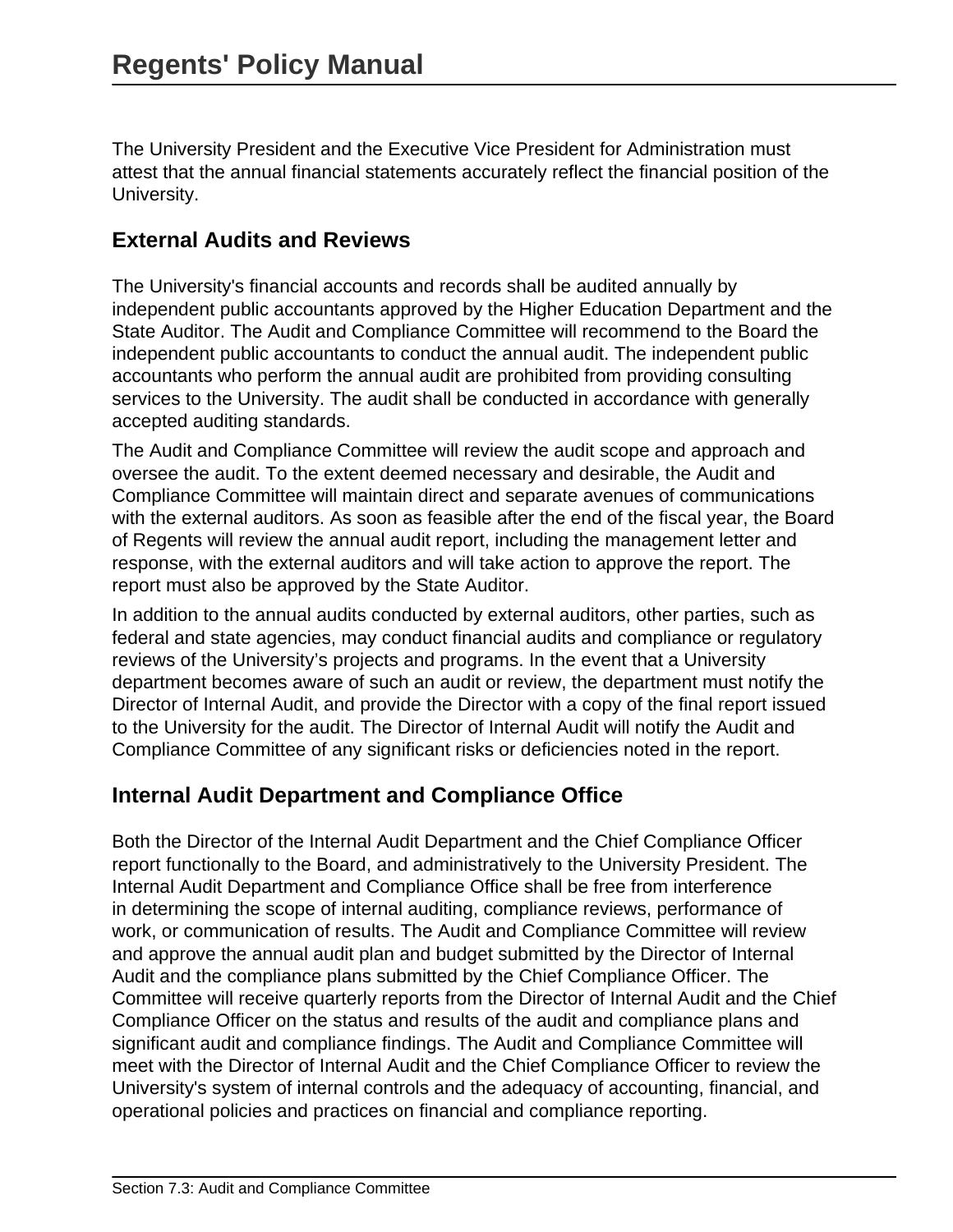The University President and the Executive Vice President for Administration must attest that the annual financial statements accurately reflect the financial position of the University.

## External Audits and Reviews

The University's financial accounts and records shall be audited annually by independent public accountants approved by the Higher Education Department and the State Auditor. The Audit and Compliance Committee will recommend to the Board the independent public accountants to conduct the annual audit. The independent public accountants who perform the annual audit are prohibited from providing consulting services to the University. The audit shall be conducted in accordance with generally accepted auditing standards.

The Audit and Compliance Committee will review the audit scope and approach and oversee the audit. To the extent deemed necessary and desirable, the Audit and Compliance Committee will maintain direct and separate avenues of communications with the external auditors. As soon as feasible after the end of the fiscal year, the Board of Regents will review the annual audit report, including the management letter and response, with the external auditors and will take action to approve the report. The report must also be approved by the State Auditor.

In addition to the annual audits conducted by external auditors, other parties, such as federal and state agencies, may conduct financial audits and compliance or regulatory reviews of the University's projects and programs. In the event that a University department becomes aware of such an audit or review, the department must notify the Director of Internal Audit, and provide the Director with a copy of the final report issued to the University for the audit. The Director of Internal Audit will notify the Audit and Compliance Committee of any significant risks or deficiencies noted in the report.

## Internal Audit Department and Compliance Office

Both the Director of the Internal Audit Department and the Chief Compliance Officer report functionally to the Board, and administratively to the University President. The Internal Audit Department and Compliance Office shall be free from interference in determining the scope of internal auditing, compliance reviews, performance of work, or communication of results. The Audit and Compliance Committee will review and approve the annual audit plan and budget submitted by the Director of Internal Audit and the compliance plans submitted by the Chief Compliance Officer. The Committee will receive quarterly reports from the Director of Internal Audit and the Chief Compliance Officer on the status and results of the audit and compliance plans and significant audit and compliance findings. The Audit and Compliance Committee will meet with the Director of Internal Audit and the Chief Compliance Officer to review the University's system of internal controls and the adequacy of accounting, financial, and operational policies and practices on financial and compliance reporting.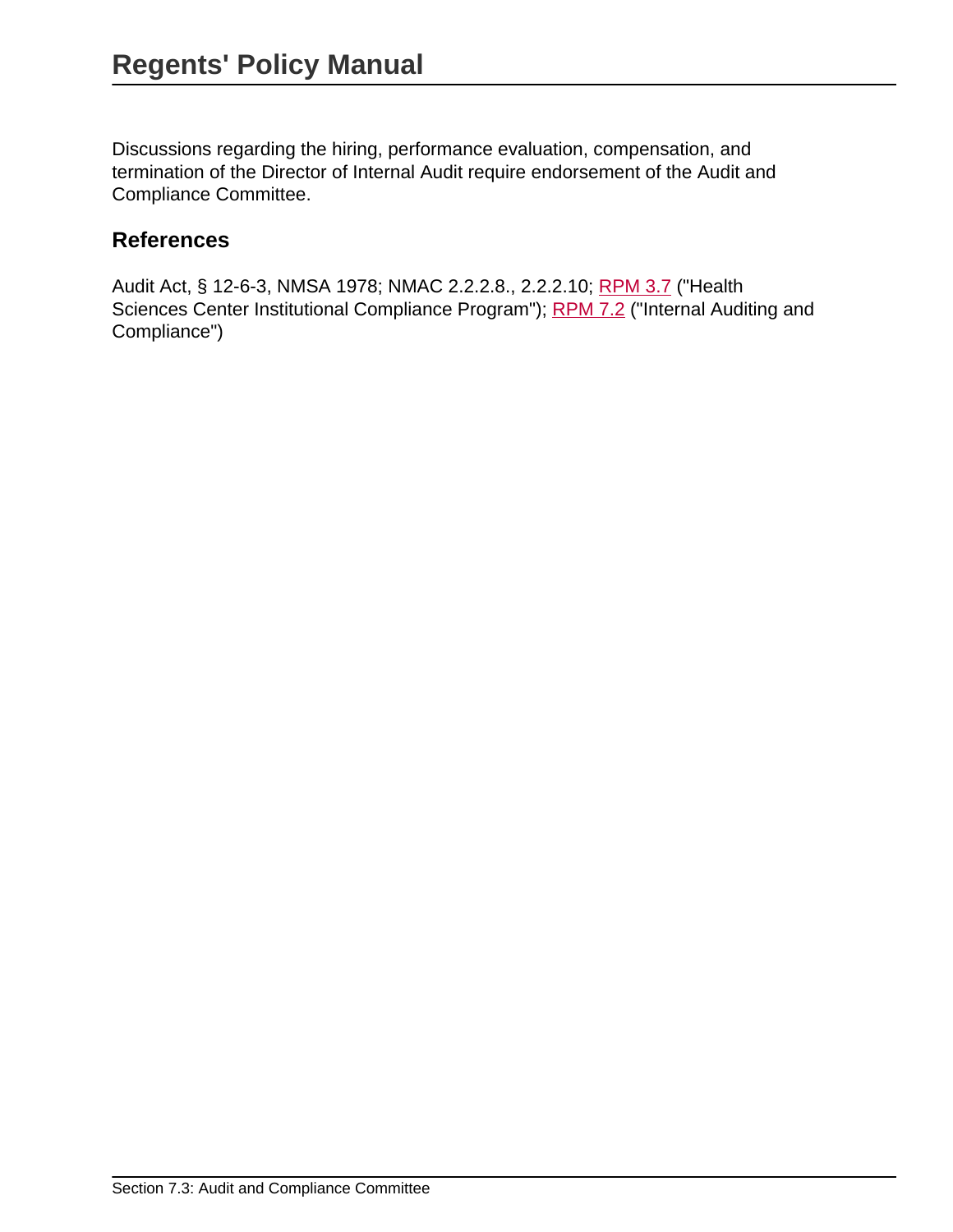Discussions regarding the hiring, performance evaluation, compensation, and termination of the Director of Internal Audit require endorsement of the Audit and Compliance Committee.

## References

Audit Act, § 12-6-3, NMSA 1978; NMAC 2.2.2.8., 2.2.2.10; RPM 3.7 ("Health Sciences Center Institutional Compliance Program"); RPM 7.2 ("Internal Auditing and Compliance")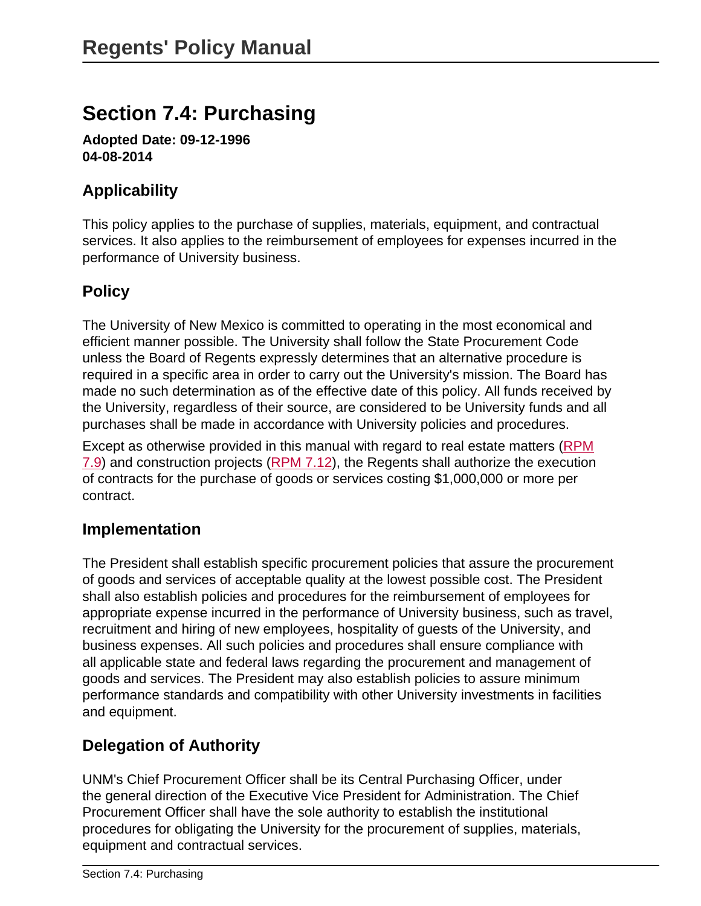# Section 7.4: Purchasing

**Adopted Date: 09-12-1996**
**04-08-2014**

## Applicability

This policy applies to the purchase of supplies, materials, equipment, and contractual services. It also applies to the reimbursement of employees for expenses incurred in the performance of University business.

## Policy

The University of New Mexico is committed to operating in the most economical and efficient manner possible. The University shall follow the State Procurement Code unless the Board of Regents expressly determines that an alternative procedure is required in a specific area in order to carry out the University's mission. The Board has made no such determination as of the effective date of this policy. All funds received by the University, regardless of their source, are considered to be University funds and all purchases shall be made in accordance with University policies and procedures.

Except as otherwise provided in this manual with regard to real estate matters (RPM 7.9) and construction projects (RPM 7.12), the Regents shall authorize the execution of contracts for the purchase of goods or services costing $1,000,000 or more per contract.

## Implementation

The President shall establish specific procurement policies that assure the procurement of goods and services of acceptable quality at the lowest possible cost. The President shall also establish policies and procedures for the reimbursement of employees for appropriate expense incurred in the performance of University business, such as travel, recruitment and hiring of new employees, hospitality of guests of the University, and business expenses. All such policies and procedures shall ensure compliance with all applicable state and federal laws regarding the procurement and management of goods and services. The President may also establish policies to assure minimum performance standards and compatibility with other University investments in facilities and equipment.

## Delegation of Authority

UNM's Chief Procurement Officer shall be its Central Purchasing Officer, under the general direction of the Executive Vice President for Administration. The Chief Procurement Officer shall have the sole authority to establish the institutional procedures for obligating the University for the procurement of supplies, materials, equipment and contractual services.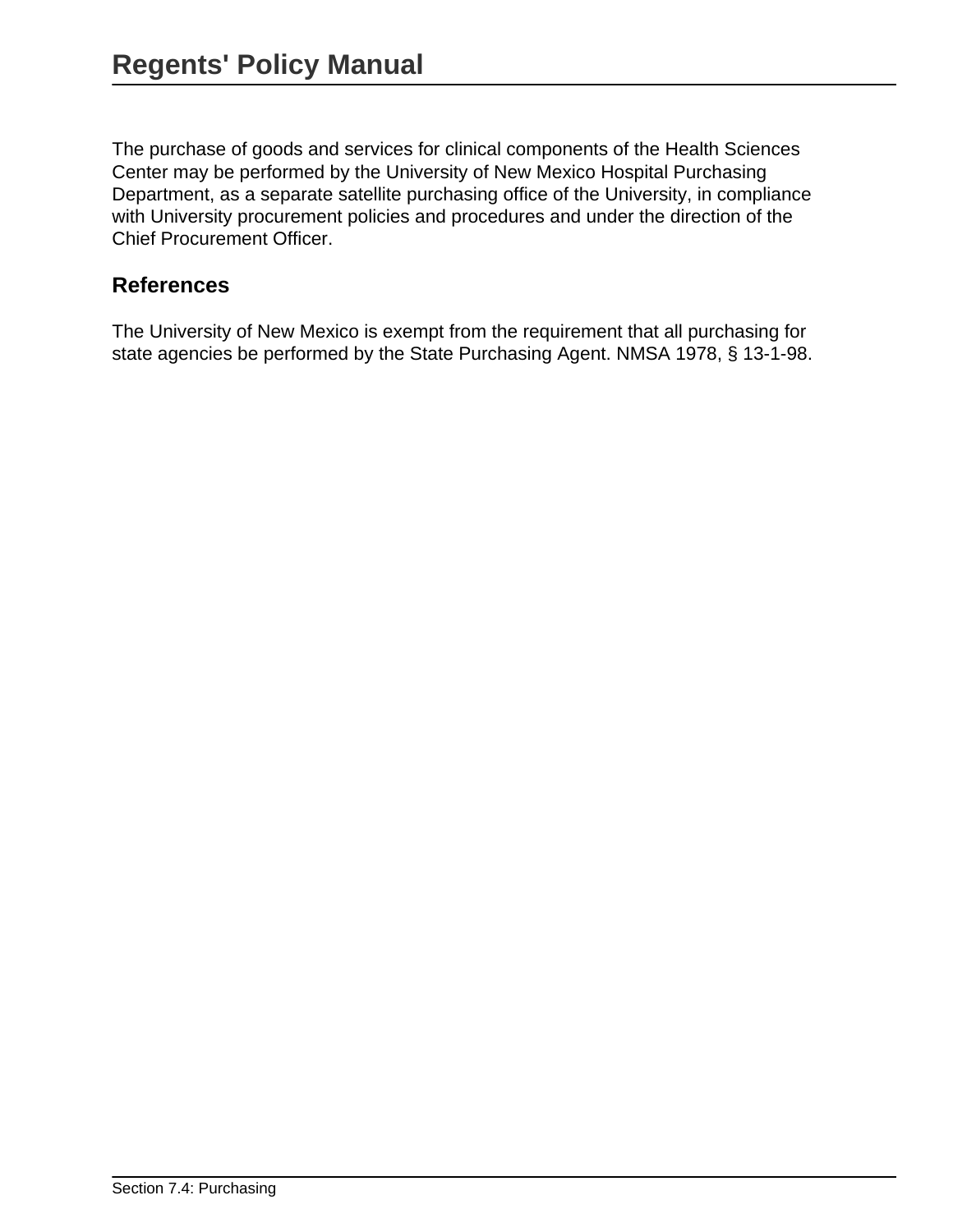The purchase of goods and services for clinical components of the Health Sciences Center may be performed by the University of New Mexico Hospital Purchasing Department, as a separate satellite purchasing office of the University, in compliance with University procurement policies and procedures and under the direction of the Chief Procurement Officer.

## References

The University of New Mexico is exempt from the requirement that all purchasing for state agencies be performed by the State Purchasing Agent. NMSA 1978, § 13-1-98.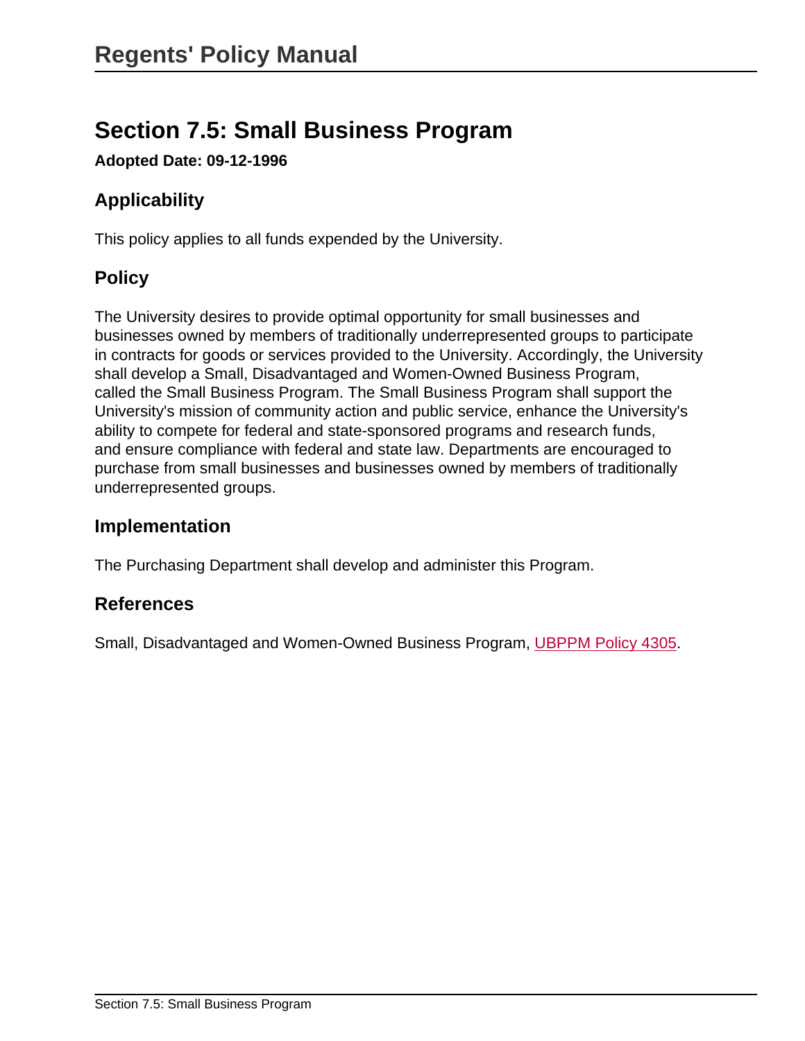## Section 7.5: Small Business Program

**Adopted Date: 09-12-1996**

### Applicability

This policy applies to all funds expended by the University.

### Policy

The University desires to provide optimal opportunity for small businesses and businesses owned by members of traditionally underrepresented groups to participate in contracts for goods or services provided to the University. Accordingly, the University shall develop a Small, Disadvantaged and Women-Owned Business Program, called the Small Business Program. The Small Business Program shall support the University's mission of community action and public service, enhance the University's ability to compete for federal and state-sponsored programs and research funds, and ensure compliance with federal and state law. Departments are encouraged to purchase from small businesses and businesses owned by members of traditionally underrepresented groups.

### Implementation

The Purchasing Department shall develop and administer this Program.

### References

Small, Disadvantaged and Women-Owned Business Program, UBPPM Policy 4305.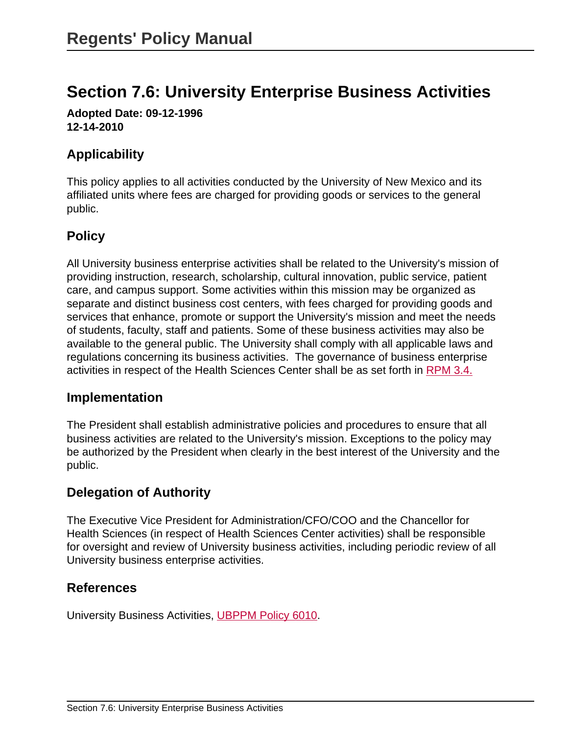# Section 7.6: University Enterprise Business Activities

**Adopted Date: 09-12-1996**
**12-14-2010**

## Applicability

This policy applies to all activities conducted by the University of New Mexico and its affiliated units where fees are charged for providing goods or services to the general public.

## Policy

All University business enterprise activities shall be related to the University's mission of providing instruction, research, scholarship, cultural innovation, public service, patient care, and campus support. Some activities within this mission may be organized as separate and distinct business cost centers, with fees charged for providing goods and services that enhance, promote or support the University's mission and meet the needs of students, faculty, staff and patients. Some of these business activities may also be available to the general public. The University shall comply with all applicable laws and regulations concerning its business activities. The governance of business enterprise activities in respect of the Health Sciences Center shall be as set forth in RPM 3.4.

## Implementation

The President shall establish administrative policies and procedures to ensure that all business activities are related to the University's mission. Exceptions to the policy may be authorized by the President when clearly in the best interest of the University and the public.

## Delegation of Authority

The Executive Vice President for Administration/CFO/COO and the Chancellor for Health Sciences (in respect of Health Sciences Center activities) shall be responsible for oversight and review of University business activities, including periodic review of all University business enterprise activities.

## References

University Business Activities, UBPPM Policy 6010.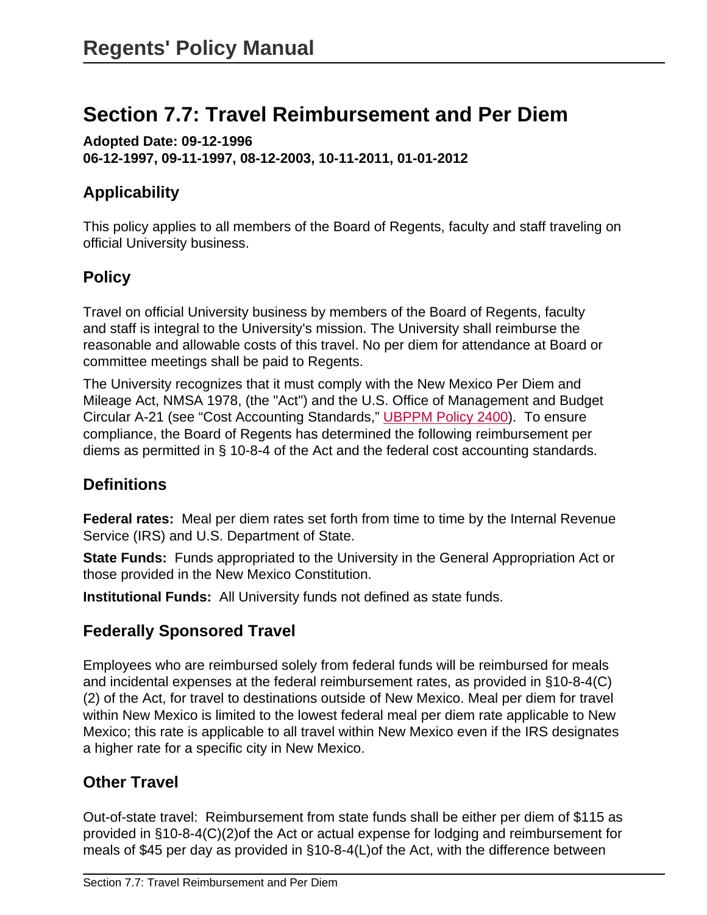# Regents' Policy Manual

## Section 7.7: Travel Reimbursement and Per Diem

**Adopted Date: 09-12-1996**
**06-12-1997, 09-11-1997, 08-12-2003, 10-11-2011, 01-01-2012**

### Applicability

This policy applies to all members of the Board of Regents, faculty and staff traveling on official University business.

### Policy

Travel on official University business by members of the Board of Regents, faculty and staff is integral to the University's mission. The University shall reimburse the reasonable and allowable costs of this travel. No per diem for attendance at Board or committee meetings shall be paid to Regents.

The University recognizes that it must comply with the New Mexico Per Diem and Mileage Act, NMSA 1978, (the "Act") and the U.S. Office of Management and Budget Circular A-21 (see "Cost Accounting Standards," UBPPM Policy 2400). To ensure compliance, the Board of Regents has determined the following reimbursement per diems as permitted in § 10-8-4 of the Act and the federal cost accounting standards.

### Definitions

**Federal rates:** Meal per diem rates set forth from time to time by the Internal Revenue Service (IRS) and U.S. Department of State.

**State Funds:** Funds appropriated to the University in the General Appropriation Act or those provided in the New Mexico Constitution.

**Institutional Funds:** All University funds not defined as state funds.

### Federally Sponsored Travel

Employees who are reimbursed solely from federal funds will be reimbursed for meals and incidental expenses at the federal reimbursement rates, as provided in §10-8-4(C)(2) of the Act, for travel to destinations outside of New Mexico. Meal per diem for travel within New Mexico is limited to the lowest federal meal per diem rate applicable to New Mexico; this rate is applicable to all travel within New Mexico even if the IRS designates a higher rate for a specific city in New Mexico.

### Other Travel

Out-of-state travel: Reimbursement from state funds shall be either per diem of $115 as provided in §10-8-4(C)(2)of the Act or actual expense for lodging and reimbursement for meals of $45 per day as provided in §10-8-4(L)of the Act, with the difference between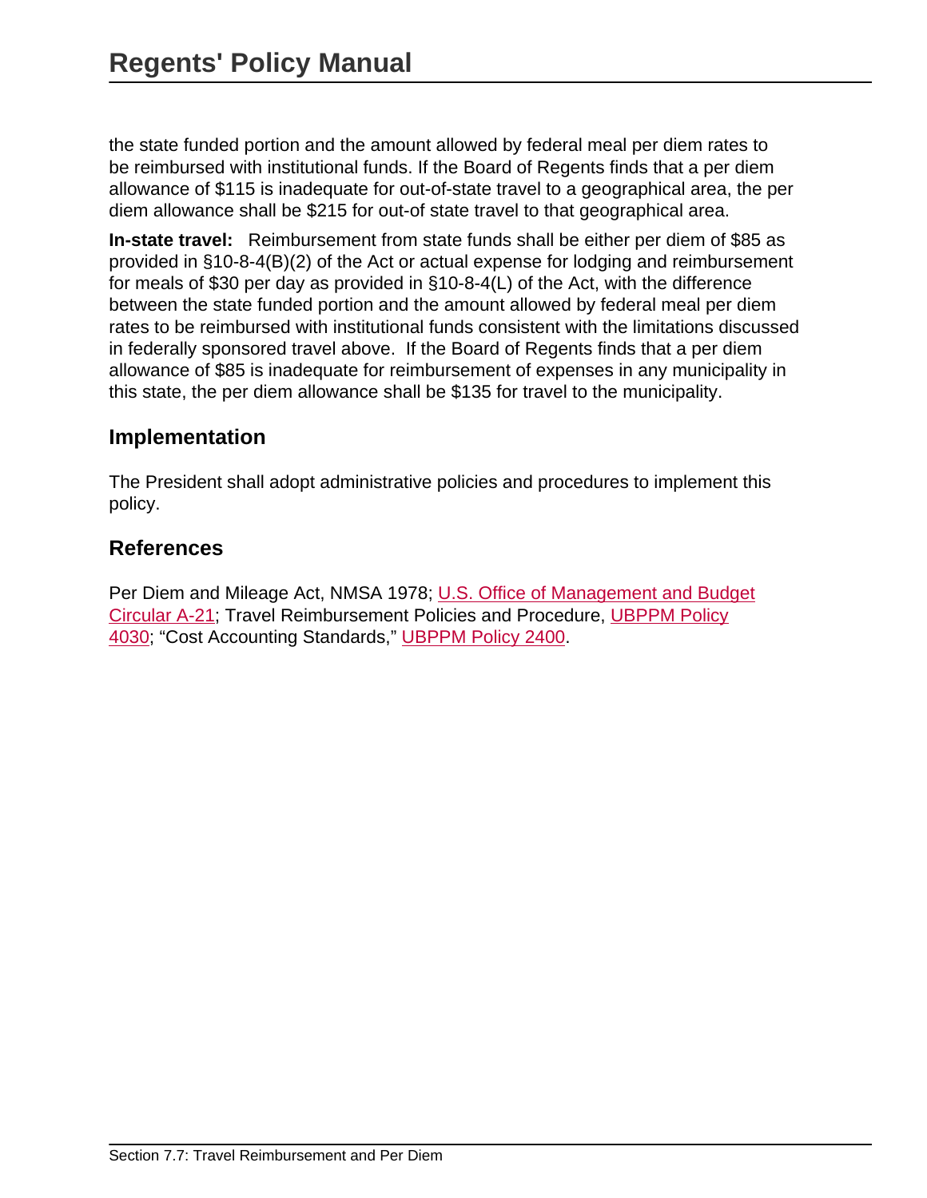the state funded portion and the amount allowed by federal meal per diem rates to be reimbursed with institutional funds. If the Board of Regents finds that a per diem allowance of $115 is inadequate for out-of-state travel to a geographical area, the per diem allowance shall be $215 for out-of state travel to that geographical area.

**In-state travel:** Reimbursement from state funds shall be either per diem of $85 as provided in §10-8-4(B)(2) of the Act or actual expense for lodging and reimbursement for meals of $30 per day as provided in §10-8-4(L) of the Act, with the difference between the state funded portion and the amount allowed by federal meal per diem rates to be reimbursed with institutional funds consistent with the limitations discussed in federally sponsored travel above. If the Board of Regents finds that a per diem allowance of $85 is inadequate for reimbursement of expenses in any municipality in this state, the per diem allowance shall be $135 for travel to the municipality.

## Implementation

The President shall adopt administrative policies and procedures to implement this policy.

## References

Per Diem and Mileage Act, NMSA 1978; U.S. Office of Management and Budget Circular A-21; Travel Reimbursement Policies and Procedure, UBPPM Policy 4030; "Cost Accounting Standards," UBPPM Policy 2400.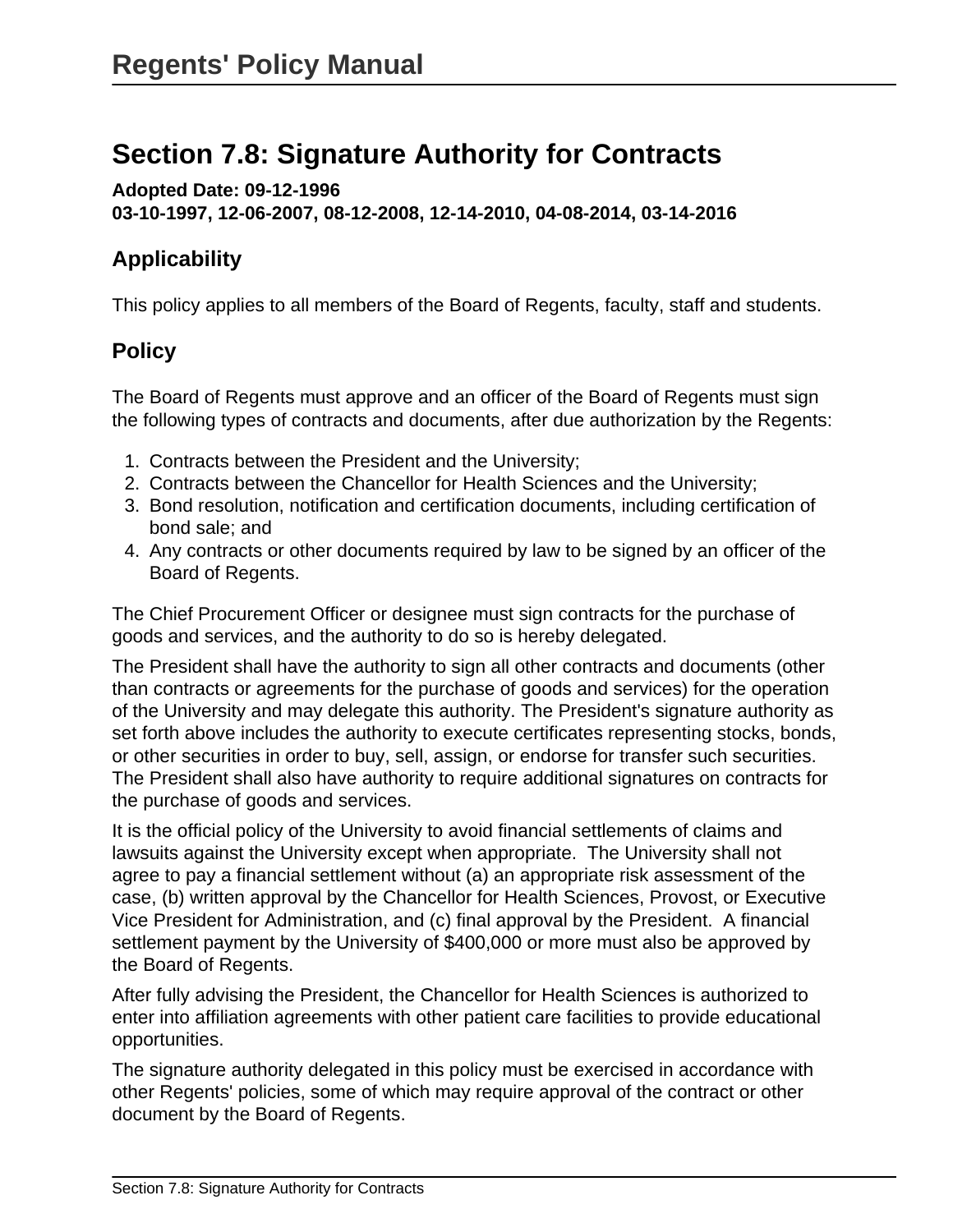# Section 7.8: Signature Authority for Contracts

**Adopted Date: 09-12-1996**
**03-10-1997, 12-06-2007, 08-12-2008, 12-14-2010, 04-08-2014, 03-14-2016**

## Applicability

This policy applies to all members of the Board of Regents, faculty, staff and students.

## Policy

The Board of Regents must approve and an officer of the Board of Regents must sign the following types of contracts and documents, after due authorization by the Regents:

1. Contracts between the President and the University;
2. Contracts between the Chancellor for Health Sciences and the University;
3. Bond resolution, notification and certification documents, including certification of bond sale; and
4. Any contracts or other documents required by law to be signed by an officer of the Board of Regents.

The Chief Procurement Officer or designee must sign contracts for the purchase of goods and services, and the authority to do so is hereby delegated.

The President shall have the authority to sign all other contracts and documents (other than contracts or agreements for the purchase of goods and services) for the operation of the University and may delegate this authority. The President's signature authority as set forth above includes the authority to execute certificates representing stocks, bonds, or other securities in order to buy, sell, assign, or endorse for transfer such securities. The President shall also have authority to require additional signatures on contracts for the purchase of goods and services.

It is the official policy of the University to avoid financial settlements of claims and lawsuits against the University except when appropriate. The University shall not agree to pay a financial settlement without (a) an appropriate risk assessment of the case, (b) written approval by the Chancellor for Health Sciences, Provost, or Executive Vice President for Administration, and (c) final approval by the President. A financial settlement payment by the University of $400,000 or more must also be approved by the Board of Regents.

After fully advising the President, the Chancellor for Health Sciences is authorized to enter into affiliation agreements with other patient care facilities to provide educational opportunities.

The signature authority delegated in this policy must be exercised in accordance with other Regents' policies, some of which may require approval of the contract or other document by the Board of Regents.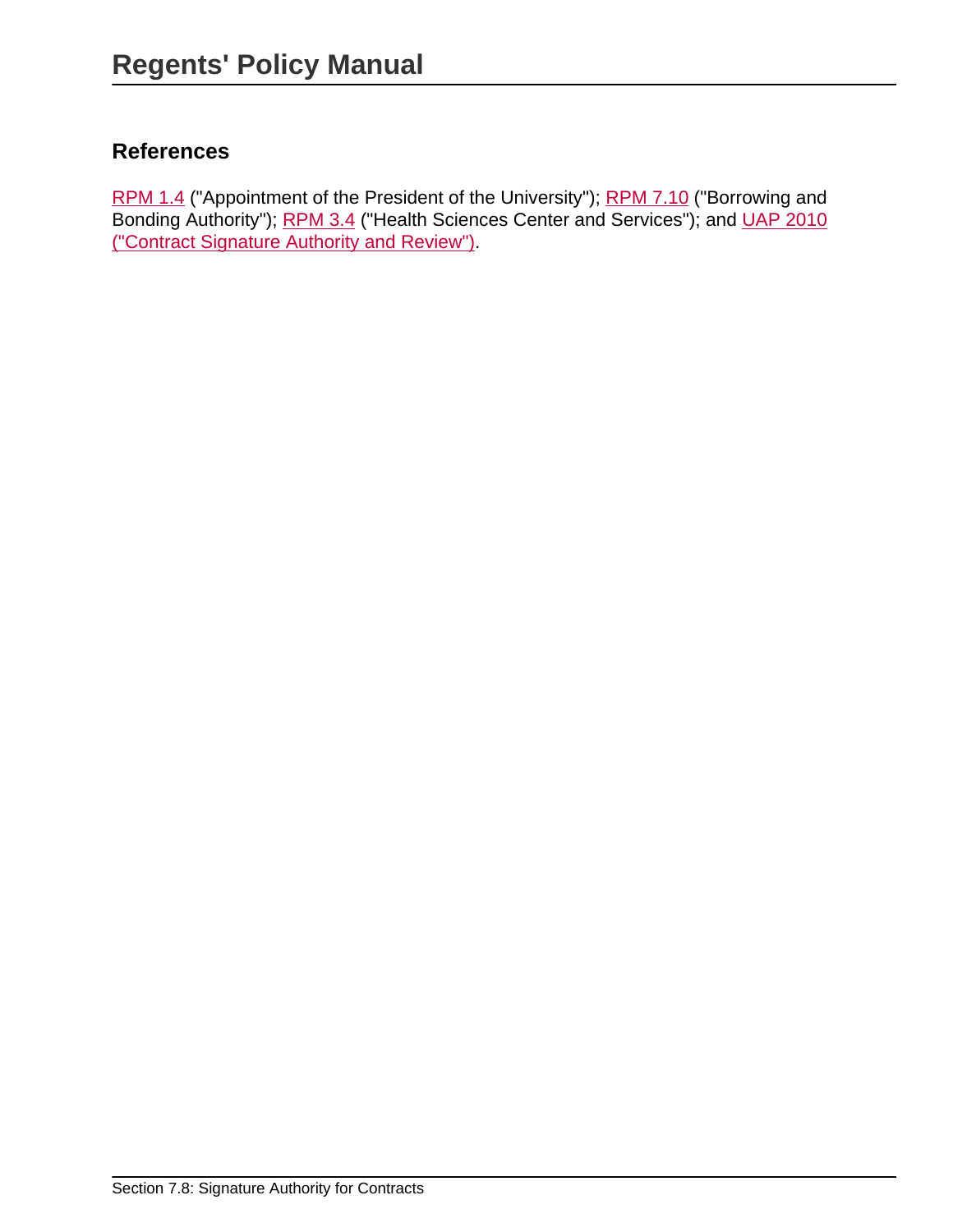### References

RPM 1.4 ("Appointment of the President of the University"); RPM 7.10 ("Borrowing and Bonding Authority"); RPM 3.4 ("Health Sciences Center and Services"); and UAP 2010 ("Contract Signature Authority and Review").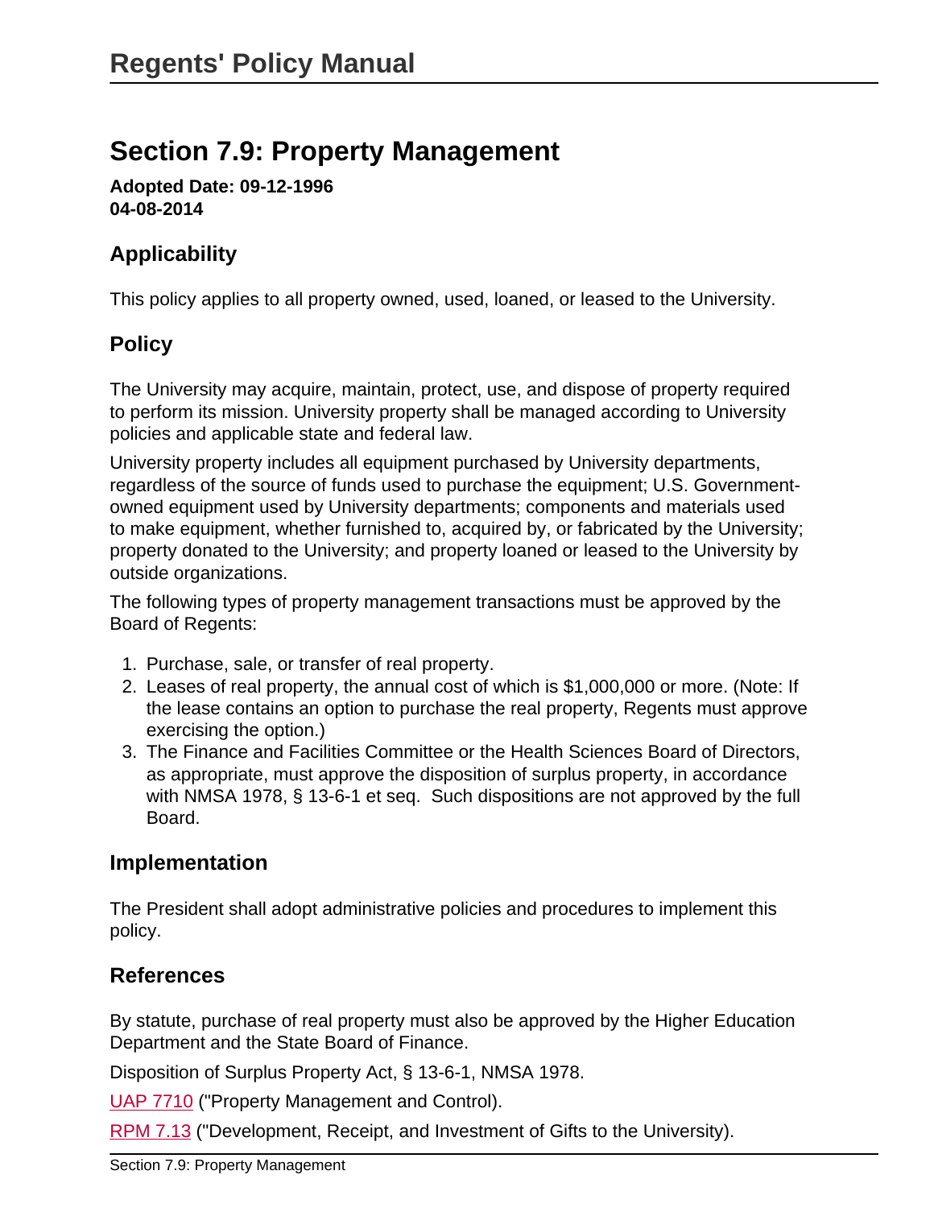# Section 7.9: Property Management

**Adopted Date: 09-12-1996**
**04-08-2014**

## Applicability

This policy applies to all property owned, used, loaned, or leased to the University.

## Policy

The University may acquire, maintain, protect, use, and dispose of property required to perform its mission. University property shall be managed according to University policies and applicable state and federal law.

University property includes all equipment purchased by University departments, regardless of the source of funds used to purchase the equipment; U.S. Government-owned equipment used by University departments; components and materials used to make equipment, whether furnished to, acquired by, or fabricated by the University; property donated to the University; and property loaned or leased to the University by outside organizations.

The following types of property management transactions must be approved by the Board of Regents:

1. Purchase, sale, or transfer of real property.
2. Leases of real property, the annual cost of which is $1,000,000 or more. (Note: If the lease contains an option to purchase the real property, Regents must approve exercising the option.)
3. The Finance and Facilities Committee or the Health Sciences Board of Directors, as appropriate, must approve the disposition of surplus property, in accordance with NMSA 1978, § 13-6-1 et seq. Such dispositions are not approved by the full Board.

## Implementation

The President shall adopt administrative policies and procedures to implement this policy.

## References

By statute, purchase of real property must also be approved by the Higher Education Department and the State Board of Finance.

Disposition of Surplus Property Act, § 13-6-1, NMSA 1978.

UAP 7710 ("Property Management and Control).

RPM 7.13 ("Development, Receipt, and Investment of Gifts to the University).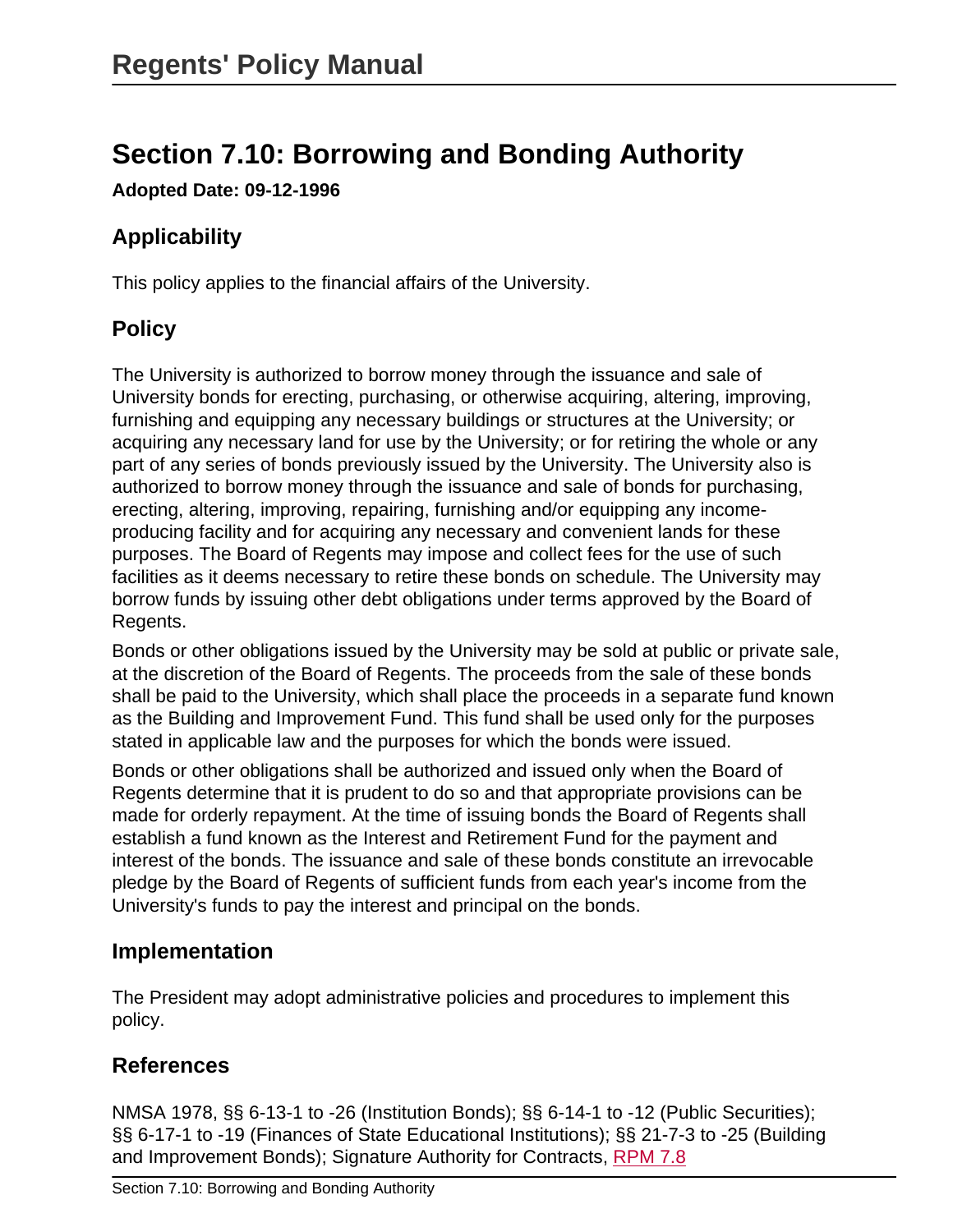# Section 7.10: Borrowing and Bonding Authority

**Adopted Date: 09-12-1996**

## Applicability

This policy applies to the financial affairs of the University.

## Policy

The University is authorized to borrow money through the issuance and sale of University bonds for erecting, purchasing, or otherwise acquiring, altering, improving, furnishing and equipping any necessary buildings or structures at the University; or acquiring any necessary land for use by the University; or for retiring the whole or any part of any series of bonds previously issued by the University. The University also is authorized to borrow money through the issuance and sale of bonds for purchasing, erecting, altering, improving, repairing, furnishing and/or equipping any income-producing facility and for acquiring any necessary and convenient lands for these purposes. The Board of Regents may impose and collect fees for the use of such facilities as it deems necessary to retire these bonds on schedule. The University may borrow funds by issuing other debt obligations under terms approved by the Board of Regents.

Bonds or other obligations issued by the University may be sold at public or private sale, at the discretion of the Board of Regents. The proceeds from the sale of these bonds shall be paid to the University, which shall place the proceeds in a separate fund known as the Building and Improvement Fund. This fund shall be used only for the purposes stated in applicable law and the purposes for which the bonds were issued.

Bonds or other obligations shall be authorized and issued only when the Board of Regents determine that it is prudent to do so and that appropriate provisions can be made for orderly repayment. At the time of issuing bonds the Board of Regents shall establish a fund known as the Interest and Retirement Fund for the payment and interest of the bonds. The issuance and sale of these bonds constitute an irrevocable pledge by the Board of Regents of sufficient funds from each year's income from the University's funds to pay the interest and principal on the bonds.

## Implementation

The President may adopt administrative policies and procedures to implement this policy.

## References

NMSA 1978, §§ 6-13-1 to -26 (Institution Bonds); §§ 6-14-1 to -12 (Public Securities); §§ 6-17-1 to -19 (Finances of State Educational Institutions); §§ 21-7-3 to -25 (Building and Improvement Bonds); Signature Authority for Contracts, RPM 7.8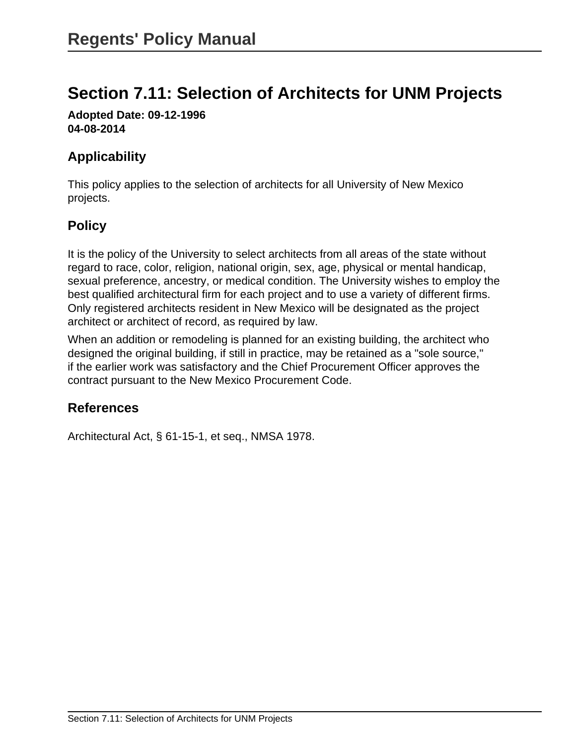# Section 7.11: Selection of Architects for UNM Projects

**Adopted Date: 09-12-1996**
**04-08-2014**

## Applicability

This policy applies to the selection of architects for all University of New Mexico projects.

## Policy

It is the policy of the University to select architects from all areas of the state without regard to race, color, religion, national origin, sex, age, physical or mental handicap, sexual preference, ancestry, or medical condition. The University wishes to employ the best qualified architectural firm for each project and to use a variety of different firms. Only registered architects resident in New Mexico will be designated as the project architect or architect of record, as required by law.

When an addition or remodeling is planned for an existing building, the architect who designed the original building, if still in practice, may be retained as a "sole source," if the earlier work was satisfactory and the Chief Procurement Officer approves the contract pursuant to the New Mexico Procurement Code.

## References

Architectural Act, § 61-15-1, et seq., NMSA 1978.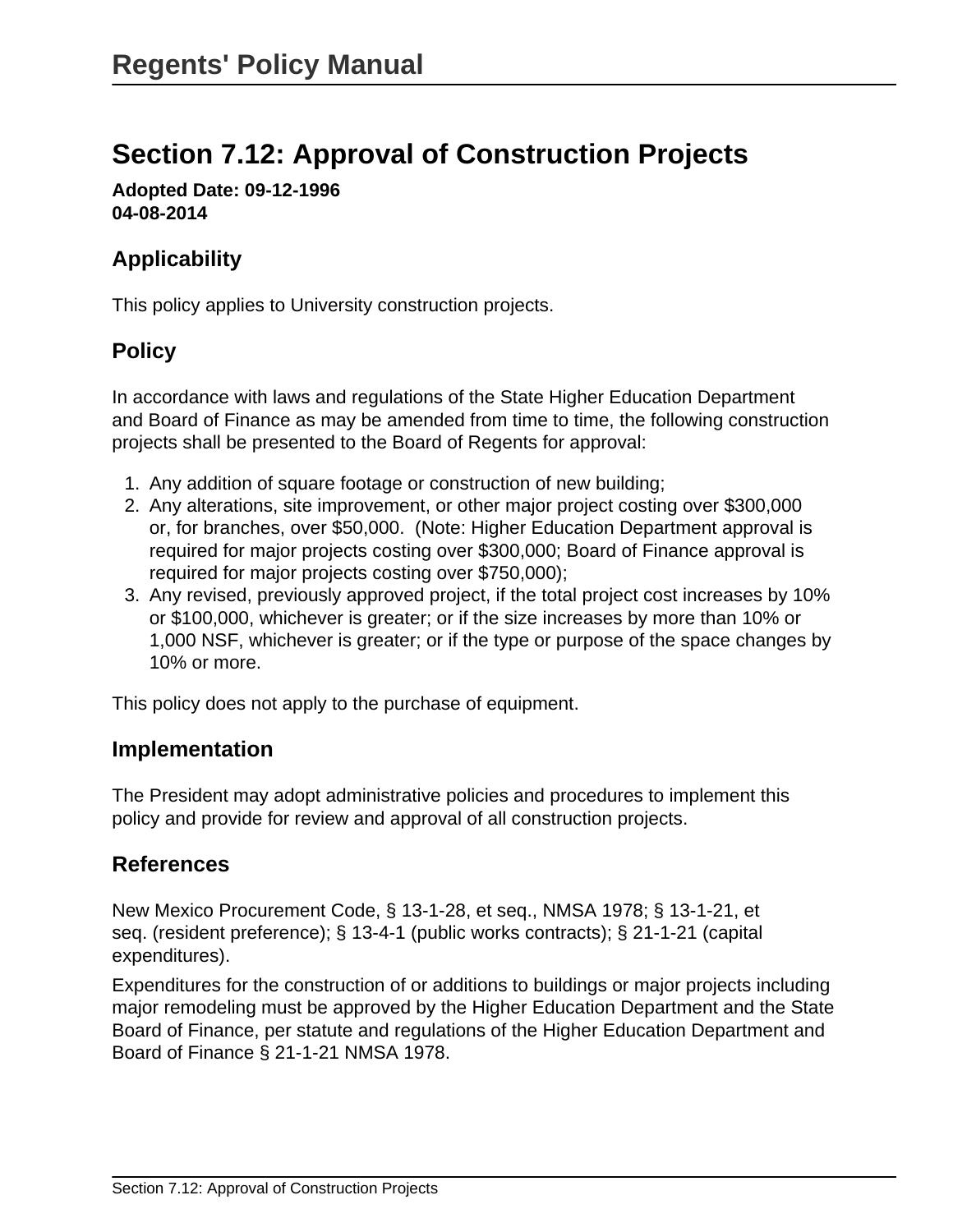# Section 7.12: Approval of Construction Projects

**Adopted Date: 09-12-1996**
**04-08-2014**

## Applicability

This policy applies to University construction projects.

## Policy

In accordance with laws and regulations of the State Higher Education Department and Board of Finance as may be amended from time to time, the following construction projects shall be presented to the Board of Regents for approval:

1. Any addition of square footage or construction of new building;
2. Any alterations, site improvement, or other major project costing over $300,000 or, for branches, over $50,000. (Note: Higher Education Department approval is required for major projects costing over $300,000; Board of Finance approval is required for major projects costing over $750,000);
3. Any revised, previously approved project, if the total project cost increases by 10% or $100,000, whichever is greater; or if the size increases by more than 10% or 1,000 NSF, whichever is greater; or if the type or purpose of the space changes by 10% or more.

This policy does not apply to the purchase of equipment.

## Implementation

The President may adopt administrative policies and procedures to implement this policy and provide for review and approval of all construction projects.

## References

New Mexico Procurement Code, § 13-1-28, et seq., NMSA 1978; § 13-1-21, et seq. (resident preference); § 13-4-1 (public works contracts); § 21-1-21 (capital expenditures).

Expenditures for the construction of or additions to buildings or major projects including major remodeling must be approved by the Higher Education Department and the State Board of Finance, per statute and regulations of the Higher Education Department and Board of Finance § 21-1-21 NMSA 1978.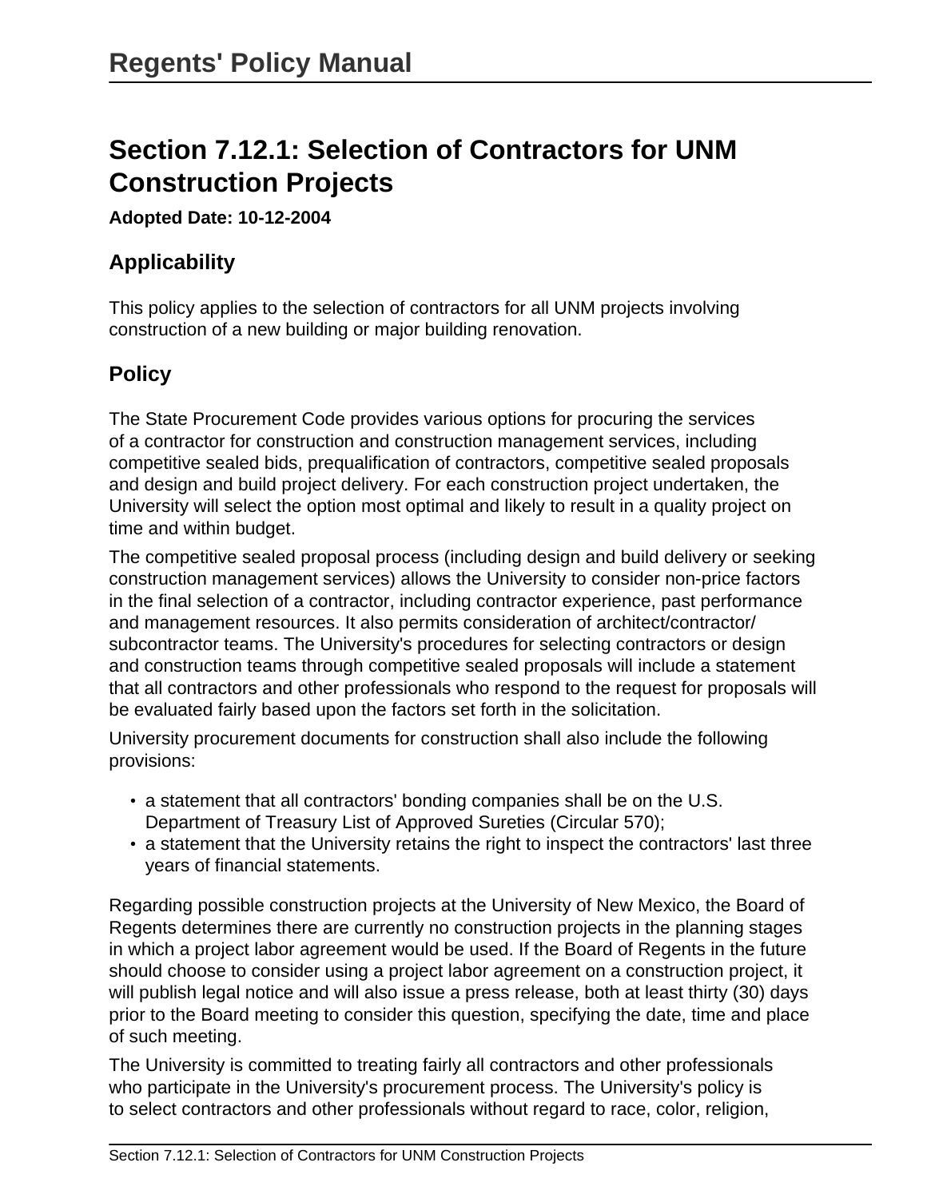# Section 7.12.1: Selection of Contractors for UNM Construction Projects

**Adopted Date: 10-12-2004**

## Applicability

This policy applies to the selection of contractors for all UNM projects involving construction of a new building or major building renovation.

## Policy

The State Procurement Code provides various options for procuring the services of a contractor for construction and construction management services, including competitive sealed bids, prequalification of contractors, competitive sealed proposals and design and build project delivery. For each construction project undertaken, the University will select the option most optimal and likely to result in a quality project on time and within budget.

The competitive sealed proposal process (including design and build delivery or seeking construction management services) allows the University to consider non-price factors in the final selection of a contractor, including contractor experience, past performance and management resources. It also permits consideration of architect/contractor/subcontractor teams. The University's procedures for selecting contractors or design and construction teams through competitive sealed proposals will include a statement that all contractors and other professionals who respond to the request for proposals will be evaluated fairly based upon the factors set forth in the solicitation.

University procurement documents for construction shall also include the following provisions:

- a statement that all contractors' bonding companies shall be on the U.S. Department of Treasury List of Approved Sureties (Circular 570);
- a statement that the University retains the right to inspect the contractors' last three years of financial statements.

Regarding possible construction projects at the University of New Mexico, the Board of Regents determines there are currently no construction projects in the planning stages in which a project labor agreement would be used. If the Board of Regents in the future should choose to consider using a project labor agreement on a construction project, it will publish legal notice and will also issue a press release, both at least thirty (30) days prior to the Board meeting to consider this question, specifying the date, time and place of such meeting.

The University is committed to treating fairly all contractors and other professionals who participate in the University's procurement process. The University's policy is to select contractors and other professionals without regard to race, color, religion,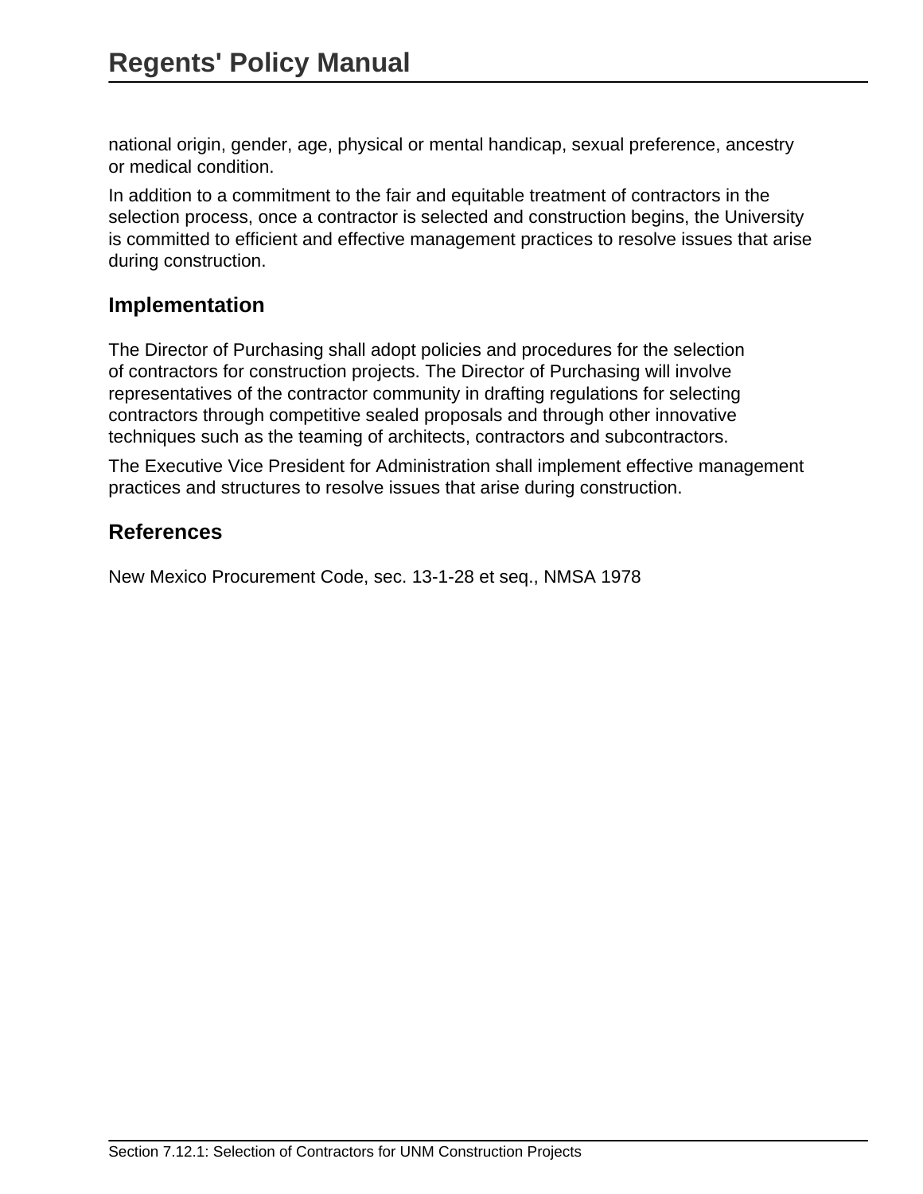national origin, gender, age, physical or mental handicap, sexual preference, ancestry or medical condition.

In addition to a commitment to the fair and equitable treatment of contractors in the selection process, once a contractor is selected and construction begins, the University is committed to efficient and effective management practices to resolve issues that arise during construction.

## Implementation

The Director of Purchasing shall adopt policies and procedures for the selection of contractors for construction projects. The Director of Purchasing will involve representatives of the contractor community in drafting regulations for selecting contractors through competitive sealed proposals and through other innovative techniques such as the teaming of architects, contractors and subcontractors.

The Executive Vice President for Administration shall implement effective management practices and structures to resolve issues that arise during construction.

## References

New Mexico Procurement Code, sec. 13-1-28 et seq., NMSA 1978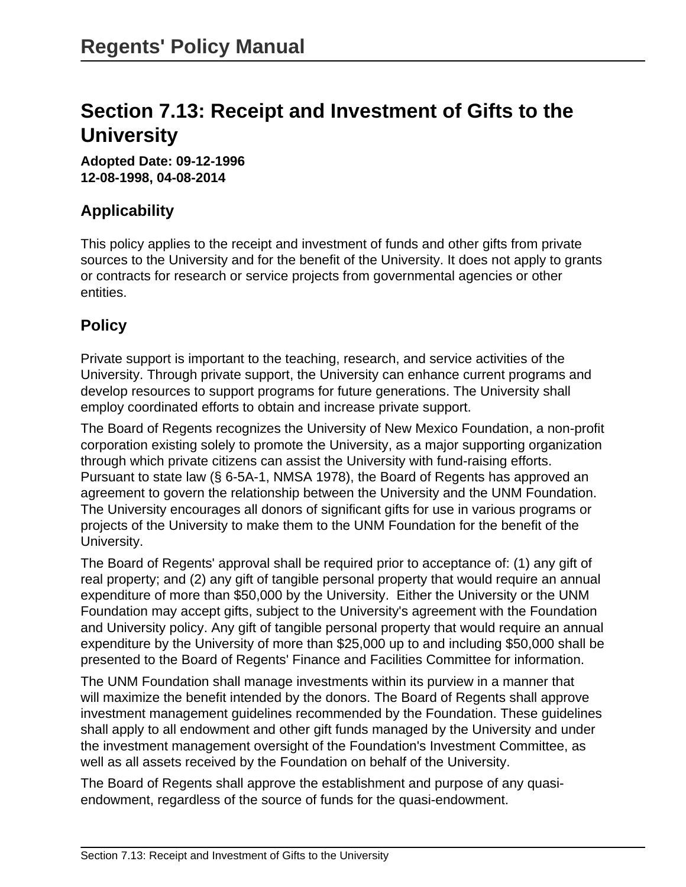## Section 7.13: Receipt and Investment of Gifts to the University

**Adopted Date: 09-12-1996**
**12-08-1998, 04-08-2014**

### Applicability

This policy applies to the receipt and investment of funds and other gifts from private sources to the University and for the benefit of the University. It does not apply to grants or contracts for research or service projects from governmental agencies or other entities.

### Policy

Private support is important to the teaching, research, and service activities of the University. Through private support, the University can enhance current programs and develop resources to support programs for future generations. The University shall employ coordinated efforts to obtain and increase private support.

The Board of Regents recognizes the University of New Mexico Foundation, a non-profit corporation existing solely to promote the University, as a major supporting organization through which private citizens can assist the University with fund-raising efforts. Pursuant to state law (§ 6-5A-1, NMSA 1978), the Board of Regents has approved an agreement to govern the relationship between the University and the UNM Foundation. The University encourages all donors of significant gifts for use in various programs or projects of the University to make them to the UNM Foundation for the benefit of the University.

The Board of Regents' approval shall be required prior to acceptance of: (1) any gift of real property; and (2) any gift of tangible personal property that would require an annual expenditure of more than $50,000 by the University. Either the University or the UNM Foundation may accept gifts, subject to the University's agreement with the Foundation and University policy. Any gift of tangible personal property that would require an annual expenditure by the University of more than $25,000 up to and including $50,000 shall be presented to the Board of Regents' Finance and Facilities Committee for information.

The UNM Foundation shall manage investments within its purview in a manner that will maximize the benefit intended by the donors. The Board of Regents shall approve investment management guidelines recommended by the Foundation. These guidelines shall apply to all endowment and other gift funds managed by the University and under the investment management oversight of the Foundation's Investment Committee, as well as all assets received by the Foundation on behalf of the University.

The Board of Regents shall approve the establishment and purpose of any quasi-endowment, regardless of the source of funds for the quasi-endowment.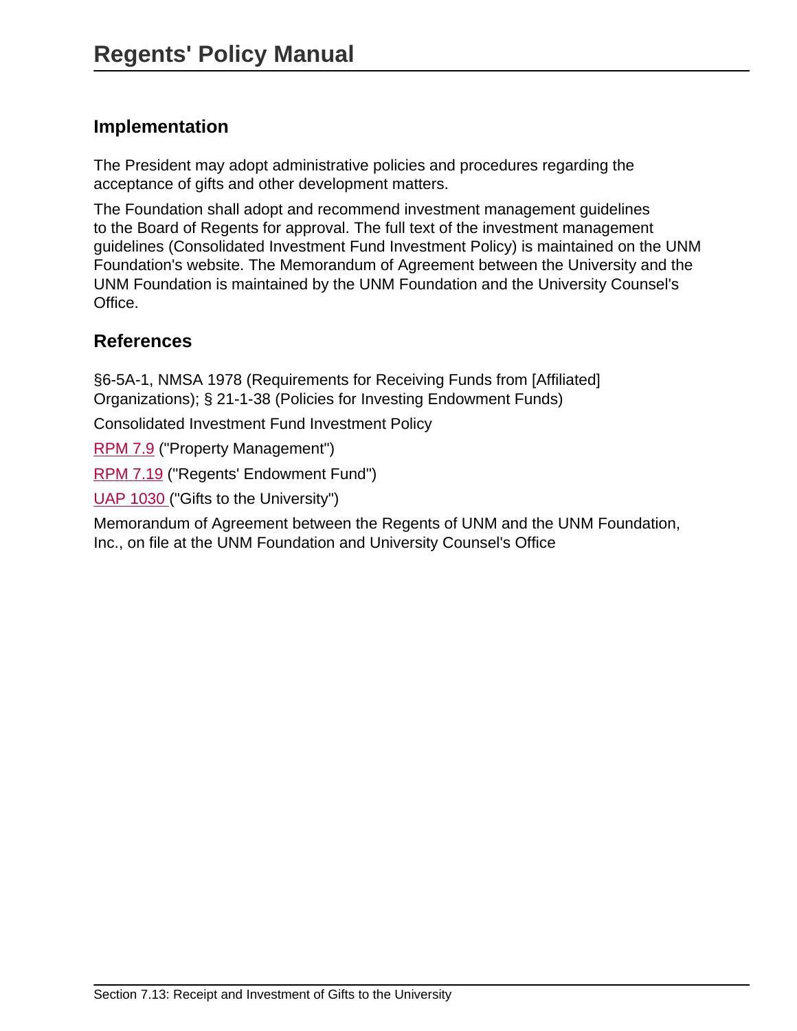## Implementation

The President may adopt administrative policies and procedures regarding the acceptance of gifts and other development matters.

The Foundation shall adopt and recommend investment management guidelines to the Board of Regents for approval. The full text of the investment management guidelines (Consolidated Investment Fund Investment Policy) is maintained on the UNM Foundation's website. The Memorandum of Agreement between the University and the UNM Foundation is maintained by the UNM Foundation and the University Counsel's Office.

## References

§6-5A-1, NMSA 1978 (Requirements for Receiving Funds from [Affiliated] Organizations); § 21-1-38 (Policies for Investing Endowment Funds)

Consolidated Investment Fund Investment Policy

RPM 7.9 ("Property Management")

RPM 7.19 ("Regents' Endowment Fund")

UAP 1030 ("Gifts to the University")

Memorandum of Agreement between the Regents of UNM and the UNM Foundation, Inc., on file at the UNM Foundation and University Counsel's Office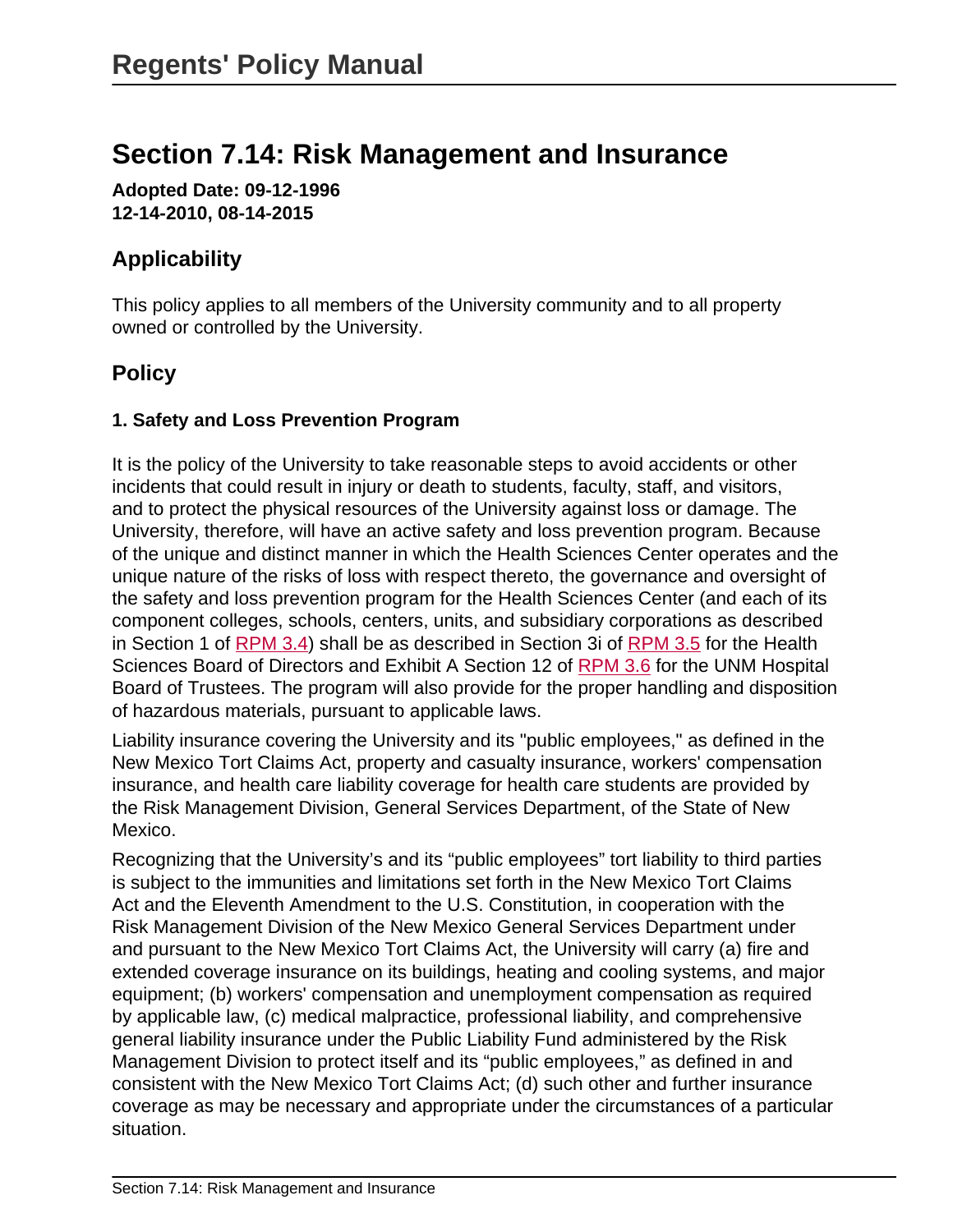# Regents' Policy Manual

## Section 7.14: Risk Management and Insurance

**Adopted Date: 09-12-1996**
**12-14-2010, 08-14-2015**

### Applicability

This policy applies to all members of the University community and to all property owned or controlled by the University.

### Policy

#### 1. Safety and Loss Prevention Program

It is the policy of the University to take reasonable steps to avoid accidents or other incidents that could result in injury or death to students, faculty, staff, and visitors, and to protect the physical resources of the University against loss or damage. The University, therefore, will have an active safety and loss prevention program. Because of the unique and distinct manner in which the Health Sciences Center operates and the unique nature of the risks of loss with respect thereto, the governance and oversight of the safety and loss prevention program for the Health Sciences Center (and each of its component colleges, schools, centers, units, and subsidiary corporations as described in Section 1 of RPM 3.4) shall be as described in Section 3i of RPM 3.5 for the Health Sciences Board of Directors and Exhibit A Section 12 of RPM 3.6 for the UNM Hospital Board of Trustees. The program will also provide for the proper handling and disposition of hazardous materials, pursuant to applicable laws.

Liability insurance covering the University and its "public employees," as defined in the New Mexico Tort Claims Act, property and casualty insurance, workers' compensation insurance, and health care liability coverage for health care students are provided by the Risk Management Division, General Services Department, of the State of New Mexico.

Recognizing that the University's and its "public employees" tort liability to third parties is subject to the immunities and limitations set forth in the New Mexico Tort Claims Act and the Eleventh Amendment to the U.S. Constitution, in cooperation with the Risk Management Division of the New Mexico General Services Department under and pursuant to the New Mexico Tort Claims Act, the University will carry (a) fire and extended coverage insurance on its buildings, heating and cooling systems, and major equipment; (b) workers' compensation and unemployment compensation as required by applicable law, (c) medical malpractice, professional liability, and comprehensive general liability insurance under the Public Liability Fund administered by the Risk Management Division to protect itself and its "public employees," as defined in and consistent with the New Mexico Tort Claims Act; (d) such other and further insurance coverage as may be necessary and appropriate under the circumstances of a particular situation.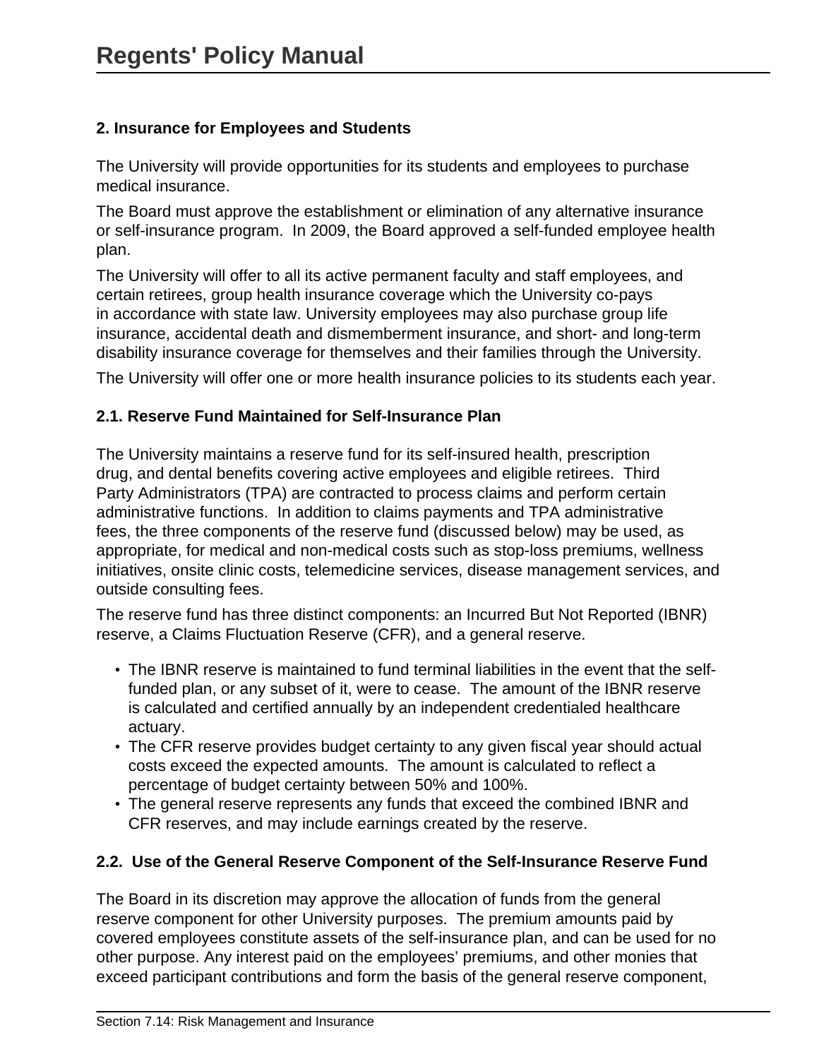## 2. Insurance for Employees and Students

The University will provide opportunities for its students and employees to purchase medical insurance.

The Board must approve the establishment or elimination of any alternative insurance or self-insurance program.  In 2009, the Board approved a self-funded employee health plan.

The University will offer to all its active permanent faculty and staff employees, and certain retirees, group health insurance coverage which the University co-pays in accordance with state law. University employees may also purchase group life insurance, accidental death and dismemberment insurance, and short- and long-term disability insurance coverage for themselves and their families through the University.

The University will offer one or more health insurance policies to its students each year.

### 2.1. Reserve Fund Maintained for Self-Insurance Plan

The University maintains a reserve fund for its self-insured health, prescription drug, and dental benefits covering active employees and eligible retirees.  Third Party Administrators (TPA) are contracted to process claims and perform certain administrative functions.  In addition to claims payments and TPA administrative fees, the three components of the reserve fund (discussed below) may be used, as appropriate, for medical and non-medical costs such as stop-loss premiums, wellness initiatives, onsite clinic costs, telemedicine services, disease management services, and outside consulting fees.

The reserve fund has three distinct components: an Incurred But Not Reported (IBNR) reserve, a Claims Fluctuation Reserve (CFR), and a general reserve.

- The IBNR reserve is maintained to fund terminal liabilities in the event that the self-funded plan, or any subset of it, were to cease.  The amount of the IBNR reserve is calculated and certified annually by an independent credentialed healthcare actuary.
- The CFR reserve provides budget certainty to any given fiscal year should actual costs exceed the expected amounts.  The amount is calculated to reflect a percentage of budget certainty between 50% and 100%.
- The general reserve represents any funds that exceed the combined IBNR and CFR reserves, and may include earnings created by the reserve.

### 2.2.  Use of the General Reserve Component of the Self-Insurance Reserve Fund

The Board in its discretion may approve the allocation of funds from the general reserve component for other University purposes.  The premium amounts paid by covered employees constitute assets of the self-insurance plan, and can be used for no other purpose. Any interest paid on the employees' premiums, and other monies that exceed participant contributions and form the basis of the general reserve component,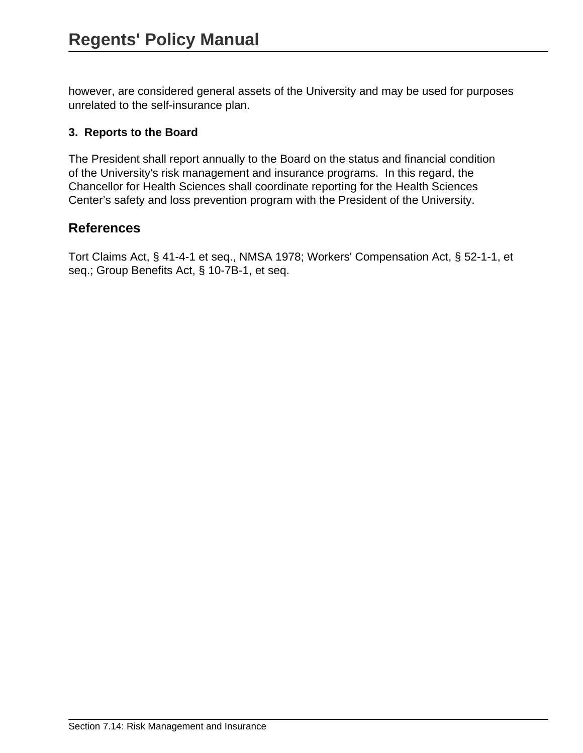however, are considered general assets of the University and may be used for purposes unrelated to the self-insurance plan.

**3. Reports to the Board**

The President shall report annually to the Board on the status and financial condition of the University's risk management and insurance programs. In this regard, the Chancellor for Health Sciences shall coordinate reporting for the Health Sciences Center's safety and loss prevention program with the President of the University.

## References

Tort Claims Act, § 41-4-1 et seq., NMSA 1978; Workers' Compensation Act, § 52-1-1, et seq.; Group Benefits Act, § 10-7B-1, et seq.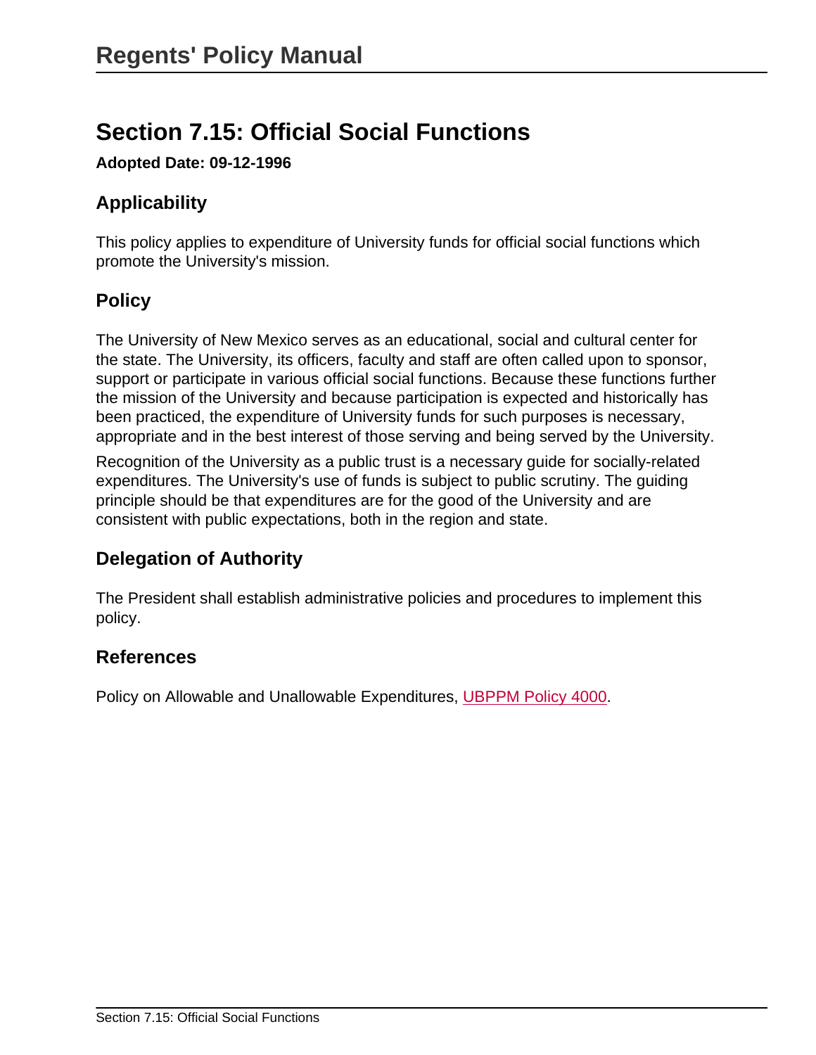## Section 7.15: Official Social Functions

**Adopted Date: 09-12-1996**

### Applicability

This policy applies to expenditure of University funds for official social functions which promote the University's mission.

### Policy

The University of New Mexico serves as an educational, social and cultural center for the state. The University, its officers, faculty and staff are often called upon to sponsor, support or participate in various official social functions. Because these functions further the mission of the University and because participation is expected and historically has been practiced, the expenditure of University funds for such purposes is necessary, appropriate and in the best interest of those serving and being served by the University.

Recognition of the University as a public trust is a necessary guide for socially-related expenditures. The University's use of funds is subject to public scrutiny. The guiding principle should be that expenditures are for the good of the University and are consistent with public expectations, both in the region and state.

### Delegation of Authority

The President shall establish administrative policies and procedures to implement this policy.

### References

Policy on Allowable and Unallowable Expenditures, UBPPM Policy 4000.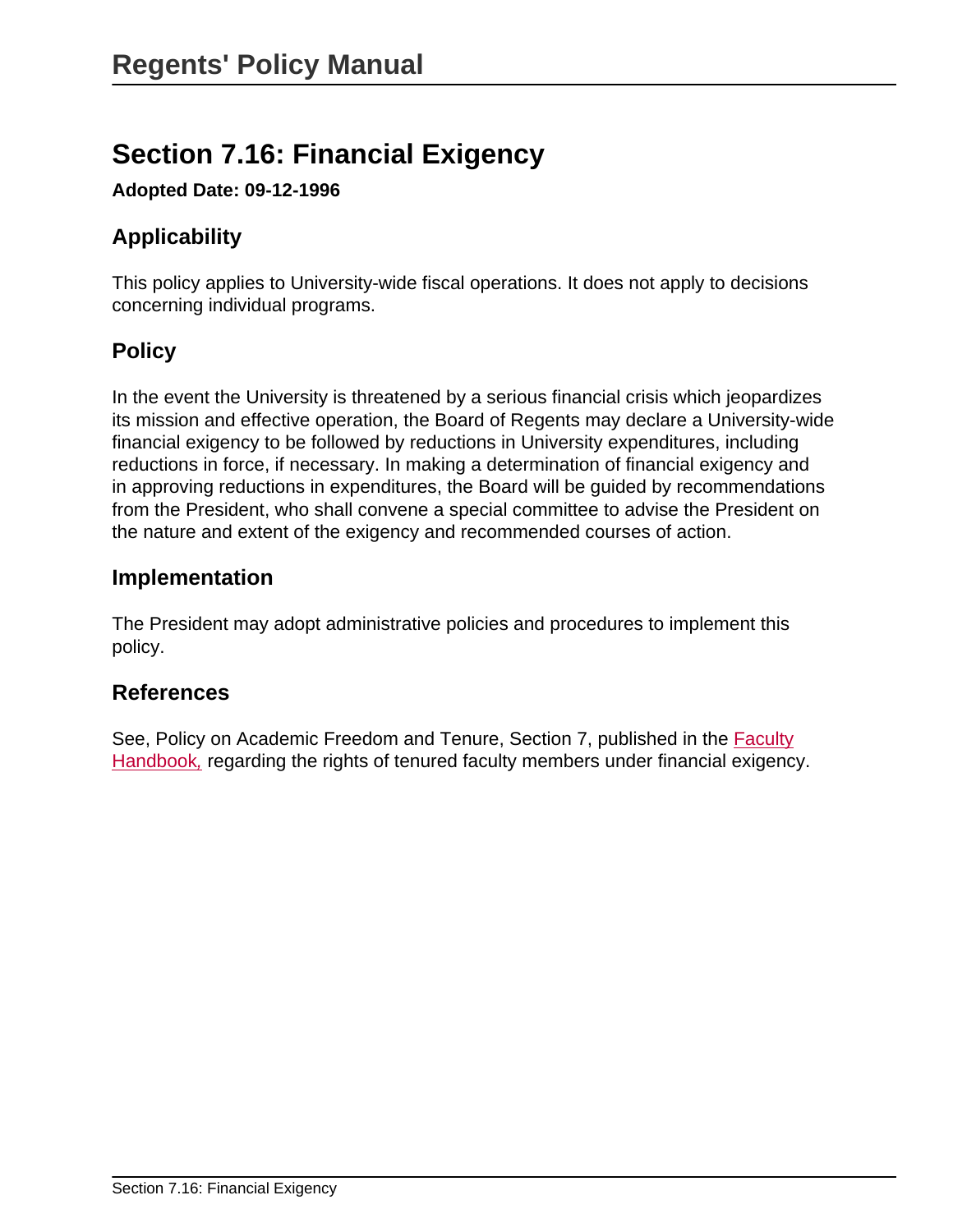## Section 7.16: Financial Exigency

**Adopted Date: 09-12-1996**

### Applicability

This policy applies to University-wide fiscal operations. It does not apply to decisions concerning individual programs.

### Policy

In the event the University is threatened by a serious financial crisis which jeopardizes its mission and effective operation, the Board of Regents may declare a University-wide financial exigency to be followed by reductions in University expenditures, including reductions in force, if necessary. In making a determination of financial exigency and in approving reductions in expenditures, the Board will be guided by recommendations from the President, who shall convene a special committee to advise the President on the nature and extent of the exigency and recommended courses of action.

### Implementation

The President may adopt administrative policies and procedures to implement this policy.

### References

See, Policy on Academic Freedom and Tenure, Section 7, published in the Faculty Handbook, regarding the rights of tenured faculty members under financial exigency.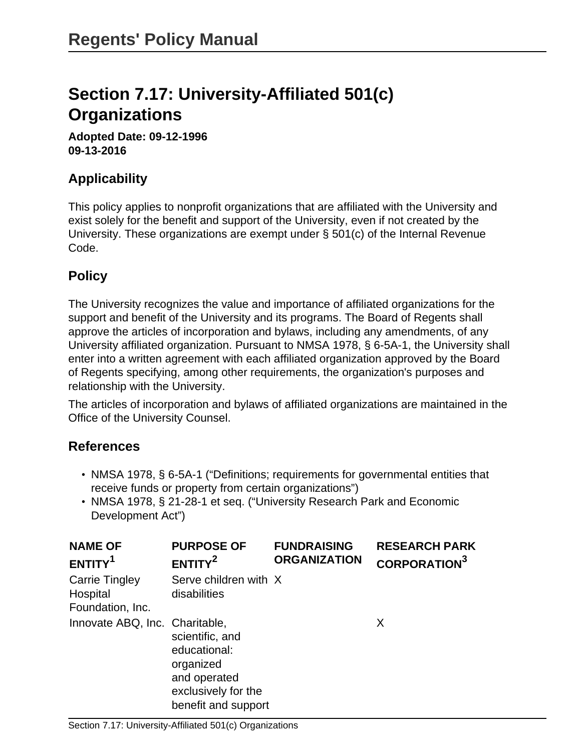# Regents' Policy Manual

## Section 7.17: University-Affiliated 501(c) Organizations

**Adopted Date: 09-12-1996**
**09-13-2016**

### Applicability

This policy applies to nonprofit organizations that are affiliated with the University and exist solely for the benefit and support of the University, even if not created by the University. These organizations are exempt under § 501(c) of the Internal Revenue Code.

### Policy

The University recognizes the value and importance of affiliated organizations for the support and benefit of the University and its programs. The Board of Regents shall approve the articles of incorporation and bylaws, including any amendments, of any University affiliated organization. Pursuant to NMSA 1978, § 6-5A-1, the University shall enter into a written agreement with each affiliated organization approved by the Board of Regents specifying, among other requirements, the organization's purposes and relationship with the University.

The articles of incorporation and bylaws of affiliated organizations are maintained in the Office of the University Counsel.

### References

- NMSA 1978, § 6-5A-1 ("Definitions; requirements for governmental entities that receive funds or property from certain organizations")
- NMSA 1978, § 21-28-1 et seq. ("University Research Park and Economic Development Act")

| NAME OF ENTITY[1] | PURPOSE OF ENTITY[2] | FUNDRAISING ORGANIZATION | RESEARCH PARK CORPORATION[3] |
|---|---|---|---|
| Carrie Tingley Hospital Foundation, Inc. | Serve children with disabilities | X | |
| Innovate ABQ, Inc. | Charitable, scientific, and educational: organized and operated exclusively for the benefit and support | | X |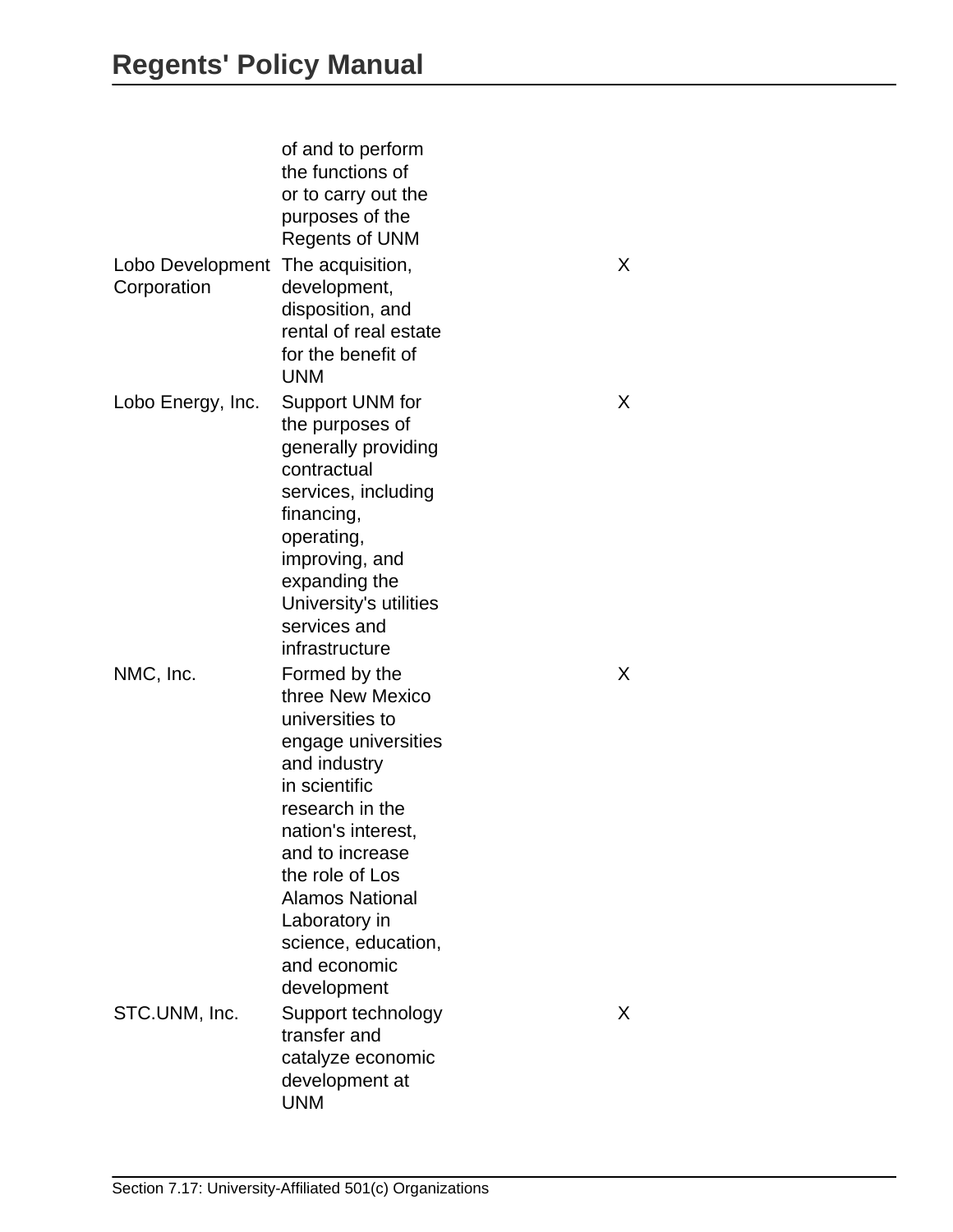| | | | |
|---|---|---|---|
| | of and to perform the functions of or to carry out the purposes of the Regents of UNM | | |
| Lobo Development Corporation | The acquisition, development, disposition, and rental of real estate for the benefit of UNM | X | |
| Lobo Energy, Inc. | Support UNM for the purposes of generally providing contractual services, including financing, operating, improving, and expanding the University's utilities services and infrastructure | X | |
| NMC, Inc. | Formed by the three New Mexico universities to engage universities and industry in scientific research in the nation's interest, and to increase the role of Los Alamos National Laboratory in science, education, and economic development | X | |
| STC.UNM, Inc. | Support technology transfer and catalyze economic development at UNM | X | |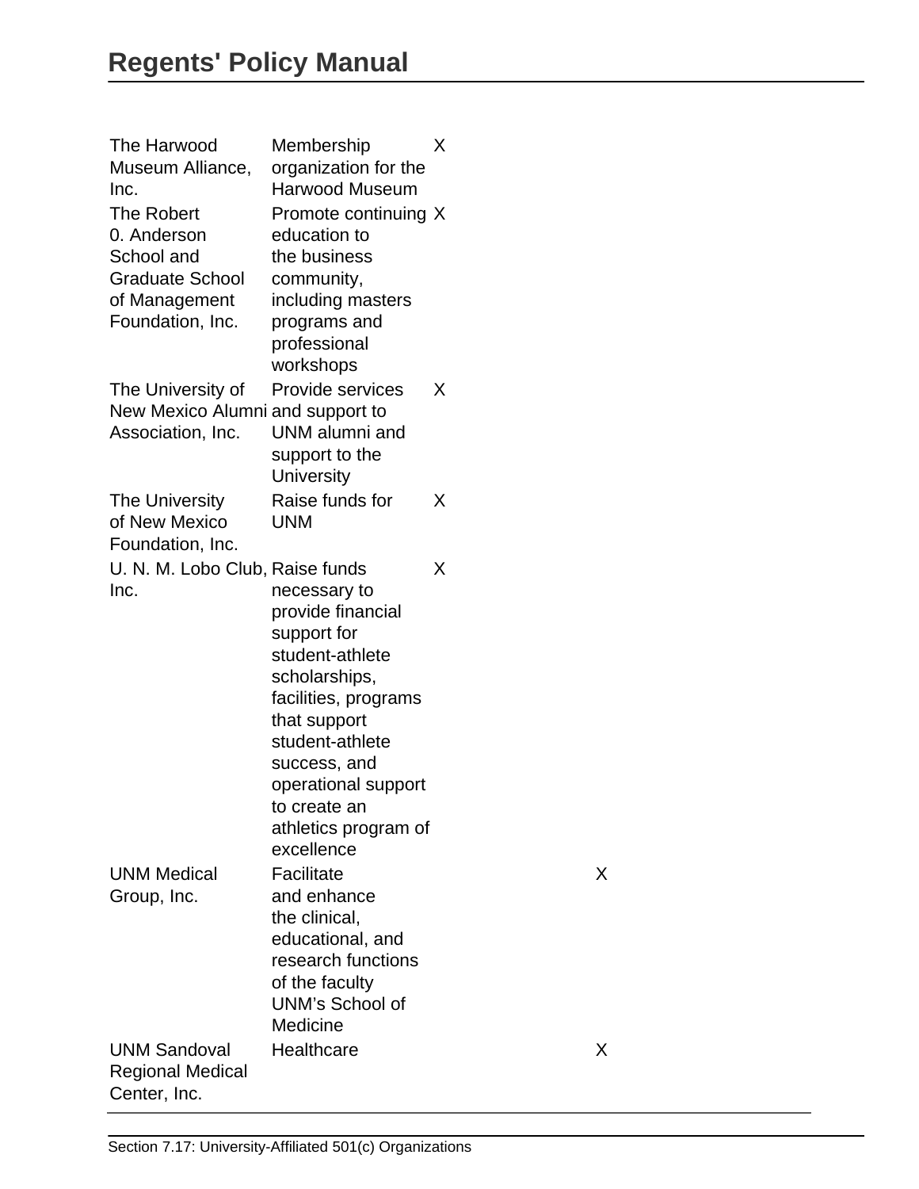| | | | |
|---|---|---|---|
| The Harwood Museum Alliance, Inc. | Membership organization for the Harwood Museum | X | |
| The Robert 0. Anderson School and Graduate School of Management Foundation, Inc. | Promote continuing education to the business community, including masters programs and professional workshops | X | |
| The University of New Mexico Alumni Association, Inc. | Provide services and support to UNM alumni and support to the University | X | |
| The University of New Mexico Foundation, Inc. | Raise funds for UNM | X | |
| U. N. M. Lobo Club, Inc. | Raise funds necessary to provide financial support for student-athlete scholarships, facilities, programs that support student-athlete success, and operational support to create an athletics program of excellence | X | |
| UNM Medical Group, Inc. | Facilitate and enhance the clinical, educational, and research functions of the faculty UNM's School of Medicine | | X |
| UNM Sandoval Regional Medical Center, Inc. | Healthcare | | X |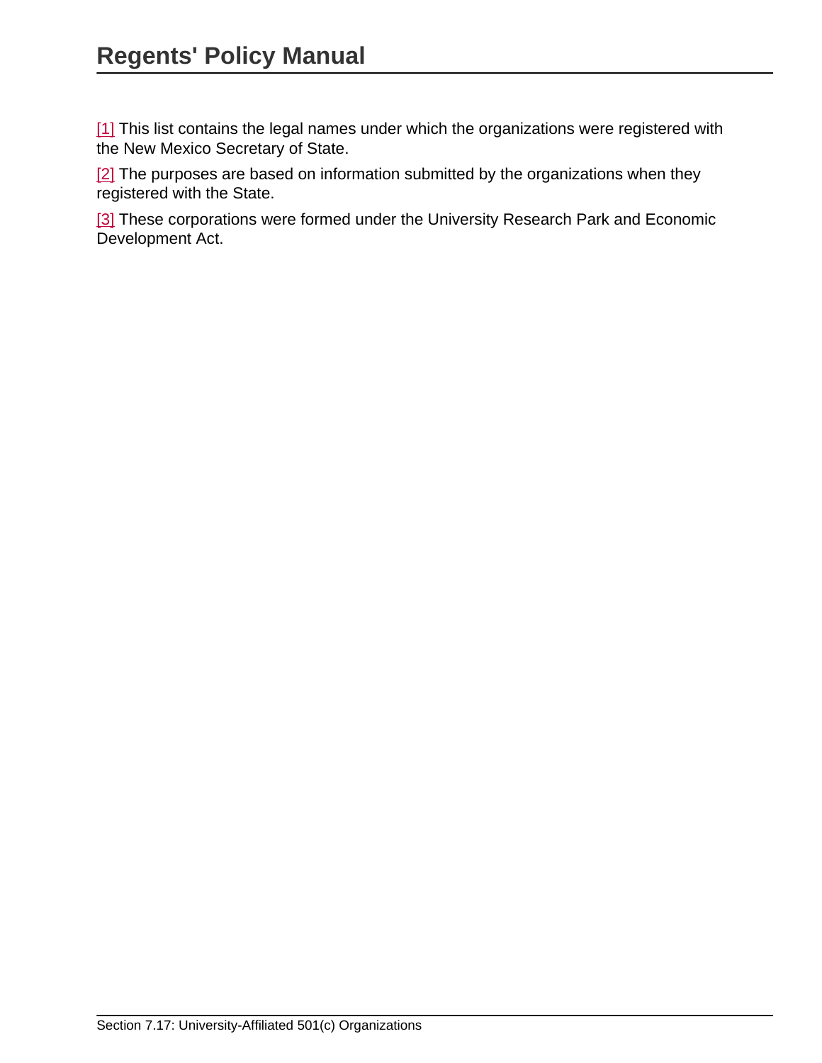[1] This list contains the legal names under which the organizations were registered with the New Mexico Secretary of State.

[2] The purposes are based on information submitted by the organizations when they registered with the State.

[3] These corporations were formed under the University Research Park and Economic Development Act.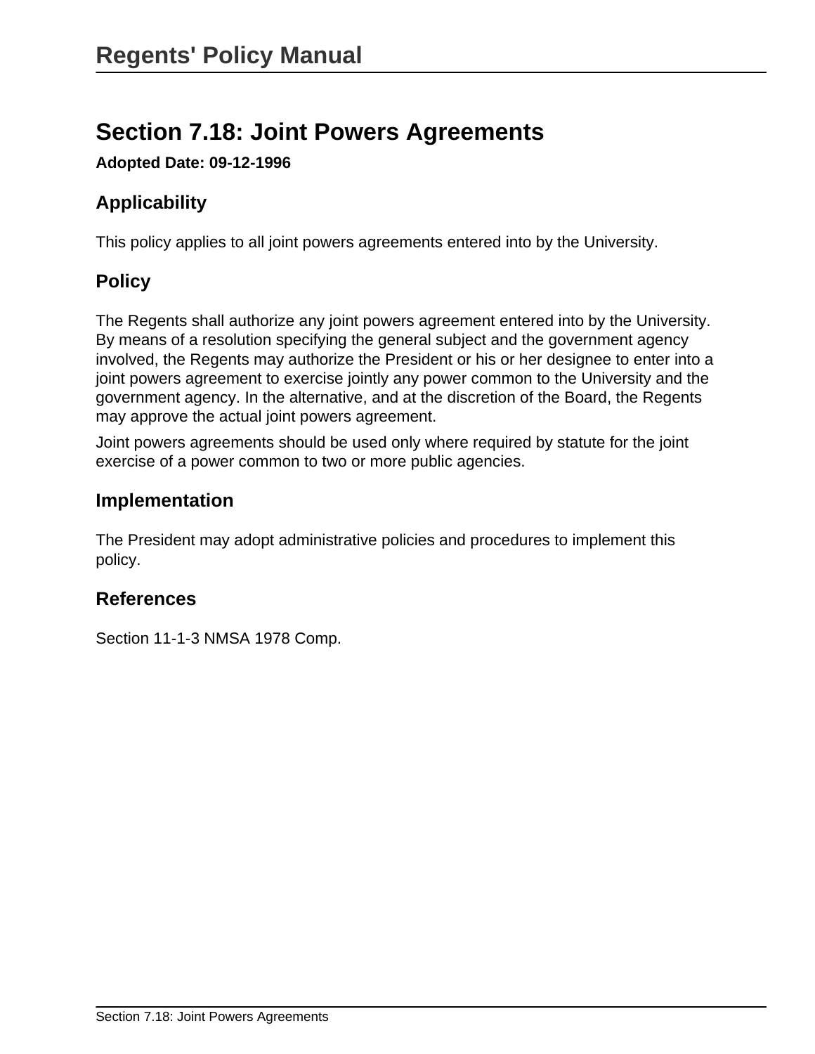## Section 7.18: Joint Powers Agreements

**Adopted Date: 09-12-1996**

### Applicability

This policy applies to all joint powers agreements entered into by the University.

### Policy

The Regents shall authorize any joint powers agreement entered into by the University. By means of a resolution specifying the general subject and the government agency involved, the Regents may authorize the President or his or her designee to enter into a joint powers agreement to exercise jointly any power common to the University and the government agency. In the alternative, and at the discretion of the Board, the Regents may approve the actual joint powers agreement.

Joint powers agreements should be used only where required by statute for the joint exercise of a power common to two or more public agencies.

### Implementation

The President may adopt administrative policies and procedures to implement this policy.

### References

Section 11-1-3 NMSA 1978 Comp.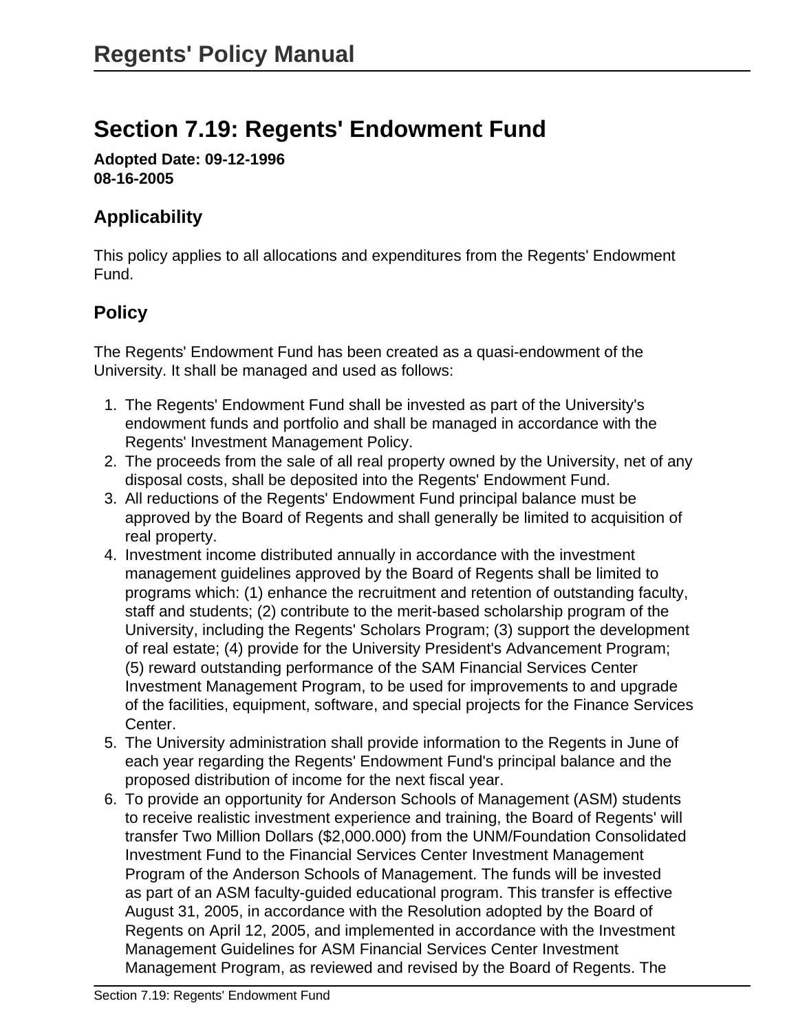# Section 7.19: Regents' Endowment Fund

**Adopted Date: 09-12-1996**
**08-16-2005**

## Applicability

This policy applies to all allocations and expenditures from the Regents' Endowment Fund.

## Policy

The Regents' Endowment Fund has been created as a quasi-endowment of the University. It shall be managed and used as follows:

1. The Regents' Endowment Fund shall be invested as part of the University's endowment funds and portfolio and shall be managed in accordance with the Regents' Investment Management Policy.
2. The proceeds from the sale of all real property owned by the University, net of any disposal costs, shall be deposited into the Regents' Endowment Fund.
3. All reductions of the Regents' Endowment Fund principal balance must be approved by the Board of Regents and shall generally be limited to acquisition of real property.
4. Investment income distributed annually in accordance with the investment management guidelines approved by the Board of Regents shall be limited to programs which: (1) enhance the recruitment and retention of outstanding faculty, staff and students; (2) contribute to the merit-based scholarship program of the University, including the Regents' Scholars Program; (3) support the development of real estate; (4) provide for the University President's Advancement Program; (5) reward outstanding performance of the SAM Financial Services Center Investment Management Program, to be used for improvements to and upgrade of the facilities, equipment, software, and special projects for the Finance Services Center.
5. The University administration shall provide information to the Regents in June of each year regarding the Regents' Endowment Fund's principal balance and the proposed distribution of income for the next fiscal year.
6. To provide an opportunity for Anderson Schools of Management (ASM) students to receive realistic investment experience and training, the Board of Regents' will transfer Two Million Dollars ($2,000.000) from the UNM/Foundation Consolidated Investment Fund to the Financial Services Center Investment Management Program of the Anderson Schools of Management. The funds will be invested as part of an ASM faculty-guided educational program. This transfer is effective August 31, 2005, in accordance with the Resolution adopted by the Board of Regents on April 12, 2005, and implemented in accordance with the Investment Management Guidelines for ASM Financial Services Center Investment Management Program, as reviewed and revised by the Board of Regents. The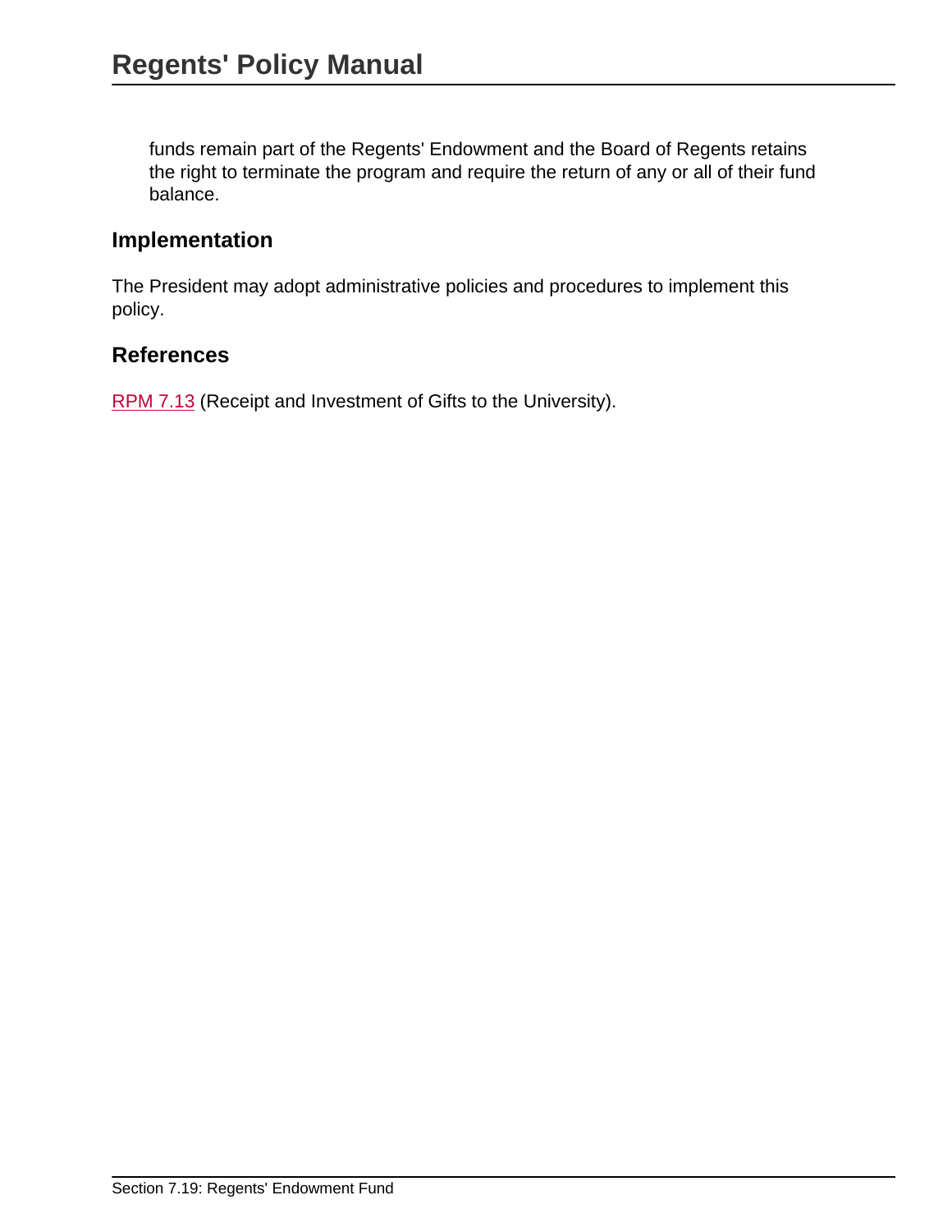funds remain part of the Regents' Endowment and the Board of Regents retains the right to terminate the program and require the return of any or all of their fund balance.

## Implementation

The President may adopt administrative policies and procedures to implement this policy.

## References

RPM 7.13 (Receipt and Investment of Gifts to the University).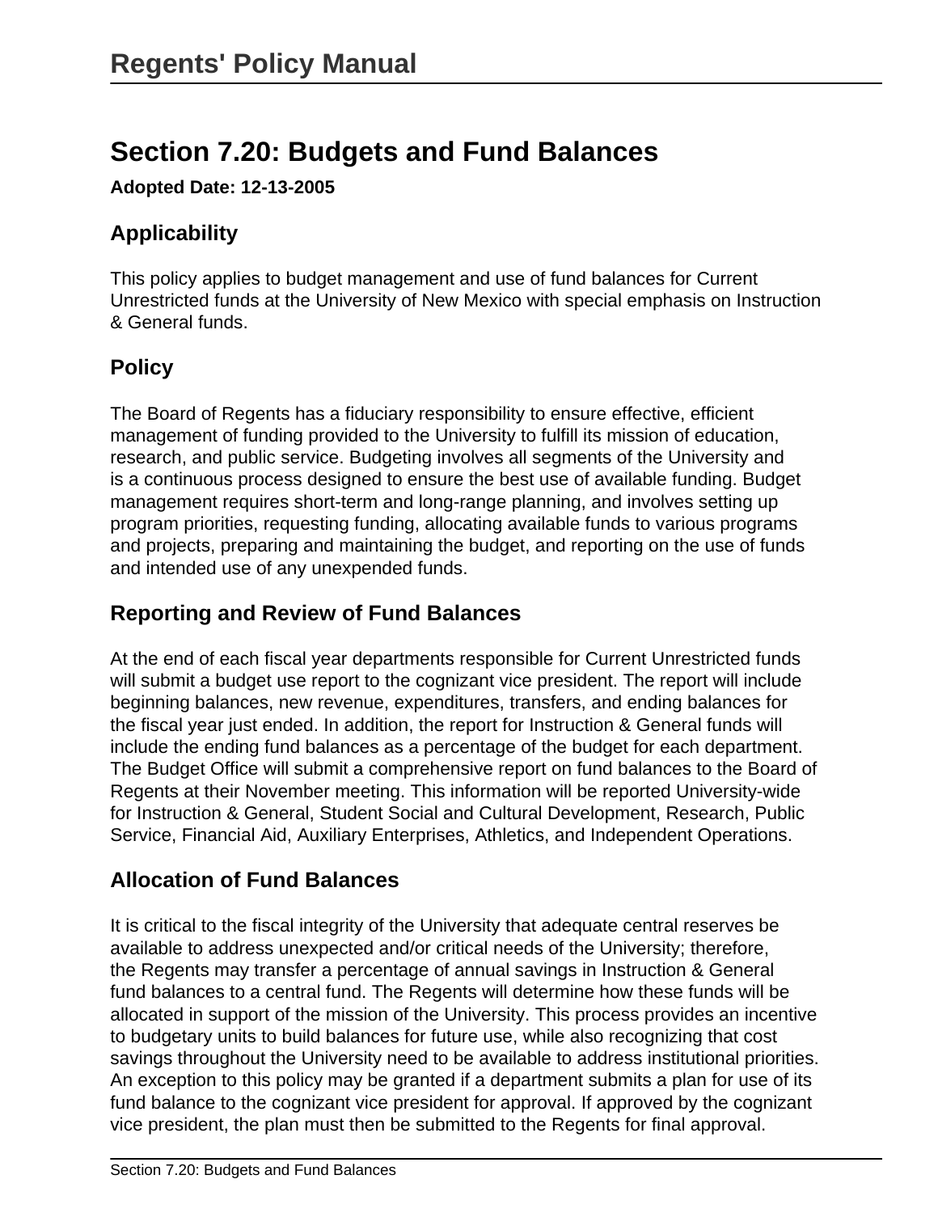# Section 7.20: Budgets and Fund Balances

**Adopted Date: 12-13-2005**

## Applicability

This policy applies to budget management and use of fund balances for Current Unrestricted funds at the University of New Mexico with special emphasis on Instruction & General funds.

## Policy

The Board of Regents has a fiduciary responsibility to ensure effective, efficient management of funding provided to the University to fulfill its mission of education, research, and public service. Budgeting involves all segments of the University and is a continuous process designed to ensure the best use of available funding. Budget management requires short-term and long-range planning, and involves setting up program priorities, requesting funding, allocating available funds to various programs and projects, preparing and maintaining the budget, and reporting on the use of funds and intended use of any unexpended funds.

## Reporting and Review of Fund Balances

At the end of each fiscal year departments responsible for Current Unrestricted funds will submit a budget use report to the cognizant vice president. The report will include beginning balances, new revenue, expenditures, transfers, and ending balances for the fiscal year just ended. In addition, the report for Instruction & General funds will include the ending fund balances as a percentage of the budget for each department. The Budget Office will submit a comprehensive report on fund balances to the Board of Regents at their November meeting. This information will be reported University-wide for Instruction & General, Student Social and Cultural Development, Research, Public Service, Financial Aid, Auxiliary Enterprises, Athletics, and Independent Operations.

## Allocation of Fund Balances

It is critical to the fiscal integrity of the University that adequate central reserves be available to address unexpected and/or critical needs of the University; therefore, the Regents may transfer a percentage of annual savings in Instruction & General fund balances to a central fund. The Regents will determine how these funds will be allocated in support of the mission of the University. This process provides an incentive to budgetary units to build balances for future use, while also recognizing that cost savings throughout the University need to be available to address institutional priorities. An exception to this policy may be granted if a department submits a plan for use of its fund balance to the cognizant vice president for approval. If approved by the cognizant vice president, the plan must then be submitted to the Regents for final approval.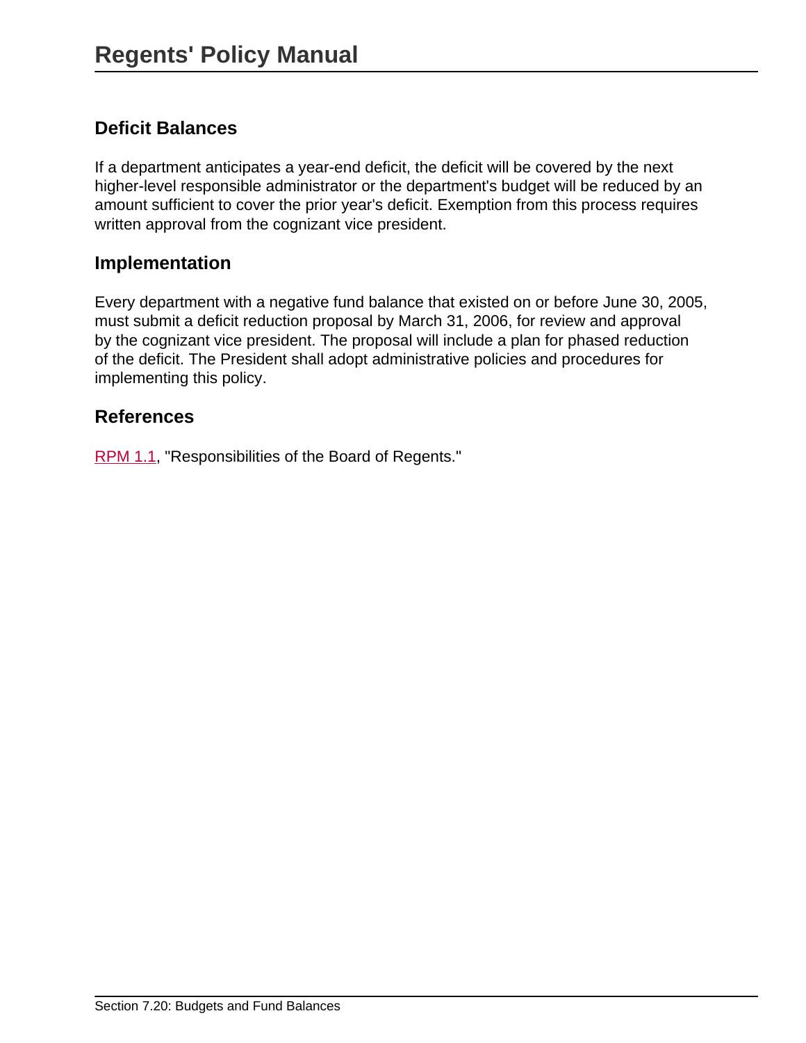## Deficit Balances

If a department anticipates a year-end deficit, the deficit will be covered by the next higher-level responsible administrator or the department's budget will be reduced by an amount sufficient to cover the prior year's deficit. Exemption from this process requires written approval from the cognizant vice president.

## Implementation

Every department with a negative fund balance that existed on or before June 30, 2005, must submit a deficit reduction proposal by March 31, 2006, for review and approval by the cognizant vice president. The proposal will include a plan for phased reduction of the deficit. The President shall adopt administrative policies and procedures for implementing this policy.

## References

RPM 1.1, "Responsibilities of the Board of Regents."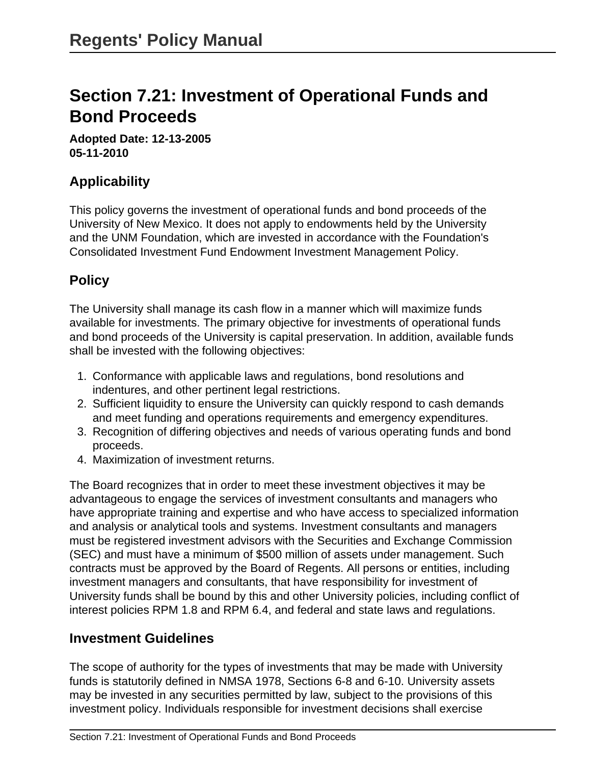# Section 7.21: Investment of Operational Funds and Bond Proceeds

**Adopted Date: 12-13-2005**
**05-11-2010**

## Applicability

This policy governs the investment of operational funds and bond proceeds of the University of New Mexico. It does not apply to endowments held by the University and the UNM Foundation, which are invested in accordance with the Foundation's Consolidated Investment Fund Endowment Investment Management Policy.

## Policy

The University shall manage its cash flow in a manner which will maximize funds available for investments. The primary objective for investments of operational funds and bond proceeds of the University is capital preservation. In addition, available funds shall be invested with the following objectives:

1. Conformance with applicable laws and regulations, bond resolutions and indentures, and other pertinent legal restrictions.
2. Sufficient liquidity to ensure the University can quickly respond to cash demands and meet funding and operations requirements and emergency expenditures.
3. Recognition of differing objectives and needs of various operating funds and bond proceeds.
4. Maximization of investment returns.

The Board recognizes that in order to meet these investment objectives it may be advantageous to engage the services of investment consultants and managers who have appropriate training and expertise and who have access to specialized information and analysis or analytical tools and systems. Investment consultants and managers must be registered investment advisors with the Securities and Exchange Commission (SEC) and must have a minimum of $500 million of assets under management. Such contracts must be approved by the Board of Regents. All persons or entities, including investment managers and consultants, that have responsibility for investment of University funds shall be bound by this and other University policies, including conflict of interest policies RPM 1.8 and RPM 6.4, and federal and state laws and regulations.

## Investment Guidelines

The scope of authority for the types of investments that may be made with University funds is statutorily defined in NMSA 1978, Sections 6-8 and 6-10. University assets may be invested in any securities permitted by law, subject to the provisions of this investment policy. Individuals responsible for investment decisions shall exercise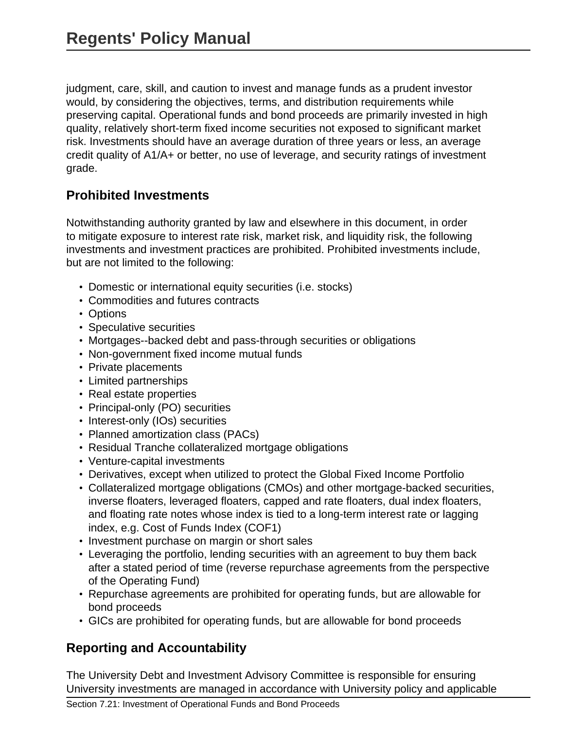judgment, care, skill, and caution to invest and manage funds as a prudent investor would, by considering the objectives, terms, and distribution requirements while preserving capital. Operational funds and bond proceeds are primarily invested in high quality, relatively short-term fixed income securities not exposed to significant market risk. Investments should have an average duration of three years or less, an average credit quality of A1/A+ or better, no use of leverage, and security ratings of investment grade.

## Prohibited Investments

Notwithstanding authority granted by law and elsewhere in this document, in order to mitigate exposure to interest rate risk, market risk, and liquidity risk, the following investments and investment practices are prohibited. Prohibited investments include, but are not limited to the following:

- Domestic or international equity securities (i.e. stocks)
- Commodities and futures contracts
- Options
- Speculative securities
- Mortgages--backed debt and pass-through securities or obligations
- Non-government fixed income mutual funds
- Private placements
- Limited partnerships
- Real estate properties
- Principal-only (PO) securities
- Interest-only (IOs) securities
- Planned amortization class (PACs)
- Residual Tranche collateralized mortgage obligations
- Venture-capital investments
- Derivatives, except when utilized to protect the Global Fixed Income Portfolio
- Collateralized mortgage obligations (CMOs) and other mortgage-backed securities, inverse floaters, leveraged floaters, capped and rate floaters, dual index floaters, and floating rate notes whose index is tied to a long-term interest rate or lagging index, e.g. Cost of Funds Index (COF1)
- Investment purchase on margin or short sales
- Leveraging the portfolio, lending securities with an agreement to buy them back after a stated period of time (reverse repurchase agreements from the perspective of the Operating Fund)
- Repurchase agreements are prohibited for operating funds, but are allowable for bond proceeds
- GICs are prohibited for operating funds, but are allowable for bond proceeds

## Reporting and Accountability

The University Debt and Investment Advisory Committee is responsible for ensuring University investments are managed in accordance with University policy and applicable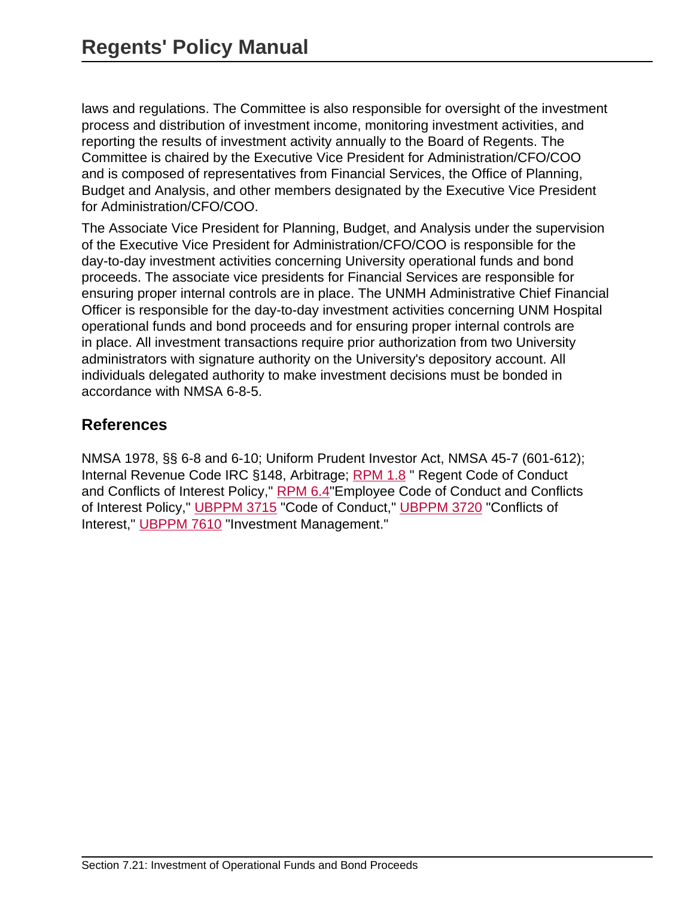laws and regulations. The Committee is also responsible for oversight of the investment process and distribution of investment income, monitoring investment activities, and reporting the results of investment activity annually to the Board of Regents. The Committee is chaired by the Executive Vice President for Administration/CFO/COO and is composed of representatives from Financial Services, the Office of Planning, Budget and Analysis, and other members designated by the Executive Vice President for Administration/CFO/COO.

The Associate Vice President for Planning, Budget, and Analysis under the supervision of the Executive Vice President for Administration/CFO/COO is responsible for the day-to-day investment activities concerning University operational funds and bond proceeds. The associate vice presidents for Financial Services are responsible for ensuring proper internal controls are in place. The UNMH Administrative Chief Financial Officer is responsible for the day-to-day investment activities concerning UNM Hospital operational funds and bond proceeds and for ensuring proper internal controls are in place. All investment transactions require prior authorization from two University administrators with signature authority on the University's depository account. All individuals delegated authority to make investment decisions must be bonded in accordance with NMSA 6-8-5.

## References

NMSA 1978, §§ 6-8 and 6-10; Uniform Prudent Investor Act, NMSA 45-7 (601-612); Internal Revenue Code IRC §148, Arbitrage; RPM 1.8 " Regent Code of Conduct and Conflicts of Interest Policy," RPM 6.4"Employee Code of Conduct and Conflicts of Interest Policy," UBPPM 3715 "Code of Conduct," UBPPM 3720 "Conflicts of Interest," UBPPM 7610 "Investment Management."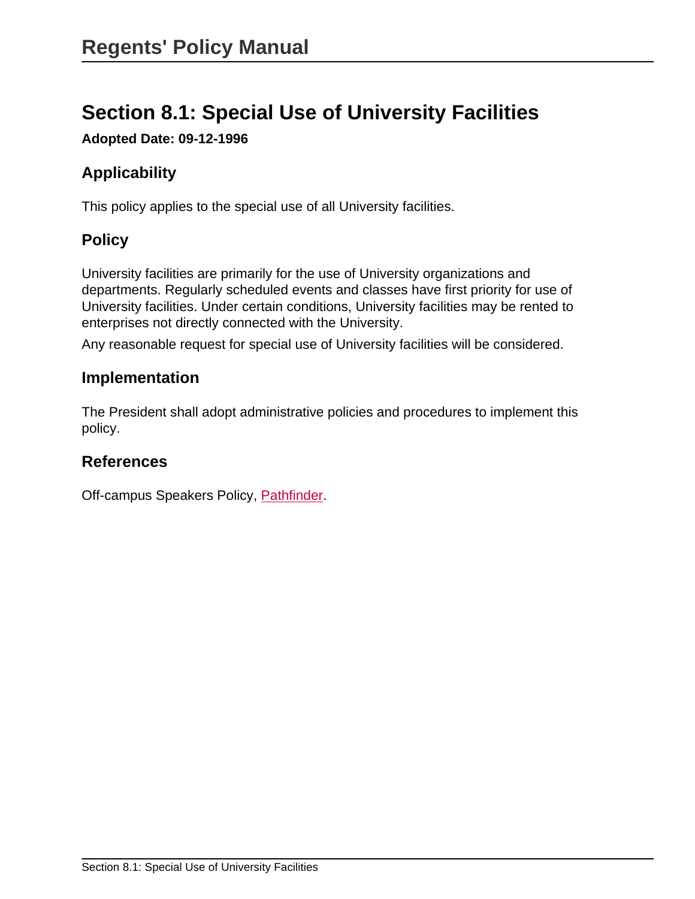## Section 8.1: Special Use of University Facilities

**Adopted Date: 09-12-1996**

### Applicability

This policy applies to the special use of all University facilities.

### Policy

University facilities are primarily for the use of University organizations and departments. Regularly scheduled events and classes have first priority for use of University facilities. Under certain conditions, University facilities may be rented to enterprises not directly connected with the University.

Any reasonable request for special use of University facilities will be considered.

### Implementation

The President shall adopt administrative policies and procedures to implement this policy.

### References

Off-campus Speakers Policy, Pathfinder.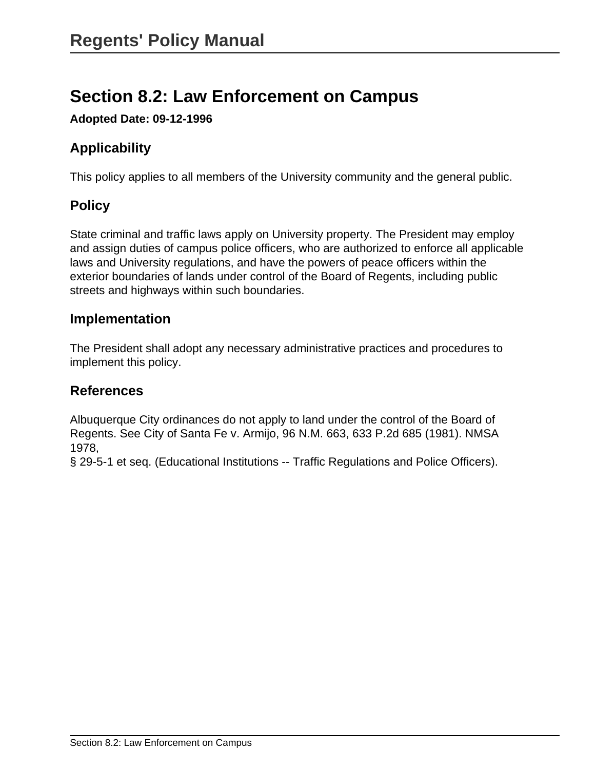# Section 8.2: Law Enforcement on Campus

**Adopted Date: 09-12-1996**

## Applicability

This policy applies to all members of the University community and the general public.

## Policy

State criminal and traffic laws apply on University property. The President may employ and assign duties of campus police officers, who are authorized to enforce all applicable laws and University regulations, and have the powers of peace officers within the exterior boundaries of lands under control of the Board of Regents, including public streets and highways within such boundaries.

## Implementation

The President shall adopt any necessary administrative practices and procedures to implement this policy.

## References

Albuquerque City ordinances do not apply to land under the control of the Board of Regents. See City of Santa Fe v. Armijo, 96 N.M. 663, 633 P.2d 685 (1981). NMSA 1978,
§ 29-5-1 et seq. (Educational Institutions -- Traffic Regulations and Police Officers).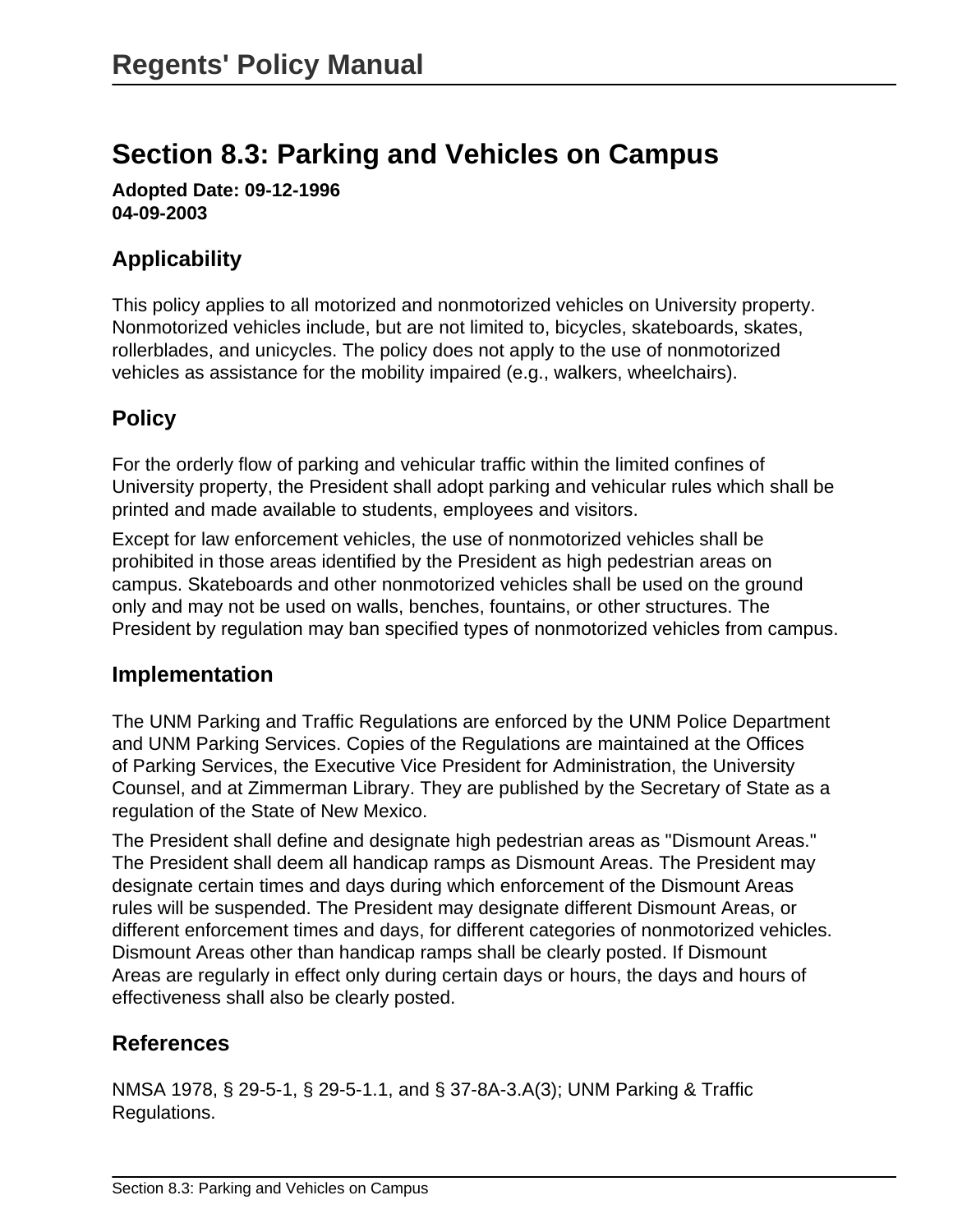# Section 8.3: Parking and Vehicles on Campus

**Adopted Date: 09-12-1996**
**04-09-2003**

## Applicability

This policy applies to all motorized and nonmotorized vehicles on University property. Nonmotorized vehicles include, but are not limited to, bicycles, skateboards, skates, rollerblades, and unicycles. The policy does not apply to the use of nonmotorized vehicles as assistance for the mobility impaired (e.g., walkers, wheelchairs).

## Policy

For the orderly flow of parking and vehicular traffic within the limited confines of University property, the President shall adopt parking and vehicular rules which shall be printed and made available to students, employees and visitors.

Except for law enforcement vehicles, the use of nonmotorized vehicles shall be prohibited in those areas identified by the President as high pedestrian areas on campus. Skateboards and other nonmotorized vehicles shall be used on the ground only and may not be used on walls, benches, fountains, or other structures. The President by regulation may ban specified types of nonmotorized vehicles from campus.

## Implementation

The UNM Parking and Traffic Regulations are enforced by the UNM Police Department and UNM Parking Services. Copies of the Regulations are maintained at the Offices of Parking Services, the Executive Vice President for Administration, the University Counsel, and at Zimmerman Library. They are published by the Secretary of State as a regulation of the State of New Mexico.

The President shall define and designate high pedestrian areas as "Dismount Areas." The President shall deem all handicap ramps as Dismount Areas. The President may designate certain times and days during which enforcement of the Dismount Areas rules will be suspended. The President may designate different Dismount Areas, or different enforcement times and days, for different categories of nonmotorized vehicles. Dismount Areas other than handicap ramps shall be clearly posted. If Dismount Areas are regularly in effect only during certain days or hours, the days and hours of effectiveness shall also be clearly posted.

## References

NMSA 1978, § 29-5-1, § 29-5-1.1, and § 37-8A-3.A(3); UNM Parking & Traffic Regulations.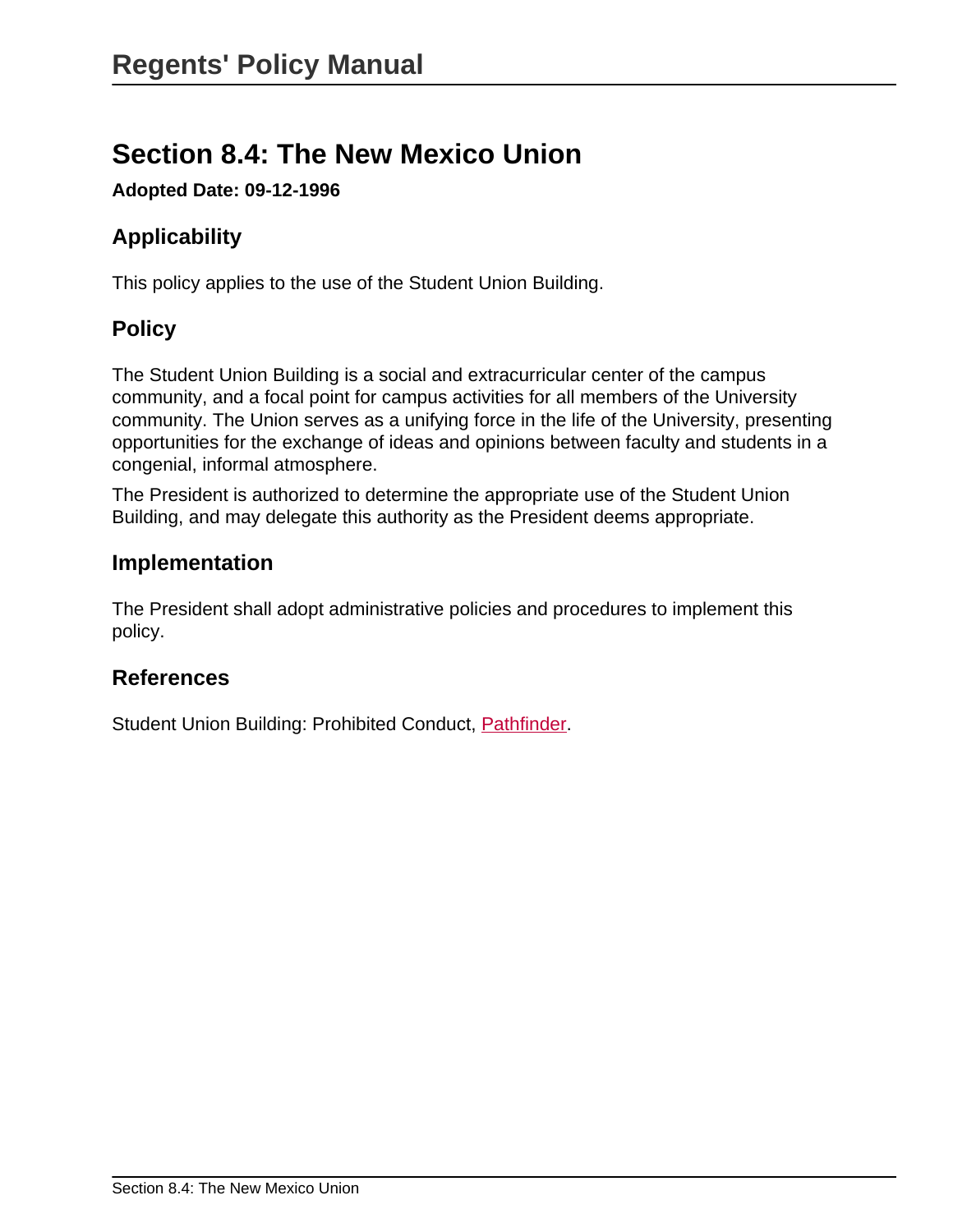# Section 8.4: The New Mexico Union

**Adopted Date: 09-12-1996**

## Applicability

This policy applies to the use of the Student Union Building.

## Policy

The Student Union Building is a social and extracurricular center of the campus community, and a focal point for campus activities for all members of the University community. The Union serves as a unifying force in the life of the University, presenting opportunities for the exchange of ideas and opinions between faculty and students in a congenial, informal atmosphere.

The President is authorized to determine the appropriate use of the Student Union Building, and may delegate this authority as the President deems appropriate.

## Implementation

The President shall adopt administrative policies and procedures to implement this policy.

## References

Student Union Building: Prohibited Conduct, Pathfinder.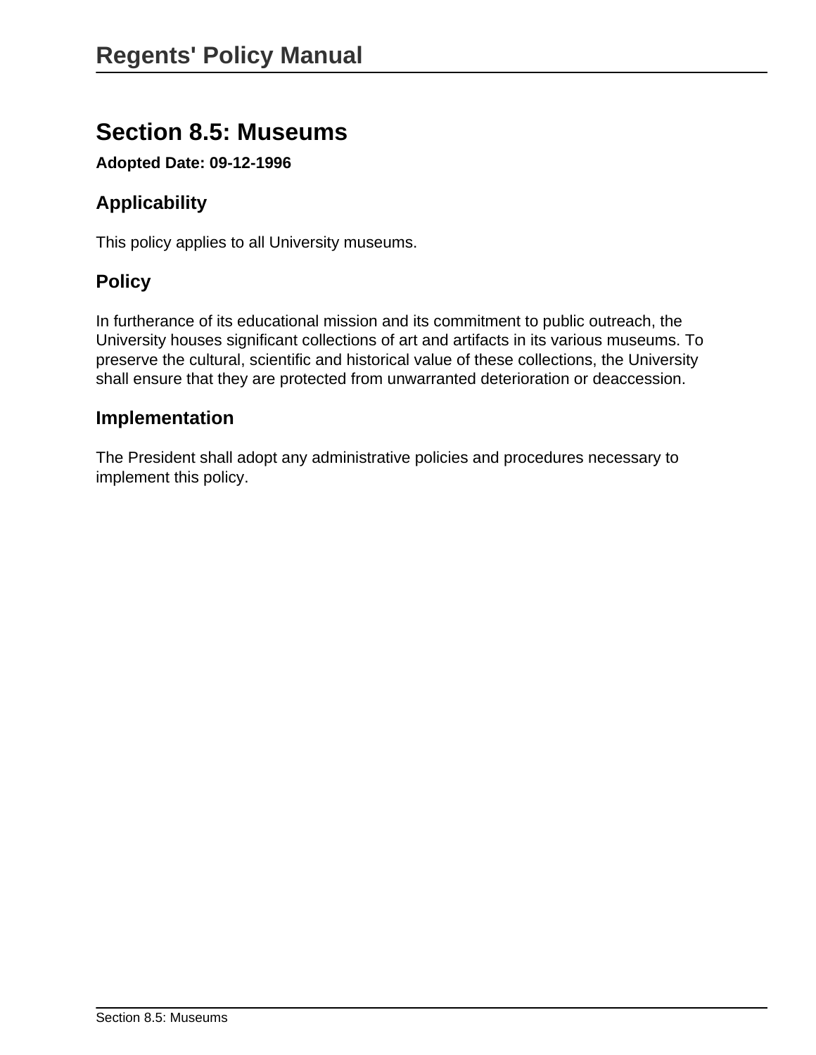# Section 8.5: Museums

**Adopted Date: 09-12-1996**

## Applicability

This policy applies to all University museums.

## Policy

In furtherance of its educational mission and its commitment to public outreach, the University houses significant collections of art and artifacts in its various museums. To preserve the cultural, scientific and historical value of these collections, the University shall ensure that they are protected from unwarranted deterioration or deaccession.

## Implementation

The President shall adopt any administrative policies and procedures necessary to implement this policy.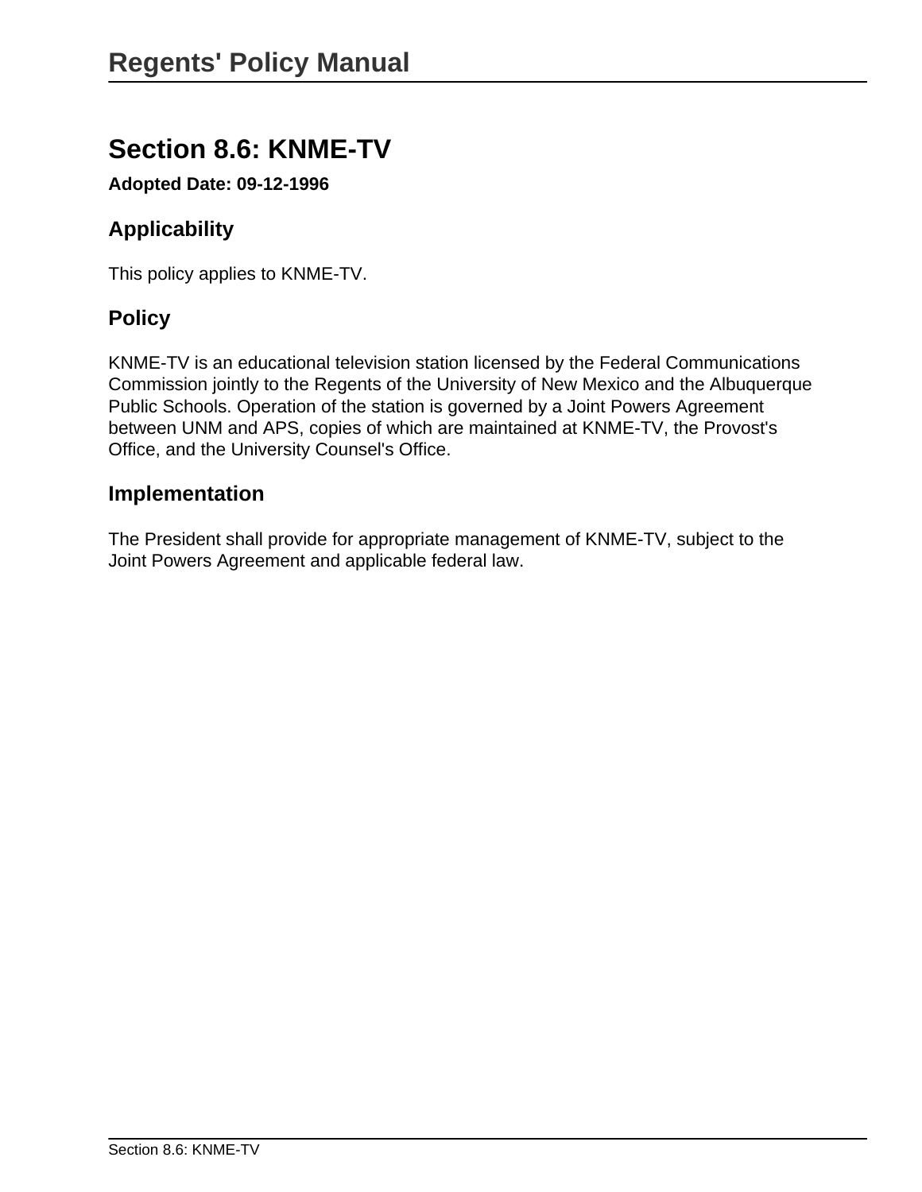# Section 8.6: KNME-TV

**Adopted Date: 09-12-1996**

## Applicability

This policy applies to KNME-TV.

## Policy

KNME-TV is an educational television station licensed by the Federal Communications Commission jointly to the Regents of the University of New Mexico and the Albuquerque Public Schools. Operation of the station is governed by a Joint Powers Agreement between UNM and APS, copies of which are maintained at KNME-TV, the Provost's Office, and the University Counsel's Office.

## Implementation

The President shall provide for appropriate management of KNME-TV, subject to the Joint Powers Agreement and applicable federal law.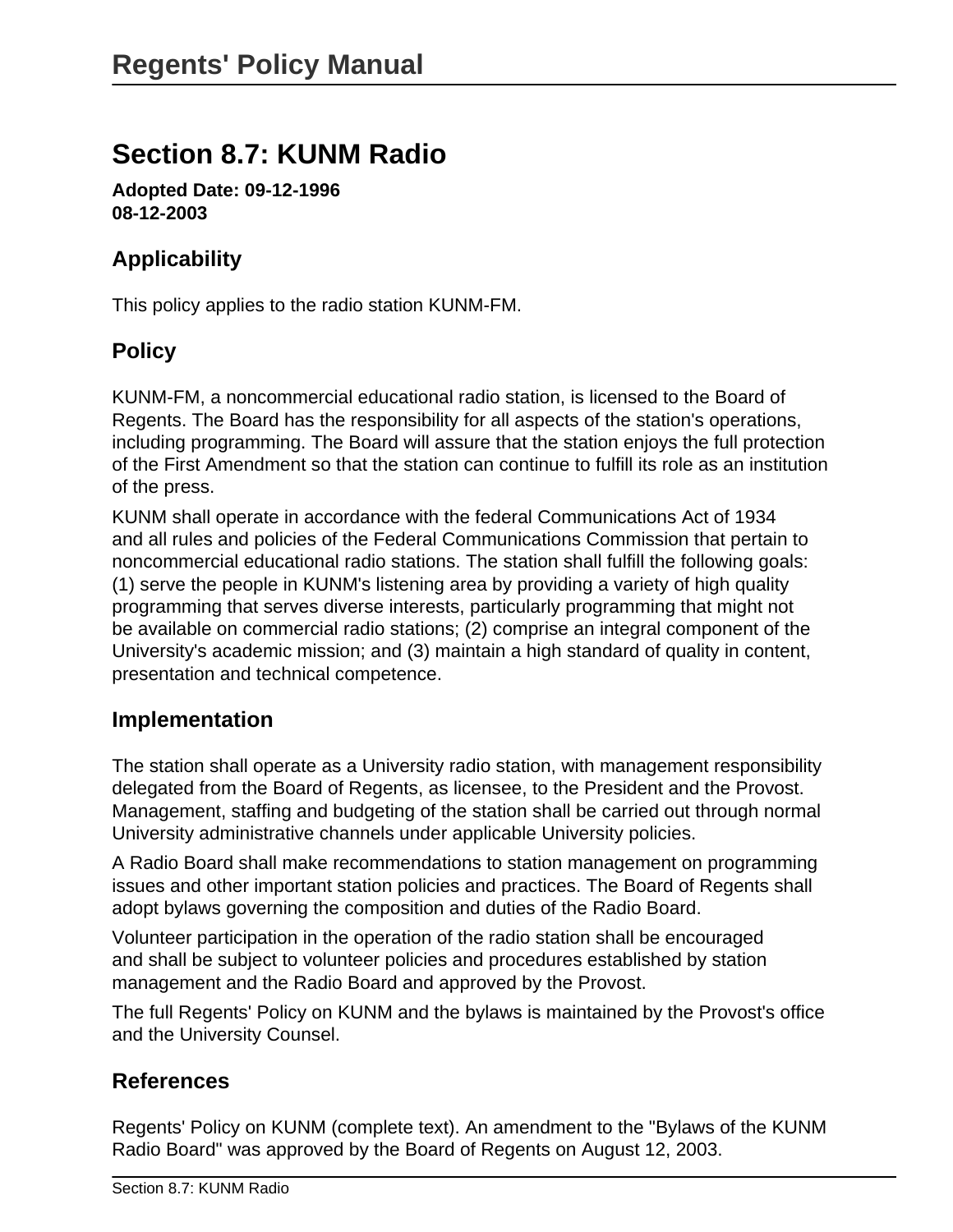# Section 8.7: KUNM Radio

**Adopted Date: 09-12-1996**
**08-12-2003**

## Applicability

This policy applies to the radio station KUNM-FM.

## Policy

KUNM-FM, a noncommercial educational radio station, is licensed to the Board of Regents. The Board has the responsibility for all aspects of the station's operations, including programming. The Board will assure that the station enjoys the full protection of the First Amendment so that the station can continue to fulfill its role as an institution of the press.

KUNM shall operate in accordance with the federal Communications Act of 1934 and all rules and policies of the Federal Communications Commission that pertain to noncommercial educational radio stations. The station shall fulfill the following goals: (1) serve the people in KUNM's listening area by providing a variety of high quality programming that serves diverse interests, particularly programming that might not be available on commercial radio stations; (2) comprise an integral component of the University's academic mission; and (3) maintain a high standard of quality in content, presentation and technical competence.

## Implementation

The station shall operate as a University radio station, with management responsibility delegated from the Board of Regents, as licensee, to the President and the Provost. Management, staffing and budgeting of the station shall be carried out through normal University administrative channels under applicable University policies.

A Radio Board shall make recommendations to station management on programming issues and other important station policies and practices. The Board of Regents shall adopt bylaws governing the composition and duties of the Radio Board.

Volunteer participation in the operation of the radio station shall be encouraged and shall be subject to volunteer policies and procedures established by station management and the Radio Board and approved by the Provost.

The full Regents' Policy on KUNM and the bylaws is maintained by the Provost's office and the University Counsel.

## References

Regents' Policy on KUNM (complete text). An amendment to the "Bylaws of the KUNM Radio Board" was approved by the Board of Regents on August 12, 2003.